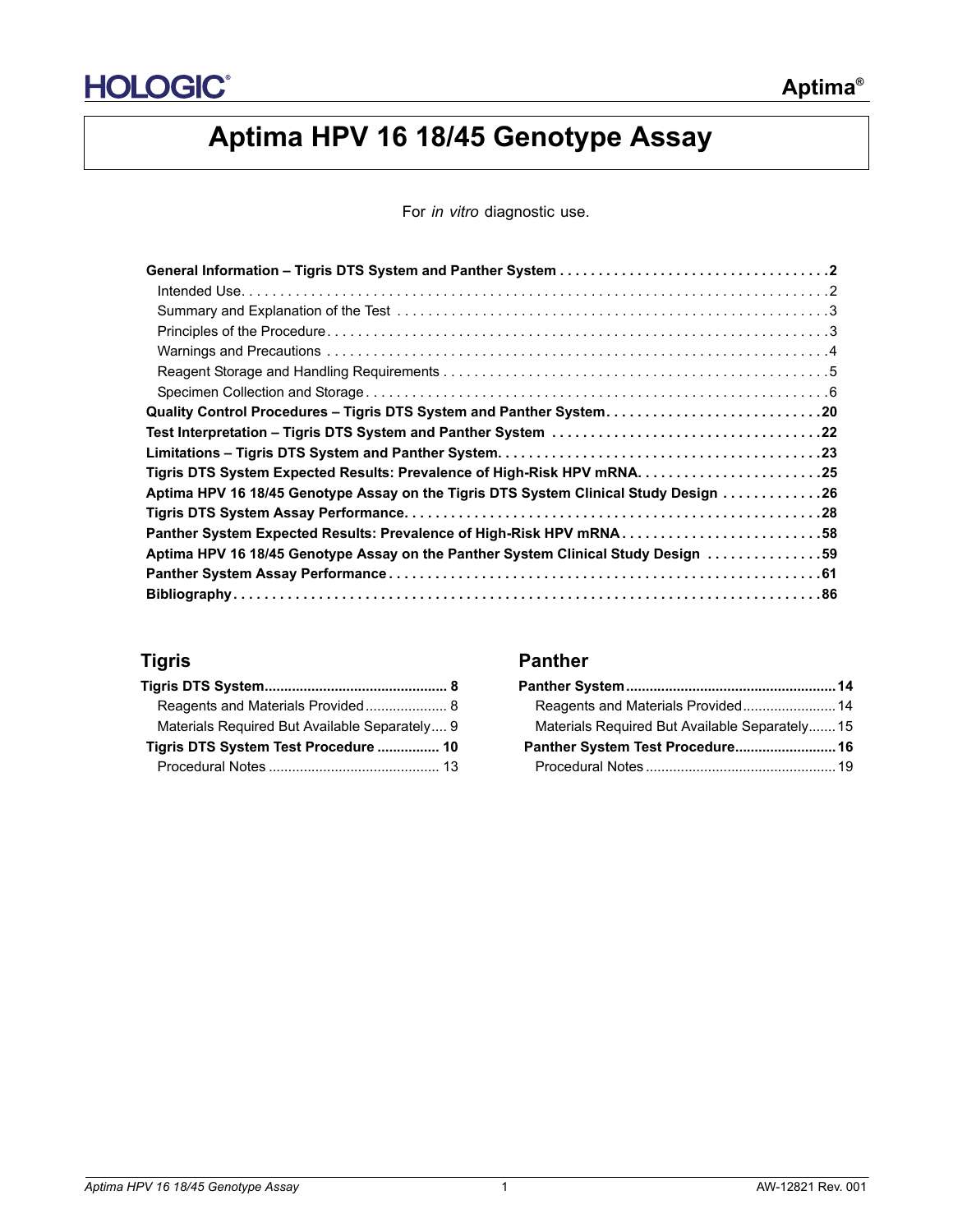HOLOGIC®

Aptima®

# Aptima HPV 16 18/45 Genotype Assay

For *in vitro* diagnostic use.

**General Information – Tigris DTS System and Panther System . . . . . . . . . . 2**

- Intended Use. . . . . . . . . . 2
- Summary and Explanation of the Test . . . . . . . . . . 3
- Principles of the Procedure. . . . . . . . . . 3
- Warnings and Precautions . . . . . . . . . . 4
- Reagent Storage and Handling Requirements . . . . . . . . . . 5
- Specimen Collection and Storage . . . . . . . . . . 6

**Quality Control Procedures – Tigris DTS System and Panther System. . . . . . . . . . 20**

**Test Interpretation – Tigris DTS System and Panther System . . . . . . . . . . 22**

**Limitations – Tigris DTS System and Panther System. . . . . . . . . . 23**

**Tigris DTS System Expected Results: Prevalence of High-Risk HPV mRNA. . . . . . . . . . 25**

**Aptima HPV 16 18/45 Genotype Assay on the Tigris DTS System Clinical Study Design . . . . . . . . . . 26**

**Tigris DTS System Assay Performance. . . . . . . . . . 28**

**Panther System Expected Results: Prevalence of High-Risk HPV mRNA . . . . . . . . . . 58**

**Aptima HPV 16 18/45 Genotype Assay on the Panther System Clinical Study Design . . . . . . . . . . 59**

**Panther System Assay Performance . . . . . . . . . . 61**

**Bibliography. . . . . . . . . . 86**

## Tigris

**Tigris DTS System.............................................. 8**

- Reagents and Materials Provided..................... 8
- Materials Required But Available Separately.... 9

**Tigris DTS System Test Procedure ................ 10**

- Procedural Notes ............................................ 13

## Panther

**Panther System..................................................... 14**

- Reagents and Materials Provided........................ 14
- Materials Required But Available Separately....... 15

**Panther System Test Procedure.......................... 16**

- Procedural Notes ................................................ 19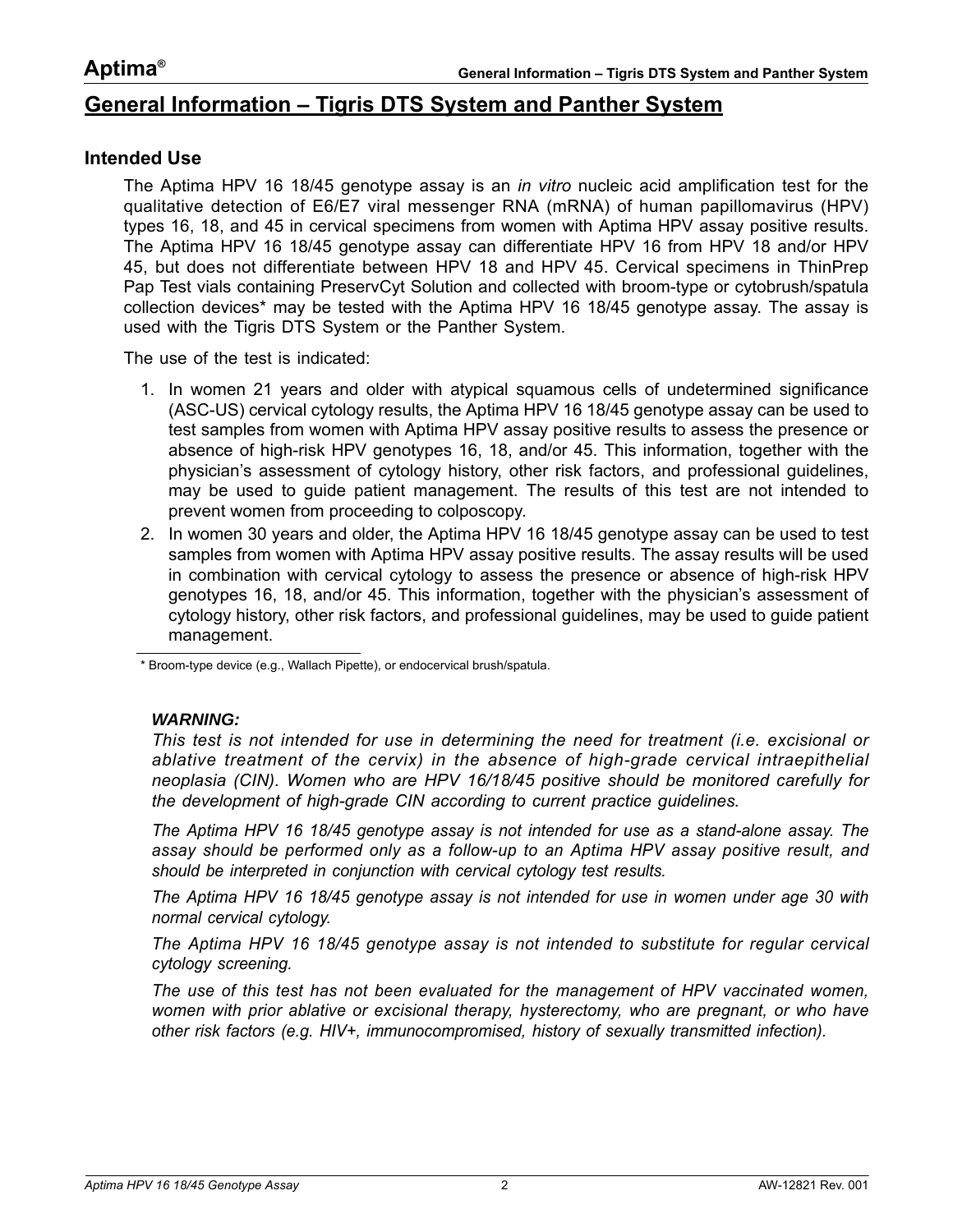# General Information – Tigris DTS System and Panther System

## Intended Use

The Aptima HPV 16 18/45 genotype assay is an *in vitro* nucleic acid amplification test for the qualitative detection of E6/E7 viral messenger RNA (mRNA) of human papillomavirus (HPV) types 16, 18, and 45 in cervical specimens from women with Aptima HPV assay positive results. The Aptima HPV 16 18/45 genotype assay can differentiate HPV 16 from HPV 18 and/or HPV 45, but does not differentiate between HPV 18 and HPV 45. Cervical specimens in ThinPrep Pap Test vials containing PreservCyt Solution and collected with broom-type or cytobrush/spatula collection devices* may be tested with the Aptima HPV 16 18/45 genotype assay. The assay is used with the Tigris DTS System or the Panther System.

The use of the test is indicated:

1. In women 21 years and older with atypical squamous cells of undetermined significance (ASC-US) cervical cytology results, the Aptima HPV 16 18/45 genotype assay can be used to test samples from women with Aptima HPV assay positive results to assess the presence or absence of high-risk HPV genotypes 16, 18, and/or 45. This information, together with the physician's assessment of cytology history, other risk factors, and professional guidelines, may be used to guide patient management. The results of this test are not intended to prevent women from proceeding to colposcopy.
2. In women 30 years and older, the Aptima HPV 16 18/45 genotype assay can be used to test samples from women with Aptima HPV assay positive results. The assay results will be used in combination with cervical cytology to assess the presence or absence of high-risk HPV genotypes 16, 18, and/or 45. This information, together with the physician's assessment of cytology history, other risk factors, and professional guidelines, may be used to guide patient management.

* Broom-type device (e.g., Wallach Pipette), or endocervical brush/spatula.

***WARNING:***

*This test is not intended for use in determining the need for treatment (i.e. excisional or ablative treatment of the cervix) in the absence of high-grade cervical intraepithelial neoplasia (CIN). Women who are HPV 16/18/45 positive should be monitored carefully for the development of high-grade CIN according to current practice guidelines.*

*The Aptima HPV 16 18/45 genotype assay is not intended for use as a stand-alone assay. The assay should be performed only as a follow-up to an Aptima HPV assay positive result, and should be interpreted in conjunction with cervical cytology test results.*

*The Aptima HPV 16 18/45 genotype assay is not intended for use in women under age 30 with normal cervical cytology.*

*The Aptima HPV 16 18/45 genotype assay is not intended to substitute for regular cervical cytology screening.*

*The use of this test has not been evaluated for the management of HPV vaccinated women, women with prior ablative or excisional therapy, hysterectomy, who are pregnant, or who have other risk factors (e.g. HIV+, immunocompromised, history of sexually transmitted infection).*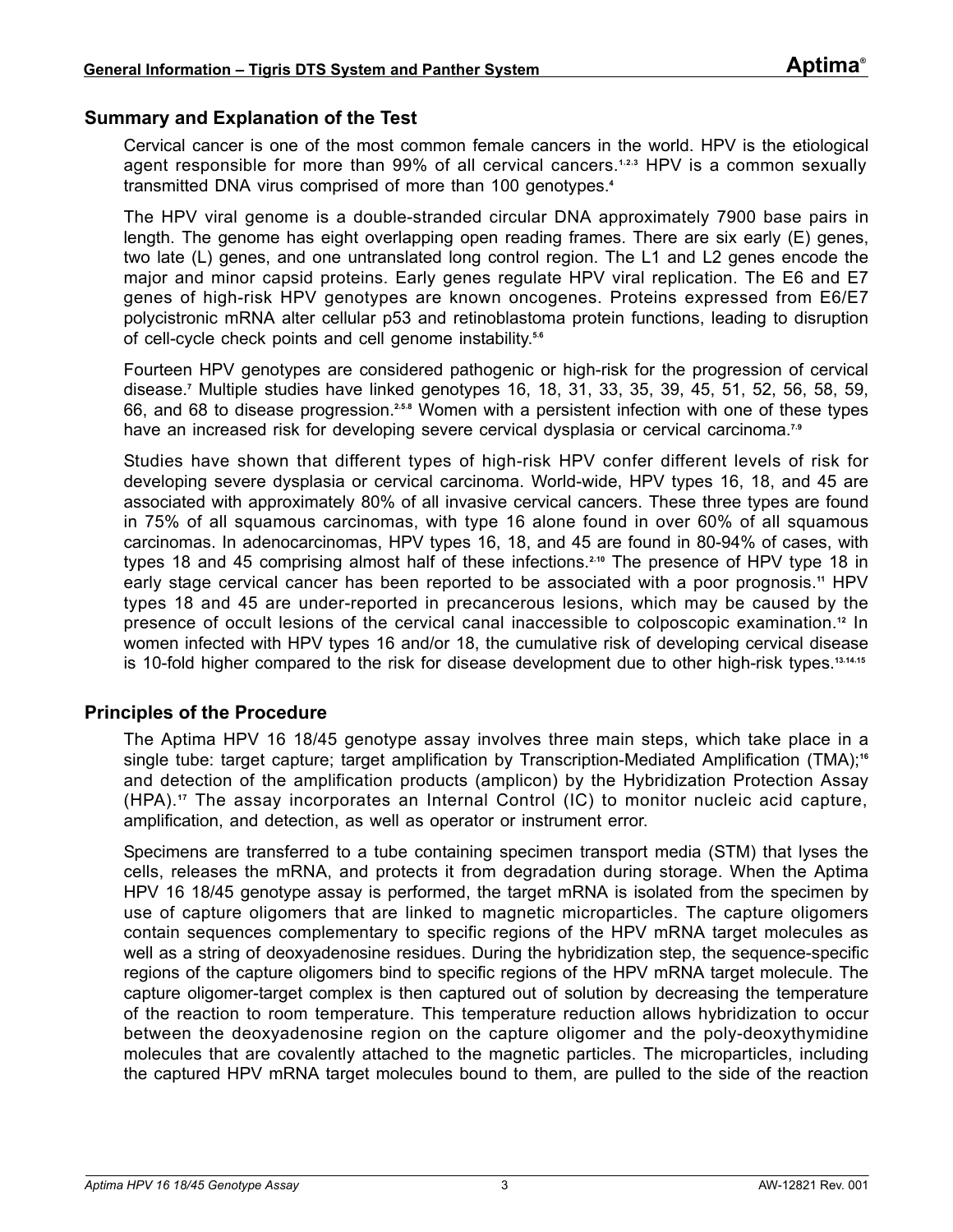## Summary and Explanation of the Test

Cervical cancer is one of the most common female cancers in the world. HPV is the etiological agent responsible for more than 99% of all cervical cancers.[1,2,3] HPV is a common sexually transmitted DNA virus comprised of more than 100 genotypes.[4]

The HPV viral genome is a double-stranded circular DNA approximately 7900 base pairs in length. The genome has eight overlapping open reading frames. There are six early (E) genes, two late (L) genes, and one untranslated long control region. The L1 and L2 genes encode the major and minor capsid proteins. Early genes regulate HPV viral replication. The E6 and E7 genes of high-risk HPV genotypes are known oncogenes. Proteins expressed from E6/E7 polycistronic mRNA alter cellular p53 and retinoblastoma protein functions, leading to disruption of cell-cycle check points and cell genome instability.[5,6]

Fourteen HPV genotypes are considered pathogenic or high-risk for the progression of cervical disease.[7] Multiple studies have linked genotypes 16, 18, 31, 33, 35, 39, 45, 51, 52, 56, 58, 59, 66, and 68 to disease progression.[2,5,8] Women with a persistent infection with one of these types have an increased risk for developing severe cervical dysplasia or cervical carcinoma.[7,9]

Studies have shown that different types of high-risk HPV confer different levels of risk for developing severe dysplasia or cervical carcinoma. World-wide, HPV types 16, 18, and 45 are associated with approximately 80% of all invasive cervical cancers. These three types are found in 75% of all squamous carcinomas, with type 16 alone found in over 60% of all squamous carcinomas. In adenocarcinomas, HPV types 16, 18, and 45 are found in 80-94% of cases, with types 18 and 45 comprising almost half of these infections.[2,10] The presence of HPV type 18 in early stage cervical cancer has been reported to be associated with a poor prognosis.[11] HPV types 18 and 45 are under-reported in precancerous lesions, which may be caused by the presence of occult lesions of the cervical canal inaccessible to colposcopic examination.[12] In women infected with HPV types 16 and/or 18, the cumulative risk of developing cervical disease is 10-fold higher compared to the risk for disease development due to other high-risk types.[13,14,15]

## Principles of the Procedure

The Aptima HPV 16 18/45 genotype assay involves three main steps, which take place in a single tube: target capture; target amplification by Transcription-Mediated Amplification (TMA);[16] and detection of the amplification products (amplicon) by the Hybridization Protection Assay (HPA).[17] The assay incorporates an Internal Control (IC) to monitor nucleic acid capture, amplification, and detection, as well as operator or instrument error.

Specimens are transferred to a tube containing specimen transport media (STM) that lyses the cells, releases the mRNA, and protects it from degradation during storage. When the Aptima HPV 16 18/45 genotype assay is performed, the target mRNA is isolated from the specimen by use of capture oligomers that are linked to magnetic microparticles. The capture oligomers contain sequences complementary to specific regions of the HPV mRNA target molecules as well as a string of deoxyadenosine residues. During the hybridization step, the sequence-specific regions of the capture oligomers bind to specific regions of the HPV mRNA target molecule. The capture oligomer-target complex is then captured out of solution by decreasing the temperature of the reaction to room temperature. This temperature reduction allows hybridization to occur between the deoxyadenosine region on the capture oligomer and the poly-deoxythymidine molecules that are covalently attached to the magnetic particles. The microparticles, including the captured HPV mRNA target molecules bound to them, are pulled to the side of the reaction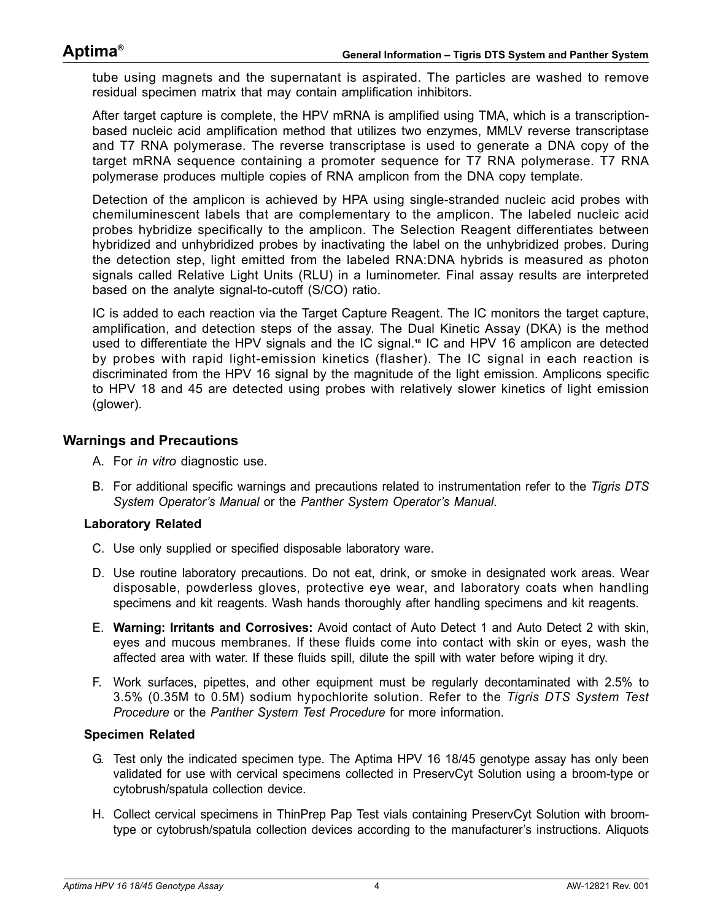tube using magnets and the supernatant is aspirated. The particles are washed to remove residual specimen matrix that may contain amplification inhibitors.

After target capture is complete, the HPV mRNA is amplified using TMA, which is a transcription-based nucleic acid amplification method that utilizes two enzymes, MMLV reverse transcriptase and T7 RNA polymerase. The reverse transcriptase is used to generate a DNA copy of the target mRNA sequence containing a promoter sequence for T7 RNA polymerase. T7 RNA polymerase produces multiple copies of RNA amplicon from the DNA copy template.

Detection of the amplicon is achieved by HPA using single-stranded nucleic acid probes with chemiluminescent labels that are complementary to the amplicon. The labeled nucleic acid probes hybridize specifically to the amplicon. The Selection Reagent differentiates between hybridized and unhybridized probes by inactivating the label on the unhybridized probes. During the detection step, light emitted from the labeled RNA:DNA hybrids is measured as photon signals called Relative Light Units (RLU) in a luminometer. Final assay results are interpreted based on the analyte signal-to-cutoff (S/CO) ratio.

IC is added to each reaction via the Target Capture Reagent. The IC monitors the target capture, amplification, and detection steps of the assay. The Dual Kinetic Assay (DKA) is the method used to differentiate the HPV signals and the IC signal.[18] IC and HPV 16 amplicon are detected by probes with rapid light-emission kinetics (flasher). The IC signal in each reaction is discriminated from the HPV 16 signal by the magnitude of the light emission. Amplicons specific to HPV 18 and 45 are detected using probes with relatively slower kinetics of light emission (glower).

## Warnings and Precautions

A. For *in vitro* diagnostic use.

B. For additional specific warnings and precautions related to instrumentation refer to the *Tigris DTS System Operator's Manual* or the *Panther System Operator's Manual*.

### Laboratory Related

C. Use only supplied or specified disposable laboratory ware.

D. Use routine laboratory precautions. Do not eat, drink, or smoke in designated work areas. Wear disposable, powderless gloves, protective eye wear, and laboratory coats when handling specimens and kit reagents. Wash hands thoroughly after handling specimens and kit reagents.

E. **Warning: Irritants and Corrosives:** Avoid contact of Auto Detect 1 and Auto Detect 2 with skin, eyes and mucous membranes. If these fluids come into contact with skin or eyes, wash the affected area with water. If these fluids spill, dilute the spill with water before wiping it dry.

F. Work surfaces, pipettes, and other equipment must be regularly decontaminated with 2.5% to 3.5% (0.35M to 0.5M) sodium hypochlorite solution. Refer to the *Tigris DTS System Test Procedure* or the *Panther System Test Procedure* for more information.

### Specimen Related

G. Test only the indicated specimen type. The Aptima HPV 16 18/45 genotype assay has only been validated for use with cervical specimens collected in PreservCyt Solution using a broom-type or cytobrush/spatula collection device.

H. Collect cervical specimens in ThinPrep Pap Test vials containing PreservCyt Solution with broom-type or cytobrush/spatula collection devices according to the manufacturer's instructions. Aliquots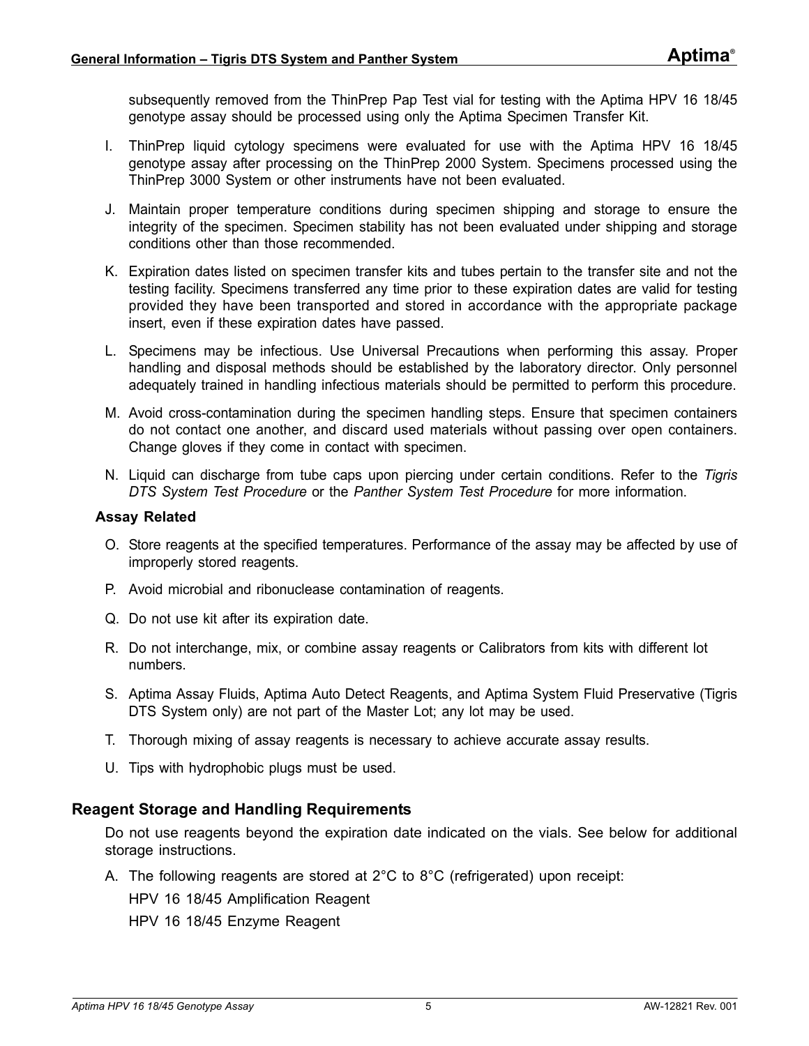subsequently removed from the ThinPrep Pap Test vial for testing with the Aptima HPV 16 18/45 genotype assay should be processed using only the Aptima Specimen Transfer Kit.

I. ThinPrep liquid cytology specimens were evaluated for use with the Aptima HPV 16 18/45 genotype assay after processing on the ThinPrep 2000 System. Specimens processed using the ThinPrep 3000 System or other instruments have not been evaluated.

J. Maintain proper temperature conditions during specimen shipping and storage to ensure the integrity of the specimen. Specimen stability has not been evaluated under shipping and storage conditions other than those recommended.

K. Expiration dates listed on specimen transfer kits and tubes pertain to the transfer site and not the testing facility. Specimens transferred any time prior to these expiration dates are valid for testing provided they have been transported and stored in accordance with the appropriate package insert, even if these expiration dates have passed.

L. Specimens may be infectious. Use Universal Precautions when performing this assay. Proper handling and disposal methods should be established by the laboratory director. Only personnel adequately trained in handling infectious materials should be permitted to perform this procedure.

M. Avoid cross-contamination during the specimen handling steps. Ensure that specimen containers do not contact one another, and discard used materials without passing over open containers. Change gloves if they come in contact with specimen.

N. Liquid can discharge from tube caps upon piercing under certain conditions. Refer to the *Tigris DTS System Test Procedure* or the *Panther System Test Procedure* for more information.

### Assay Related

O. Store reagents at the specified temperatures. Performance of the assay may be affected by use of improperly stored reagents.

P. Avoid microbial and ribonuclease contamination of reagents.

Q. Do not use kit after its expiration date.

R. Do not interchange, mix, or combine assay reagents or Calibrators from kits with different lot numbers.

S. Aptima Assay Fluids, Aptima Auto Detect Reagents, and Aptima System Fluid Preservative (Tigris DTS System only) are not part of the Master Lot; any lot may be used.

T. Thorough mixing of assay reagents is necessary to achieve accurate assay results.

U. Tips with hydrophobic plugs must be used.

## Reagent Storage and Handling Requirements

Do not use reagents beyond the expiration date indicated on the vials. See below for additional storage instructions.

A. The following reagents are stored at 2°C to 8°C (refrigerated) upon receipt:

HPV 16 18/45 Amplification Reagent

HPV 16 18/45 Enzyme Reagent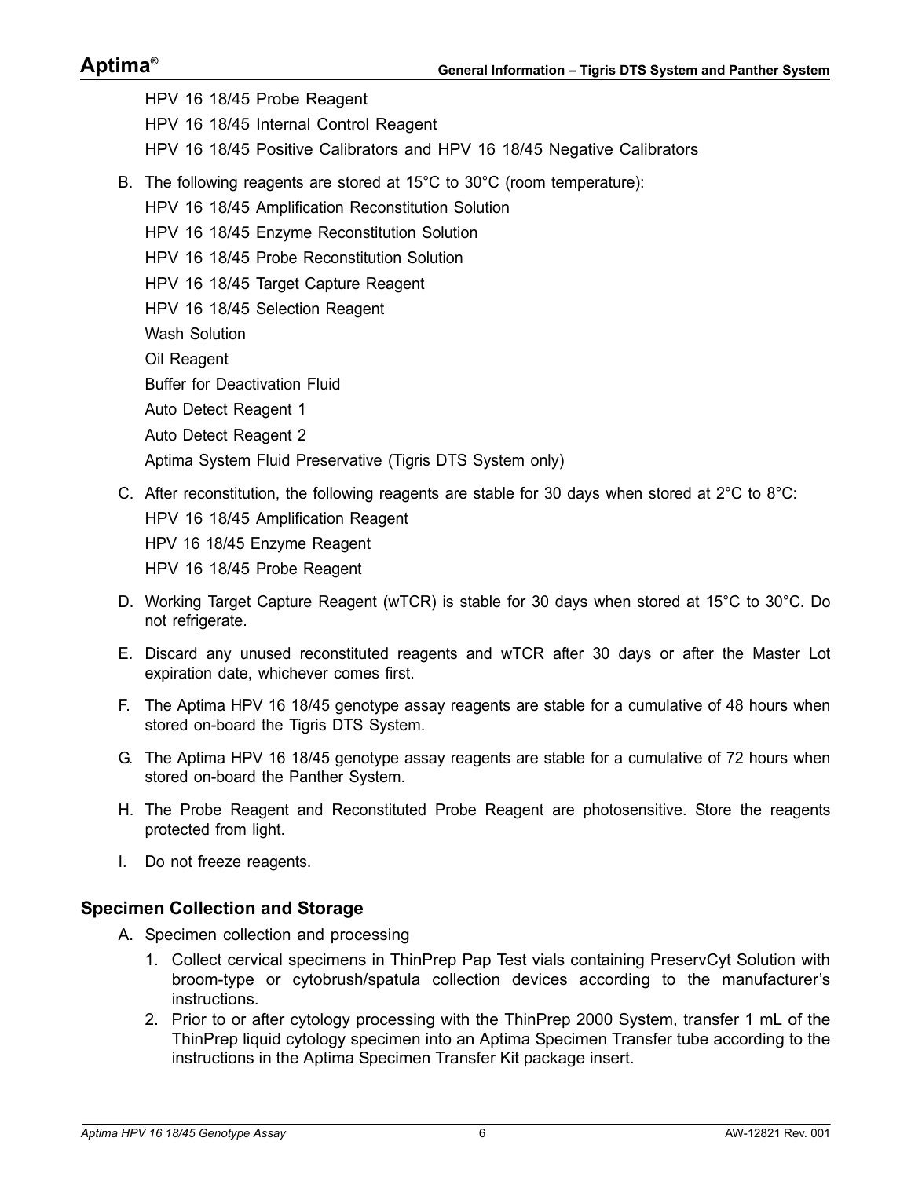HPV 16 18/45 Probe Reagent

HPV 16 18/45 Internal Control Reagent

HPV 16 18/45 Positive Calibrators and HPV 16 18/45 Negative Calibrators

B. The following reagents are stored at 15°C to 30°C (room temperature):

   HPV 16 18/45 Amplification Reconstitution Solution

   HPV 16 18/45 Enzyme Reconstitution Solution

   HPV 16 18/45 Probe Reconstitution Solution

   HPV 16 18/45 Target Capture Reagent

   HPV 16 18/45 Selection Reagent

   Wash Solution

   Oil Reagent

   Buffer for Deactivation Fluid

   Auto Detect Reagent 1

   Auto Detect Reagent 2

   Aptima System Fluid Preservative (Tigris DTS System only)

C. After reconstitution, the following reagents are stable for 30 days when stored at 2°C to 8°C:

   HPV 16 18/45 Amplification Reagent

   HPV 16 18/45 Enzyme Reagent

   HPV 16 18/45 Probe Reagent

D. Working Target Capture Reagent (wTCR) is stable for 30 days when stored at 15°C to 30°C. Do not refrigerate.

E. Discard any unused reconstituted reagents and wTCR after 30 days or after the Master Lot expiration date, whichever comes first.

F. The Aptima HPV 16 18/45 genotype assay reagents are stable for a cumulative of 48 hours when stored on-board the Tigris DTS System.

G. The Aptima HPV 16 18/45 genotype assay reagents are stable for a cumulative of 72 hours when stored on-board the Panther System.

H. The Probe Reagent and Reconstituted Probe Reagent are photosensitive. Store the reagents protected from light.

I. Do not freeze reagents.

## Specimen Collection and Storage

A. Specimen collection and processing

   1. Collect cervical specimens in ThinPrep Pap Test vials containing PreservCyt Solution with broom-type or cytobrush/spatula collection devices according to the manufacturer's instructions.
   2. Prior to or after cytology processing with the ThinPrep 2000 System, transfer 1 mL of the ThinPrep liquid cytology specimen into an Aptima Specimen Transfer tube according to the instructions in the Aptima Specimen Transfer Kit package insert.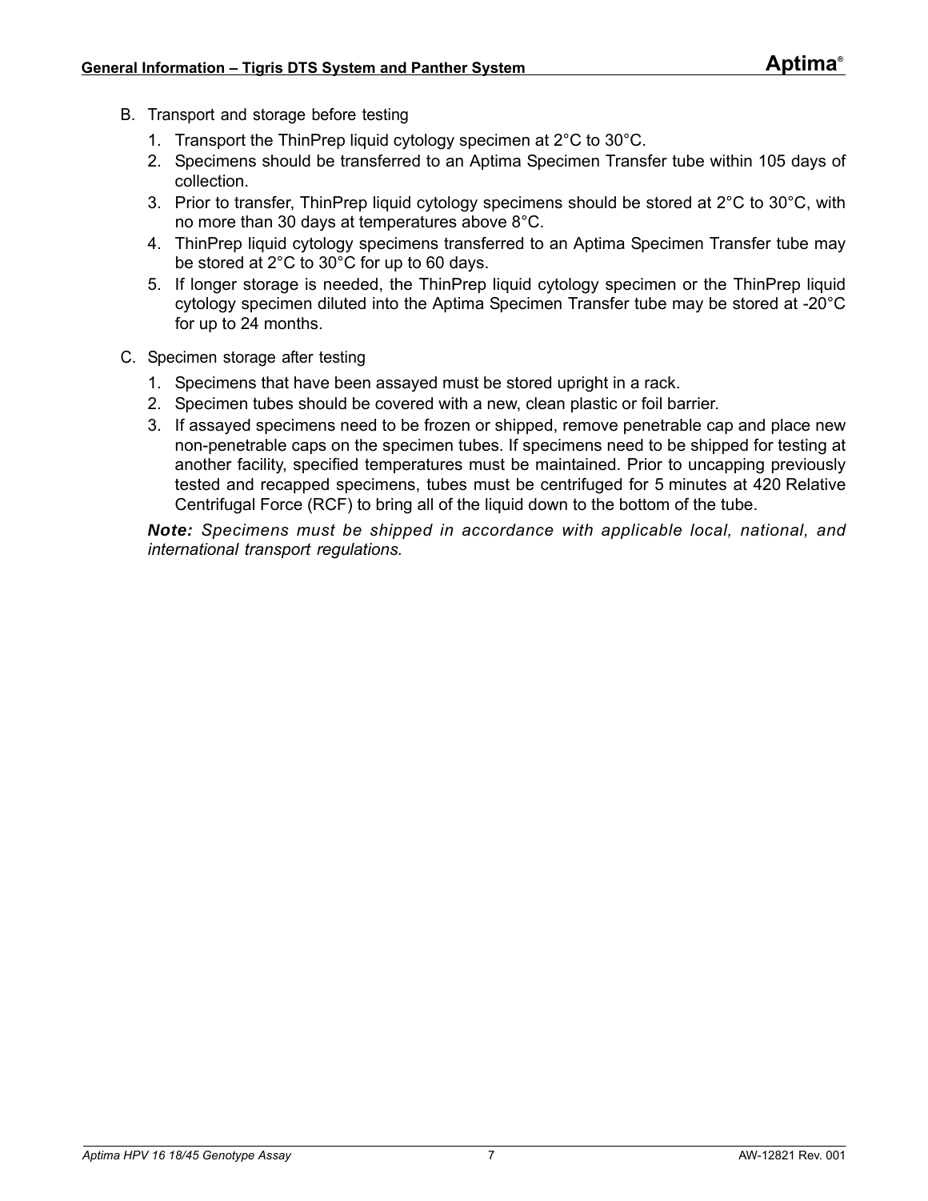B. Transport and storage before testing

1. Transport the ThinPrep liquid cytology specimen at 2°C to 30°C.
2. Specimens should be transferred to an Aptima Specimen Transfer tube within 105 days of collection.
3. Prior to transfer, ThinPrep liquid cytology specimens should be stored at 2°C to 30°C, with no more than 30 days at temperatures above 8°C.
4. ThinPrep liquid cytology specimens transferred to an Aptima Specimen Transfer tube may be stored at 2°C to 30°C for up to 60 days.
5. If longer storage is needed, the ThinPrep liquid cytology specimen or the ThinPrep liquid cytology specimen diluted into the Aptima Specimen Transfer tube may be stored at -20°C for up to 24 months.

C. Specimen storage after testing

1. Specimens that have been assayed must be stored upright in a rack.
2. Specimen tubes should be covered with a new, clean plastic or foil barrier.
3. If assayed specimens need to be frozen or shipped, remove penetrable cap and place new non-penetrable caps on the specimen tubes. If specimens need to be shipped for testing at another facility, specified temperatures must be maintained. Prior to uncapping previously tested and recapped specimens, tubes must be centrifuged for 5 minutes at 420 Relative Centrifugal Force (RCF) to bring all of the liquid down to the bottom of the tube.

***Note:*** *Specimens must be shipped in accordance with applicable local, national, and international transport regulations.*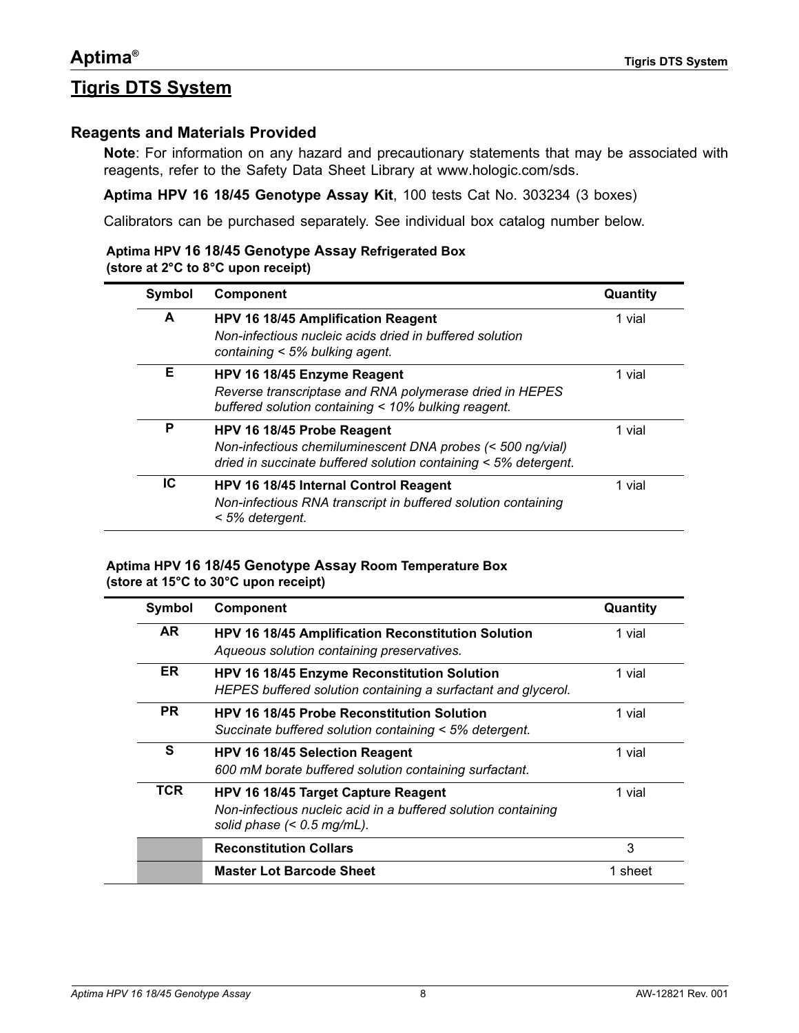## Tigris DTS System

### Reagents and Materials Provided

**Note**: For information on any hazard and precautionary statements that may be associated with reagents, refer to the Safety Data Sheet Library at www.hologic.com/sds.

**Aptima HPV 16 18/45 Genotype Assay Kit**, 100 tests Cat No. 303234 (3 boxes)

Calibrators can be purchased separately. See individual box catalog number below.

**Aptima HPV 16 18/45 Genotype Assay Refrigerated Box (store at 2°C to 8°C upon receipt)**

| Symbol | Component | Quantity |
|---|---|---|
| **A** | **HPV 16 18/45 Amplification Reagent**<br>*Non-infectious nucleic acids dried in buffered solution containing < 5% bulking agent.* | 1 vial |
| **E** | **HPV 16 18/45 Enzyme Reagent**<br>*Reverse transcriptase and RNA polymerase dried in HEPES buffered solution containing < 10% bulking reagent.* | 1 vial |
| **P** | **HPV 16 18/45 Probe Reagent**<br>*Non-infectious chemiluminescent DNA probes (< 500 ng/vial) dried in succinate buffered solution containing < 5% detergent.* | 1 vial |
| **IC** | **HPV 16 18/45 Internal Control Reagent**<br>*Non-infectious RNA transcript in buffered solution containing < 5% detergent.* | 1 vial |

**Aptima HPV 16 18/45 Genotype Assay Room Temperature Box (store at 15°C to 30°C upon receipt)**

| Symbol | Component | Quantity |
|---|---|---|
| **AR** | **HPV 16 18/45 Amplification Reconstitution Solution**<br>*Aqueous solution containing preservatives.* | 1 vial |
| **ER** | **HPV 16 18/45 Enzyme Reconstitution Solution**<br>*HEPES buffered solution containing a surfactant and glycerol.* | 1 vial |
| **PR** | **HPV 16 18/45 Probe Reconstitution Solution**<br>*Succinate buffered solution containing < 5% detergent.* | 1 vial |
| **S** | **HPV 16 18/45 Selection Reagent**<br>*600 mM borate buffered solution containing surfactant.* | 1 vial |
| **TCR** | **HPV 16 18/45 Target Capture Reagent**<br>*Non-infectious nucleic acid in a buffered solution containing solid phase (< 0.5 mg/mL).* | 1 vial |
| | **Reconstitution Collars** | 3 |
| | **Master Lot Barcode Sheet** | 1 sheet |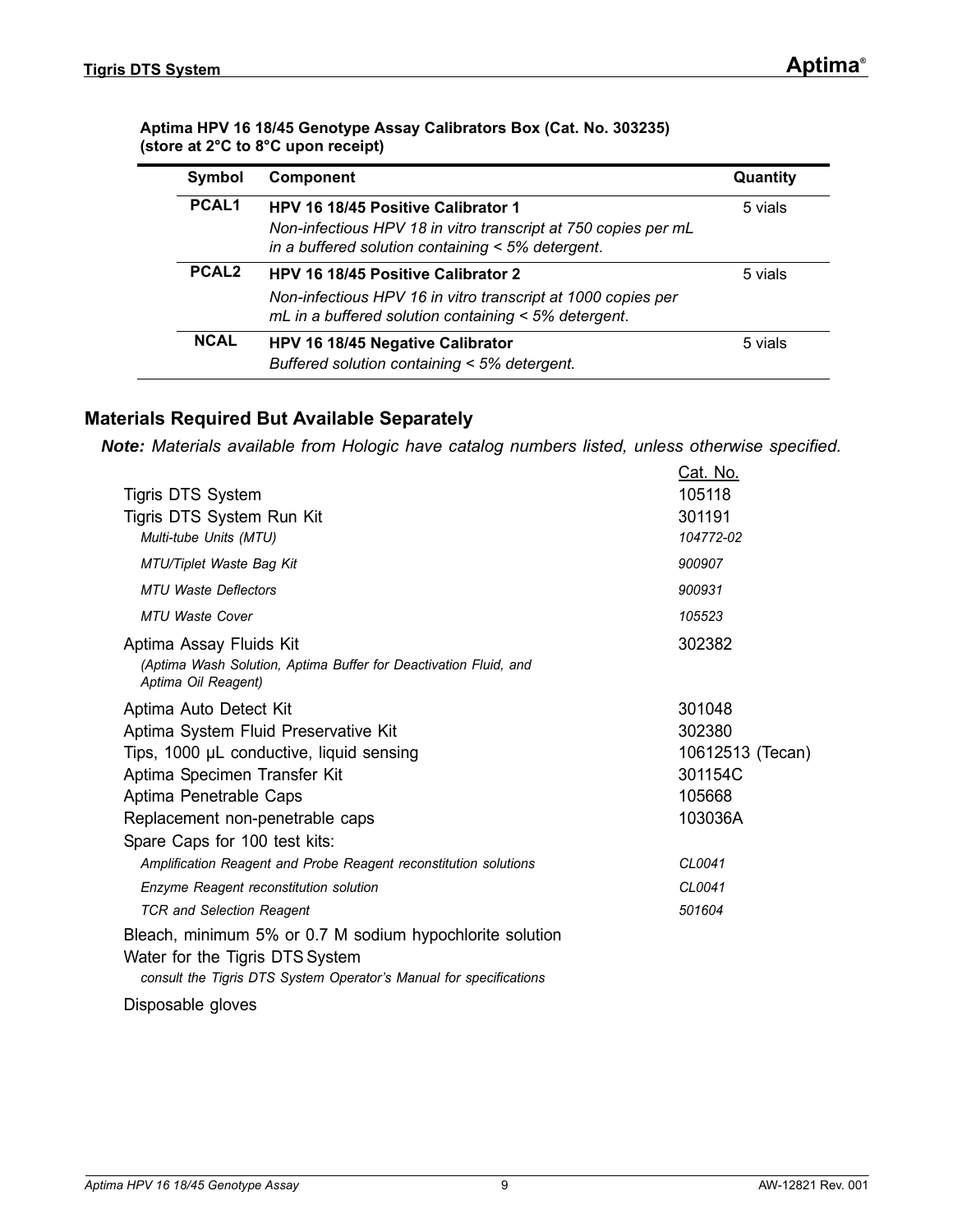**Aptima HPV 16 18/45 Genotype Assay Calibrators Box (Cat. No. 303235)**
**(store at 2°C to 8°C upon receipt)**

| Symbol | Component | Quantity |
|---|---|---|
| **PCAL1** | **HPV 16 18/45 Positive Calibrator 1** *Non-infectious HPV 18 in vitro transcript at 750 copies per mL in a buffered solution containing < 5% detergent*. | 5 vials |
| **PCAL2** | **HPV 16 18/45 Positive Calibrator 2** *Non-infectious HPV 16 in vitro transcript at 1000 copies per mL in a buffered solution containing < 5% detergent*. | 5 vials |
| **NCAL** | **HPV 16 18/45 Negative Calibrator** *Buffered solution containing < 5% detergent.* | 5 vials |

## Materials Required But Available Separately

***Note:*** *Materials available from Hologic have catalog numbers listed, unless otherwise specified.*

| | Cat. No. |
|---|---|
| Tigris DTS System | 105118 |
| Tigris DTS System Run Kit | 301191 |
| *Multi-tube Units (MTU)* | *104772-02* |
| *MTU/Tiplet Waste Bag Kit* | *900907* |
| *MTU Waste Deflectors* | *900931* |
| *MTU Waste Cover* | *105523* |
| Aptima Assay Fluids Kit *(Aptima Wash Solution, Aptima Buffer for Deactivation Fluid, and Aptima Oil Reagent)* | 302382 |
| Aptima Auto Detect Kit | 301048 |
| Aptima System Fluid Preservative Kit | 302380 |
| Tips, 1000 µL conductive, liquid sensing | 10612513 (Tecan) |
| Aptima Specimen Transfer Kit | 301154C |
| Aptima Penetrable Caps | 105668 |
| Replacement non-penetrable caps | 103036A |
| Spare Caps for 100 test kits: | |
| *Amplification Reagent and Probe Reagent reconstitution solutions* | *CL0041* |
| *Enzyme Reagent reconstitution solution* | *CL0041* |
| *TCR and Selection Reagent* | *501604* |
| Bleach, minimum 5% or 0.7 M sodium hypochlorite solution | |
| Water for the Tigris DTS System *consult the Tigris DTS System Operator's Manual for specifications* | |
| Disposable gloves | |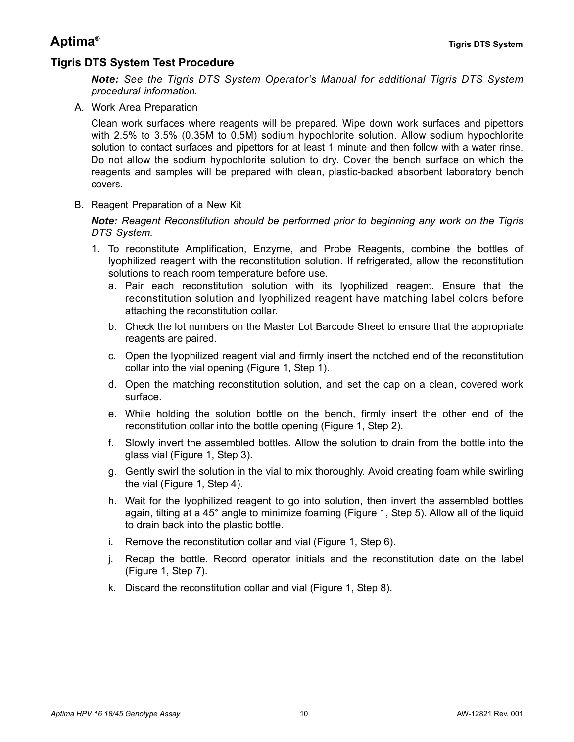## Tigris DTS System Test Procedure

***Note:*** *See the Tigris DTS System Operator's Manual for additional Tigris DTS System procedural information.*

A. Work Area Preparation

   Clean work surfaces where reagents will be prepared. Wipe down work surfaces and pipettors with 2.5% to 3.5% (0.35M to 0.5M) sodium hypochlorite solution. Allow sodium hypochlorite solution to contact surfaces and pipettors for at least 1 minute and then follow with a water rinse. Do not allow the sodium hypochlorite solution to dry. Cover the bench surface on which the reagents and samples will be prepared with clean, plastic-backed absorbent laboratory bench covers.

B. Reagent Preparation of a New Kit

   ***Note:*** *Reagent Reconstitution should be performed prior to beginning any work on the Tigris DTS System.*

   1. To reconstitute Amplification, Enzyme, and Probe Reagents, combine the bottles of lyophilized reagent with the reconstitution solution. If refrigerated, allow the reconstitution solutions to reach room temperature before use.
      a. Pair each reconstitution solution with its lyophilized reagent. Ensure that the reconstitution solution and lyophilized reagent have matching label colors before attaching the reconstitution collar.
      b. Check the lot numbers on the Master Lot Barcode Sheet to ensure that the appropriate reagents are paired.
      c. Open the lyophilized reagent vial and firmly insert the notched end of the reconstitution collar into the vial opening (Figure 1, Step 1).
      d. Open the matching reconstitution solution, and set the cap on a clean, covered work surface.
      e. While holding the solution bottle on the bench, firmly insert the other end of the reconstitution collar into the bottle opening (Figure 1, Step 2).
      f. Slowly invert the assembled bottles. Allow the solution to drain from the bottle into the glass vial (Figure 1, Step 3).
      g. Gently swirl the solution in the vial to mix thoroughly. Avoid creating foam while swirling the vial (Figure 1, Step 4).
      h. Wait for the lyophilized reagent to go into solution, then invert the assembled bottles again, tilting at a 45° angle to minimize foaming (Figure 1, Step 5). Allow all of the liquid to drain back into the plastic bottle.
      i. Remove the reconstitution collar and vial (Figure 1, Step 6).
      j. Recap the bottle. Record operator initials and the reconstitution date on the label (Figure 1, Step 7).
      k. Discard the reconstitution collar and vial (Figure 1, Step 8).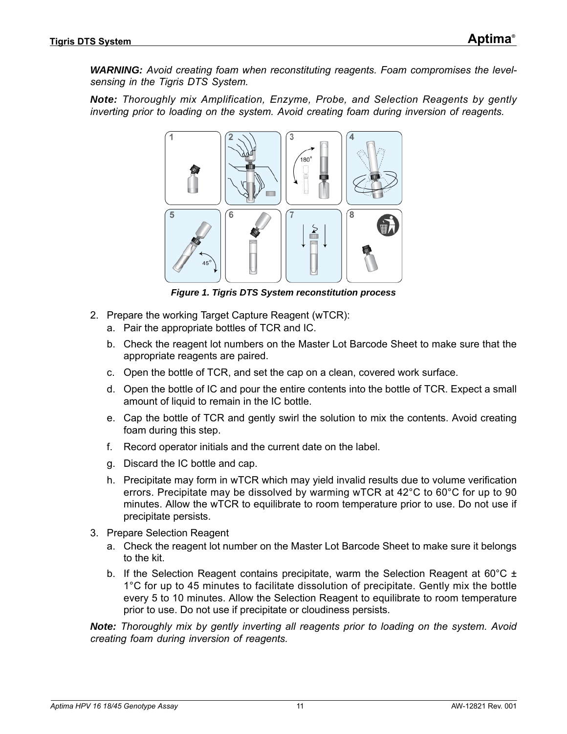***WARNING:*** *Avoid creating foam when reconstituting reagents. Foam compromises the level-sensing in the Tigris DTS System.*

***Note:*** *Thoroughly mix Amplification, Enzyme, Probe, and Selection Reagents by gently inverting prior to loading on the system. Avoid creating foam during inversion of reagents.*

***Figure 1. Tigris DTS System reconstitution process***

2. Prepare the working Target Capture Reagent (wTCR):
   a. Pair the appropriate bottles of TCR and IC.
   b. Check the reagent lot numbers on the Master Lot Barcode Sheet to make sure that the appropriate reagents are paired.
   c. Open the bottle of TCR, and set the cap on a clean, covered work surface.
   d. Open the bottle of IC and pour the entire contents into the bottle of TCR. Expect a small amount of liquid to remain in the IC bottle.
   e. Cap the bottle of TCR and gently swirl the solution to mix the contents. Avoid creating foam during this step.
   f. Record operator initials and the current date on the label.
   g. Discard the IC bottle and cap.
   h. Precipitate may form in wTCR which may yield invalid results due to volume verification errors. Precipitate may be dissolved by warming wTCR at 42°C to 60°C for up to 90 minutes. Allow the wTCR to equilibrate to room temperature prior to use. Do not use if precipitate persists.
3. Prepare Selection Reagent
   a. Check the reagent lot number on the Master Lot Barcode Sheet to make sure it belongs to the kit.
   b. If the Selection Reagent contains precipitate, warm the Selection Reagent at 60°C ± 1°C for up to 45 minutes to facilitate dissolution of precipitate. Gently mix the bottle every 5 to 10 minutes. Allow the Selection Reagent to equilibrate to room temperature prior to use. Do not use if precipitate or cloudiness persists.

***Note:*** *Thoroughly mix by gently inverting all reagents prior to loading on the system. Avoid creating foam during inversion of reagents.*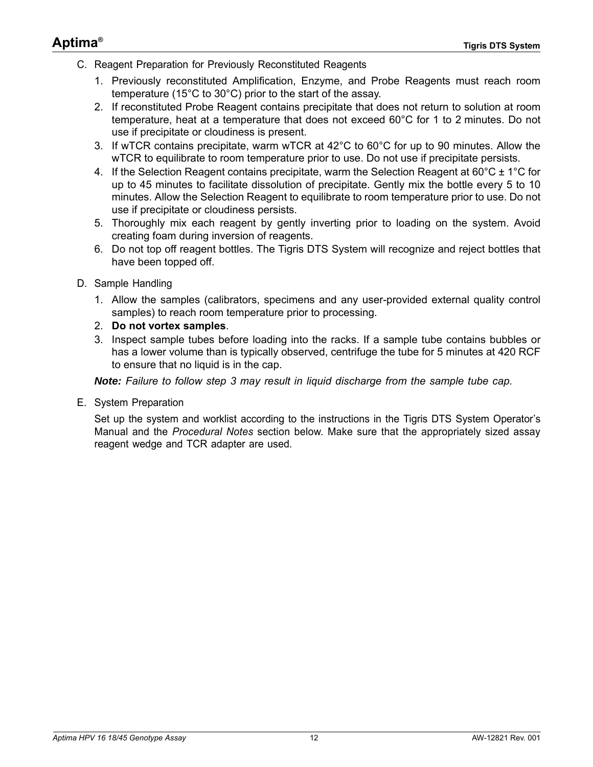C. Reagent Preparation for Previously Reconstituted Reagents

1. Previously reconstituted Amplification, Enzyme, and Probe Reagents must reach room temperature (15°C to 30°C) prior to the start of the assay.
2. If reconstituted Probe Reagent contains precipitate that does not return to solution at room temperature, heat at a temperature that does not exceed 60°C for 1 to 2 minutes. Do not use if precipitate or cloudiness is present.
3. If wTCR contains precipitate, warm wTCR at 42°C to 60°C for up to 90 minutes. Allow the wTCR to equilibrate to room temperature prior to use. Do not use if precipitate persists.
4. If the Selection Reagent contains precipitate, warm the Selection Reagent at 60°C ± 1°C for up to 45 minutes to facilitate dissolution of precipitate. Gently mix the bottle every 5 to 10 minutes. Allow the Selection Reagent to equilibrate to room temperature prior to use. Do not use if precipitate or cloudiness persists.
5. Thoroughly mix each reagent by gently inverting prior to loading on the system. Avoid creating foam during inversion of reagents.
6. Do not top off reagent bottles. The Tigris DTS System will recognize and reject bottles that have been topped off.

D. Sample Handling

1. Allow the samples (calibrators, specimens and any user-provided external quality control samples) to reach room temperature prior to processing.
2. **Do not vortex samples**.
3. Inspect sample tubes before loading into the racks. If a sample tube contains bubbles or has a lower volume than is typically observed, centrifuge the tube for 5 minutes at 420 RCF to ensure that no liquid is in the cap.

***Note:*** *Failure to follow step 3 may result in liquid discharge from the sample tube cap.*

E. System Preparation

Set up the system and worklist according to the instructions in the Tigris DTS System Operator's Manual and the *Procedural Notes* section below. Make sure that the appropriately sized assay reagent wedge and TCR adapter are used.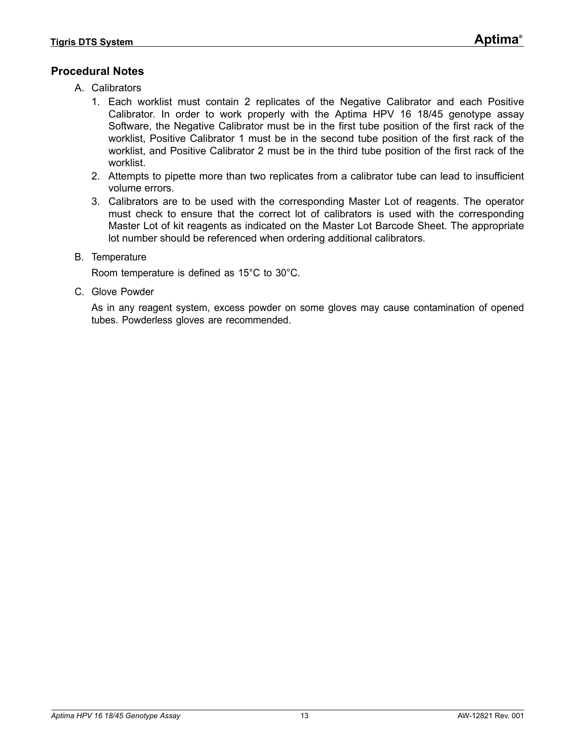## Procedural Notes

A. Calibrators

1. Each worklist must contain 2 replicates of the Negative Calibrator and each Positive Calibrator. In order to work properly with the Aptima HPV 16 18/45 genotype assay Software, the Negative Calibrator must be in the first tube position of the first rack of the worklist, Positive Calibrator 1 must be in the second tube position of the first rack of the worklist, and Positive Calibrator 2 must be in the third tube position of the first rack of the worklist.
2. Attempts to pipette more than two replicates from a calibrator tube can lead to insufficient volume errors.
3. Calibrators are to be used with the corresponding Master Lot of reagents. The operator must check to ensure that the correct lot of calibrators is used with the corresponding Master Lot of kit reagents as indicated on the Master Lot Barcode Sheet. The appropriate lot number should be referenced when ordering additional calibrators.

B. Temperature

Room temperature is defined as 15°C to 30°C.

C. Glove Powder

As in any reagent system, excess powder on some gloves may cause contamination of opened tubes. Powderless gloves are recommended.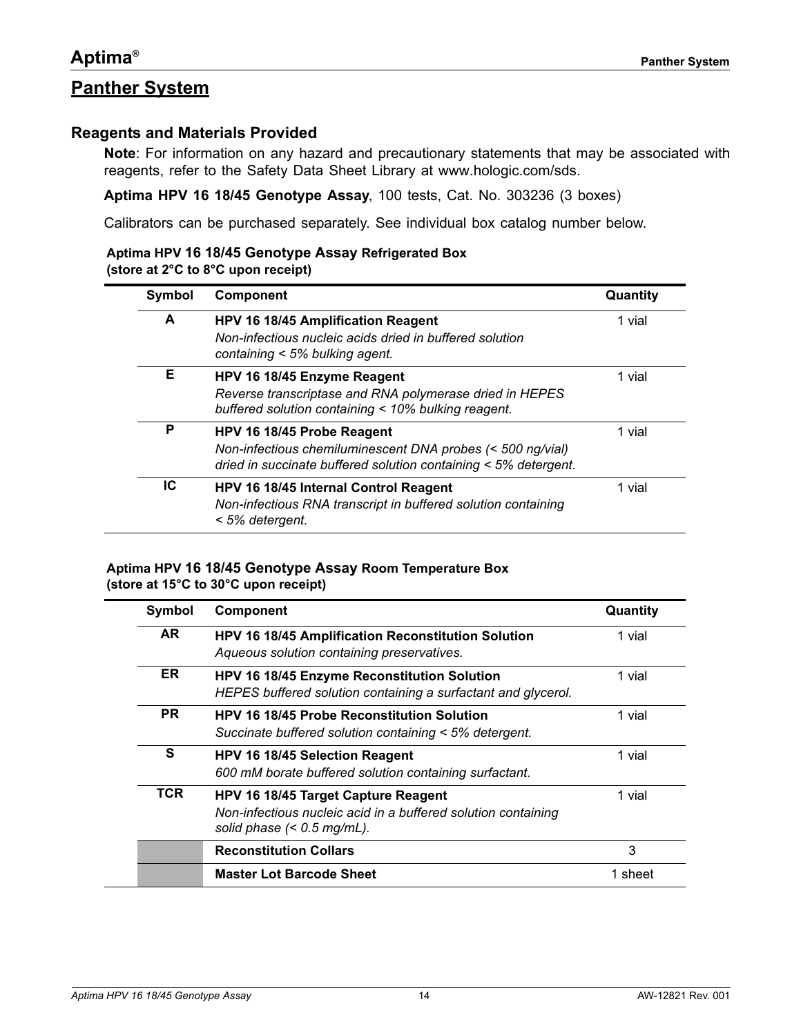## Panther System

### Reagents and Materials Provided

**Note**: For information on any hazard and precautionary statements that may be associated with reagents, refer to the Safety Data Sheet Library at www.hologic.com/sds.

**Aptima HPV 16 18/45 Genotype Assay**, 100 tests, Cat. No. 303236 (3 boxes)

Calibrators can be purchased separately. See individual box catalog number below.

**Aptima HPV 16 18/45 Genotype Assay Refrigerated Box**
**(store at 2°C to 8°C upon receipt)**

| Symbol | Component | Quantity |
|---|---|---|
| **A** | **HPV 16 18/45 Amplification Reagent**<br>*Non-infectious nucleic acids dried in buffered solution containing < 5% bulking agent.* | 1 vial |
| **E** | **HPV 16 18/45 Enzyme Reagent**<br>*Reverse transcriptase and RNA polymerase dried in HEPES buffered solution containing < 10% bulking reagent.* | 1 vial |
| **P** | **HPV 16 18/45 Probe Reagent**<br>*Non-infectious chemiluminescent DNA probes (< 500 ng/vial) dried in succinate buffered solution containing < 5% detergent.* | 1 vial |
| **IC** | **HPV 16 18/45 Internal Control Reagent**<br>*Non-infectious RNA transcript in buffered solution containing < 5% detergent.* | 1 vial |

**Aptima HPV 16 18/45 Genotype Assay Room Temperature Box**
**(store at 15°C to 30°C upon receipt)**

| Symbol | Component | Quantity |
|---|---|---|
| **AR** | **HPV 16 18/45 Amplification Reconstitution Solution**<br>*Aqueous solution containing preservatives.* | 1 vial |
| **ER** | **HPV 16 18/45 Enzyme Reconstitution Solution**<br>*HEPES buffered solution containing a surfactant and glycerol.* | 1 vial |
| **PR** | **HPV 16 18/45 Probe Reconstitution Solution**<br>*Succinate buffered solution containing < 5% detergent.* | 1 vial |
| **S** | **HPV 16 18/45 Selection Reagent**<br>*600 mM borate buffered solution containing surfactant.* | 1 vial |
| **TCR** | **HPV 16 18/45 Target Capture Reagent**<br>*Non-infectious nucleic acid in a buffered solution containing solid phase (< 0.5 mg/mL).* | 1 vial |
| | **Reconstitution Collars** | 3 |
| | **Master Lot Barcode Sheet** | 1 sheet |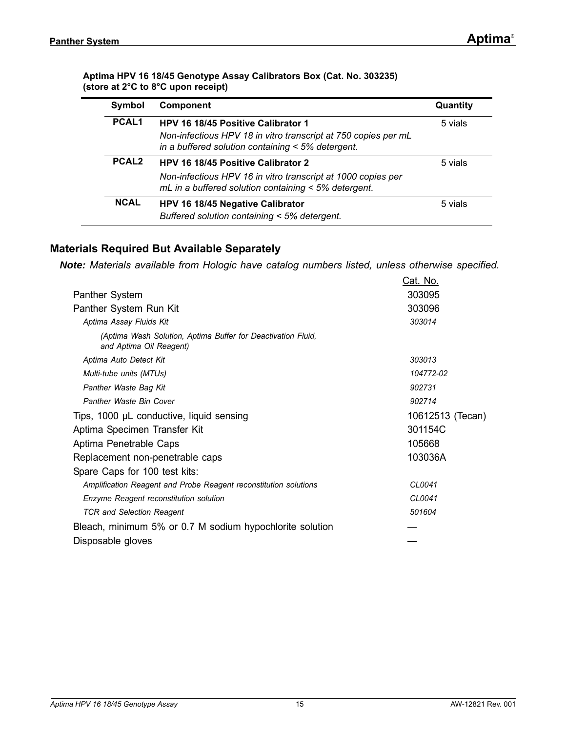**Aptima HPV 16 18/45 Genotype Assay Calibrators Box (Cat. No. 303235) (store at 2°C to 8°C upon receipt)**

| Symbol | Component | Quantity |
|---|---|---|
| **PCAL1** | **HPV 16 18/45 Positive Calibrator 1**<br>*Non-infectious HPV 18 in vitro transcript at 750 copies per mL in a buffered solution containing < 5% detergent.* | 5 vials |
| **PCAL2** | **HPV 16 18/45 Positive Calibrator 2**<br>*Non-infectious HPV 16 in vitro transcript at 1000 copies per mL in a buffered solution containing < 5% detergent.* | 5 vials |
| **NCAL** | **HPV 16 18/45 Negative Calibrator**<br>*Buffered solution containing < 5% detergent.* | 5 vials |

## Materials Required But Available Separately

***Note:*** *Materials available from Hologic have catalog numbers listed, unless otherwise specified.*

| | Cat. No. |
|---|---|
| Panther System | 303095 |
| Panther System Run Kit | 303096 |
| *Aptima Assay Fluids Kit* | *303014* |
| *(Aptima Wash Solution, Aptima Buffer for Deactivation Fluid, and Aptima Oil Reagent)* | |
| *Aptima Auto Detect Kit* | *303013* |
| *Multi-tube units (MTUs)* | *104772-02* |
| *Panther Waste Bag Kit* | *902731* |
| *Panther Waste Bin Cover* | *902714* |
| Tips, 1000 µL conductive, liquid sensing | 10612513 (Tecan) |
| Aptima Specimen Transfer Kit | 301154C |
| Aptima Penetrable Caps | 105668 |
| Replacement non-penetrable caps | 103036A |
| Spare Caps for 100 test kits: | |
| *Amplification Reagent and Probe Reagent reconstitution solutions* | *CL0041* |
| *Enzyme Reagent reconstitution solution* | *CL0041* |
| *TCR and Selection Reagent* | *501604* |
| Bleach, minimum 5% or 0.7 M sodium hypochlorite solution | — |
| Disposable gloves | — |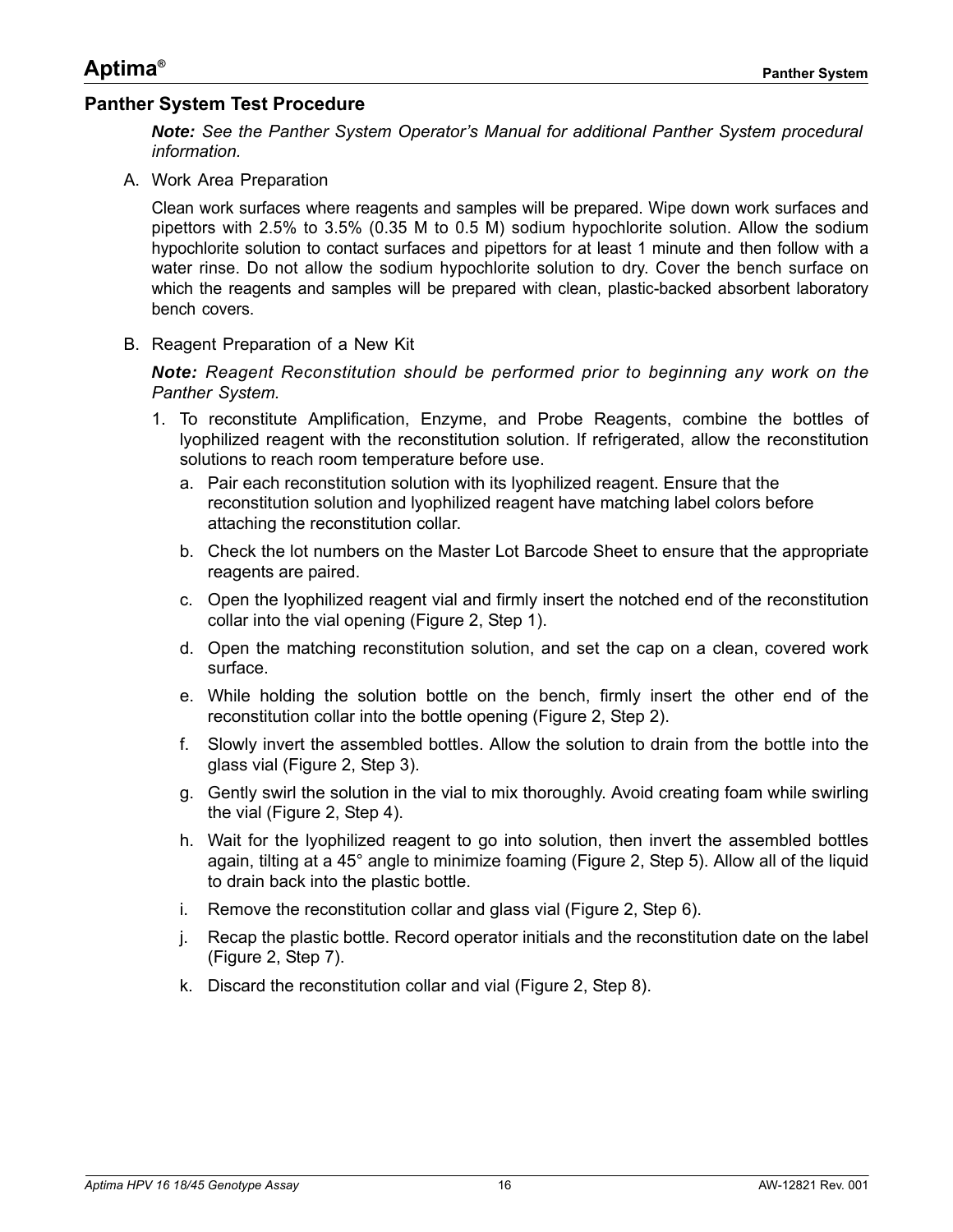## Panther System Test Procedure

***Note:*** *See the Panther System Operator's Manual for additional Panther System procedural information.*

A. Work Area Preparation

Clean work surfaces where reagents and samples will be prepared. Wipe down work surfaces and pipettors with 2.5% to 3.5% (0.35 M to 0.5 M) sodium hypochlorite solution. Allow the sodium hypochlorite solution to contact surfaces and pipettors for at least 1 minute and then follow with a water rinse. Do not allow the sodium hypochlorite solution to dry. Cover the bench surface on which the reagents and samples will be prepared with clean, plastic-backed absorbent laboratory bench covers.

B. Reagent Preparation of a New Kit

***Note:*** *Reagent Reconstitution should be performed prior to beginning any work on the Panther System.*

1. To reconstitute Amplification, Enzyme, and Probe Reagents, combine the bottles of lyophilized reagent with the reconstitution solution. If refrigerated, allow the reconstitution solutions to reach room temperature before use.
   a. Pair each reconstitution solution with its lyophilized reagent. Ensure that the reconstitution solution and lyophilized reagent have matching label colors before attaching the reconstitution collar.
   b. Check the lot numbers on the Master Lot Barcode Sheet to ensure that the appropriate reagents are paired.
   c. Open the lyophilized reagent vial and firmly insert the notched end of the reconstitution collar into the vial opening (Figure 2, Step 1).
   d. Open the matching reconstitution solution, and set the cap on a clean, covered work surface.
   e. While holding the solution bottle on the bench, firmly insert the other end of the reconstitution collar into the bottle opening (Figure 2, Step 2).
   f. Slowly invert the assembled bottles. Allow the solution to drain from the bottle into the glass vial (Figure 2, Step 3).
   g. Gently swirl the solution in the vial to mix thoroughly. Avoid creating foam while swirling the vial (Figure 2, Step 4).
   h. Wait for the lyophilized reagent to go into solution, then invert the assembled bottles again, tilting at a 45° angle to minimize foaming (Figure 2, Step 5). Allow all of the liquid to drain back into the plastic bottle.
   i. Remove the reconstitution collar and glass vial (Figure 2, Step 6).
   j. Recap the plastic bottle. Record operator initials and the reconstitution date on the label (Figure 2, Step 7).
   k. Discard the reconstitution collar and vial (Figure 2, Step 8).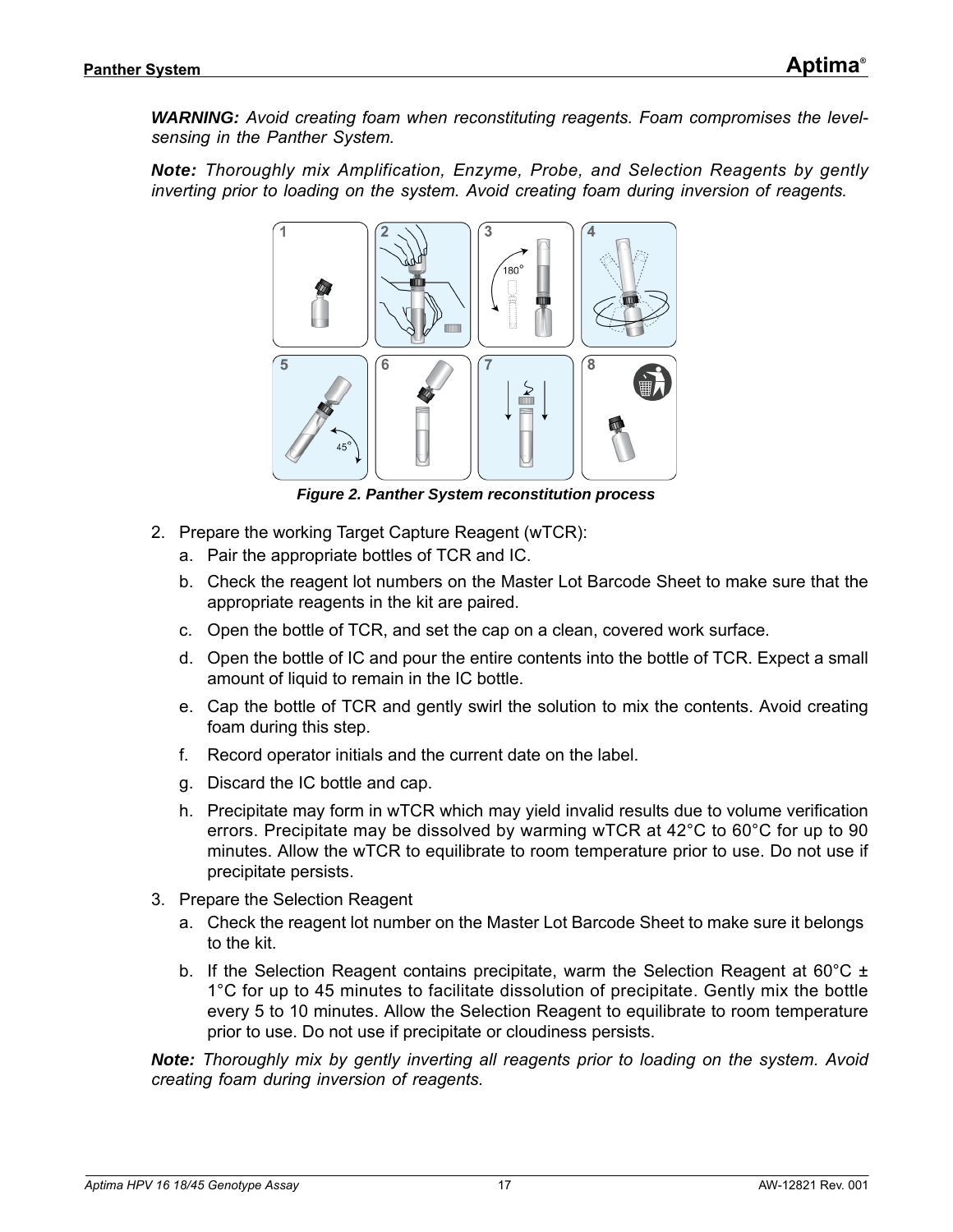***WARNING:*** *Avoid creating foam when reconstituting reagents. Foam compromises the level-sensing in the Panther System.*

***Note:*** *Thoroughly mix Amplification, Enzyme, Probe, and Selection Reagents by gently inverting prior to loading on the system. Avoid creating foam during inversion of reagents.*

***Figure 2. Panther System reconstitution process***

2. Prepare the working Target Capture Reagent (wTCR):
   a. Pair the appropriate bottles of TCR and IC.
   b. Check the reagent lot numbers on the Master Lot Barcode Sheet to make sure that the appropriate reagents in the kit are paired.
   c. Open the bottle of TCR, and set the cap on a clean, covered work surface.
   d. Open the bottle of IC and pour the entire contents into the bottle of TCR. Expect a small amount of liquid to remain in the IC bottle.
   e. Cap the bottle of TCR and gently swirl the solution to mix the contents. Avoid creating foam during this step.
   f. Record operator initials and the current date on the label.
   g. Discard the IC bottle and cap.
   h. Precipitate may form in wTCR which may yield invalid results due to volume verification errors. Precipitate may be dissolved by warming wTCR at 42°C to 60°C for up to 90 minutes. Allow the wTCR to equilibrate to room temperature prior to use. Do not use if precipitate persists.
3. Prepare the Selection Reagent
   a. Check the reagent lot number on the Master Lot Barcode Sheet to make sure it belongs to the kit.
   b. If the Selection Reagent contains precipitate, warm the Selection Reagent at 60°C ± 1°C for up to 45 minutes to facilitate dissolution of precipitate. Gently mix the bottle every 5 to 10 minutes. Allow the Selection Reagent to equilibrate to room temperature prior to use. Do not use if precipitate or cloudiness persists.

***Note:*** *Thoroughly mix by gently inverting all reagents prior to loading on the system. Avoid creating foam during inversion of reagents.*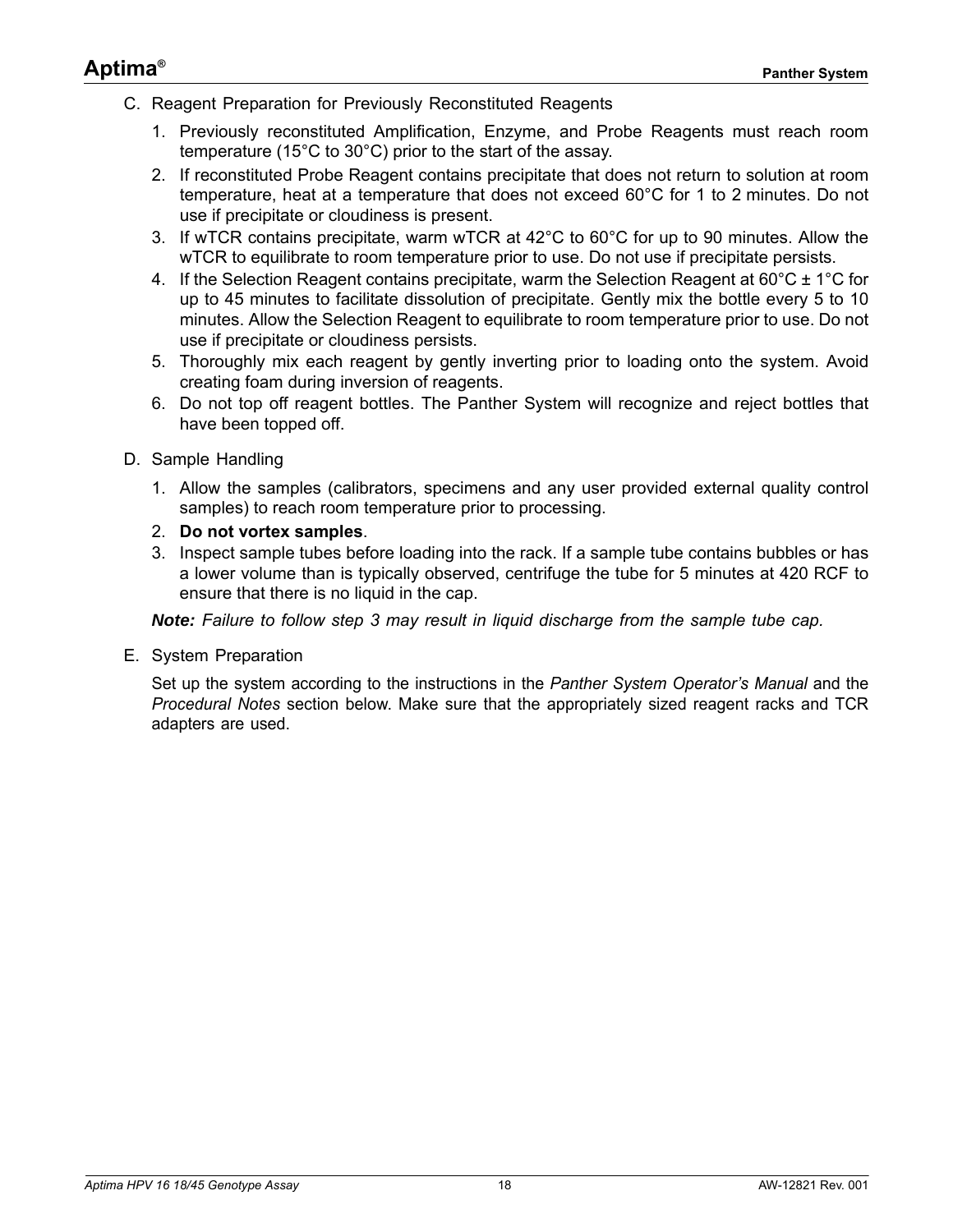C. Reagent Preparation for Previously Reconstituted Reagents

1. Previously reconstituted Amplification, Enzyme, and Probe Reagents must reach room temperature (15°C to 30°C) prior to the start of the assay.
2. If reconstituted Probe Reagent contains precipitate that does not return to solution at room temperature, heat at a temperature that does not exceed 60°C for 1 to 2 minutes. Do not use if precipitate or cloudiness is present.
3. If wTCR contains precipitate, warm wTCR at 42°C to 60°C for up to 90 minutes. Allow the wTCR to equilibrate to room temperature prior to use. Do not use if precipitate persists.
4. If the Selection Reagent contains precipitate, warm the Selection Reagent at 60°C ± 1°C for up to 45 minutes to facilitate dissolution of precipitate. Gently mix the bottle every 5 to 10 minutes. Allow the Selection Reagent to equilibrate to room temperature prior to use. Do not use if precipitate or cloudiness persists.
5. Thoroughly mix each reagent by gently inverting prior to loading onto the system. Avoid creating foam during inversion of reagents.
6. Do not top off reagent bottles. The Panther System will recognize and reject bottles that have been topped off.

D. Sample Handling

1. Allow the samples (calibrators, specimens and any user provided external quality control samples) to reach room temperature prior to processing.
2. **Do not vortex samples**.
3. Inspect sample tubes before loading into the rack. If a sample tube contains bubbles or has a lower volume than is typically observed, centrifuge the tube for 5 minutes at 420 RCF to ensure that there is no liquid in the cap.

***Note:*** *Failure to follow step 3 may result in liquid discharge from the sample tube cap.*

E. System Preparation

Set up the system according to the instructions in the *Panther System Operator's Manual* and the *Procedural Notes* section below. Make sure that the appropriately sized reagent racks and TCR adapters are used.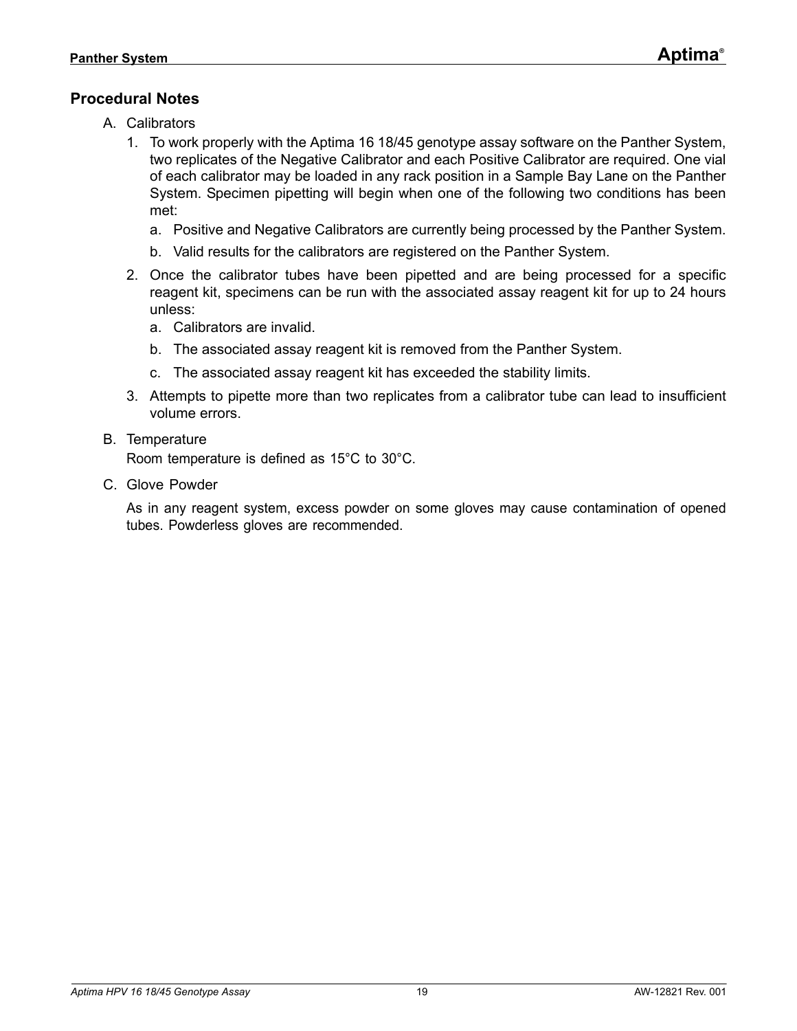## Procedural Notes

A. Calibrators

1. To work properly with the Aptima 16 18/45 genotype assay software on the Panther System, two replicates of the Negative Calibrator and each Positive Calibrator are required. One vial of each calibrator may be loaded in any rack position in a Sample Bay Lane on the Panther System. Specimen pipetting will begin when one of the following two conditions has been met:
   a. Positive and Negative Calibrators are currently being processed by the Panther System.
   b. Valid results for the calibrators are registered on the Panther System.
2. Once the calibrator tubes have been pipetted and are being processed for a specific reagent kit, specimens can be run with the associated assay reagent kit for up to 24 hours unless:
   a. Calibrators are invalid.
   b. The associated assay reagent kit is removed from the Panther System.
   c. The associated assay reagent kit has exceeded the stability limits.
3. Attempts to pipette more than two replicates from a calibrator tube can lead to insufficient volume errors.

B. Temperature

Room temperature is defined as 15°C to 30°C.

C. Glove Powder

As in any reagent system, excess powder on some gloves may cause contamination of opened tubes. Powderless gloves are recommended.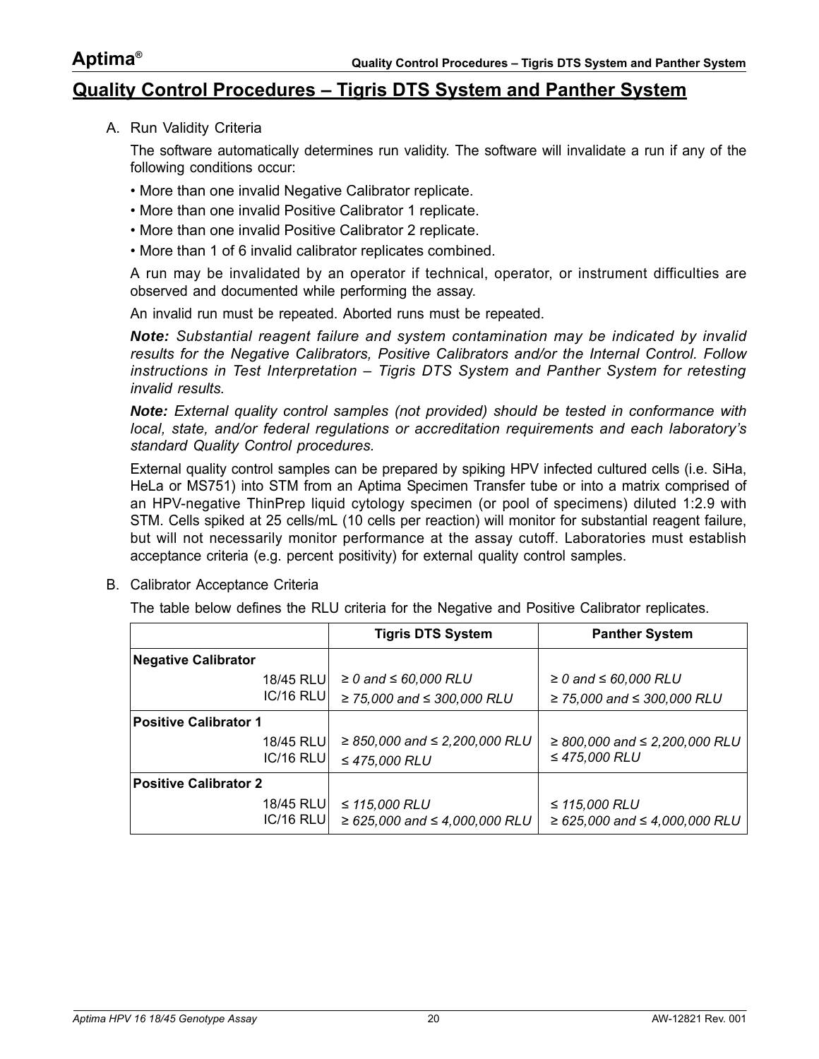## Quality Control Procedures – Tigris DTS System and Panther System

A. Run Validity Criteria

The software automatically determines run validity. The software will invalidate a run if any of the following conditions occur:

- More than one invalid Negative Calibrator replicate.
- More than one invalid Positive Calibrator 1 replicate.
- More than one invalid Positive Calibrator 2 replicate.
- More than 1 of 6 invalid calibrator replicates combined.

A run may be invalidated by an operator if technical, operator, or instrument difficulties are observed and documented while performing the assay.

An invalid run must be repeated. Aborted runs must be repeated.

***Note:*** *Substantial reagent failure and system contamination may be indicated by invalid results for the Negative Calibrators, Positive Calibrators and/or the Internal Control. Follow instructions in Test Interpretation – Tigris DTS System and Panther System for retesting invalid results.*

***Note:*** *External quality control samples (not provided) should be tested in conformance with local, state, and/or federal regulations or accreditation requirements and each laboratory's standard Quality Control procedures.*

External quality control samples can be prepared by spiking HPV infected cultured cells (i.e. SiHa, HeLa or MS751) into STM from an Aptima Specimen Transfer tube or into a matrix comprised of an HPV-negative ThinPrep liquid cytology specimen (or pool of specimens) diluted 1:2.9 with STM. Cells spiked at 25 cells/mL (10 cells per reaction) will monitor for substantial reagent failure, but will not necessarily monitor performance at the assay cutoff. Laboratories must establish acceptance criteria (e.g. percent positivity) for external quality control samples.

B. Calibrator Acceptance Criteria

The table below defines the RLU criteria for the Negative and Positive Calibrator replicates.

| | Tigris DTS System | Panther System |
|---|---|---|
| **Negative Calibrator** | | |
| 18/45 RLU | *≥ 0 and ≤ 60,000 RLU* | *≥ 0 and ≤ 60,000 RLU* |
| IC/16 RLU | *≥ 75,000 and ≤ 300,000 RLU* | *≥ 75,000 and ≤ 300,000 RLU* |
| **Positive Calibrator 1** | | |
| 18/45 RLU | *≥ 850,000 and ≤ 2,200,000 RLU* | *≥ 800,000 and ≤ 2,200,000 RLU* |
| IC/16 RLU | *≤ 475,000 RLU* | *≤ 475,000 RLU* |
| **Positive Calibrator 2** | | |
| 18/45 RLU | *≤ 115,000 RLU* | *≤ 115,000 RLU* |
| IC/16 RLU | *≥ 625,000 and ≤ 4,000,000 RLU* | *≥ 625,000 and ≤ 4,000,000 RLU* |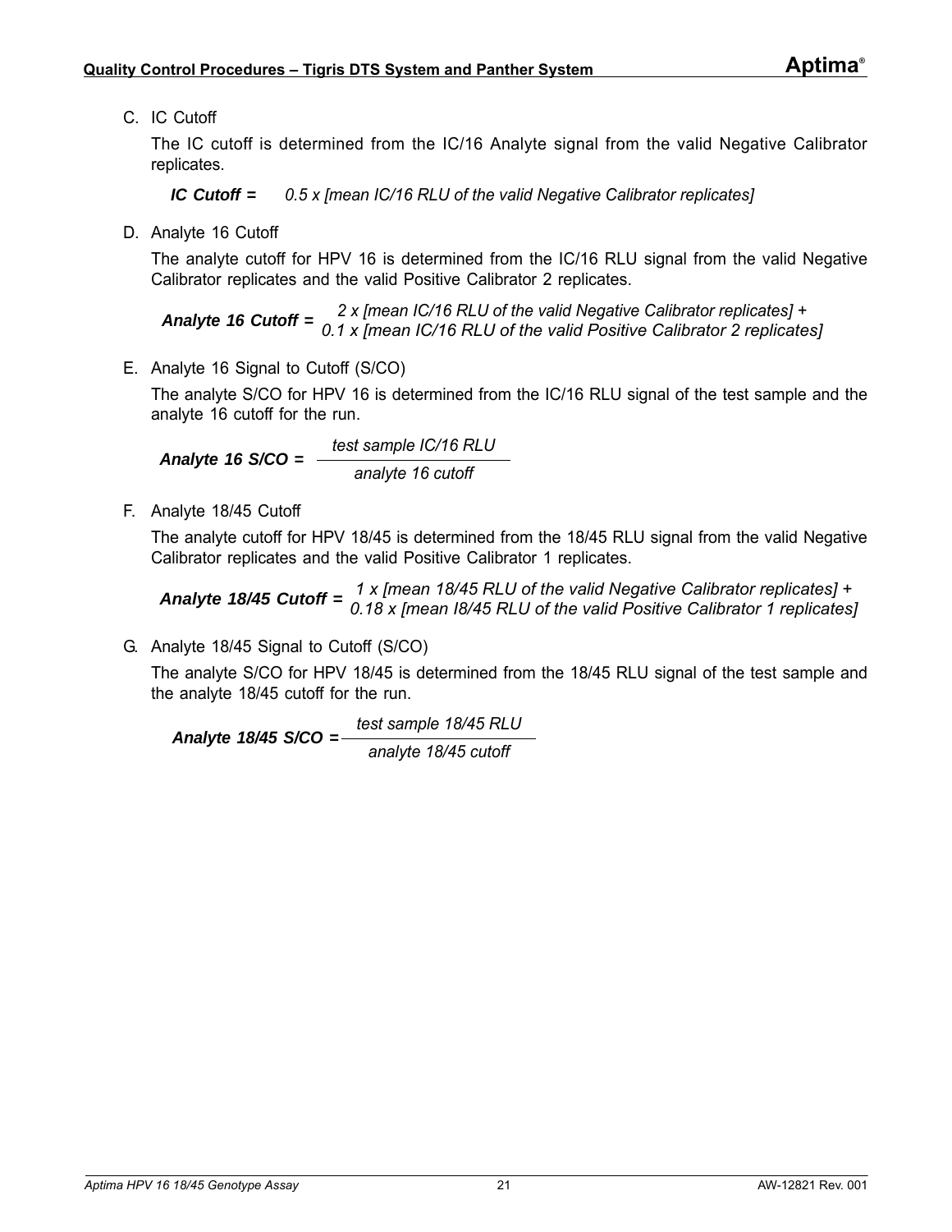C. IC Cutoff

The IC cutoff is determined from the IC/16 Analyte signal from the valid Negative Calibrator replicates.

***IC Cutoff =*** *0.5 x [mean IC/16 RLU of the valid Negative Calibrator replicates]*

D. Analyte 16 Cutoff

The analyte cutoff for HPV 16 is determined from the IC/16 RLU signal from the valid Negative Calibrator replicates and the valid Positive Calibrator 2 replicates.

***Analyte 16 Cutoff =*** *2 x [mean IC/16 RLU of the valid Negative Calibrator replicates] + 0.1 x [mean IC/16 RLU of the valid Positive Calibrator 2 replicates]*

E. Analyte 16 Signal to Cutoff (S/CO)

The analyte S/CO for HPV 16 is determined from the IC/16 RLU signal of the test sample and the analyte 16 cutoff for the run.

$$\textbf{Analyte 16 S/CO} = \frac{\text{test sample IC/16 RLU}}{\text{analyte 16 cutoff}}$$

F. Analyte 18/45 Cutoff

The analyte cutoff for HPV 18/45 is determined from the 18/45 RLU signal from the valid Negative Calibrator replicates and the valid Positive Calibrator 1 replicates.

***Analyte 18/45 Cutoff =*** *1 x [mean 18/45 RLU of the valid Negative Calibrator replicates] + 0.18 x [mean I8/45 RLU of the valid Positive Calibrator 1 replicates]*

G. Analyte 18/45 Signal to Cutoff (S/CO)

The analyte S/CO for HPV 18/45 is determined from the 18/45 RLU signal of the test sample and the analyte 18/45 cutoff for the run.

$$\textbf{Analyte 18/45 S/CO} = \frac{\text{test sample 18/45 RLU}}{\text{analyte 18/45 cutoff}}$$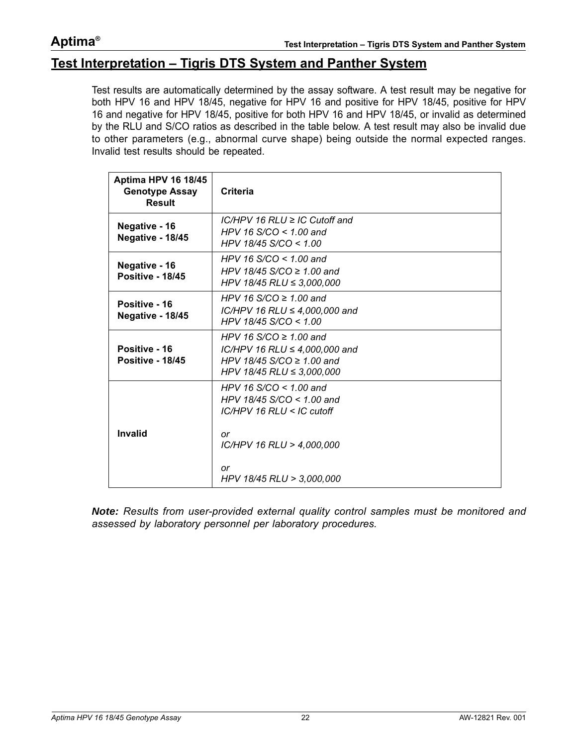## Test Interpretation – Tigris DTS System and Panther System

Test results are automatically determined by the assay software. A test result may be negative for both HPV 16 and HPV 18/45, negative for HPV 16 and positive for HPV 18/45, positive for HPV 16 and negative for HPV 18/45, positive for both HPV 16 and HPV 18/45, or invalid as determined by the RLU and S/CO ratios as described in the table below. A test result may also be invalid due to other parameters (e.g., abnormal curve shape) being outside the normal expected ranges. Invalid test results should be repeated.

| Aptima HPV 16 18/45 Genotype Assay Result | Criteria |
|---|---|
| **Negative - 16**<br>**Negative - 18/45** | *IC/HPV 16 RLU ≥ IC Cutoff and*<br>*HPV 16 S/CO < 1.00 and*<br>*HPV 18/45 S/CO < 1.00* |
| **Negative - 16**<br>**Positive - 18/45** | *HPV 16 S/CO < 1.00 and*<br>*HPV 18/45 S/CO ≥ 1.00 and*<br>*HPV 18/45 RLU ≤ 3,000,000* |
| **Positive - 16**<br>**Negative - 18/45** | *HPV 16 S/CO ≥ 1.00 and*<br>*IC/HPV 16 RLU ≤ 4,000,000 and*<br>*HPV 18/45 S/CO < 1.00* |
| **Positive - 16**<br>**Positive - 18/45** | *HPV 16 S/CO ≥ 1.00 and*<br>*IC/HPV 16 RLU ≤ 4,000,000 and*<br>*HPV 18/45 S/CO ≥ 1.00 and*<br>*HPV 18/45 RLU ≤ 3,000,000* |
| **Invalid** | *HPV 16 S/CO < 1.00 and*<br>*HPV 18/45 S/CO < 1.00 and*<br>*IC/HPV 16 RLU < IC cutoff*<br><br>*or*<br>*IC/HPV 16 RLU > 4,000,000*<br><br>*or*<br>*HPV 18/45 RLU > 3,000,000* |

***Note:*** *Results from user-provided external quality control samples must be monitored and assessed by laboratory personnel per laboratory procedures.*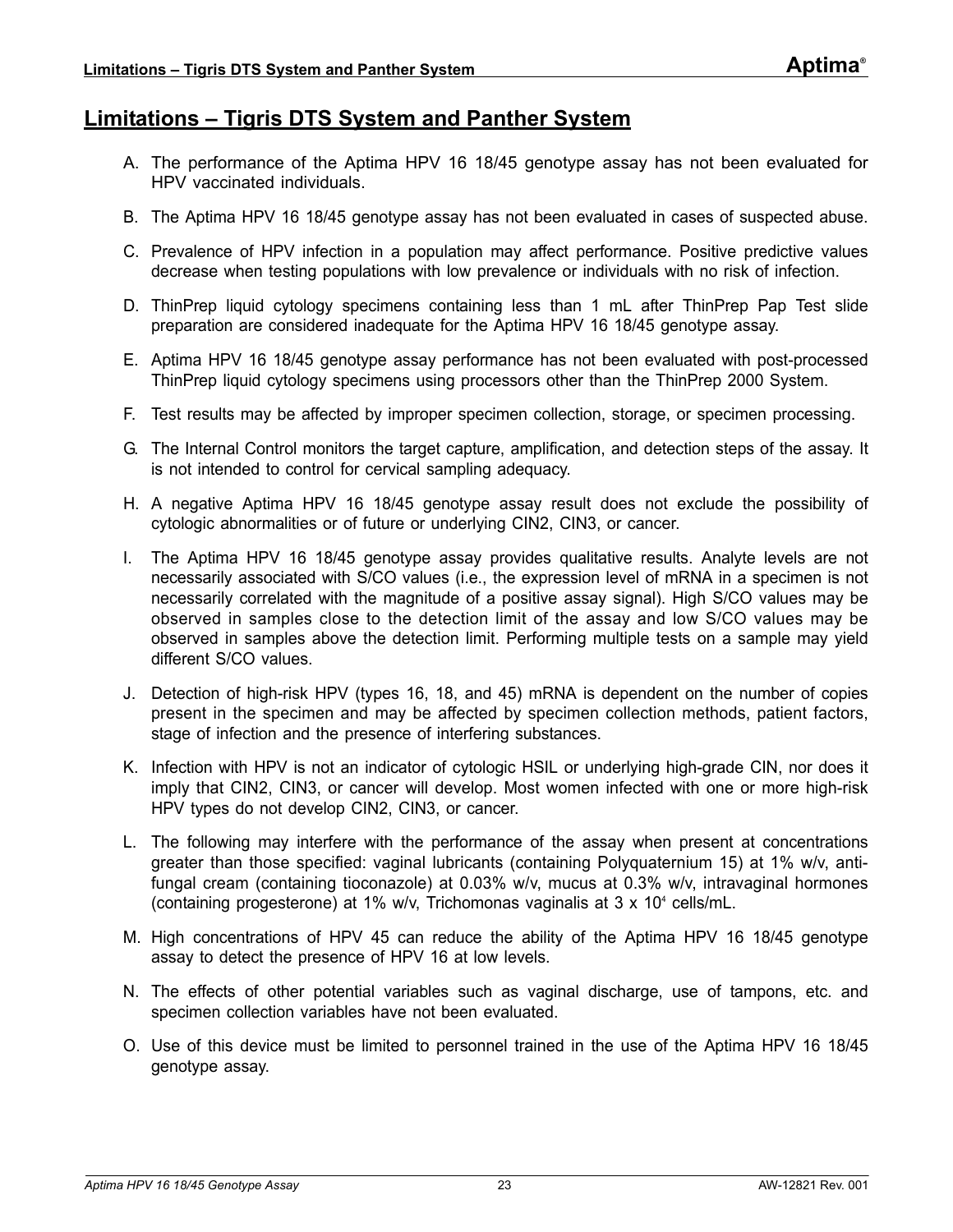## Limitations – Tigris DTS System and Panther System

A. The performance of the Aptima HPV 16 18/45 genotype assay has not been evaluated for HPV vaccinated individuals.

B. The Aptima HPV 16 18/45 genotype assay has not been evaluated in cases of suspected abuse.

C. Prevalence of HPV infection in a population may affect performance. Positive predictive values decrease when testing populations with low prevalence or individuals with no risk of infection.

D. ThinPrep liquid cytology specimens containing less than 1 mL after ThinPrep Pap Test slide preparation are considered inadequate for the Aptima HPV 16 18/45 genotype assay.

E. Aptima HPV 16 18/45 genotype assay performance has not been evaluated with post-processed ThinPrep liquid cytology specimens using processors other than the ThinPrep 2000 System.

F. Test results may be affected by improper specimen collection, storage, or specimen processing.

G. The Internal Control monitors the target capture, amplification, and detection steps of the assay. It is not intended to control for cervical sampling adequacy.

H. A negative Aptima HPV 16 18/45 genotype assay result does not exclude the possibility of cytologic abnormalities or of future or underlying CIN2, CIN3, or cancer.

I. The Aptima HPV 16 18/45 genotype assay provides qualitative results. Analyte levels are not necessarily associated with S/CO values (i.e., the expression level of mRNA in a specimen is not necessarily correlated with the magnitude of a positive assay signal). High S/CO values may be observed in samples close to the detection limit of the assay and low S/CO values may be observed in samples above the detection limit. Performing multiple tests on a sample may yield different S/CO values.

J. Detection of high-risk HPV (types 16, 18, and 45) mRNA is dependent on the number of copies present in the specimen and may be affected by specimen collection methods, patient factors, stage of infection and the presence of interfering substances.

K. Infection with HPV is not an indicator of cytologic HSIL or underlying high-grade CIN, nor does it imply that CIN2, CIN3, or cancer will develop. Most women infected with one or more high-risk HPV types do not develop CIN2, CIN3, or cancer.

L. The following may interfere with the performance of the assay when present at concentrations greater than those specified: vaginal lubricants (containing Polyquaternium 15) at 1% w/v, anti-fungal cream (containing tioconazole) at 0.03% w/v, mucus at 0.3% w/v, intravaginal hormones (containing progesterone) at 1% w/v, Trichomonas vaginalis at $3 \times 10^4$ cells/mL.

M. High concentrations of HPV 45 can reduce the ability of the Aptima HPV 16 18/45 genotype assay to detect the presence of HPV 16 at low levels.

N. The effects of other potential variables such as vaginal discharge, use of tampons, etc. and specimen collection variables have not been evaluated.

O. Use of this device must be limited to personnel trained in the use of the Aptima HPV 16 18/45 genotype assay.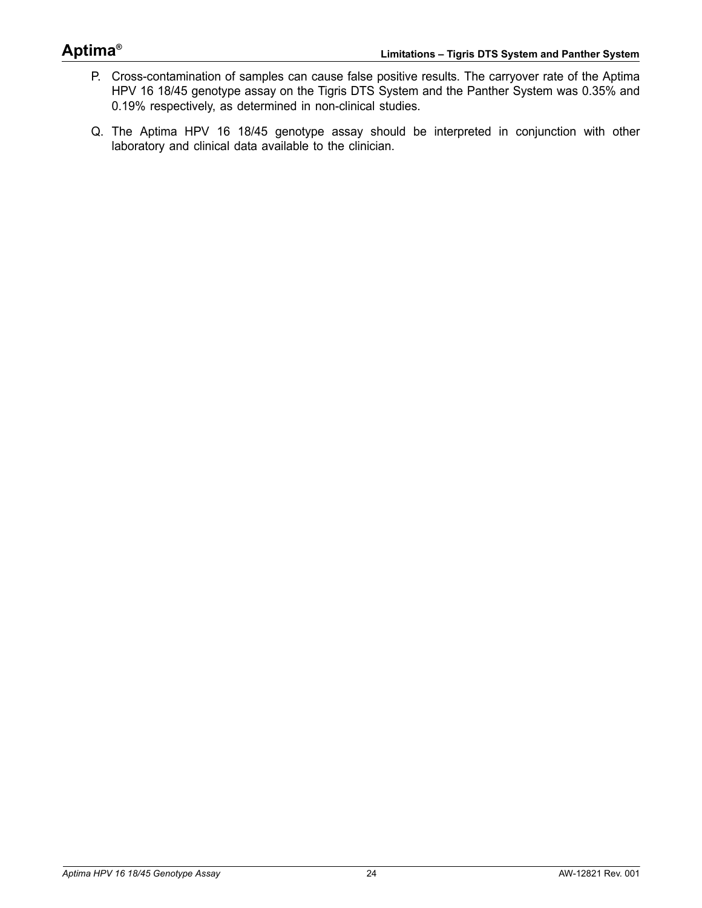P. Cross-contamination of samples can cause false positive results. The carryover rate of the Aptima HPV 16 18/45 genotype assay on the Tigris DTS System and the Panther System was 0.35% and 0.19% respectively, as determined in non-clinical studies.

Q. The Aptima HPV 16 18/45 genotype assay should be interpreted in conjunction with other laboratory and clinical data available to the clinician.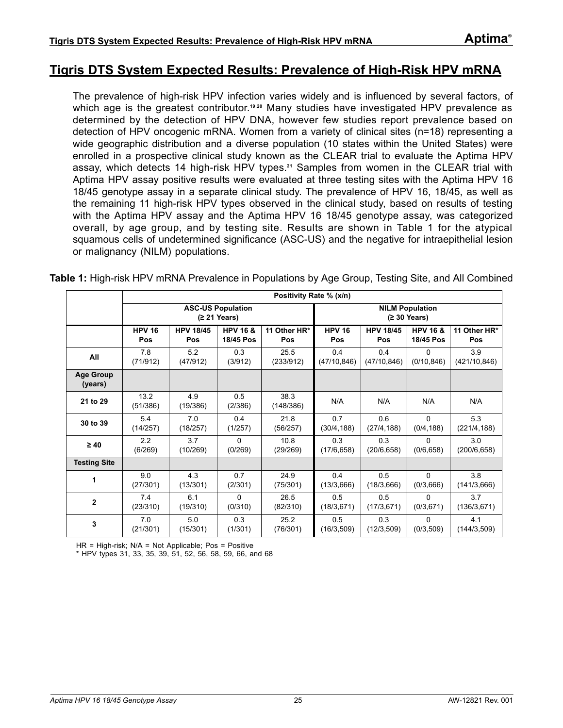# Tigris DTS System Expected Results: Prevalence of High-Risk HPV mRNA

The prevalence of high-risk HPV infection varies widely and is influenced by several factors, of which age is the greatest contributor.[19,20] Many studies have investigated HPV prevalence as determined by the detection of HPV DNA, however few studies report prevalence based on detection of HPV oncogenic mRNA. Women from a variety of clinical sites (n=18) representing a wide geographic distribution and a diverse population (10 states within the United States) were enrolled in a prospective clinical study known as the CLEAR trial to evaluate the Aptima HPV assay, which detects 14 high-risk HPV types.[21] Samples from women in the CLEAR trial with Aptima HPV assay positive results were evaluated at three testing sites with the Aptima HPV 16 18/45 genotype assay in a separate clinical study. The prevalence of HPV 16, 18/45, as well as the remaining 11 high-risk HPV types observed in the clinical study, based on results of testing with the Aptima HPV assay and the Aptima HPV 16 18/45 genotype assay, was categorized overall, by age group, and by testing site. Results are shown in Table 1 for the atypical squamous cells of undetermined significance (ASC-US) and the negative for intraepithelial lesion or malignancy (NILM) populations.

**Table 1:** High-risk HPV mRNA Prevalence in Populations by Age Group, Testing Site, and All Combined

| | Positivity Rate % (x/n) | | | | | | | |
|---|---|---|---|---|---|---|---|---|
| | ASC-US Population (≥ 21 Years) | | | | NILM Population (≥ 30 Years) | | | |
| | HPV 16 Pos | HPV 18/45 Pos | HPV 16 & 18/45 Pos | 11 Other HR* Pos | HPV 16 Pos | HPV 18/45 Pos | HPV 16 & 18/45 Pos | 11 Other HR* Pos |
| **All** | 7.8 (71/912) | 5.2 (47/912) | 0.3 (3/912) | 25.5 (233/912) | 0.4 (47/10,846) | 0.4 (47/10,846) | 0 (0/10,846) | 3.9 (421/10,846) |
| **Age Group (years)** | | | | | | | | |
| **21 to 29** | 13.2 (51/386) | 4.9 (19/386) | 0.5 (2/386) | 38.3 (148/386) | N/A | N/A | N/A | N/A |
| **30 to 39** | 5.4 (14/257) | 7.0 (18/257) | 0.4 (1/257) | 21.8 (56/257) | 0.7 (30/4,188) | 0.6 (27/4,188) | 0 (0/4,188) | 5.3 (221/4,188) |
| **≥ 40** | 2.2 (6/269) | 3.7 (10/269) | 0 (0/269) | 10.8 (29/269) | 0.3 (17/6,658) | 0.3 (20/6,658) | 0 (0/6,658) | 3.0 (200/6,658) |
| **Testing Site** | | | | | | | | |
| **1** | 9.0 (27/301) | 4.3 (13/301) | 0.7 (2/301) | 24.9 (75/301) | 0.4 (13/3,666) | 0.5 (18/3,666) | 0 (0/3,666) | 3.8 (141/3,666) |
| **2** | 7.4 (23/310) | 6.1 (19/310) | 0 (0/310) | 26.5 (82/310) | 0.5 (18/3,671) | 0.5 (17/3,671) | 0 (0/3,671) | 3.7 (136/3,671) |
| **3** | 7.0 (21/301) | 5.0 (15/301) | 0.3 (1/301) | 25.2 (76/301) | 0.5 (16/3,509) | 0.3 (12/3,509) | 0 (0/3,509) | 4.1 (144/3,509) |

HR = High-risk; N/A = Not Applicable; Pos = Positive

* HPV types 31, 33, 35, 39, 51, 52, 56, 58, 59, 66, and 68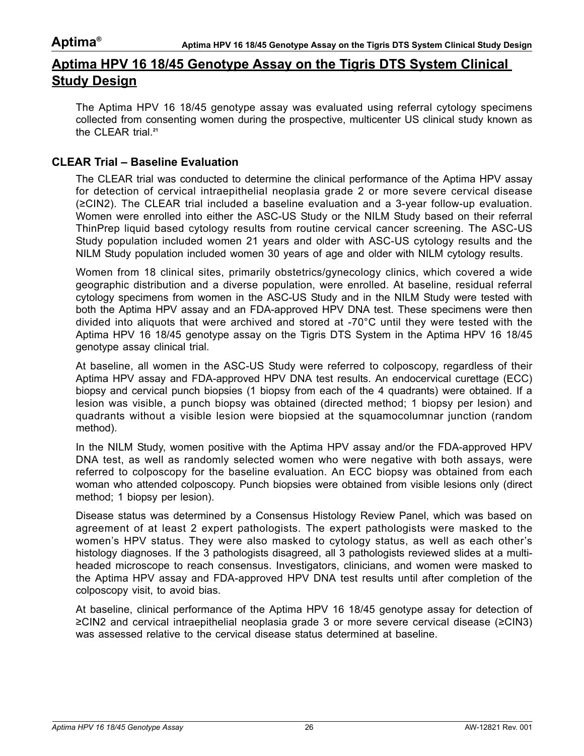# Aptima HPV 16 18/45 Genotype Assay on the Tigris DTS System Clinical Study Design

The Aptima HPV 16 18/45 genotype assay was evaluated using referral cytology specimens collected from consenting women during the prospective, multicenter US clinical study known as the CLEAR trial.[21]

## CLEAR Trial – Baseline Evaluation

The CLEAR trial was conducted to determine the clinical performance of the Aptima HPV assay for detection of cervical intraepithelial neoplasia grade 2 or more severe cervical disease (≥CIN2). The CLEAR trial included a baseline evaluation and a 3-year follow-up evaluation. Women were enrolled into either the ASC-US Study or the NILM Study based on their referral ThinPrep liquid based cytology results from routine cervical cancer screening. The ASC-US Study population included women 21 years and older with ASC-US cytology results and the NILM Study population included women 30 years of age and older with NILM cytology results.

Women from 18 clinical sites, primarily obstetrics/gynecology clinics, which covered a wide geographic distribution and a diverse population, were enrolled. At baseline, residual referral cytology specimens from women in the ASC-US Study and in the NILM Study were tested with both the Aptima HPV assay and an FDA-approved HPV DNA test. These specimens were then divided into aliquots that were archived and stored at -70°C until they were tested with the Aptima HPV 16 18/45 genotype assay on the Tigris DTS System in the Aptima HPV 16 18/45 genotype assay clinical trial.

At baseline, all women in the ASC-US Study were referred to colposcopy, regardless of their Aptima HPV assay and FDA-approved HPV DNA test results. An endocervical curettage (ECC) biopsy and cervical punch biopsies (1 biopsy from each of the 4 quadrants) were obtained. If a lesion was visible, a punch biopsy was obtained (directed method; 1 biopsy per lesion) and quadrants without a visible lesion were biopsied at the squamocolumnar junction (random method).

In the NILM Study, women positive with the Aptima HPV assay and/or the FDA-approved HPV DNA test, as well as randomly selected women who were negative with both assays, were referred to colposcopy for the baseline evaluation. An ECC biopsy was obtained from each woman who attended colposcopy. Punch biopsies were obtained from visible lesions only (direct method; 1 biopsy per lesion).

Disease status was determined by a Consensus Histology Review Panel, which was based on agreement of at least 2 expert pathologists. The expert pathologists were masked to the women's HPV status. They were also masked to cytology status, as well as each other's histology diagnoses. If the 3 pathologists disagreed, all 3 pathologists reviewed slides at a multi-headed microscope to reach consensus. Investigators, clinicians, and women were masked to the Aptima HPV assay and FDA-approved HPV DNA test results until after completion of the colposcopy visit, to avoid bias.

At baseline, clinical performance of the Aptima HPV 16 18/45 genotype assay for detection of ≥CIN2 and cervical intraepithelial neoplasia grade 3 or more severe cervical disease (≥CIN3) was assessed relative to the cervical disease status determined at baseline.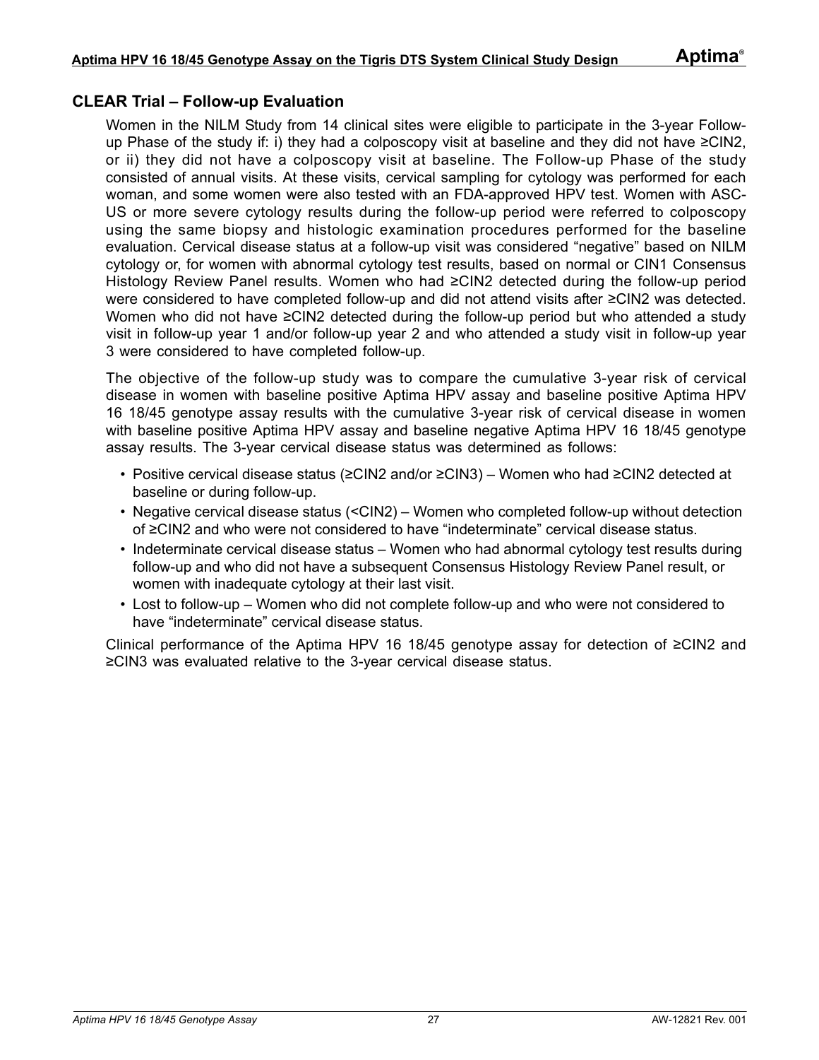## CLEAR Trial – Follow-up Evaluation

Women in the NILM Study from 14 clinical sites were eligible to participate in the 3-year Follow-up Phase of the study if: i) they had a colposcopy visit at baseline and they did not have ≥CIN2, or ii) they did not have a colposcopy visit at baseline. The Follow-up Phase of the study consisted of annual visits. At these visits, cervical sampling for cytology was performed for each woman, and some women were also tested with an FDA-approved HPV test. Women with ASC-US or more severe cytology results during the follow-up period were referred to colposcopy using the same biopsy and histologic examination procedures performed for the baseline evaluation. Cervical disease status at a follow-up visit was considered "negative" based on NILM cytology or, for women with abnormal cytology test results, based on normal or CIN1 Consensus Histology Review Panel results. Women who had ≥CIN2 detected during the follow-up period were considered to have completed follow-up and did not attend visits after ≥CIN2 was detected. Women who did not have ≥CIN2 detected during the follow-up period but who attended a study visit in follow-up year 1 and/or follow-up year 2 and who attended a study visit in follow-up year 3 were considered to have completed follow-up.

The objective of the follow-up study was to compare the cumulative 3-year risk of cervical disease in women with baseline positive Aptima HPV assay and baseline positive Aptima HPV 16 18/45 genotype assay results with the cumulative 3-year risk of cervical disease in women with baseline positive Aptima HPV assay and baseline negative Aptima HPV 16 18/45 genotype assay results. The 3-year cervical disease status was determined as follows:

- Positive cervical disease status (≥CIN2 and/or ≥CIN3) – Women who had ≥CIN2 detected at baseline or during follow-up.
- Negative cervical disease status (<CIN2) – Women who completed follow-up without detection of ≥CIN2 and who were not considered to have "indeterminate" cervical disease status.
- Indeterminate cervical disease status – Women who had abnormal cytology test results during follow-up and who did not have a subsequent Consensus Histology Review Panel result, or women with inadequate cytology at their last visit.
- Lost to follow-up – Women who did not complete follow-up and who were not considered to have "indeterminate" cervical disease status.

Clinical performance of the Aptima HPV 16 18/45 genotype assay for detection of ≥CIN2 and ≥CIN3 was evaluated relative to the 3-year cervical disease status.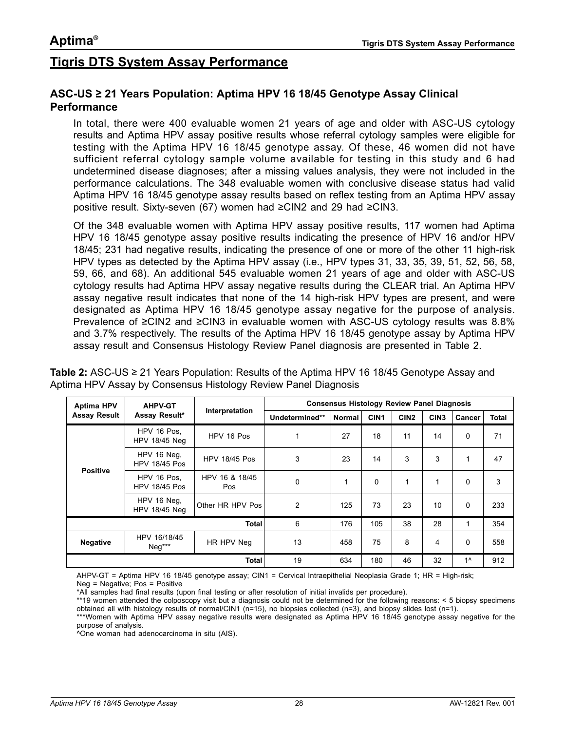# Tigris DTS System Assay Performance

## ASC-US ≥ 21 Years Population: Aptima HPV 16 18/45 Genotype Assay Clinical Performance

In total, there were 400 evaluable women 21 years of age and older with ASC-US cytology results and Aptima HPV assay positive results whose referral cytology samples were eligible for testing with the Aptima HPV 16 18/45 genotype assay. Of these, 46 women did not have sufficient referral cytology sample volume available for testing in this study and 6 had undetermined disease diagnoses; after a missing values analysis, they were not included in the performance calculations. The 348 evaluable women with conclusive disease status had valid Aptima HPV 16 18/45 genotype assay results based on reflex testing from an Aptima HPV assay positive result. Sixty-seven (67) women had ≥CIN2 and 29 had ≥CIN3.

Of the 348 evaluable women with Aptima HPV assay positive results, 117 women had Aptima HPV 16 18/45 genotype assay positive results indicating the presence of HPV 16 and/or HPV 18/45; 231 had negative results, indicating the presence of one or more of the other 11 high-risk HPV types as detected by the Aptima HPV assay (i.e., HPV types 31, 33, 35, 39, 51, 52, 56, 58, 59, 66, and 68). An additional 545 evaluable women 21 years of age and older with ASC-US cytology results had Aptima HPV assay negative results during the CLEAR trial. An Aptima HPV assay negative result indicates that none of the 14 high-risk HPV types are present, and were designated as Aptima HPV 16 18/45 genotype assay negative for the purpose of analysis. Prevalence of ≥CIN2 and ≥CIN3 in evaluable women with ASC-US cytology results was 8.8% and 3.7% respectively. The results of the Aptima HPV 16 18/45 genotype assay by Aptima HPV assay result and Consensus Histology Review Panel diagnosis are presented in Table 2.

**Table 2:** ASC-US ≥ 21 Years Population: Results of the Aptima HPV 16 18/45 Genotype Assay and Aptima HPV Assay by Consensus Histology Review Panel Diagnosis

| Aptima HPV Assay Result | AHPV-GT Assay Result* | Interpretation | Consensus Histology Review Panel Diagnosis | | | | | | |
|---|---|---|---|---|---|---|---|---|---|
| | | | Undetermined** | Normal | CIN1 | CIN2 | CIN3 | Cancer | Total |
| Positive | HPV 16 Pos, HPV 18/45 Neg | HPV 16 Pos | 1 | 27 | 18 | 11 | 14 | 0 | 71 |
| | HPV 16 Neg, HPV 18/45 Pos | HPV 18/45 Pos | 3 | 23 | 14 | 3 | 3 | 1 | 47 |
| | HPV 16 Pos, HPV 18/45 Pos | HPV 16 & 18/45 Pos | 0 | 1 | 0 | 1 | 1 | 0 | 3 |
| | HPV 16 Neg, HPV 18/45 Neg | Other HR HPV Pos | 2 | 125 | 73 | 23 | 10 | 0 | 233 |
| | | **Total** | 6 | 176 | 105 | 38 | 28 | 1 | 354 |
| Negative | HPV 16/18/45 Neg*** | HR HPV Neg | 13 | 458 | 75 | 8 | 4 | 0 | 558 |
| | | **Total** | 19 | 634 | 180 | 46 | 32 | 1^ | 912 |

AHPV-GT = Aptima HPV 16 18/45 genotype assay; CIN1 = Cervical Intraepithelial Neoplasia Grade 1; HR = High-risk; Neg = Negative; Pos = Positive

*All samples had final results (upon final testing or after resolution of initial invalids per procedure).

**19 women attended the colposcopy visit but a diagnosis could not be determined for the following reasons: < 5 biopsy specimens obtained all with histology results of normal/CIN1 (n=15), no biopsies collected (n=3), and biopsy slides lost (n=1).

***Women with Aptima HPV assay negative results were designated as Aptima HPV 16 18/45 genotype assay negative for the purpose of analysis.

^One woman had adenocarcinoma in situ (AIS).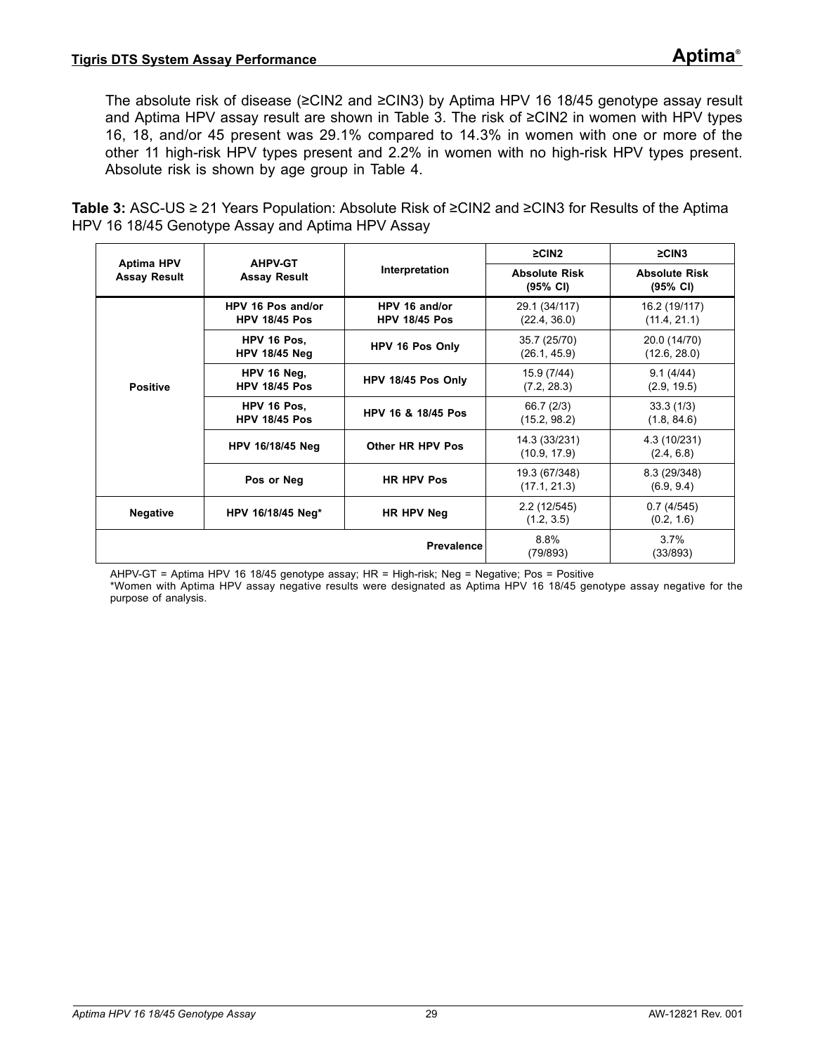The absolute risk of disease (≥CIN2 and ≥CIN3) by Aptima HPV 16 18/45 genotype assay result and Aptima HPV assay result are shown in Table 3. The risk of ≥CIN2 in women with HPV types 16, 18, and/or 45 present was 29.1% compared to 14.3% in women with one or more of the other 11 high-risk HPV types present and 2.2% in women with no high-risk HPV types present. Absolute risk is shown by age group in Table 4.

**Table 3:** ASC-US ≥ 21 Years Population: Absolute Risk of ≥CIN2 and ≥CIN3 for Results of the Aptima HPV 16 18/45 Genotype Assay and Aptima HPV Assay

| Aptima HPV Assay Result | AHPV-GT Assay Result | Interpretation | ≥CIN2 | ≥CIN3 |
|---|---|---|---|---|
| | | | Absolute Risk (95% CI) | Absolute Risk (95% CI) |
| Positive | HPV 16 Pos and/or HPV 18/45 Pos | HPV 16 and/or HPV 18/45 Pos | 29.1 (34/117) (22.4, 36.0) | 16.2 (19/117) (11.4, 21.1) |
| | HPV 16 Pos, HPV 18/45 Neg | HPV 16 Pos Only | 35.7 (25/70) (26.1, 45.9) | 20.0 (14/70) (12.6, 28.0) |
| | HPV 16 Neg, HPV 18/45 Pos | HPV 18/45 Pos Only | 15.9 (7/44) (7.2, 28.3) | 9.1 (4/44) (2.9, 19.5) |
| | HPV 16 Pos, HPV 18/45 Pos | HPV 16 & 18/45 Pos | 66.7 (2/3) (15.2, 98.2) | 33.3 (1/3) (1.8, 84.6) |
| | HPV 16/18/45 Neg | Other HR HPV Pos | 14.3 (33/231) (10.9, 17.9) | 4.3 (10/231) (2.4, 6.8) |
| | Pos or Neg | HR HPV Pos | 19.3 (67/348) (17.1, 21.3) | 8.3 (29/348) (6.9, 9.4) |
| Negative | HPV 16/18/45 Neg* | HR HPV Neg | 2.2 (12/545) (1.2, 3.5) | 0.7 (4/545) (0.2, 1.6) |
| | | Prevalence | 8.8% (79/893) | 3.7% (33/893) |

AHPV-GT = Aptima HPV 16 18/45 genotype assay; HR = High-risk; Neg = Negative; Pos = Positive

*Women with Aptima HPV assay negative results were designated as Aptima HPV 16 18/45 genotype assay negative for the purpose of analysis.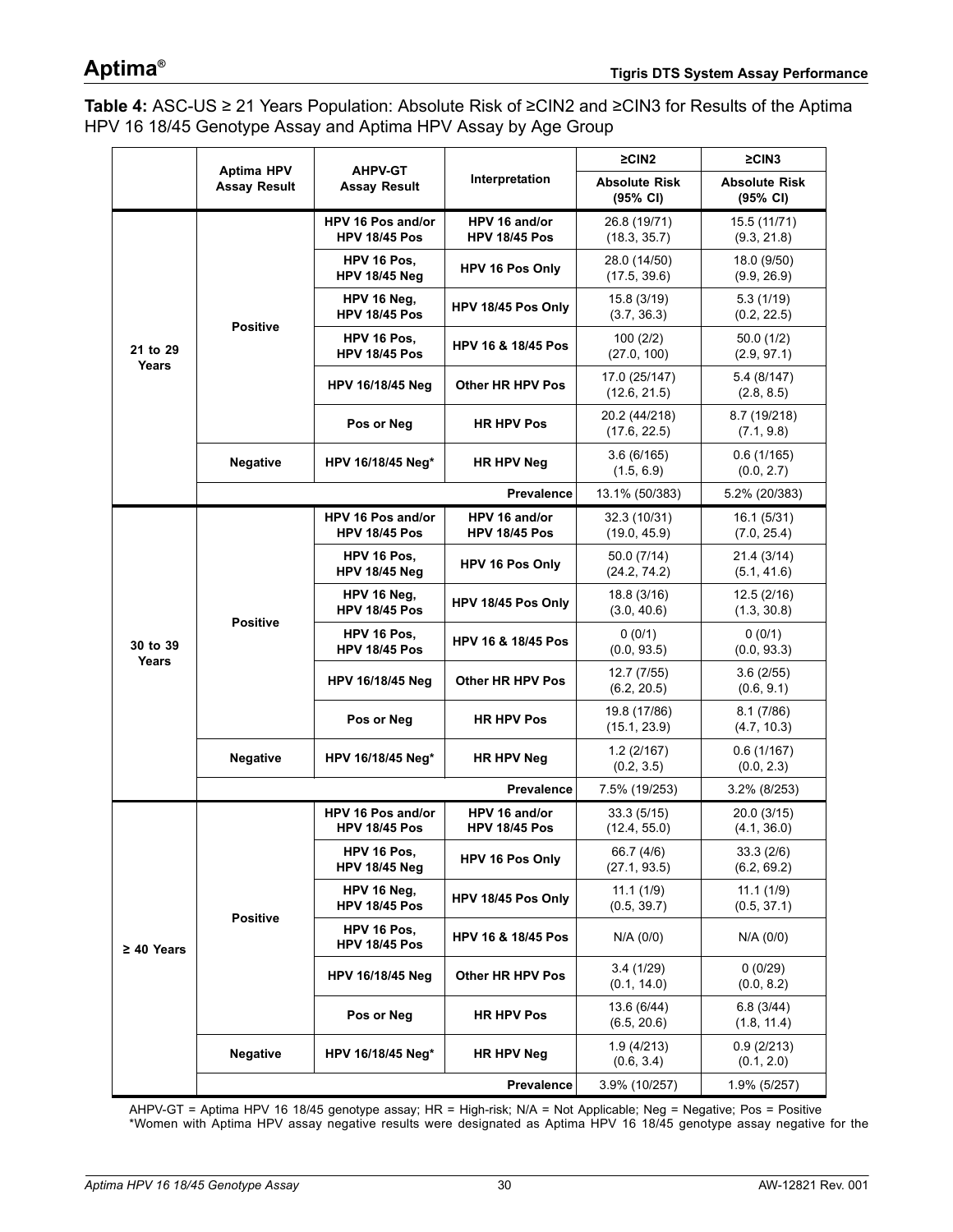**Table 4:** ASC-US ≥ 21 Years Population: Absolute Risk of ≥CIN2 and ≥CIN3 for Results of the Aptima HPV 16 18/45 Genotype Assay and Aptima HPV Assay by Age Group

| | Aptima HPV Assay Result | AHPV-GT Assay Result | Interpretation | ≥CIN2 | ≥CIN3 |
|---|---|---|---|---|---|
| | | | | Absolute Risk (95% CI) | Absolute Risk (95% CI) |
| 21 to 29 Years | Positive | HPV 16 Pos and/or HPV 18/45 Pos | HPV 16 and/or HPV 18/45 Pos | 26.8 (19/71) (18.3, 35.7) | 15.5 (11/71) (9.3, 21.8) |
| | | HPV 16 Pos, HPV 18/45 Neg | HPV 16 Pos Only | 28.0 (14/50) (17.5, 39.6) | 18.0 (9/50) (9.9, 26.9) |
| | | HPV 16 Neg, HPV 18/45 Pos | HPV 18/45 Pos Only | 15.8 (3/19) (3.7, 36.3) | 5.3 (1/19) (0.2, 22.5) |
| | | HPV 16 Pos, HPV 18/45 Pos | HPV 16 & 18/45 Pos | 100 (2/2) (27.0, 100) | 50.0 (1/2) (2.9, 97.1) |
| | | HPV 16/18/45 Neg | Other HR HPV Pos | 17.0 (25/147) (12.6, 21.5) | 5.4 (8/147) (2.8, 8.5) |
| | | Pos or Neg | HR HPV Pos | 20.2 (44/218) (17.6, 22.5) | 8.7 (19/218) (7.1, 9.8) |
| | Negative | HPV 16/18/45 Neg* | HR HPV Neg | 3.6 (6/165) (1.5, 6.9) | 0.6 (1/165) (0.0, 2.7) |
| | | | Prevalence | 13.1% (50/383) | 5.2% (20/383) |
| 30 to 39 Years | Positive | HPV 16 Pos and/or HPV 18/45 Pos | HPV 16 and/or HPV 18/45 Pos | 32.3 (10/31) (19.0, 45.9) | 16.1 (5/31) (7.0, 25.4) |
| | | HPV 16 Pos, HPV 18/45 Neg | HPV 16 Pos Only | 50.0 (7/14) (24.2, 74.2) | 21.4 (3/14) (5.1, 41.6) |
| | | HPV 16 Neg, HPV 18/45 Pos | HPV 18/45 Pos Only | 18.8 (3/16) (3.0, 40.6) | 12.5 (2/16) (1.3, 30.8) |
| | | HPV 16 Pos, HPV 18/45 Pos | HPV 16 & 18/45 Pos | 0 (0/1) (0.0, 93.5) | 0 (0/1) (0.0, 93.3) |
| | | HPV 16/18/45 Neg | Other HR HPV Pos | 12.7 (7/55) (6.2, 20.5) | 3.6 (2/55) (0.6, 9.1) |
| | | Pos or Neg | HR HPV Pos | 19.8 (17/86) (15.1, 23.9) | 8.1 (7/86) (4.7, 10.3) |
| | Negative | HPV 16/18/45 Neg* | HR HPV Neg | 1.2 (2/167) (0.2, 3.5) | 0.6 (1/167) (0.0, 2.3) |
| | | | Prevalence | 7.5% (19/253) | 3.2% (8/253) |
| ≥ 40 Years | Positive | HPV 16 Pos and/or HPV 18/45 Pos | HPV 16 and/or HPV 18/45 Pos | 33.3 (5/15) (12.4, 55.0) | 20.0 (3/15) (4.1, 36.0) |
| | | HPV 16 Pos, HPV 18/45 Neg | HPV 16 Pos Only | 66.7 (4/6) (27.1, 93.5) | 33.3 (2/6) (6.2, 69.2) |
| | | HPV 16 Neg, HPV 18/45 Pos | HPV 18/45 Pos Only | 11.1 (1/9) (0.5, 39.7) | 11.1 (1/9) (0.5, 37.1) |
| | | HPV 16 Pos, HPV 18/45 Pos | HPV 16 & 18/45 Pos | N/A (0/0) | N/A (0/0) |
| | | HPV 16/18/45 Neg | Other HR HPV Pos | 3.4 (1/29) (0.1, 14.0) | 0 (0/29) (0.0, 8.2) |
| | | Pos or Neg | HR HPV Pos | 13.6 (6/44) (6.5, 20.6) | 6.8 (3/44) (1.8, 11.4) |
| | Negative | HPV 16/18/45 Neg* | HR HPV Neg | 1.9 (4/213) (0.6, 3.4) | 0.9 (2/213) (0.1, 2.0) |
| | | | Prevalence | 3.9% (10/257) | 1.9% (5/257) |

AHPV-GT = Aptima HPV 16 18/45 genotype assay; HR = High-risk; N/A = Not Applicable; Neg = Negative; Pos = Positive
*Women with Aptima HPV assay negative results were designated as Aptima HPV 16 18/45 genotype assay negative for the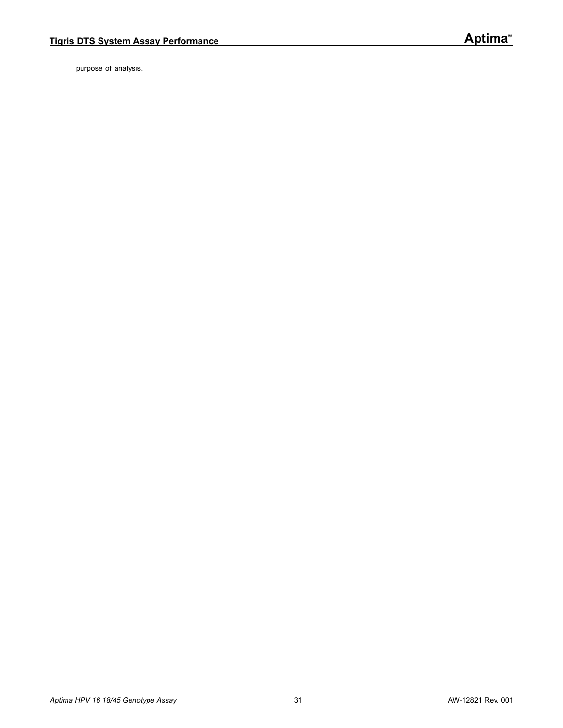purpose of analysis.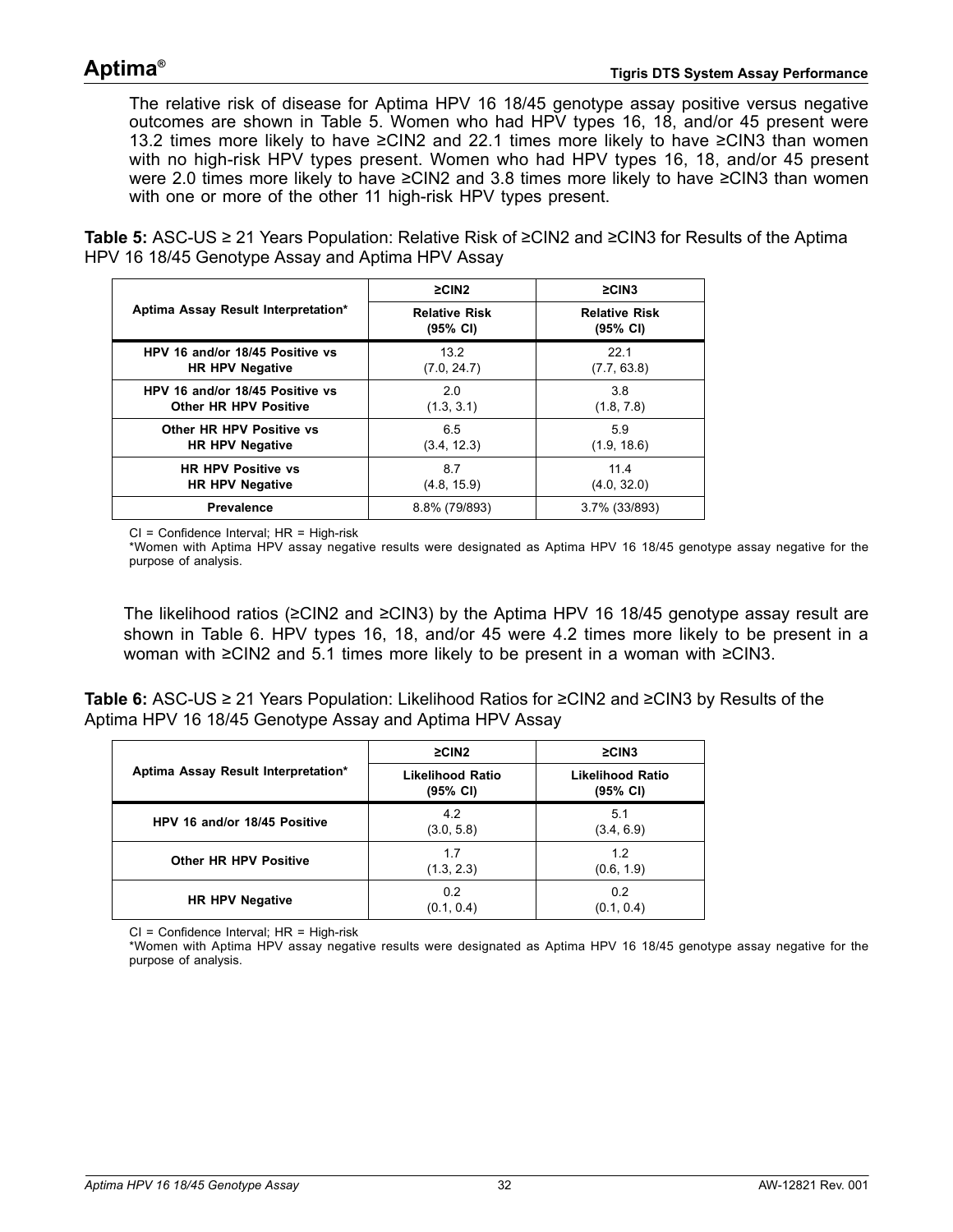The relative risk of disease for Aptima HPV 16 18/45 genotype assay positive versus negative outcomes are shown in Table 5. Women who had HPV types 16, 18, and/or 45 present were 13.2 times more likely to have ≥CIN2 and 22.1 times more likely to have ≥CIN3 than women with no high-risk HPV types present. Women who had HPV types 16, 18, and/or 45 present were 2.0 times more likely to have ≥CIN2 and 3.8 times more likely to have ≥CIN3 than women with one or more of the other 11 high-risk HPV types present.

**Table 5:** ASC-US ≥ 21 Years Population: Relative Risk of ≥CIN2 and ≥CIN3 for Results of the Aptima HPV 16 18/45 Genotype Assay and Aptima HPV Assay

| Aptima Assay Result Interpretation* | ≥CIN2 | ≥CIN3 |
|---|---|---|
| | **Relative Risk (95% CI)** | **Relative Risk (95% CI)** |
| **HPV 16 and/or 18/45 Positive vs HR HPV Negative** | 13.2 (7.0, 24.7) | 22.1 (7.7, 63.8) |
| **HPV 16 and/or 18/45 Positive vs Other HR HPV Positive** | 2.0 (1.3, 3.1) | 3.8 (1.8, 7.8) |
| **Other HR HPV Positive vs HR HPV Negative** | 6.5 (3.4, 12.3) | 5.9 (1.9, 18.6) |
| **HR HPV Positive vs HR HPV Negative** | 8.7 (4.8, 15.9) | 11.4 (4.0, 32.0) |
| **Prevalence** | 8.8% (79/893) | 3.7% (33/893) |

CI = Confidence Interval; HR = High-risk
*Women with Aptima HPV assay negative results were designated as Aptima HPV 16 18/45 genotype assay negative for the purpose of analysis.

The likelihood ratios (≥CIN2 and ≥CIN3) by the Aptima HPV 16 18/45 genotype assay result are shown in Table 6. HPV types 16, 18, and/or 45 were 4.2 times more likely to be present in a woman with ≥CIN2 and 5.1 times more likely to be present in a woman with ≥CIN3.

**Table 6:** ASC-US ≥ 21 Years Population: Likelihood Ratios for ≥CIN2 and ≥CIN3 by Results of the Aptima HPV 16 18/45 Genotype Assay and Aptima HPV Assay

| Aptima Assay Result Interpretation* | ≥CIN2 | ≥CIN3 |
|---|---|---|
| | **Likelihood Ratio (95% CI)** | **Likelihood Ratio (95% CI)** |
| **HPV 16 and/or 18/45 Positive** | 4.2 (3.0, 5.8) | 5.1 (3.4, 6.9) |
| **Other HR HPV Positive** | 1.7 (1.3, 2.3) | 1.2 (0.6, 1.9) |
| **HR HPV Negative** | 0.2 (0.1, 0.4) | 0.2 (0.1, 0.4) |

CI = Confidence Interval; HR = High-risk
*Women with Aptima HPV assay negative results were designated as Aptima HPV 16 18/45 genotype assay negative for the purpose of analysis.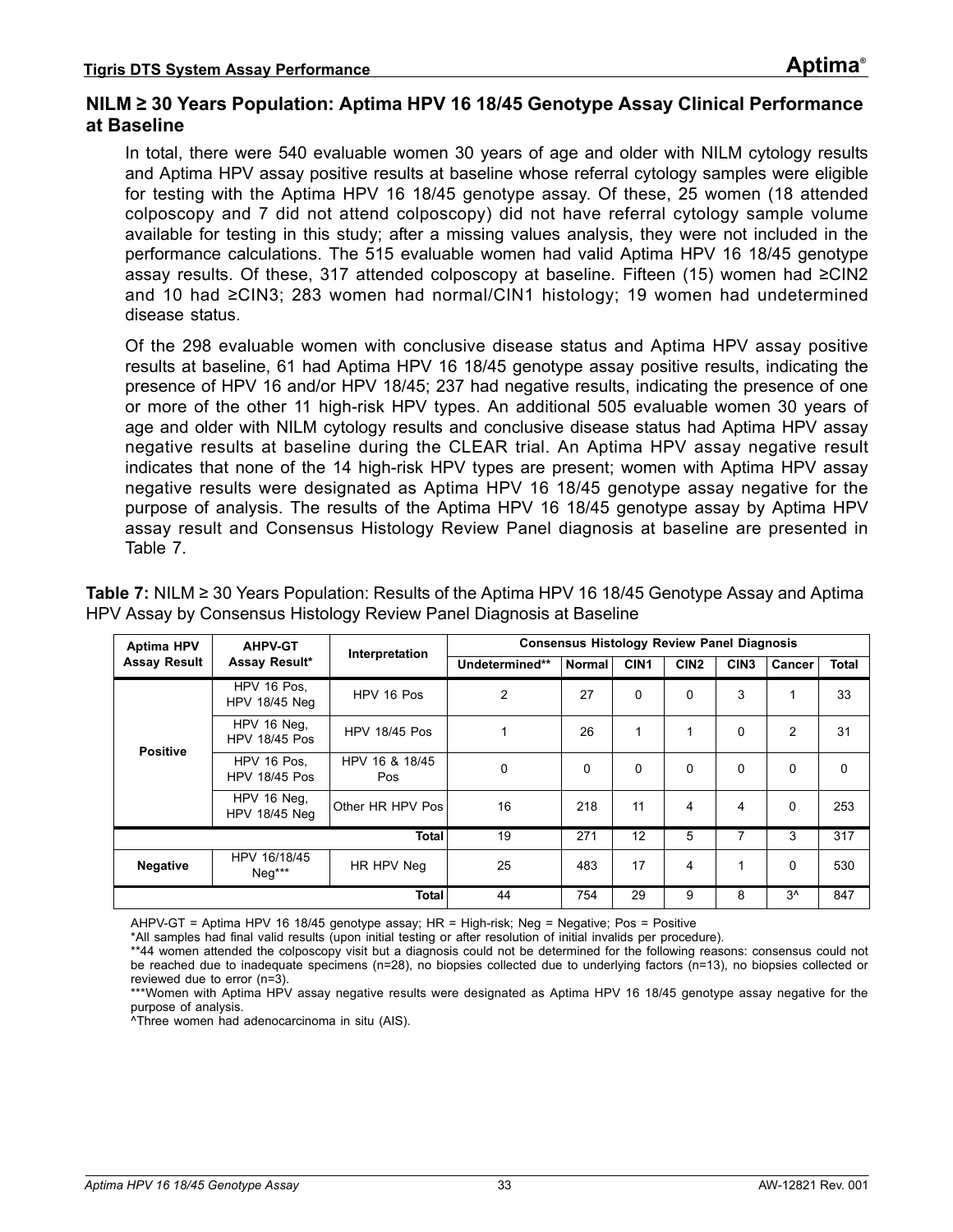## NILM ≥ 30 Years Population: Aptima HPV 16 18/45 Genotype Assay Clinical Performance at Baseline

In total, there were 540 evaluable women 30 years of age and older with NILM cytology results and Aptima HPV assay positive results at baseline whose referral cytology samples were eligible for testing with the Aptima HPV 16 18/45 genotype assay. Of these, 25 women (18 attended colposcopy and 7 did not attend colposcopy) did not have referral cytology sample volume available for testing in this study; after a missing values analysis, they were not included in the performance calculations. The 515 evaluable women had valid Aptima HPV 16 18/45 genotype assay results. Of these, 317 attended colposcopy at baseline. Fifteen (15) women had ≥CIN2 and 10 had ≥CIN3; 283 women had normal/CIN1 histology; 19 women had undetermined disease status.

Of the 298 evaluable women with conclusive disease status and Aptima HPV assay positive results at baseline, 61 had Aptima HPV 16 18/45 genotype assay positive results, indicating the presence of HPV 16 and/or HPV 18/45; 237 had negative results, indicating the presence of one or more of the other 11 high-risk HPV types. An additional 505 evaluable women 30 years of age and older with NILM cytology results and conclusive disease status had Aptima HPV assay negative results at baseline during the CLEAR trial. An Aptima HPV assay negative result indicates that none of the 14 high-risk HPV types are present; women with Aptima HPV assay negative results were designated as Aptima HPV 16 18/45 genotype assay negative for the purpose of analysis. The results of the Aptima HPV 16 18/45 genotype assay by Aptima HPV assay result and Consensus Histology Review Panel diagnosis at baseline are presented in Table 7.

**Table 7:** NILM ≥ 30 Years Population: Results of the Aptima HPV 16 18/45 Genotype Assay and Aptima HPV Assay by Consensus Histology Review Panel Diagnosis at Baseline

| Aptima HPV Assay Result | AHPV-GT Assay Result* | Interpretation | Consensus Histology Review Panel Diagnosis | | | | | | |
|---|---|---|---|---|---|---|---|---|---|
| | | | Undetermined** | Normal | CIN1 | CIN2 | CIN3 | Cancer | Total |
| Positive | HPV 16 Pos, HPV 18/45 Neg | HPV 16 Pos | 2 | 27 | 0 | 0 | 3 | 1 | 33 |
| | HPV 16 Neg, HPV 18/45 Pos | HPV 18/45 Pos | 1 | 26 | 1 | 1 | 0 | 2 | 31 |
| | HPV 16 Pos, HPV 18/45 Pos | HPV 16 & 18/45 Pos | 0 | 0 | 0 | 0 | 0 | 0 | 0 |
| | HPV 16 Neg, HPV 18/45 Neg | Other HR HPV Pos | 16 | 218 | 11 | 4 | 4 | 0 | 253 |
| | | Total | 19 | 271 | 12 | 5 | 7 | 3 | 317 |
| Negative | HPV 16/18/45 Neg*** | HR HPV Neg | 25 | 483 | 17 | 4 | 1 | 0 | 530 |
| | | Total | 44 | 754 | 29 | 9 | 8 | 3^ | 847 |

AHPV-GT = Aptima HPV 16 18/45 genotype assay; HR = High-risk; Neg = Negative; Pos = Positive

*All samples had final valid results (upon initial testing or after resolution of initial invalids per procedure).

**44 women attended the colposcopy visit but a diagnosis could not be determined for the following reasons: consensus could not be reached due to inadequate specimens (n=28), no biopsies collected due to underlying factors (n=13), no biopsies collected or reviewed due to error (n=3).

***Women with Aptima HPV assay negative results were designated as Aptima HPV 16 18/45 genotype assay negative for the purpose of analysis.

^Three women had adenocarcinoma in situ (AIS).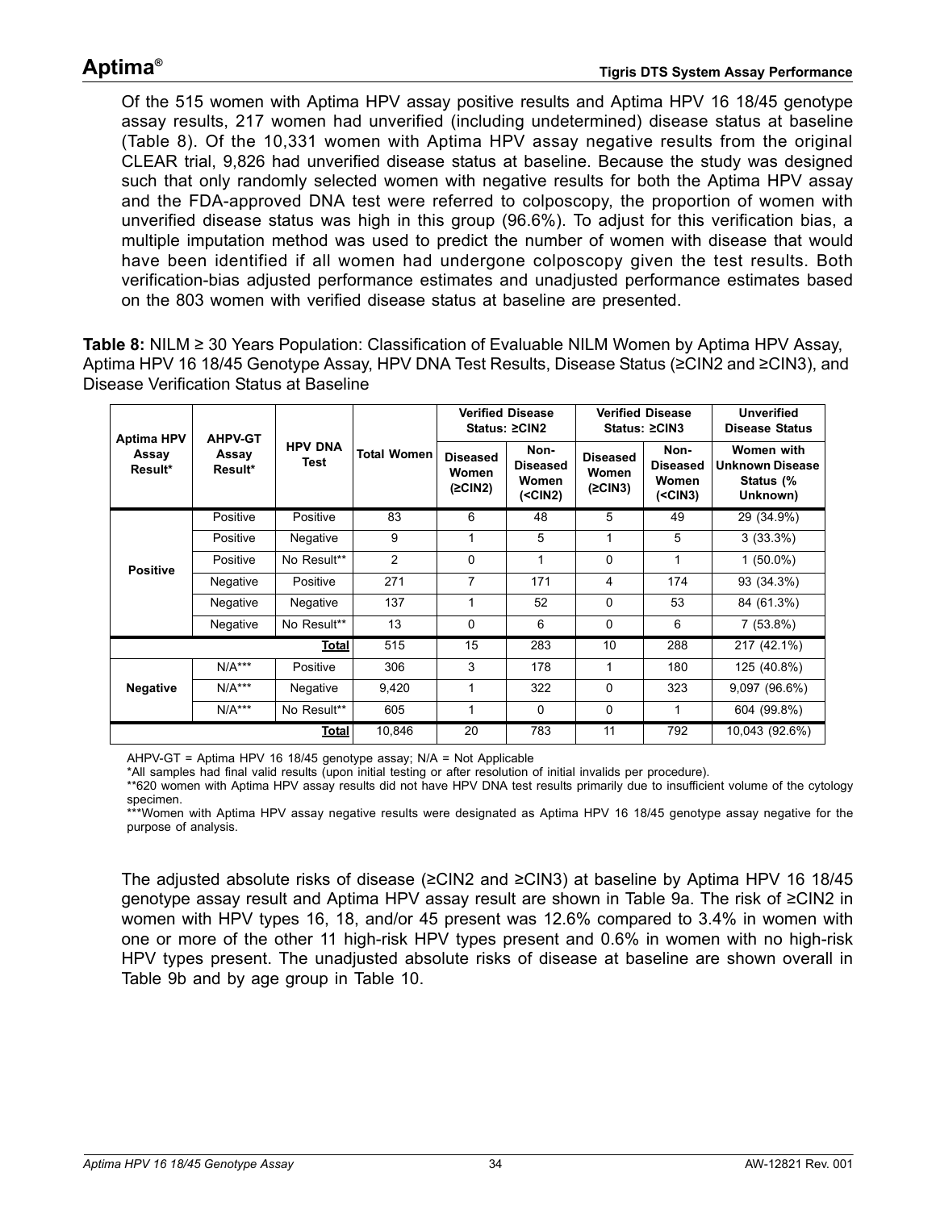Of the 515 women with Aptima HPV assay positive results and Aptima HPV 16 18/45 genotype assay results, 217 women had unverified (including undetermined) disease status at baseline (Table 8). Of the 10,331 women with Aptima HPV assay negative results from the original CLEAR trial, 9,826 had unverified disease status at baseline. Because the study was designed such that only randomly selected women with negative results for both the Aptima HPV assay and the FDA-approved DNA test were referred to colposcopy, the proportion of women with unverified disease status was high in this group (96.6%). To adjust for this verification bias, a multiple imputation method was used to predict the number of women with disease that would have been identified if all women had undergone colposcopy given the test results. Both verification-bias adjusted performance estimates and unadjusted performance estimates based on the 803 women with verified disease status at baseline are presented.

**Table 8:** NILM ≥ 30 Years Population: Classification of Evaluable NILM Women by Aptima HPV Assay, Aptima HPV 16 18/45 Genotype Assay, HPV DNA Test Results, Disease Status (≥CIN2 and ≥CIN3), and Disease Verification Status at Baseline

| Aptima HPV Assay Result* | AHPV-GT Assay Result* | HPV DNA Test | Total Women | Verified Disease Status: ≥CIN2 | | Verified Disease Status: ≥CIN3 | | Unverified Disease Status |
|---|---|---|---|---|---|---|---|---|
| | | | | Diseased Women (≥CIN2) | Non-Diseased Women (<CIN2) | Diseased Women (≥CIN3) | Non-Diseased Women (<CIN3) | Women with Unknown Disease Status (% Unknown) |
| Positive | Positive | Positive | 83 | 6 | 48 | 5 | 49 | 29 (34.9%) |
| | Positive | Negative | 9 | 1 | 5 | 1 | 5 | 3 (33.3%) |
| | Positive | No Result** | 2 | 0 | 1 | 0 | 1 | 1 (50.0%) |
| | Negative | Positive | 271 | 7 | 171 | 4 | 174 | 93 (34.3%) |
| | Negative | Negative | 137 | 1 | 52 | 0 | 53 | 84 (61.3%) |
| | Negative | No Result** | 13 | 0 | 6 | 0 | 6 | 7 (53.8%) |
| | | **Total** | 515 | 15 | 283 | 10 | 288 | 217 (42.1%) |
| Negative | N/A*** | Positive | 306 | 3 | 178 | 1 | 180 | 125 (40.8%) |
| | N/A*** | Negative | 9,420 | 1 | 322 | 0 | 323 | 9,097 (96.6%) |
| | N/A*** | No Result** | 605 | 1 | 0 | 0 | 1 | 604 (99.8%) |
| | | **Total** | 10,846 | 20 | 783 | 11 | 792 | 10,043 (92.6%) |

AHPV-GT = Aptima HPV 16 18/45 genotype assay; N/A = Not Applicable

*All samples had final valid results (upon initial testing or after resolution of initial invalids per procedure).

**620 women with Aptima HPV assay results did not have HPV DNA test results primarily due to insufficient volume of the cytology specimen.

***Women with Aptima HPV assay negative results were designated as Aptima HPV 16 18/45 genotype assay negative for the purpose of analysis.

The adjusted absolute risks of disease (≥CIN2 and ≥CIN3) at baseline by Aptima HPV 16 18/45 genotype assay result and Aptima HPV assay result are shown in Table 9a. The risk of ≥CIN2 in women with HPV types 16, 18, and/or 45 present was 12.6% compared to 3.4% in women with one or more of the other 11 high-risk HPV types present and 0.6% in women with no high-risk HPV types present. The unadjusted absolute risks of disease at baseline are shown overall in Table 9b and by age group in Table 10.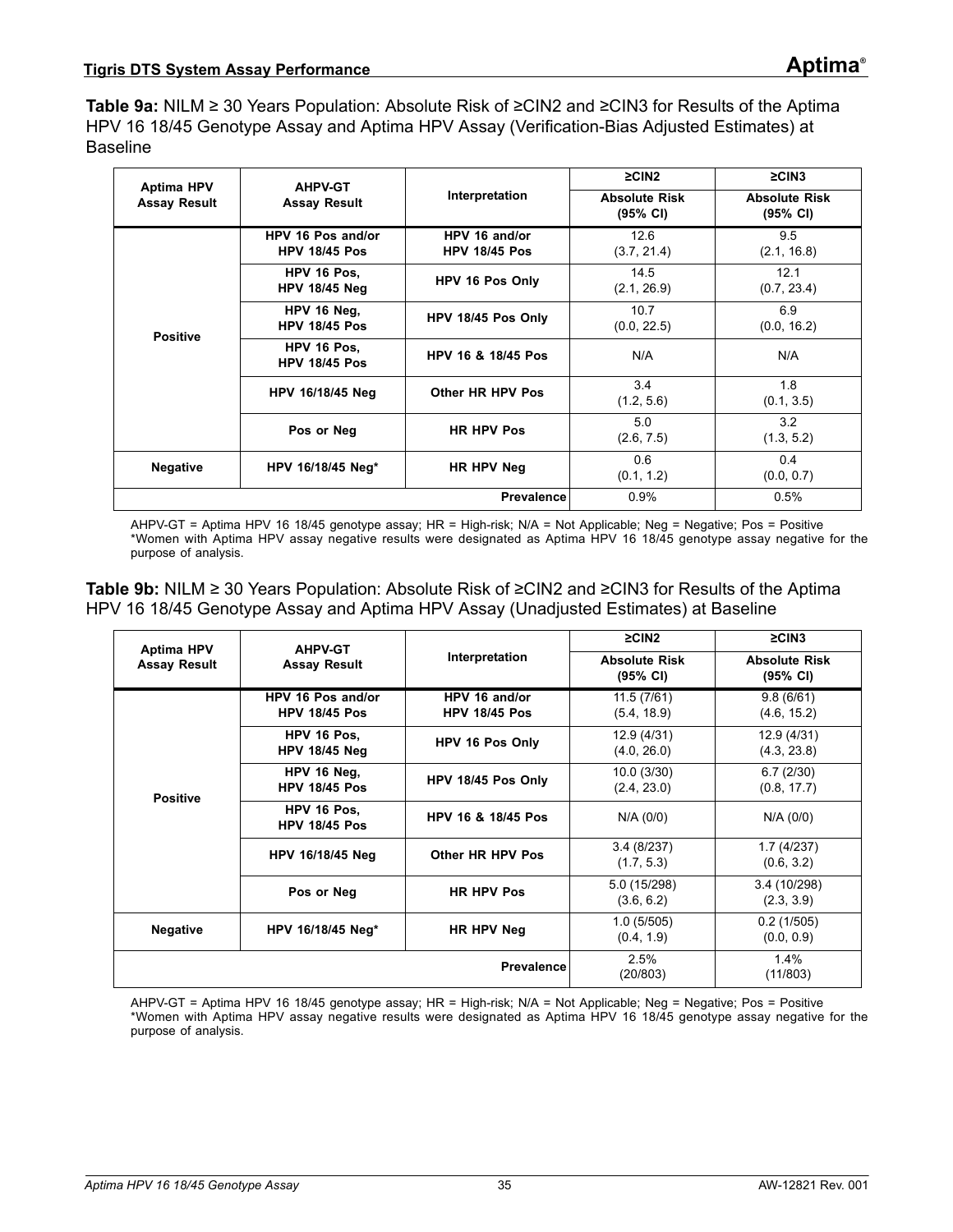**Table 9a:** NILM ≥ 30 Years Population: Absolute Risk of ≥CIN2 and ≥CIN3 for Results of the Aptima HPV 16 18/45 Genotype Assay and Aptima HPV Assay (Verification-Bias Adjusted Estimates) at Baseline

| Aptima HPV Assay Result | AHPV-GT Assay Result | Interpretation | ≥CIN2 | ≥CIN3 |
|---|---|---|---|---|
| | | | Absolute Risk (95% CI) | Absolute Risk (95% CI) |
| Positive | HPV 16 Pos and/or HPV 18/45 Pos | HPV 16 and/or HPV 18/45 Pos | 12.6 (3.7, 21.4) | 9.5 (2.1, 16.8) |
| | HPV 16 Pos, HPV 18/45 Neg | HPV 16 Pos Only | 14.5 (2.1, 26.9) | 12.1 (0.7, 23.4) |
| | HPV 16 Neg, HPV 18/45 Pos | HPV 18/45 Pos Only | 10.7 (0.0, 22.5) | 6.9 (0.0, 16.2) |
| | HPV 16 Pos, HPV 18/45 Pos | HPV 16 & 18/45 Pos | N/A | N/A |
| | HPV 16/18/45 Neg | Other HR HPV Pos | 3.4 (1.2, 5.6) | 1.8 (0.1, 3.5) |
| | Pos or Neg | HR HPV Pos | 5.0 (2.6, 7.5) | 3.2 (1.3, 5.2) |
| Negative | HPV 16/18/45 Neg* | HR HPV Neg | 0.6 (0.1, 1.2) | 0.4 (0.0, 0.7) |
| | | Prevalence | 0.9% | 0.5% |

AHPV-GT = Aptima HPV 16 18/45 genotype assay; HR = High-risk; N/A = Not Applicable; Neg = Negative; Pos = Positive
*Women with Aptima HPV assay negative results were designated as Aptima HPV 16 18/45 genotype assay negative for the purpose of analysis.

**Table 9b:** NILM ≥ 30 Years Population: Absolute Risk of ≥CIN2 and ≥CIN3 for Results of the Aptima HPV 16 18/45 Genotype Assay and Aptima HPV Assay (Unadjusted Estimates) at Baseline

| Aptima HPV Assay Result | AHPV-GT Assay Result | Interpretation | ≥CIN2 | ≥CIN3 |
|---|---|---|---|---|
| | | | Absolute Risk (95% CI) | Absolute Risk (95% CI) |
| Positive | HPV 16 Pos and/or HPV 18/45 Pos | HPV 16 and/or HPV 18/45 Pos | 11.5 (7/61) (5.4, 18.9) | 9.8 (6/61) (4.6, 15.2) |
| | HPV 16 Pos, HPV 18/45 Neg | HPV 16 Pos Only | 12.9 (4/31) (4.0, 26.0) | 12.9 (4/31) (4.3, 23.8) |
| | HPV 16 Neg, HPV 18/45 Pos | HPV 18/45 Pos Only | 10.0 (3/30) (2.4, 23.0) | 6.7 (2/30) (0.8, 17.7) |
| | HPV 16 Pos, HPV 18/45 Pos | HPV 16 & 18/45 Pos | N/A (0/0) | N/A (0/0) |
| | HPV 16/18/45 Neg | Other HR HPV Pos | 3.4 (8/237) (1.7, 5.3) | 1.7 (4/237) (0.6, 3.2) |
| | Pos or Neg | HR HPV Pos | 5.0 (15/298) (3.6, 6.2) | 3.4 (10/298) (2.3, 3.9) |
| Negative | HPV 16/18/45 Neg* | HR HPV Neg | 1.0 (5/505) (0.4, 1.9) | 0.2 (1/505) (0.0, 0.9) |
| | | Prevalence | 2.5% (20/803) | 1.4% (11/803) |

AHPV-GT = Aptima HPV 16 18/45 genotype assay; HR = High-risk; N/A = Not Applicable; Neg = Negative; Pos = Positive
*Women with Aptima HPV assay negative results were designated as Aptima HPV 16 18/45 genotype assay negative for the purpose of analysis.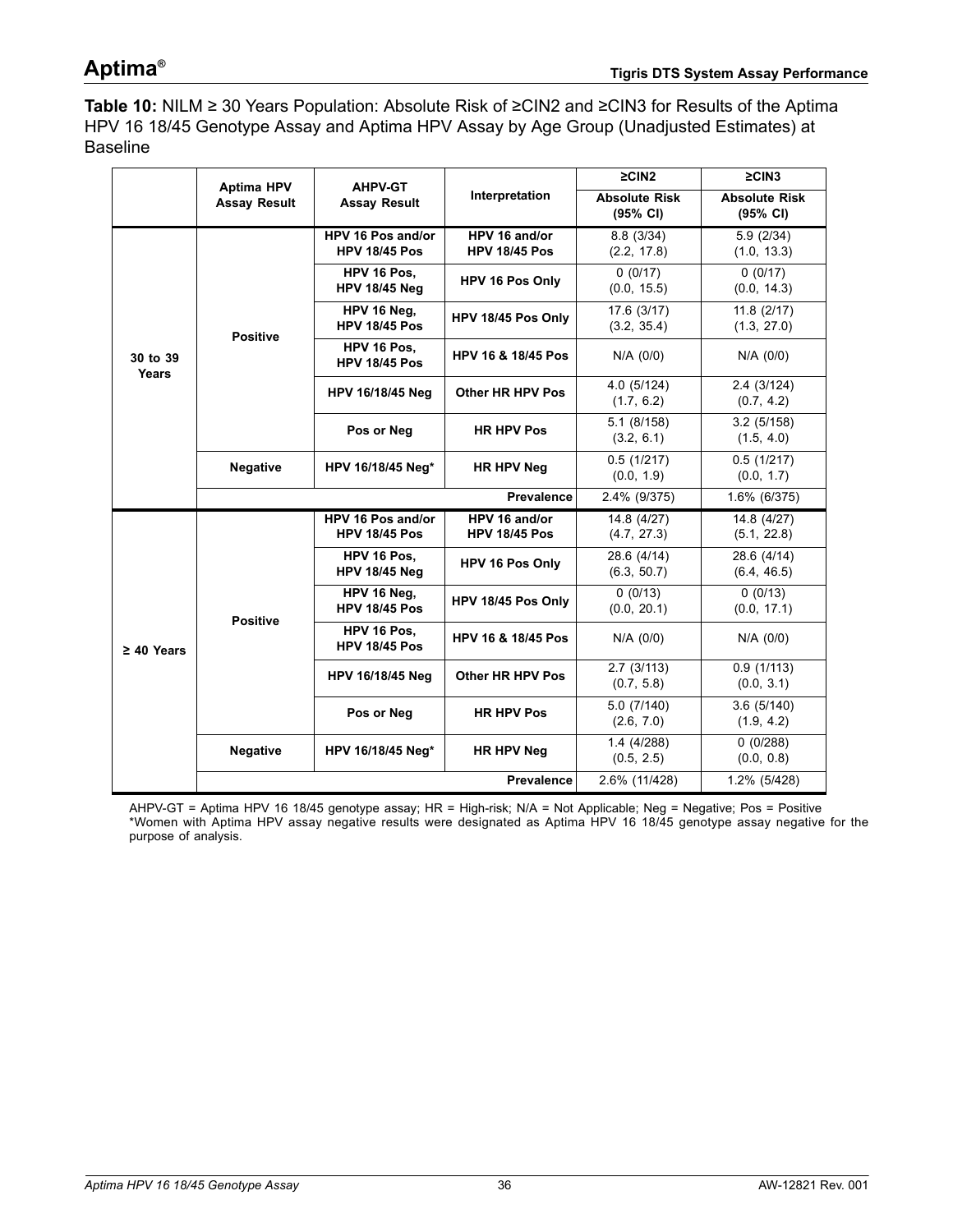**Table 10:** NILM ≥ 30 Years Population: Absolute Risk of ≥CIN2 and ≥CIN3 for Results of the Aptima HPV 16 18/45 Genotype Assay and Aptima HPV Assay by Age Group (Unadjusted Estimates) at Baseline

| | Aptima HPV Assay Result | AHPV-GT Assay Result | Interpretation | ≥CIN2 Absolute Risk (95% CI) | ≥CIN3 Absolute Risk (95% CI) |
|---|---|---|---|---|---|
| 30 to 39 Years | Positive | HPV 16 Pos and/or HPV 18/45 Pos | HPV 16 and/or HPV 18/45 Pos | 8.8 (3/34) (2.2, 17.8) | 5.9 (2/34) (1.0, 13.3) |
| | | HPV 16 Pos, HPV 18/45 Neg | HPV 16 Pos Only | 0 (0/17) (0.0, 15.5) | 0 (0/17) (0.0, 14.3) |
| | | HPV 16 Neg, HPV 18/45 Pos | HPV 18/45 Pos Only | 17.6 (3/17) (3.2, 35.4) | 11.8 (2/17) (1.3, 27.0) |
| | | HPV 16 Pos, HPV 18/45 Pos | HPV 16 & 18/45 Pos | N/A (0/0) | N/A (0/0) |
| | | HPV 16/18/45 Neg | Other HR HPV Pos | 4.0 (5/124) (1.7, 6.2) | 2.4 (3/124) (0.7, 4.2) |
| | | Pos or Neg | HR HPV Pos | 5.1 (8/158) (3.2, 6.1) | 3.2 (5/158) (1.5, 4.0) |
| | Negative | HPV 16/18/45 Neg* | HR HPV Neg | 0.5 (1/217) (0.0, 1.9) | 0.5 (1/217) (0.0, 1.7) |
| | | | Prevalence | 2.4% (9/375) | 1.6% (6/375) |
| ≥ 40 Years | Positive | HPV 16 Pos and/or HPV 18/45 Pos | HPV 16 and/or HPV 18/45 Pos | 14.8 (4/27) (4.7, 27.3) | 14.8 (4/27) (5.1, 22.8) |
| | | HPV 16 Pos, HPV 18/45 Neg | HPV 16 Pos Only | 28.6 (4/14) (6.3, 50.7) | 28.6 (4/14) (6.4, 46.5) |
| | | HPV 16 Neg, HPV 18/45 Pos | HPV 18/45 Pos Only | 0 (0/13) (0.0, 20.1) | 0 (0/13) (0.0, 17.1) |
| | | HPV 16 Pos, HPV 18/45 Pos | HPV 16 & 18/45 Pos | N/A (0/0) | N/A (0/0) |
| | | HPV 16/18/45 Neg | Other HR HPV Pos | 2.7 (3/113) (0.7, 5.8) | 0.9 (1/113) (0.0, 3.1) |
| | | Pos or Neg | HR HPV Pos | 5.0 (7/140) (2.6, 7.0) | 3.6 (5/140) (1.9, 4.2) |
| | Negative | HPV 16/18/45 Neg* | HR HPV Neg | 1.4 (4/288) (0.5, 2.5) | 0 (0/288) (0.0, 0.8) |
| | | | Prevalence | 2.6% (11/428) | 1.2% (5/428) |

AHPV-GT = Aptima HPV 16 18/45 genotype assay; HR = High-risk; N/A = Not Applicable; Neg = Negative; Pos = Positive
*Women with Aptima HPV assay negative results were designated as Aptima HPV 16 18/45 genotype assay negative for the purpose of analysis.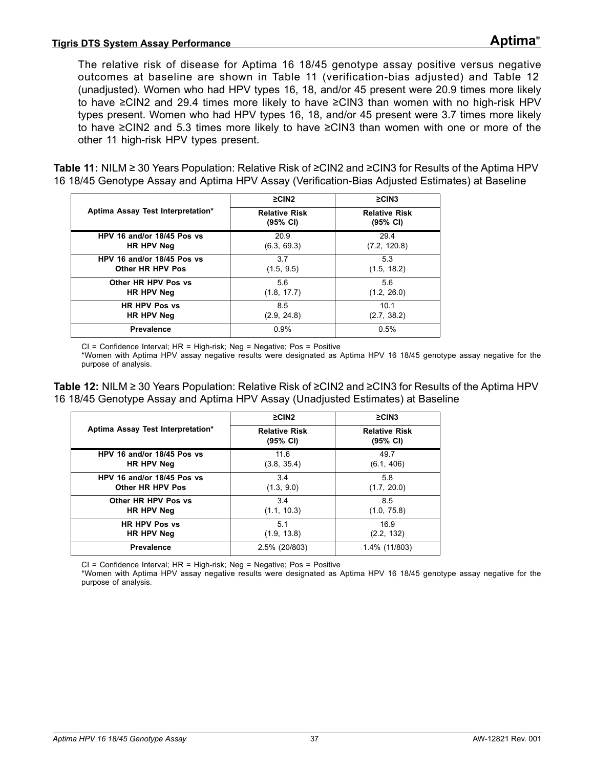The relative risk of disease for Aptima 16 18/45 genotype assay positive versus negative outcomes at baseline are shown in Table 11 (verification-bias adjusted) and Table 12 (unadjusted). Women who had HPV types 16, 18, and/or 45 present were 20.9 times more likely to have ≥CIN2 and 29.4 times more likely to have ≥CIN3 than women with no high-risk HPV types present. Women who had HPV types 16, 18, and/or 45 present were 3.7 times more likely to have ≥CIN2 and 5.3 times more likely to have ≥CIN3 than women with one or more of the other 11 high-risk HPV types present.

**Table 11:** NILM ≥ 30 Years Population: Relative Risk of ≥CIN2 and ≥CIN3 for Results of the Aptima HPV 16 18/45 Genotype Assay and Aptima HPV Assay (Verification-Bias Adjusted Estimates) at Baseline

| Aptima Assay Test Interpretation* | ≥CIN2 | ≥CIN3 |
|---|---|---|
| | **Relative Risk (95% CI)** | **Relative Risk (95% CI)** |
| **HPV 16 and/or 18/45 Pos vs HR HPV Neg** | 20.9 (6.3, 69.3) | 29.4 (7.2, 120.8) |
| **HPV 16 and/or 18/45 Pos vs Other HR HPV Pos** | 3.7 (1.5, 9.5) | 5.3 (1.5, 18.2) |
| **Other HR HPV Pos vs HR HPV Neg** | 5.6 (1.8, 17.7) | 5.6 (1.2, 26.0) |
| **HR HPV Pos vs HR HPV Neg** | 8.5 (2.9, 24.8) | 10.1 (2.7, 38.2) |
| **Prevalence** | 0.9% | 0.5% |

CI = Confidence Interval; HR = High-risk; Neg = Negative; Pos = Positive

*Women with Aptima HPV assay negative results were designated as Aptima HPV 16 18/45 genotype assay negative for the purpose of analysis.

**Table 12:** NILM ≥ 30 Years Population: Relative Risk of ≥CIN2 and ≥CIN3 for Results of the Aptima HPV 16 18/45 Genotype Assay and Aptima HPV Assay (Unadjusted Estimates) at Baseline

| Aptima Assay Test Interpretation* | ≥CIN2 | ≥CIN3 |
|---|---|---|
| | **Relative Risk (95% CI)** | **Relative Risk (95% CI)** |
| **HPV 16 and/or 18/45 Pos vs HR HPV Neg** | 11.6 (3.8, 35.4) | 49.7 (6.1, 406) |
| **HPV 16 and/or 18/45 Pos vs Other HR HPV Pos** | 3.4 (1.3, 9.0) | 5.8 (1.7, 20.0) |
| **Other HR HPV Pos vs HR HPV Neg** | 3.4 (1.1, 10.3) | 8.5 (1.0, 75.8) |
| **HR HPV Pos vs HR HPV Neg** | 5.1 (1.9, 13.8) | 16.9 (2.2, 132) |
| **Prevalence** | 2.5% (20/803) | 1.4% (11/803) |

CI = Confidence Interval; HR = High-risk; Neg = Negative; Pos = Positive

*Women with Aptima HPV assay negative results were designated as Aptima HPV 16 18/45 genotype assay negative for the purpose of analysis.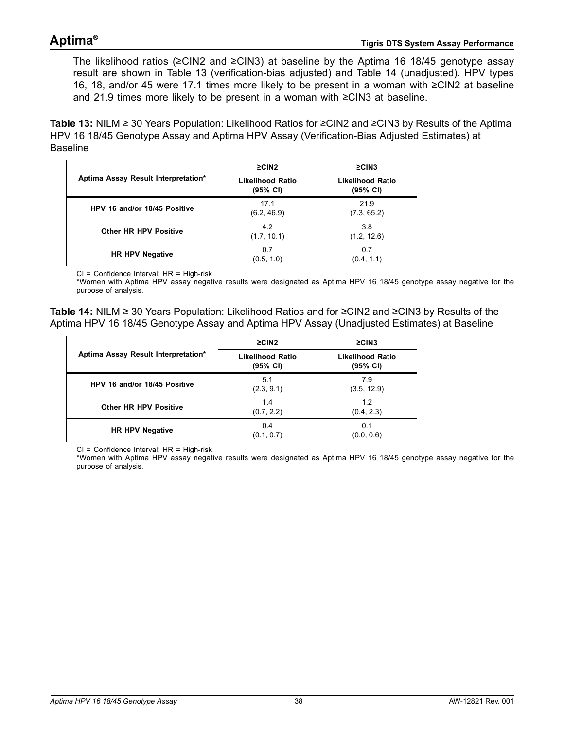The likelihood ratios (≥CIN2 and ≥CIN3) at baseline by the Aptima 16 18/45 genotype assay result are shown in Table 13 (verification-bias adjusted) and Table 14 (unadjusted). HPV types 16, 18, and/or 45 were 17.1 times more likely to be present in a woman with ≥CIN2 at baseline and 21.9 times more likely to be present in a woman with ≥CIN3 at baseline.

**Table 13:** NILM ≥ 30 Years Population: Likelihood Ratios for ≥CIN2 and ≥CIN3 by Results of the Aptima HPV 16 18/45 Genotype Assay and Aptima HPV Assay (Verification-Bias Adjusted Estimates) at Baseline

| Aptima Assay Result Interpretation* | ≥CIN2 | ≥CIN3 |
|---|---|---|
| | Likelihood Ratio (95% CI) | Likelihood Ratio (95% CI) |
| HPV 16 and/or 18/45 Positive | 17.1 (6.2, 46.9) | 21.9 (7.3, 65.2) |
| Other HR HPV Positive | 4.2 (1.7, 10.1) | 3.8 (1.2, 12.6) |
| HR HPV Negative | 0.7 (0.5, 1.0) | 0.7 (0.4, 1.1) |

CI = Confidence Interval; HR = High-risk

*Women with Aptima HPV assay negative results were designated as Aptima HPV 16 18/45 genotype assay negative for the purpose of analysis.

**Table 14:** NILM ≥ 30 Years Population: Likelihood Ratios and for ≥CIN2 and ≥CIN3 by Results of the Aptima HPV 16 18/45 Genotype Assay and Aptima HPV Assay (Unadjusted Estimates) at Baseline

| Aptima Assay Result Interpretation* | ≥CIN2 | ≥CIN3 |
|---|---|---|
| | Likelihood Ratio (95% CI) | Likelihood Ratio (95% CI) |
| HPV 16 and/or 18/45 Positive | 5.1 (2.3, 9.1) | 7.9 (3.5, 12.9) |
| Other HR HPV Positive | 1.4 (0.7, 2.2) | 1.2 (0.4, 2.3) |
| HR HPV Negative | 0.4 (0.1, 0.7) | 0.1 (0.0, 0.6) |

CI = Confidence Interval; HR = High-risk

*Women with Aptima HPV assay negative results were designated as Aptima HPV 16 18/45 genotype assay negative for the purpose of analysis.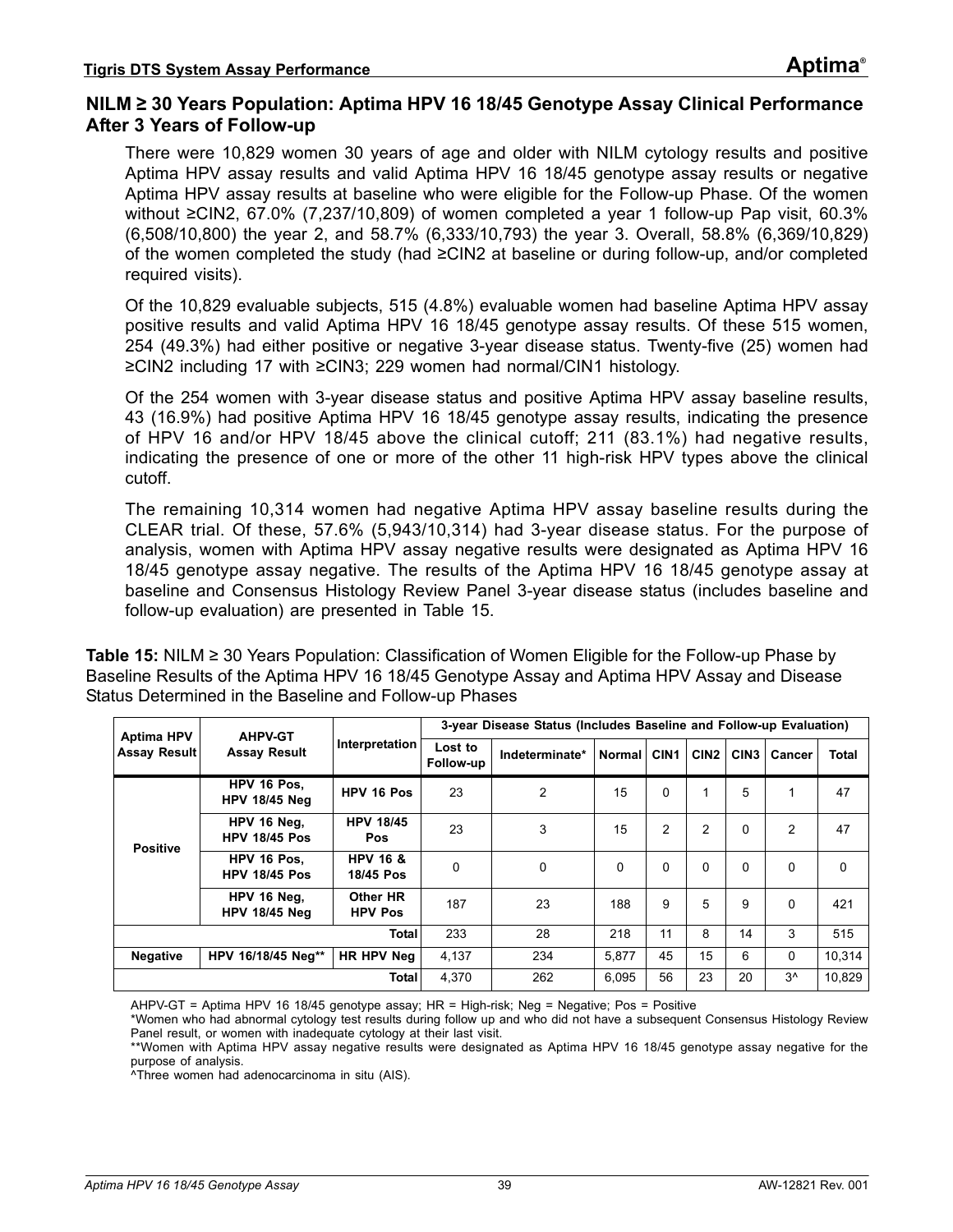## NILM ≥ 30 Years Population: Aptima HPV 16 18/45 Genotype Assay Clinical Performance After 3 Years of Follow-up

There were 10,829 women 30 years of age and older with NILM cytology results and positive Aptima HPV assay results and valid Aptima HPV 16 18/45 genotype assay results or negative Aptima HPV assay results at baseline who were eligible for the Follow-up Phase. Of the women without ≥CIN2, 67.0% (7,237/10,809) of women completed a year 1 follow-up Pap visit, 60.3% (6,508/10,800) the year 2, and 58.7% (6,333/10,793) the year 3. Overall, 58.8% (6,369/10,829) of the women completed the study (had ≥CIN2 at baseline or during follow-up, and/or completed required visits).

Of the 10,829 evaluable subjects, 515 (4.8%) evaluable women had baseline Aptima HPV assay positive results and valid Aptima HPV 16 18/45 genotype assay results. Of these 515 women, 254 (49.3%) had either positive or negative 3-year disease status. Twenty-five (25) women had ≥CIN2 including 17 with ≥CIN3; 229 women had normal/CIN1 histology.

Of the 254 women with 3-year disease status and positive Aptima HPV assay baseline results, 43 (16.9%) had positive Aptima HPV 16 18/45 genotype assay results, indicating the presence of HPV 16 and/or HPV 18/45 above the clinical cutoff; 211 (83.1%) had negative results, indicating the presence of one or more of the other 11 high-risk HPV types above the clinical cutoff.

The remaining 10,314 women had negative Aptima HPV assay baseline results during the CLEAR trial. Of these, 57.6% (5,943/10,314) had 3-year disease status. For the purpose of analysis, women with Aptima HPV assay negative results were designated as Aptima HPV 16 18/45 genotype assay negative. The results of the Aptima HPV 16 18/45 genotype assay at baseline and Consensus Histology Review Panel 3-year disease status (includes baseline and follow-up evaluation) are presented in Table 15.

**Table 15:** NILM ≥ 30 Years Population: Classification of Women Eligible for the Follow-up Phase by Baseline Results of the Aptima HPV 16 18/45 Genotype Assay and Aptima HPV Assay and Disease Status Determined in the Baseline and Follow-up Phases

| Aptima HPV Assay Result | AHPV-GT Assay Result | Interpretation | 3-year Disease Status (Includes Baseline and Follow-up Evaluation) | | | | | | | |
|---|---|---|---|---|---|---|---|---|---|---|
| | | | Lost to Follow-up | Indeterminate* | Normal | CIN1 | CIN2 | CIN3 | Cancer | Total |
| Positive | HPV 16 Pos, HPV 18/45 Neg | HPV 16 Pos | 23 | 2 | 15 | 0 | 1 | 5 | 1 | 47 |
| | HPV 16 Neg, HPV 18/45 Pos | HPV 18/45 Pos | 23 | 3 | 15 | 2 | 2 | 0 | 2 | 47 |
| | HPV 16 Pos, HPV 18/45 Pos | HPV 16 & 18/45 Pos | 0 | 0 | 0 | 0 | 0 | 0 | 0 | 0 |
| | HPV 16 Neg, HPV 18/45 Neg | Other HR HPV Pos | 187 | 23 | 188 | 9 | 5 | 9 | 0 | 421 |
| | | Total | 233 | 28 | 218 | 11 | 8 | 14 | 3 | 515 |
| Negative | HPV 16/18/45 Neg** | HR HPV Neg | 4,137 | 234 | 5,877 | 45 | 15 | 6 | 0 | 10,314 |
| | | Total | 4,370 | 262 | 6,095 | 56 | 23 | 20 | 3^ | 10,829 |

AHPV-GT = Aptima HPV 16 18/45 genotype assay; HR = High-risk; Neg = Negative; Pos = Positive

*Women who had abnormal cytology test results during follow up and who did not have a subsequent Consensus Histology Review Panel result, or women with inadequate cytology at their last visit.

**Women with Aptima HPV assay negative results were designated as Aptima HPV 16 18/45 genotype assay negative for the purpose of analysis.

^Three women had adenocarcinoma in situ (AIS).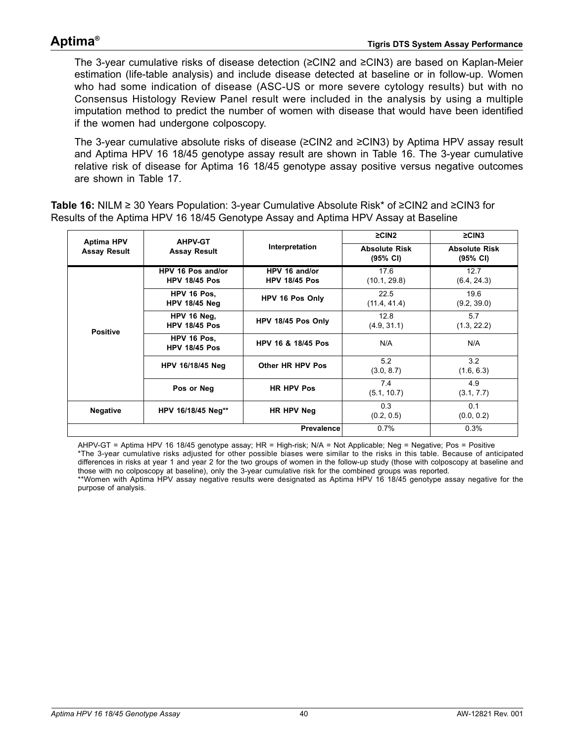The 3-year cumulative risks of disease detection (≥CIN2 and ≥CIN3) are based on Kaplan-Meier estimation (life-table analysis) and include disease detected at baseline or in follow-up. Women who had some indication of disease (ASC-US or more severe cytology results) but with no Consensus Histology Review Panel result were included in the analysis by using a multiple imputation method to predict the number of women with disease that would have been identified if the women had undergone colposcopy.

The 3-year cumulative absolute risks of disease (≥CIN2 and ≥CIN3) by Aptima HPV assay result and Aptima HPV 16 18/45 genotype assay result are shown in Table 16. The 3-year cumulative relative risk of disease for Aptima 16 18/45 genotype assay positive versus negative outcomes are shown in Table 17.

**Table 16:** NILM ≥ 30 Years Population: 3-year Cumulative Absolute Risk* of ≥CIN2 and ≥CIN3 for Results of the Aptima HPV 16 18/45 Genotype Assay and Aptima HPV Assay at Baseline

| Aptima HPV Assay Result | AHPV-GT Assay Result | Interpretation | ≥CIN2 | ≥CIN3 |
|---|---|---|---|---|
| | | | Absolute Risk (95% CI) | Absolute Risk (95% CI) |
| Positive | HPV 16 Pos and/or HPV 18/45 Pos | HPV 16 and/or HPV 18/45 Pos | 17.6 (10.1, 29.8) | 12.7 (6.4, 24.3) |
| | HPV 16 Pos, HPV 18/45 Neg | HPV 16 Pos Only | 22.5 (11.4, 41.4) | 19.6 (9.2, 39.0) |
| | HPV 16 Neg, HPV 18/45 Pos | HPV 18/45 Pos Only | 12.8 (4.9, 31.1) | 5.7 (1.3, 22.2) |
| | HPV 16 Pos, HPV 18/45 Pos | HPV 16 & 18/45 Pos | N/A | N/A |
| | HPV 16/18/45 Neg | Other HR HPV Pos | 5.2 (3.0, 8.7) | 3.2 (1.6, 6.3) |
| | Pos or Neg | HR HPV Pos | 7.4 (5.1, 10.7) | 4.9 (3.1, 7.7) |
| Negative | HPV 16/18/45 Neg** | HR HPV Neg | 0.3 (0.2, 0.5) | 0.1 (0.0, 0.2) |
| | | Prevalence | 0.7% | 0.3% |

AHPV-GT = Aptima HPV 16 18/45 genotype assay; HR = High-risk; N/A = Not Applicable; Neg = Negative; Pos = Positive

*The 3-year cumulative risks adjusted for other possible biases were similar to the risks in this table. Because of anticipated differences in risks at year 1 and year 2 for the two groups of women in the follow-up study (those with colposcopy at baseline and those with no colposcopy at baseline), only the 3-year cumulative risk for the combined groups was reported.

**Women with Aptima HPV assay negative results were designated as Aptima HPV 16 18/45 genotype assay negative for the purpose of analysis.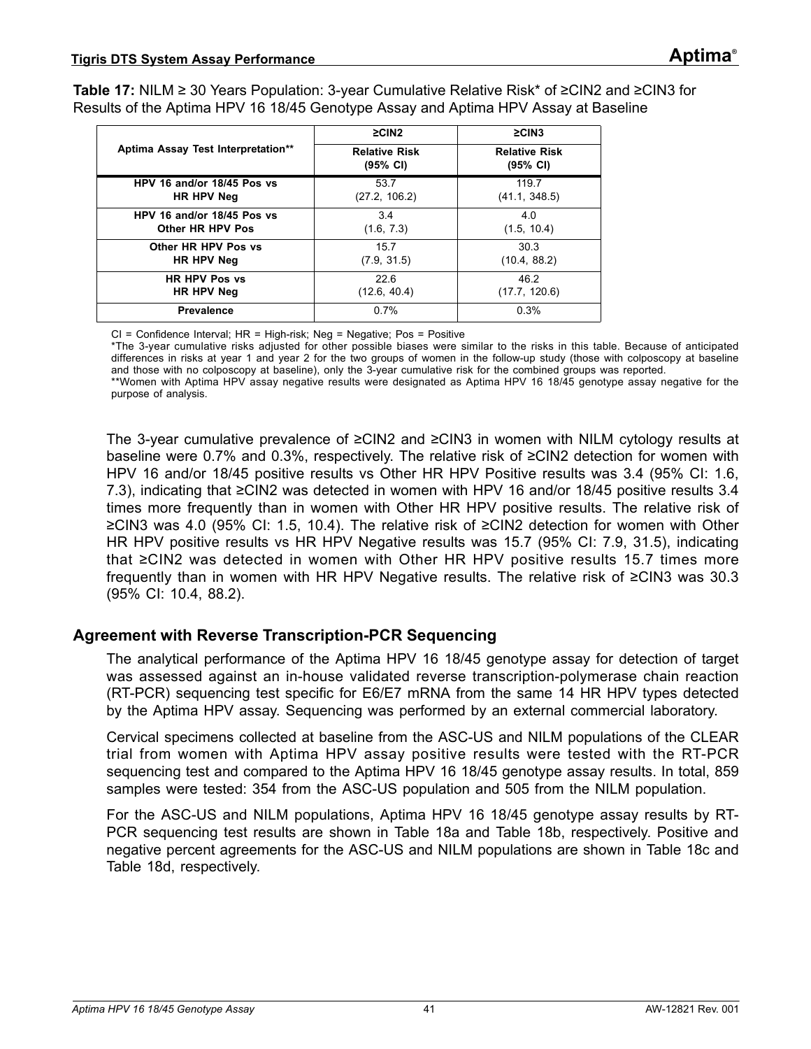**Table 17:** NILM ≥ 30 Years Population: 3-year Cumulative Relative Risk* of ≥CIN2 and ≥CIN3 for Results of the Aptima HPV 16 18/45 Genotype Assay and Aptima HPV Assay at Baseline

| Aptima Assay Test Interpretation** | ≥CIN2 | ≥CIN3 |
|---|---|---|
| | Relative Risk (95% CI) | Relative Risk (95% CI) |
| HPV 16 and/or 18/45 Pos vs HR HPV Neg | 53.7 (27.2, 106.2) | 119.7 (41.1, 348.5) |
| HPV 16 and/or 18/45 Pos vs Other HR HPV Pos | 3.4 (1.6, 7.3) | 4.0 (1.5, 10.4) |
| Other HR HPV Pos vs HR HPV Neg | 15.7 (7.9, 31.5) | 30.3 (10.4, 88.2) |
| HR HPV Pos vs HR HPV Neg | 22.6 (12.6, 40.4) | 46.2 (17.7, 120.6) |
| Prevalence | 0.7% | 0.3% |

CI = Confidence Interval; HR = High-risk; Neg = Negative; Pos = Positive

*The 3-year cumulative risks adjusted for other possible biases were similar to the risks in this table. Because of anticipated differences in risks at year 1 and year 2 for the two groups of women in the follow-up study (those with colposcopy at baseline and those with no colposcopy at baseline), only the 3-year cumulative risk for the combined groups was reported.

**Women with Aptima HPV assay negative results were designated as Aptima HPV 16 18/45 genotype assay negative for the purpose of analysis.

The 3-year cumulative prevalence of ≥CIN2 and ≥CIN3 in women with NILM cytology results at baseline were 0.7% and 0.3%, respectively. The relative risk of ≥CIN2 detection for women with HPV 16 and/or 18/45 positive results vs Other HR HPV Positive results was 3.4 (95% CI: 1.6, 7.3), indicating that ≥CIN2 was detected in women with HPV 16 and/or 18/45 positive results 3.4 times more frequently than in women with Other HR HPV positive results. The relative risk of ≥CIN3 was 4.0 (95% CI: 1.5, 10.4). The relative risk of ≥CIN2 detection for women with Other HR HPV positive results vs HR HPV Negative results was 15.7 (95% CI: 7.9, 31.5), indicating that ≥CIN2 was detected in women with Other HR HPV positive results 15.7 times more frequently than in women with HR HPV Negative results. The relative risk of ≥CIN3 was 30.3 (95% CI: 10.4, 88.2).

## Agreement with Reverse Transcription-PCR Sequencing

The analytical performance of the Aptima HPV 16 18/45 genotype assay for detection of target was assessed against an in-house validated reverse transcription-polymerase chain reaction (RT-PCR) sequencing test specific for E6/E7 mRNA from the same 14 HR HPV types detected by the Aptima HPV assay. Sequencing was performed by an external commercial laboratory.

Cervical specimens collected at baseline from the ASC-US and NILM populations of the CLEAR trial from women with Aptima HPV assay positive results were tested with the RT-PCR sequencing test and compared to the Aptima HPV 16 18/45 genotype assay results. In total, 859 samples were tested: 354 from the ASC-US population and 505 from the NILM population.

For the ASC-US and NILM populations, Aptima HPV 16 18/45 genotype assay results by RT-PCR sequencing test results are shown in Table 18a and Table 18b, respectively. Positive and negative percent agreements for the ASC-US and NILM populations are shown in Table 18c and Table 18d, respectively.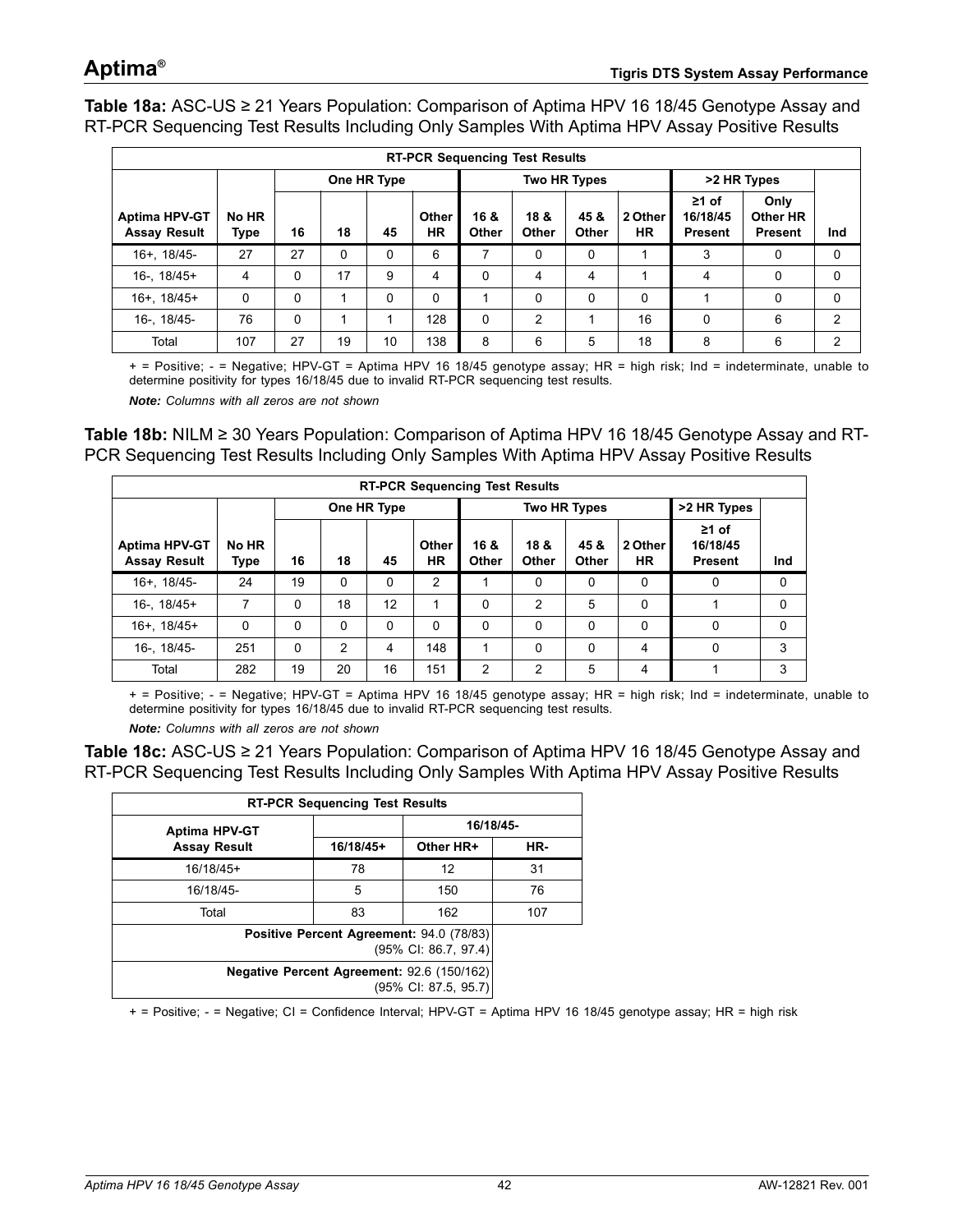**Table 18a:** ASC-US ≥ 21 Years Population: Comparison of Aptima HPV 16 18/45 Genotype Assay and RT-PCR Sequencing Test Results Including Only Samples With Aptima HPV Assay Positive Results

| RT-PCR Sequencing Test Results | | | | | | | | | | | | |
|---|---|---|---|---|---|---|---|---|---|---|---|---|
| | | One HR Type | | | | Two HR Types | | | | >2 HR Types | | |
| Aptima HPV-GT Assay Result | No HR Type | 16 | 18 | 45 | Other HR | 16 & Other | 18 & Other | 45 & Other | 2 Other HR | ≥1 of 16/18/45 Present | Only Other HR Present | Ind |
| 16+, 18/45- | 27 | 27 | 0 | 0 | 6 | 7 | 0 | 0 | 1 | 3 | 0 | 0 |
| 16-, 18/45+ | 4 | 0 | 17 | 9 | 4 | 0 | 4 | 4 | 1 | 4 | 0 | 0 |
| 16+, 18/45+ | 0 | 0 | 1 | 0 | 0 | 1 | 0 | 0 | 0 | 1 | 0 | 0 |
| 16-, 18/45- | 76 | 0 | 1 | 1 | 128 | 0 | 2 | 1 | 16 | 0 | 6 | 2 |
| Total | 107 | 27 | 19 | 10 | 138 | 8 | 6 | 5 | 18 | 8 | 6 | 2 |

+ = Positive; - = Negative; HPV-GT = Aptima HPV 16 18/45 genotype assay; HR = high risk; Ind = indeterminate, unable to determine positivity for types 16/18/45 due to invalid RT-PCR sequencing test results.

***Note:*** *Columns with all zeros are not shown*

**Table 18b:** NILM ≥ 30 Years Population: Comparison of Aptima HPV 16 18/45 Genotype Assay and RT-PCR Sequencing Test Results Including Only Samples With Aptima HPV Assay Positive Results

| RT-PCR Sequencing Test Results | | | | | | | | | | | |
|---|---|---|---|---|---|---|---|---|---|---|---|
| | | One HR Type | | | | Two HR Types | | | | >2 HR Types | |
| Aptima HPV-GT Assay Result | No HR Type | 16 | 18 | 45 | Other HR | 16 & Other | 18 & Other | 45 & Other | 2 Other HR | ≥1 of 16/18/45 Present | Ind |
| 16+, 18/45- | 24 | 19 | 0 | 0 | 2 | 1 | 0 | 0 | 0 | 0 | 0 |
| 16-, 18/45+ | 7 | 0 | 18 | 12 | 1 | 0 | 2 | 5 | 0 | 1 | 0 |
| 16+, 18/45+ | 0 | 0 | 0 | 0 | 0 | 0 | 0 | 0 | 0 | 0 | 0 |
| 16-, 18/45- | 251 | 0 | 2 | 4 | 148 | 1 | 0 | 0 | 4 | 0 | 3 |
| Total | 282 | 19 | 20 | 16 | 151 | 2 | 2 | 5 | 4 | 1 | 3 |

+ = Positive; - = Negative; HPV-GT = Aptima HPV 16 18/45 genotype assay; HR = high risk; Ind = indeterminate, unable to determine positivity for types 16/18/45 due to invalid RT-PCR sequencing test results.

***Note:*** *Columns with all zeros are not shown*

**Table 18c:** ASC-US ≥ 21 Years Population: Comparison of Aptima HPV 16 18/45 Genotype Assay and RT-PCR Sequencing Test Results Including Only Samples With Aptima HPV Assay Positive Results

| RT-PCR Sequencing Test Results | | | |
|---|---|---|---|
| Aptima HPV-GT | | 16/18/45- | |
| Assay Result | 16/18/45+ | Other HR+ | HR- |
| 16/18/45+ | 78 | 12 | 31 |
| 16/18/45- | 5 | 150 | 76 |
| Total | 83 | 162 | 107 |
| **Positive Percent Agreement:** 94.0 (78/83) (95% CI: 86.7, 97.4) | | | |
| **Negative Percent Agreement:** 92.6 (150/162) (95% CI: 87.5, 95.7) | | | |

+ = Positive; - = Negative; CI = Confidence Interval; HPV-GT = Aptima HPV 16 18/45 genotype assay; HR = high risk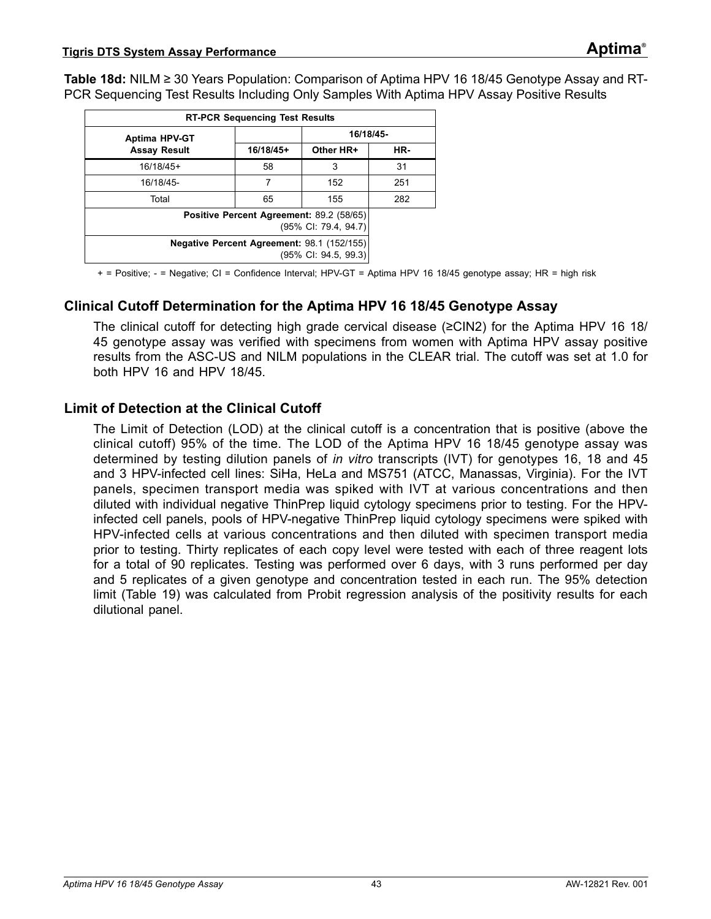**Table 18d:** NILM ≥ 30 Years Population: Comparison of Aptima HPV 16 18/45 Genotype Assay and RT-PCR Sequencing Test Results Including Only Samples With Aptima HPV Assay Positive Results

| RT-PCR Sequencing Test Results | | | |
|---|---|---|---|
| Aptima HPV-GT Assay Result | | 16/18/45- | |
| | 16/18/45+ | Other HR+ | HR- |
| 16/18/45+ | 58 | 3 | 31 |
| 16/18/45- | 7 | 152 | 251 |
| Total | 65 | 155 | 282 |
| **Positive Percent Agreement:** 89.2 (58/65) (95% CI: 79.4, 94.7) | | | |
| **Negative Percent Agreement:** 98.1 (152/155) (95% CI: 94.5, 99.3) | | | |

+ = Positive; - = Negative; CI = Confidence Interval; HPV-GT = Aptima HPV 16 18/45 genotype assay; HR = high risk

## Clinical Cutoff Determination for the Aptima HPV 16 18/45 Genotype Assay

The clinical cutoff for detecting high grade cervical disease (≥CIN2) for the Aptima HPV 16 18/45 genotype assay was verified with specimens from women with Aptima HPV assay positive results from the ASC-US and NILM populations in the CLEAR trial. The cutoff was set at 1.0 for both HPV 16 and HPV 18/45.

## Limit of Detection at the Clinical Cutoff

The Limit of Detection (LOD) at the clinical cutoff is a concentration that is positive (above the clinical cutoff) 95% of the time. The LOD of the Aptima HPV 16 18/45 genotype assay was determined by testing dilution panels of *in vitro* transcripts (IVT) for genotypes 16, 18 and 45 and 3 HPV-infected cell lines: SiHa, HeLa and MS751 (ATCC, Manassas, Virginia). For the IVT panels, specimen transport media was spiked with IVT at various concentrations and then diluted with individual negative ThinPrep liquid cytology specimens prior to testing. For the HPV-infected cell panels, pools of HPV-negative ThinPrep liquid cytology specimens were spiked with HPV-infected cells at various concentrations and then diluted with specimen transport media prior to testing. Thirty replicates of each copy level were tested with each of three reagent lots for a total of 90 replicates. Testing was performed over 6 days, with 3 runs performed per day and 5 replicates of a given genotype and concentration tested in each run. The 95% detection limit (Table 19) was calculated from Probit regression analysis of the positivity results for each dilutional panel.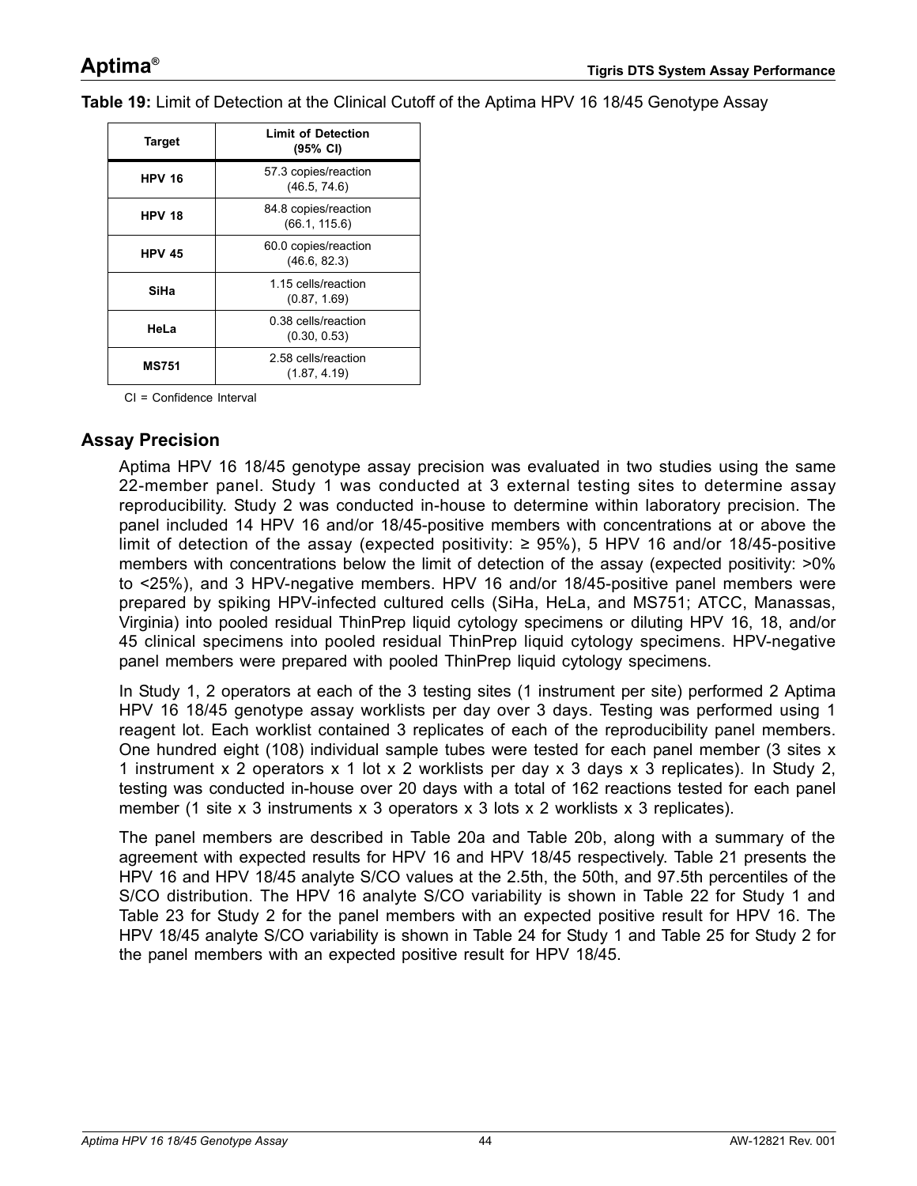**Table 19:** Limit of Detection at the Clinical Cutoff of the Aptima HPV 16 18/45 Genotype Assay

| Target | Limit of Detection (95% CI) |
|---|---|
| **HPV 16** | 57.3 copies/reaction (46.5, 74.6) |
| **HPV 18** | 84.8 copies/reaction (66.1, 115.6) |
| **HPV 45** | 60.0 copies/reaction (46.6, 82.3) |
| **SiHa** | 1.15 cells/reaction (0.87, 1.69) |
| **HeLa** | 0.38 cells/reaction (0.30, 0.53) |
| **MS751** | 2.58 cells/reaction (1.87, 4.19) |

CI = Confidence Interval

## Assay Precision

Aptima HPV 16 18/45 genotype assay precision was evaluated in two studies using the same 22-member panel. Study 1 was conducted at 3 external testing sites to determine assay reproducibility. Study 2 was conducted in-house to determine within laboratory precision. The panel included 14 HPV 16 and/or 18/45-positive members with concentrations at or above the limit of detection of the assay (expected positivity: ≥ 95%), 5 HPV 16 and/or 18/45-positive members with concentrations below the limit of detection of the assay (expected positivity: >0% to <25%), and 3 HPV-negative members. HPV 16 and/or 18/45-positive panel members were prepared by spiking HPV-infected cultured cells (SiHa, HeLa, and MS751; ATCC, Manassas, Virginia) into pooled residual ThinPrep liquid cytology specimens or diluting HPV 16, 18, and/or 45 clinical specimens into pooled residual ThinPrep liquid cytology specimens. HPV-negative panel members were prepared with pooled ThinPrep liquid cytology specimens.

In Study 1, 2 operators at each of the 3 testing sites (1 instrument per site) performed 2 Aptima HPV 16 18/45 genotype assay worklists per day over 3 days. Testing was performed using 1 reagent lot. Each worklist contained 3 replicates of each of the reproducibility panel members. One hundred eight (108) individual sample tubes were tested for each panel member (3 sites x 1 instrument x 2 operators x 1 lot x 2 worklists per day x 3 days x 3 replicates). In Study 2, testing was conducted in-house over 20 days with a total of 162 reactions tested for each panel member (1 site x 3 instruments x 3 operators x 3 lots x 2 worklists x 3 replicates).

The panel members are described in Table 20a and Table 20b, along with a summary of the agreement with expected results for HPV 16 and HPV 18/45 respectively. Table 21 presents the HPV 16 and HPV 18/45 analyte S/CO values at the 2.5th, the 50th, and 97.5th percentiles of the S/CO distribution. The HPV 16 analyte S/CO variability is shown in Table 22 for Study 1 and Table 23 for Study 2 for the panel members with an expected positive result for HPV 16. The HPV 18/45 analyte S/CO variability is shown in Table 24 for Study 1 and Table 25 for Study 2 for the panel members with an expected positive result for HPV 18/45.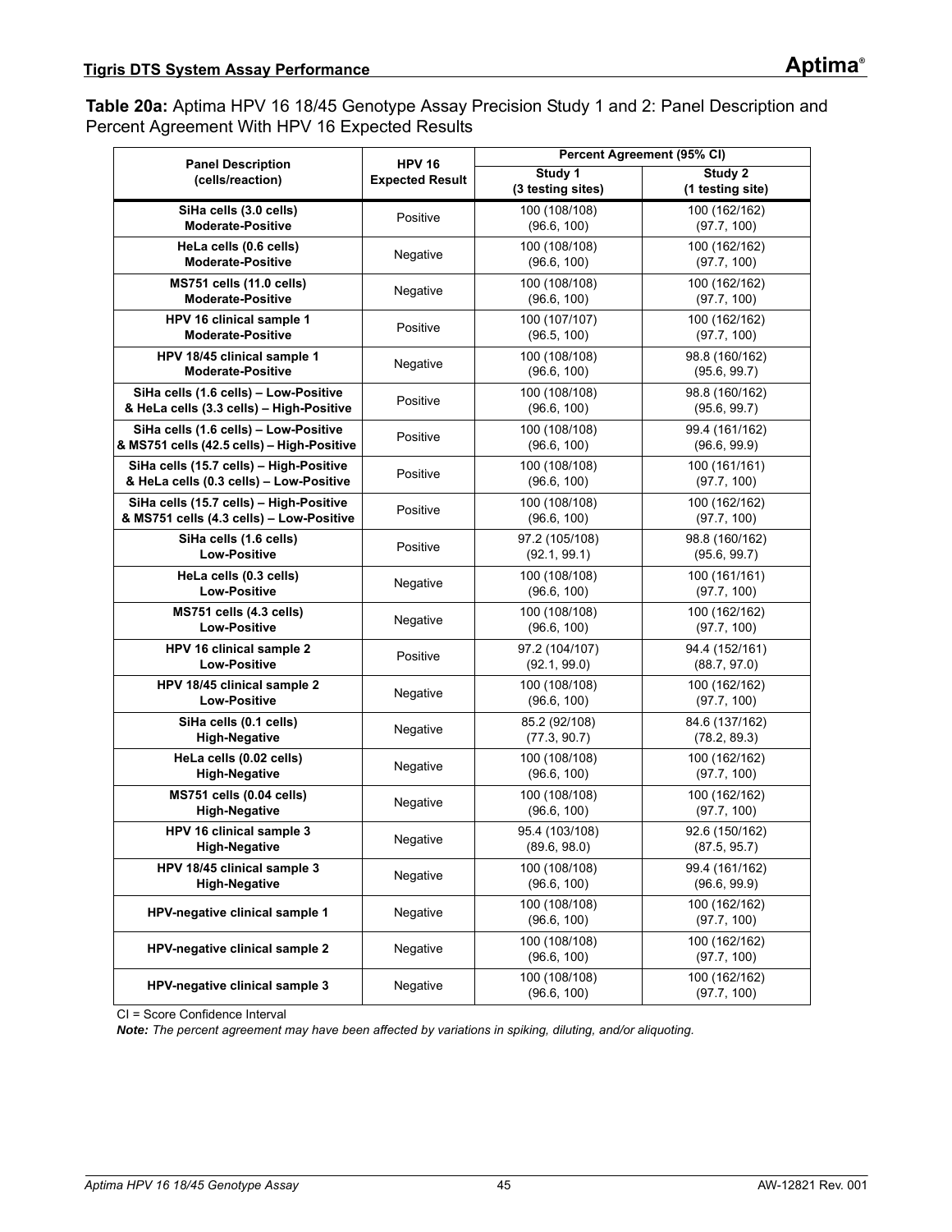**Table 20a:** Aptima HPV 16 18/45 Genotype Assay Precision Study 1 and 2: Panel Description and Percent Agreement With HPV 16 Expected Results

| Panel Description (cells/reaction) | HPV 16 Expected Result | Percent Agreement (95% CI) | |
|---|---|---|---|
| | | Study 1 (3 testing sites) | Study 2 (1 testing site) |
| **SiHa cells (3.0 cells) Moderate-Positive** | Positive | 100 (108/108) (96.6, 100) | 100 (162/162) (97.7, 100) |
| **HeLa cells (0.6 cells) Moderate-Positive** | Negative | 100 (108/108) (96.6, 100) | 100 (162/162) (97.7, 100) |
| **MS751 cells (11.0 cells) Moderate-Positive** | Negative | 100 (108/108) (96.6, 100) | 100 (162/162) (97.7, 100) |
| **HPV 16 clinical sample 1 Moderate-Positive** | Positive | 100 (107/107) (96.5, 100) | 100 (162/162) (97.7, 100) |
| **HPV 18/45 clinical sample 1 Moderate-Positive** | Negative | 100 (108/108) (96.6, 100) | 98.8 (160/162) (95.6, 99.7) |
| **SiHa cells (1.6 cells) – Low-Positive & HeLa cells (3.3 cells) – High-Positive** | Positive | 100 (108/108) (96.6, 100) | 98.8 (160/162) (95.6, 99.7) |
| **SiHa cells (1.6 cells) – Low-Positive & MS751 cells (42.5 cells) – High-Positive** | Positive | 100 (108/108) (96.6, 100) | 99.4 (161/162) (96.6, 99.9) |
| **SiHa cells (15.7 cells) – High-Positive & HeLa cells (0.3 cells) – Low-Positive** | Positive | 100 (108/108) (96.6, 100) | 100 (161/161) (97.7, 100) |
| **SiHa cells (15.7 cells) – High-Positive & MS751 cells (4.3 cells) – Low-Positive** | Positive | 100 (108/108) (96.6, 100) | 100 (162/162) (97.7, 100) |
| **SiHa cells (1.6 cells) Low-Positive** | Positive | 97.2 (105/108) (92.1, 99.1) | 98.8 (160/162) (95.6, 99.7) |
| **HeLa cells (0.3 cells) Low-Positive** | Negative | 100 (108/108) (96.6, 100) | 100 (161/161) (97.7, 100) |
| **MS751 cells (4.3 cells) Low-Positive** | Negative | 100 (108/108) (96.6, 100) | 100 (162/162) (97.7, 100) |
| **HPV 16 clinical sample 2 Low-Positive** | Positive | 97.2 (104/107) (92.1, 99.0) | 94.4 (152/161) (88.7, 97.0) |
| **HPV 18/45 clinical sample 2 Low-Positive** | Negative | 100 (108/108) (96.6, 100) | 100 (162/162) (97.7, 100) |
| **SiHa cells (0.1 cells) High-Negative** | Negative | 85.2 (92/108) (77.3, 90.7) | 84.6 (137/162) (78.2, 89.3) |
| **HeLa cells (0.02 cells) High-Negative** | Negative | 100 (108/108) (96.6, 100) | 100 (162/162) (97.7, 100) |
| **MS751 cells (0.04 cells) High-Negative** | Negative | 100 (108/108) (96.6, 100) | 100 (162/162) (97.7, 100) |
| **HPV 16 clinical sample 3 High-Negative** | Negative | 95.4 (103/108) (89.6, 98.0) | 92.6 (150/162) (87.5, 95.7) |
| **HPV 18/45 clinical sample 3 High-Negative** | Negative | 100 (108/108) (96.6, 100) | 99.4 (161/162) (96.6, 99.9) |
| **HPV-negative clinical sample 1** | Negative | 100 (108/108) (96.6, 100) | 100 (162/162) (97.7, 100) |
| **HPV-negative clinical sample 2** | Negative | 100 (108/108) (96.6, 100) | 100 (162/162) (97.7, 100) |
| **HPV-negative clinical sample 3** | Negative | 100 (108/108) (96.6, 100) | 100 (162/162) (97.7, 100) |

CI = Score Confidence Interval

***Note:*** *The percent agreement may have been affected by variations in spiking, diluting, and/or aliquoting.*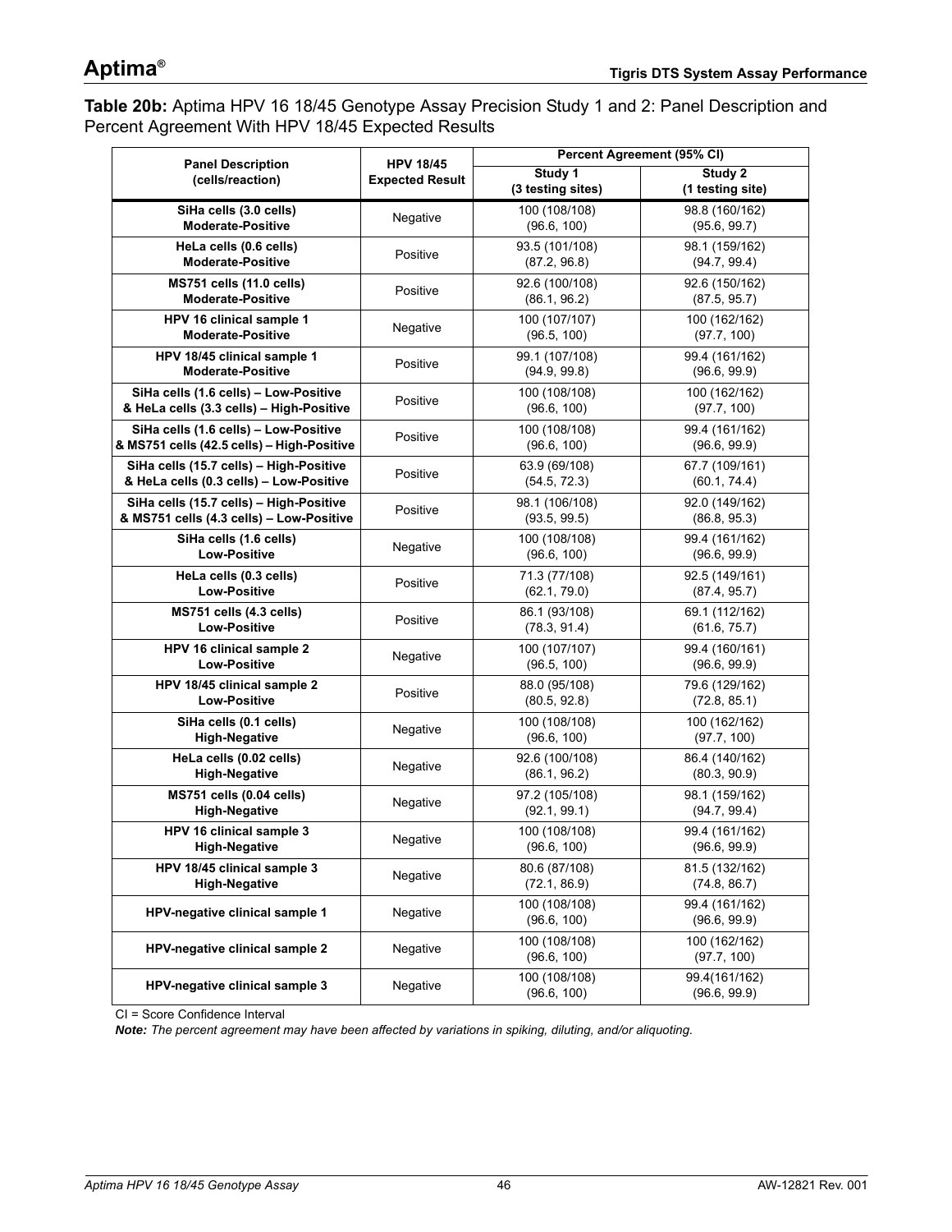**Table 20b:** Aptima HPV 16 18/45 Genotype Assay Precision Study 1 and 2: Panel Description and Percent Agreement With HPV 18/45 Expected Results

| Panel Description (cells/reaction) | HPV 18/45 Expected Result | Percent Agreement (95% CI) | |
|---|---|---|---|
| | | Study 1 (3 testing sites) | Study 2 (1 testing site) |
| **SiHa cells (3.0 cells) Moderate-Positive** | Negative | 100 (108/108) (96.6, 100) | 98.8 (160/162) (95.6, 99.7) |
| **HeLa cells (0.6 cells) Moderate-Positive** | Positive | 93.5 (101/108) (87.2, 96.8) | 98.1 (159/162) (94.7, 99.4) |
| **MS751 cells (11.0 cells) Moderate-Positive** | Positive | 92.6 (100/108) (86.1, 96.2) | 92.6 (150/162) (87.5, 95.7) |
| **HPV 16 clinical sample 1 Moderate-Positive** | Negative | 100 (107/107) (96.5, 100) | 100 (162/162) (97.7, 100) |
| **HPV 18/45 clinical sample 1 Moderate-Positive** | Positive | 99.1 (107/108) (94.9, 99.8) | 99.4 (161/162) (96.6, 99.9) |
| **SiHa cells (1.6 cells) – Low-Positive & HeLa cells (3.3 cells) – High-Positive** | Positive | 100 (108/108) (96.6, 100) | 100 (162/162) (97.7, 100) |
| **SiHa cells (1.6 cells) – Low-Positive & MS751 cells (42.5 cells) – High-Positive** | Positive | 100 (108/108) (96.6, 100) | 99.4 (161/162) (96.6, 99.9) |
| **SiHa cells (15.7 cells) – High-Positive & HeLa cells (0.3 cells) – Low-Positive** | Positive | 63.9 (69/108) (54.5, 72.3) | 67.7 (109/161) (60.1, 74.4) |
| **SiHa cells (15.7 cells) – High-Positive & MS751 cells (4.3 cells) – Low-Positive** | Positive | 98.1 (106/108) (93.5, 99.5) | 92.0 (149/162) (86.8, 95.3) |
| **SiHa cells (1.6 cells) Low-Positive** | Negative | 100 (108/108) (96.6, 100) | 99.4 (161/162) (96.6, 99.9) |
| **HeLa cells (0.3 cells) Low-Positive** | Positive | 71.3 (77/108) (62.1, 79.0) | 92.5 (149/161) (87.4, 95.7) |
| **MS751 cells (4.3 cells) Low-Positive** | Positive | 86.1 (93/108) (78.3, 91.4) | 69.1 (112/162) (61.6, 75.7) |
| **HPV 16 clinical sample 2 Low-Positive** | Negative | 100 (107/107) (96.5, 100) | 99.4 (160/161) (96.6, 99.9) |
| **HPV 18/45 clinical sample 2 Low-Positive** | Positive | 88.0 (95/108) (80.5, 92.8) | 79.6 (129/162) (72.8, 85.1) |
| **SiHa cells (0.1 cells) High-Negative** | Negative | 100 (108/108) (96.6, 100) | 100 (162/162) (97.7, 100) |
| **HeLa cells (0.02 cells) High-Negative** | Negative | 92.6 (100/108) (86.1, 96.2) | 86.4 (140/162) (80.3, 90.9) |
| **MS751 cells (0.04 cells) High-Negative** | Negative | 97.2 (105/108) (92.1, 99.1) | 98.1 (159/162) (94.7, 99.4) |
| **HPV 16 clinical sample 3 High-Negative** | Negative | 100 (108/108) (96.6, 100) | 99.4 (161/162) (96.6, 99.9) |
| **HPV 18/45 clinical sample 3 High-Negative** | Negative | 80.6 (87/108) (72.1, 86.9) | 81.5 (132/162) (74.8, 86.7) |
| **HPV-negative clinical sample 1** | Negative | 100 (108/108) (96.6, 100) | 99.4 (161/162) (96.6, 99.9) |
| **HPV-negative clinical sample 2** | Negative | 100 (108/108) (96.6, 100) | 100 (162/162) (97.7, 100) |
| **HPV-negative clinical sample 3** | Negative | 100 (108/108) (96.6, 100) | 99.4(161/162) (96.6, 99.9) |

CI = Score Confidence Interval

***Note:*** *The percent agreement may have been affected by variations in spiking, diluting, and/or aliquoting.*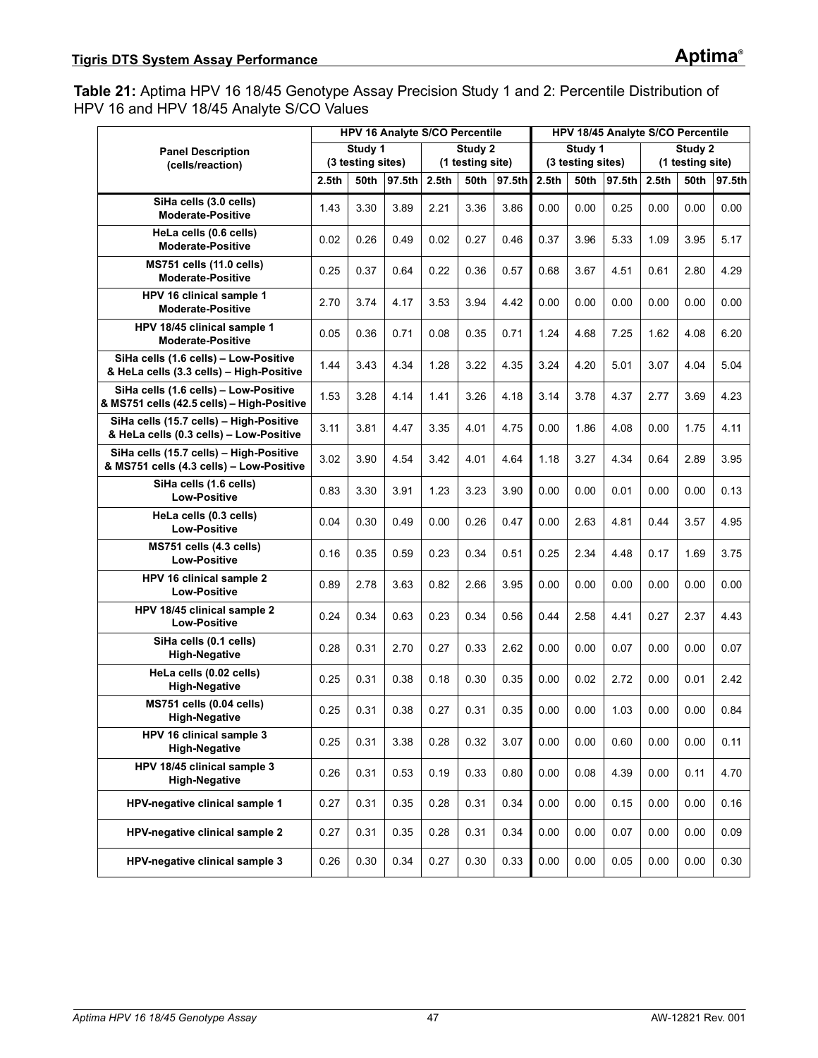**Table 21:** Aptima HPV 16 18/45 Genotype Assay Precision Study 1 and 2: Percentile Distribution of HPV 16 and HPV 18/45 Analyte S/CO Values

| Panel Description (cells/reaction) | HPV 16 Analyte S/CO Percentile | | | | | | HPV 18/45 Analyte S/CO Percentile | | | | | |
|---|---|---|---|---|---|---|---|---|---|---|---|---|
| | Study 1 (3 testing sites) | | | Study 2 (1 testing site) | | | Study 1 (3 testing sites) | | | Study 2 (1 testing site) | | |
| | 2.5th | 50th | 97.5th | 2.5th | 50th | 97.5th | 2.5th | 50th | 97.5th | 2.5th | 50th | 97.5th |
| SiHa cells (3.0 cells) Moderate-Positive | 1.43 | 3.30 | 3.89 | 2.21 | 3.36 | 3.86 | 0.00 | 0.00 | 0.25 | 0.00 | 0.00 | 0.00 |
| HeLa cells (0.6 cells) Moderate-Positive | 0.02 | 0.26 | 0.49 | 0.02 | 0.27 | 0.46 | 0.37 | 3.96 | 5.33 | 1.09 | 3.95 | 5.17 |
| MS751 cells (11.0 cells) Moderate-Positive | 0.25 | 0.37 | 0.64 | 0.22 | 0.36 | 0.57 | 0.68 | 3.67 | 4.51 | 0.61 | 2.80 | 4.29 |
| HPV 16 clinical sample 1 Moderate-Positive | 2.70 | 3.74 | 4.17 | 3.53 | 3.94 | 4.42 | 0.00 | 0.00 | 0.00 | 0.00 | 0.00 | 0.00 |
| HPV 18/45 clinical sample 1 Moderate-Positive | 0.05 | 0.36 | 0.71 | 0.08 | 0.35 | 0.71 | 1.24 | 4.68 | 7.25 | 1.62 | 4.08 | 6.20 |
| SiHa cells (1.6 cells) – Low-Positive & HeLa cells (3.3 cells) – High-Positive | 1.44 | 3.43 | 4.34 | 1.28 | 3.22 | 4.35 | 3.24 | 4.20 | 5.01 | 3.07 | 4.04 | 5.04 |
| SiHa cells (1.6 cells) – Low-Positive & MS751 cells (42.5 cells) – High-Positive | 1.53 | 3.28 | 4.14 | 1.41 | 3.26 | 4.18 | 3.14 | 3.78 | 4.37 | 2.77 | 3.69 | 4.23 |
| SiHa cells (15.7 cells) – High-Positive & HeLa cells (0.3 cells) – Low-Positive | 3.11 | 3.81 | 4.47 | 3.35 | 4.01 | 4.75 | 0.00 | 1.86 | 4.08 | 0.00 | 1.75 | 4.11 |
| SiHa cells (15.7 cells) – High-Positive & MS751 cells (4.3 cells) – Low-Positive | 3.02 | 3.90 | 4.54 | 3.42 | 4.01 | 4.64 | 1.18 | 3.27 | 4.34 | 0.64 | 2.89 | 3.95 |
| SiHa cells (1.6 cells) Low-Positive | 0.83 | 3.30 | 3.91 | 1.23 | 3.23 | 3.90 | 0.00 | 0.00 | 0.01 | 0.00 | 0.00 | 0.13 |
| HeLa cells (0.3 cells) Low-Positive | 0.04 | 0.30 | 0.49 | 0.00 | 0.26 | 0.47 | 0.00 | 2.63 | 4.81 | 0.44 | 3.57 | 4.95 |
| MS751 cells (4.3 cells) Low-Positive | 0.16 | 0.35 | 0.59 | 0.23 | 0.34 | 0.51 | 0.25 | 2.34 | 4.48 | 0.17 | 1.69 | 3.75 |
| HPV 16 clinical sample 2 Low-Positive | 0.89 | 2.78 | 3.63 | 0.82 | 2.66 | 3.95 | 0.00 | 0.00 | 0.00 | 0.00 | 0.00 | 0.00 |
| HPV 18/45 clinical sample 2 Low-Positive | 0.24 | 0.34 | 0.63 | 0.23 | 0.34 | 0.56 | 0.44 | 2.58 | 4.41 | 0.27 | 2.37 | 4.43 |
| SiHa cells (0.1 cells) High-Negative | 0.28 | 0.31 | 2.70 | 0.27 | 0.33 | 2.62 | 0.00 | 0.00 | 0.07 | 0.00 | 0.00 | 0.07 |
| HeLa cells (0.02 cells) High-Negative | 0.25 | 0.31 | 0.38 | 0.18 | 0.30 | 0.35 | 0.00 | 0.02 | 2.72 | 0.00 | 0.01 | 2.42 |
| MS751 cells (0.04 cells) High-Negative | 0.25 | 0.31 | 0.38 | 0.27 | 0.31 | 0.35 | 0.00 | 0.00 | 1.03 | 0.00 | 0.00 | 0.84 |
| HPV 16 clinical sample 3 High-Negative | 0.25 | 0.31 | 3.38 | 0.28 | 0.32 | 3.07 | 0.00 | 0.00 | 0.60 | 0.00 | 0.00 | 0.11 |
| HPV 18/45 clinical sample 3 High-Negative | 0.26 | 0.31 | 0.53 | 0.19 | 0.33 | 0.80 | 0.00 | 0.08 | 4.39 | 0.00 | 0.11 | 4.70 |
| HPV-negative clinical sample 1 | 0.27 | 0.31 | 0.35 | 0.28 | 0.31 | 0.34 | 0.00 | 0.00 | 0.15 | 0.00 | 0.00 | 0.16 |
| HPV-negative clinical sample 2 | 0.27 | 0.31 | 0.35 | 0.28 | 0.31 | 0.34 | 0.00 | 0.00 | 0.07 | 0.00 | 0.00 | 0.09 |
| HPV-negative clinical sample 3 | 0.26 | 0.30 | 0.34 | 0.27 | 0.30 | 0.33 | 0.00 | 0.00 | 0.05 | 0.00 | 0.00 | 0.30 |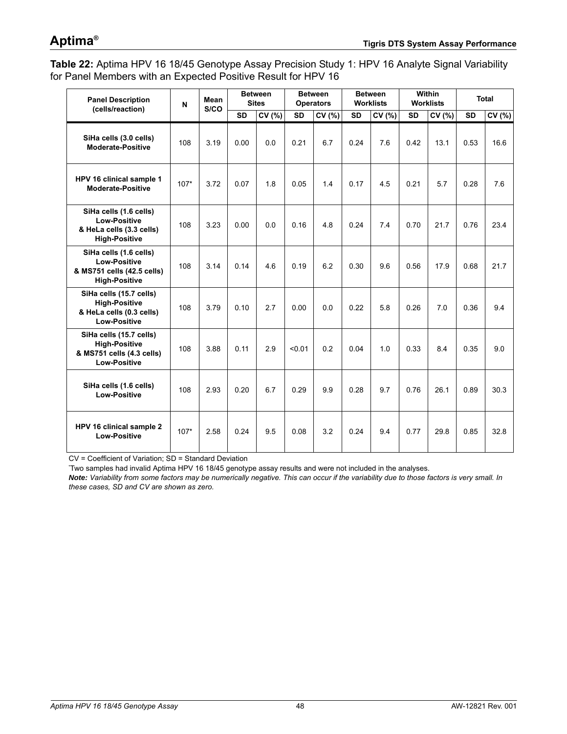**Table 22:** Aptima HPV 16 18/45 Genotype Assay Precision Study 1: HPV 16 Analyte Signal Variability for Panel Members with an Expected Positive Result for HPV 16

| Panel Description (cells/reaction) | N | Mean S/CO | Between Sites | | Between Operators | | Between Worklists | | Within Worklists | | Total | |
|---|---|---|---|---|---|---|---|---|---|---|---|---|
| | | | SD | CV (%) | SD | CV (%) | SD | CV (%) | SD | CV (%) | SD | CV (%) |
| **SiHa cells (3.0 cells) Moderate-Positive** | 108 | 3.19 | 0.00 | 0.0 | 0.21 | 6.7 | 0.24 | 7.6 | 0.42 | 13.1 | 0.53 | 16.6 |
| **HPV 16 clinical sample 1 Moderate-Positive** | 107* | 3.72 | 0.07 | 1.8 | 0.05 | 1.4 | 0.17 | 4.5 | 0.21 | 5.7 | 0.28 | 7.6 |
| **SiHa cells (1.6 cells) Low-Positive & HeLa cells (3.3 cells) High-Positive** | 108 | 3.23 | 0.00 | 0.0 | 0.16 | 4.8 | 0.24 | 7.4 | 0.70 | 21.7 | 0.76 | 23.4 |
| **SiHa cells (1.6 cells) Low-Positive & MS751 cells (42.5 cells) High-Positive** | 108 | 3.14 | 0.14 | 4.6 | 0.19 | 6.2 | 0.30 | 9.6 | 0.56 | 17.9 | 0.68 | 21.7 |
| **SiHa cells (15.7 cells) High-Positive & HeLa cells (0.3 cells) Low-Positive** | 108 | 3.79 | 0.10 | 2.7 | 0.00 | 0.0 | 0.22 | 5.8 | 0.26 | 7.0 | 0.36 | 9.4 |
| **SiHa cells (15.7 cells) High-Positive & MS751 cells (4.3 cells) Low-Positive** | 108 | 3.88 | 0.11 | 2.9 | <0.01 | 0.2 | 0.04 | 1.0 | 0.33 | 8.4 | 0.35 | 9.0 |
| **SiHa cells (1.6 cells) Low-Positive** | 108 | 2.93 | 0.20 | 6.7 | 0.29 | 9.9 | 0.28 | 9.7 | 0.76 | 26.1 | 0.89 | 30.3 |
| **HPV 16 clinical sample 2 Low-Positive** | 107* | 2.58 | 0.24 | 9.5 | 0.08 | 3.2 | 0.24 | 9.4 | 0.77 | 29.8 | 0.85 | 32.8 |

CV = Coefficient of Variation; SD = Standard Deviation

*Two samples had invalid Aptima HPV 16 18/45 genotype assay results and were not included in the analyses.

***Note:*** *Variability from some factors may be numerically negative. This can occur if the variability due to those factors is very small. In these cases, SD and CV are shown as zero.*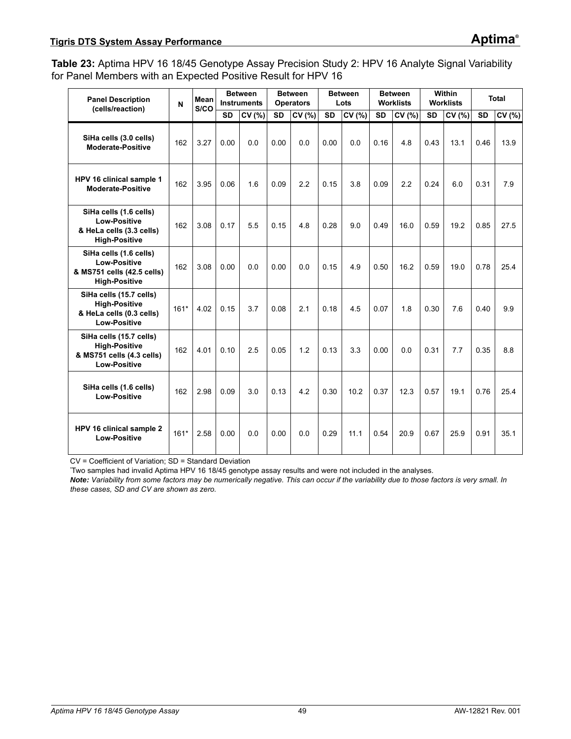**Table 23:** Aptima HPV 16 18/45 Genotype Assay Precision Study 2: HPV 16 Analyte Signal Variability for Panel Members with an Expected Positive Result for HPV 16

| Panel Description (cells/reaction) | N | Mean S/CO | Between Instruments | | Between Operators | | Between Lots | | Between Worklists | | Within Worklists | | Total | |
|---|---|---|---|---|---|---|---|---|---|---|---|---|---|---|
| | | | SD | CV (%) | SD | CV (%) | SD | CV (%) | SD | CV (%) | SD | CV (%) | SD | CV (%) |
| **SiHa cells (3.0 cells) Moderate-Positive** | 162 | 3.27 | 0.00 | 0.0 | 0.00 | 0.0 | 0.00 | 0.0 | 0.16 | 4.8 | 0.43 | 13.1 | 0.46 | 13.9 |
| **HPV 16 clinical sample 1 Moderate-Positive** | 162 | 3.95 | 0.06 | 1.6 | 0.09 | 2.2 | 0.15 | 3.8 | 0.09 | 2.2 | 0.24 | 6.0 | 0.31 | 7.9 |
| **SiHa cells (1.6 cells) Low-Positive & HeLa cells (3.3 cells) High-Positive** | 162 | 3.08 | 0.17 | 5.5 | 0.15 | 4.8 | 0.28 | 9.0 | 0.49 | 16.0 | 0.59 | 19.2 | 0.85 | 27.5 |
| **SiHa cells (1.6 cells) Low-Positive & MS751 cells (42.5 cells) High-Positive** | 162 | 3.08 | 0.00 | 0.0 | 0.00 | 0.0 | 0.15 | 4.9 | 0.50 | 16.2 | 0.59 | 19.0 | 0.78 | 25.4 |
| **SiHa cells (15.7 cells) High-Positive & HeLa cells (0.3 cells) Low-Positive** | 161* | 4.02 | 0.15 | 3.7 | 0.08 | 2.1 | 0.18 | 4.5 | 0.07 | 1.8 | 0.30 | 7.6 | 0.40 | 9.9 |
| **SiHa cells (15.7 cells) High-Positive & MS751 cells (4.3 cells) Low-Positive** | 162 | 4.01 | 0.10 | 2.5 | 0.05 | 1.2 | 0.13 | 3.3 | 0.00 | 0.0 | 0.31 | 7.7 | 0.35 | 8.8 |
| **SiHa cells (1.6 cells) Low-Positive** | 162 | 2.98 | 0.09 | 3.0 | 0.13 | 4.2 | 0.30 | 10.2 | 0.37 | 12.3 | 0.57 | 19.1 | 0.76 | 25.4 |
| **HPV 16 clinical sample 2 Low-Positive** | 161* | 2.58 | 0.00 | 0.0 | 0.00 | 0.0 | 0.29 | 11.1 | 0.54 | 20.9 | 0.67 | 25.9 | 0.91 | 35.1 |

CV = Coefficient of Variation; SD = Standard Deviation

*Two samples had invalid Aptima HPV 16 18/45 genotype assay results and were not included in the analyses.

***Note:*** *Variability from some factors may be numerically negative. This can occur if the variability due to those factors is very small. In these cases, SD and CV are shown as zero.*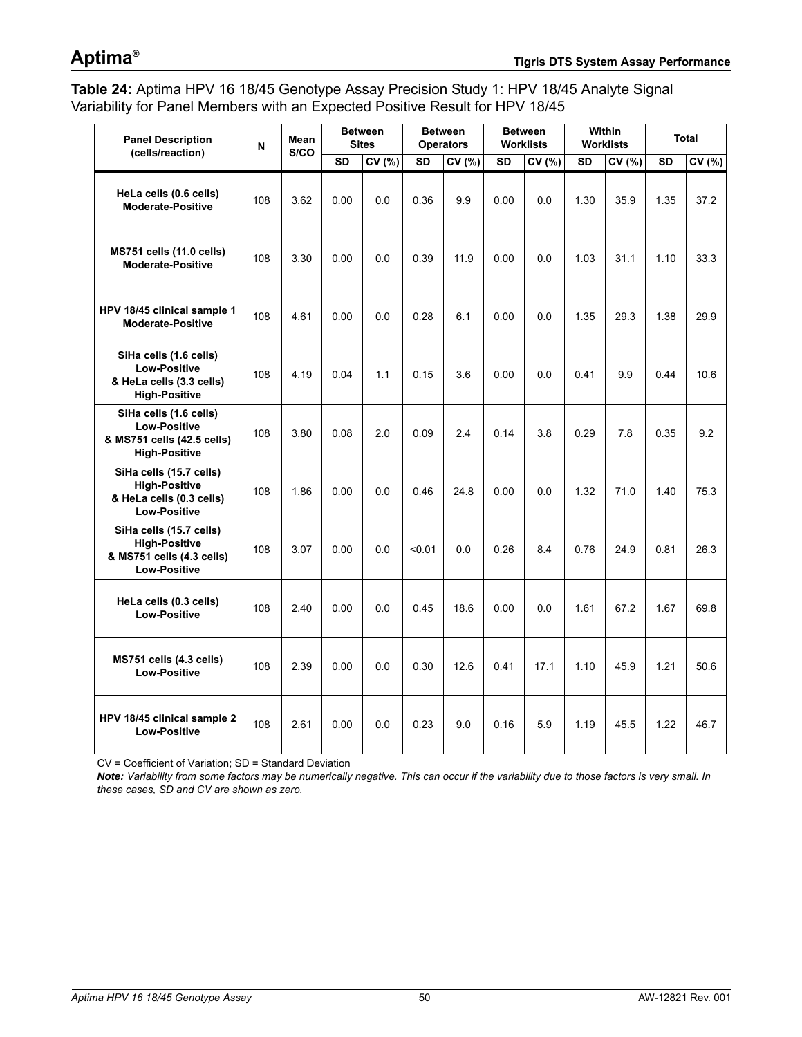**Table 24:** Aptima HPV 16 18/45 Genotype Assay Precision Study 1: HPV 18/45 Analyte Signal Variability for Panel Members with an Expected Positive Result for HPV 18/45

| Panel Description (cells/reaction) | N | Mean S/CO | Between Sites | | Between Operators | | Between Worklists | | Within Worklists | | Total | |
|---|---|---|---|---|---|---|---|---|---|---|---|---|
| | | | SD | CV (%) | SD | CV (%) | SD | CV (%) | SD | CV (%) | SD | CV (%) |
| **HeLa cells (0.6 cells) Moderate-Positive** | 108 | 3.62 | 0.00 | 0.0 | 0.36 | 9.9 | 0.00 | 0.0 | 1.30 | 35.9 | 1.35 | 37.2 |
| **MS751 cells (11.0 cells) Moderate-Positive** | 108 | 3.30 | 0.00 | 0.0 | 0.39 | 11.9 | 0.00 | 0.0 | 1.03 | 31.1 | 1.10 | 33.3 |
| **HPV 18/45 clinical sample 1 Moderate-Positive** | 108 | 4.61 | 0.00 | 0.0 | 0.28 | 6.1 | 0.00 | 0.0 | 1.35 | 29.3 | 1.38 | 29.9 |
| **SiHa cells (1.6 cells) Low-Positive & HeLa cells (3.3 cells) High-Positive** | 108 | 4.19 | 0.04 | 1.1 | 0.15 | 3.6 | 0.00 | 0.0 | 0.41 | 9.9 | 0.44 | 10.6 |
| **SiHa cells (1.6 cells) Low-Positive & MS751 cells (42.5 cells) High-Positive** | 108 | 3.80 | 0.08 | 2.0 | 0.09 | 2.4 | 0.14 | 3.8 | 0.29 | 7.8 | 0.35 | 9.2 |
| **SiHa cells (15.7 cells) High-Positive & HeLa cells (0.3 cells) Low-Positive** | 108 | 1.86 | 0.00 | 0.0 | 0.46 | 24.8 | 0.00 | 0.0 | 1.32 | 71.0 | 1.40 | 75.3 |
| **SiHa cells (15.7 cells) High-Positive & MS751 cells (4.3 cells) Low-Positive** | 108 | 3.07 | 0.00 | 0.0 | <0.01 | 0.0 | 0.26 | 8.4 | 0.76 | 24.9 | 0.81 | 26.3 |
| **HeLa cells (0.3 cells) Low-Positive** | 108 | 2.40 | 0.00 | 0.0 | 0.45 | 18.6 | 0.00 | 0.0 | 1.61 | 67.2 | 1.67 | 69.8 |
| **MS751 cells (4.3 cells) Low-Positive** | 108 | 2.39 | 0.00 | 0.0 | 0.30 | 12.6 | 0.41 | 17.1 | 1.10 | 45.9 | 1.21 | 50.6 |
| **HPV 18/45 clinical sample 2 Low-Positive** | 108 | 2.61 | 0.00 | 0.0 | 0.23 | 9.0 | 0.16 | 5.9 | 1.19 | 45.5 | 1.22 | 46.7 |

CV = Coefficient of Variation; SD = Standard Deviation

***Note:*** *Variability from some factors may be numerically negative. This can occur if the variability due to those factors is very small. In these cases, SD and CV are shown as zero.*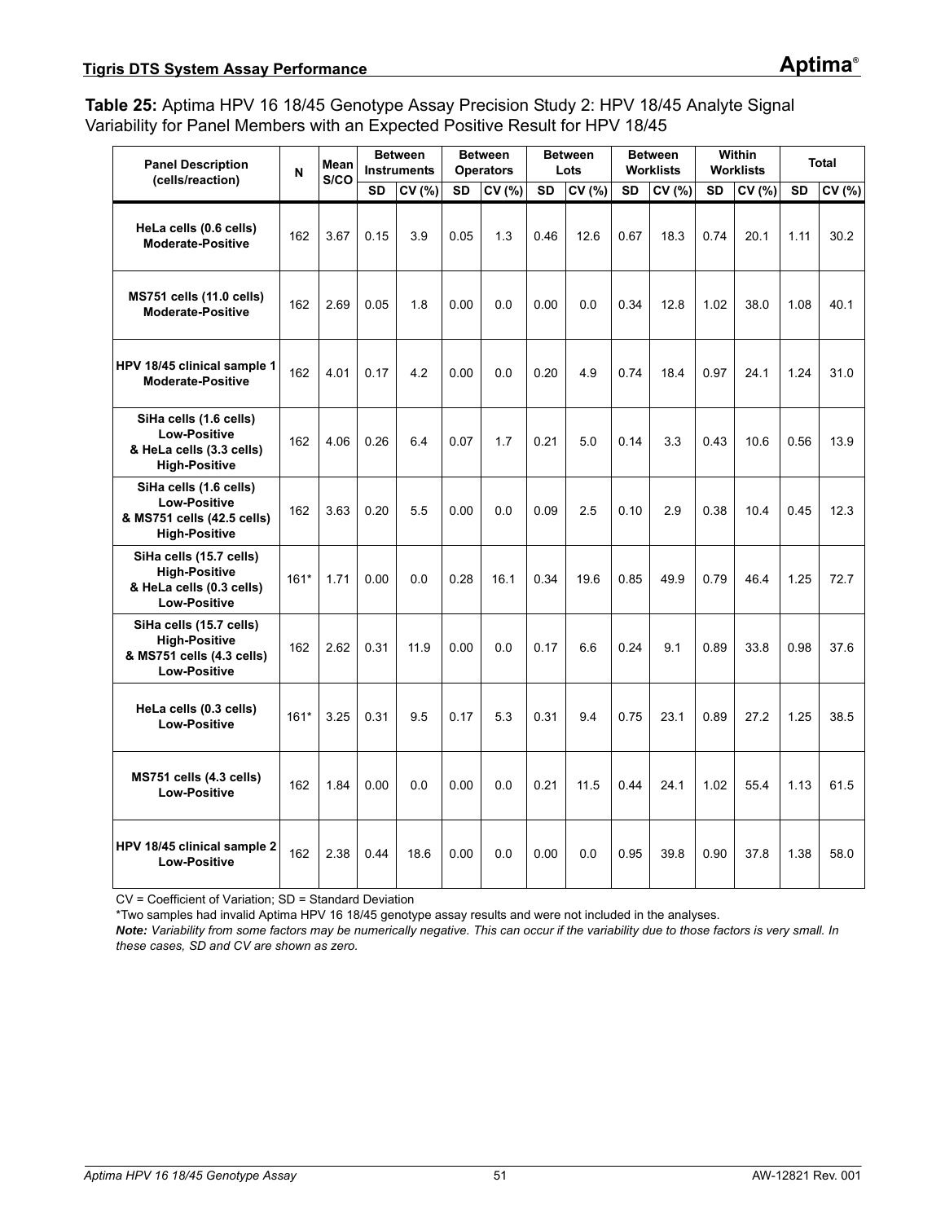**Table 25:** Aptima HPV 16 18/45 Genotype Assay Precision Study 2: HPV 18/45 Analyte Signal Variability for Panel Members with an Expected Positive Result for HPV 18/45

| Panel Description (cells/reaction) | N | Mean S/CO | Between Instruments | | Between Operators | | Between Lots | | Between Worklists | | Within Worklists | | Total | |
|---|---|---|---|---|---|---|---|---|---|---|---|---|---|---|
| | | | SD | CV (%) | SD | CV (%) | SD | CV (%) | SD | CV (%) | SD | CV (%) | SD | CV (%) |
| **HeLa cells (0.6 cells) Moderate-Positive** | 162 | 3.67 | 0.15 | 3.9 | 0.05 | 1.3 | 0.46 | 12.6 | 0.67 | 18.3 | 0.74 | 20.1 | 1.11 | 30.2 |
| **MS751 cells (11.0 cells) Moderate-Positive** | 162 | 2.69 | 0.05 | 1.8 | 0.00 | 0.0 | 0.00 | 0.0 | 0.34 | 12.8 | 1.02 | 38.0 | 1.08 | 40.1 |
| **HPV 18/45 clinical sample 1 Moderate-Positive** | 162 | 4.01 | 0.17 | 4.2 | 0.00 | 0.0 | 0.20 | 4.9 | 0.74 | 18.4 | 0.97 | 24.1 | 1.24 | 31.0 |
| **SiHa cells (1.6 cells) Low-Positive & HeLa cells (3.3 cells) High-Positive** | 162 | 4.06 | 0.26 | 6.4 | 0.07 | 1.7 | 0.21 | 5.0 | 0.14 | 3.3 | 0.43 | 10.6 | 0.56 | 13.9 |
| **SiHa cells (1.6 cells) Low-Positive & MS751 cells (42.5 cells) High-Positive** | 162 | 3.63 | 0.20 | 5.5 | 0.00 | 0.0 | 0.09 | 2.5 | 0.10 | 2.9 | 0.38 | 10.4 | 0.45 | 12.3 |
| **SiHa cells (15.7 cells) High-Positive & HeLa cells (0.3 cells) Low-Positive** | 161* | 1.71 | 0.00 | 0.0 | 0.28 | 16.1 | 0.34 | 19.6 | 0.85 | 49.9 | 0.79 | 46.4 | 1.25 | 72.7 |
| **SiHa cells (15.7 cells) High-Positive & MS751 cells (4.3 cells) Low-Positive** | 162 | 2.62 | 0.31 | 11.9 | 0.00 | 0.0 | 0.17 | 6.6 | 0.24 | 9.1 | 0.89 | 33.8 | 0.98 | 37.6 |
| **HeLa cells (0.3 cells) Low-Positive** | 161* | 3.25 | 0.31 | 9.5 | 0.17 | 5.3 | 0.31 | 9.4 | 0.75 | 23.1 | 0.89 | 27.2 | 1.25 | 38.5 |
| **MS751 cells (4.3 cells) Low-Positive** | 162 | 1.84 | 0.00 | 0.0 | 0.00 | 0.0 | 0.21 | 11.5 | 0.44 | 24.1 | 1.02 | 55.4 | 1.13 | 61.5 |
| **HPV 18/45 clinical sample 2 Low-Positive** | 162 | 2.38 | 0.44 | 18.6 | 0.00 | 0.0 | 0.00 | 0.0 | 0.95 | 39.8 | 0.90 | 37.8 | 1.38 | 58.0 |

CV = Coefficient of Variation; SD = Standard Deviation

*Two samples had invalid Aptima HPV 16 18/45 genotype assay results and were not included in the analyses.

***Note:** Variability from some factors may be numerically negative. This can occur if the variability due to those factors is very small. In these cases, SD and CV are shown as zero.*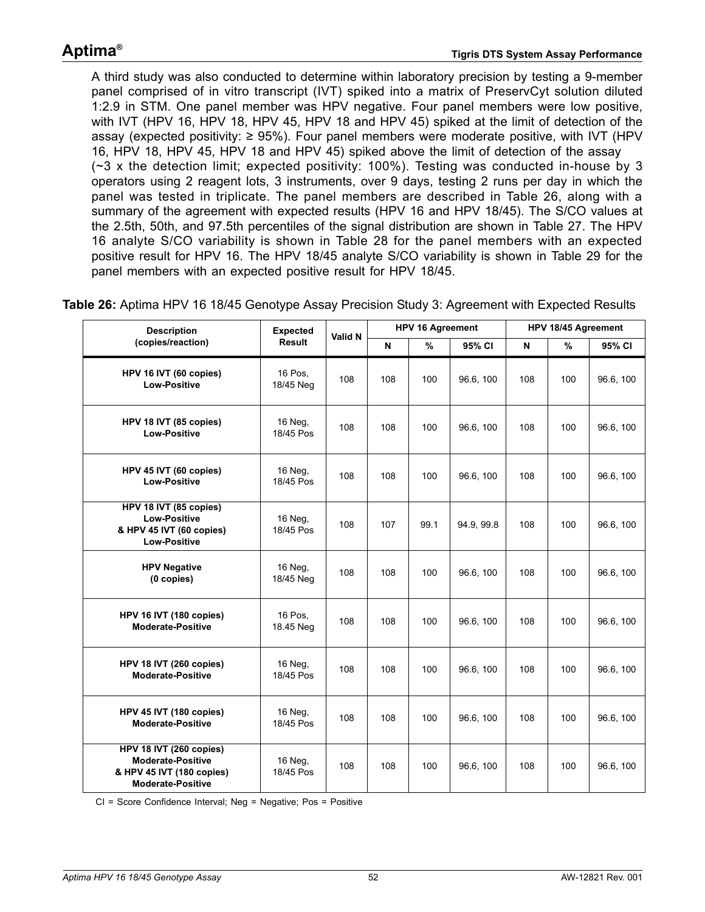A third study was also conducted to determine within laboratory precision by testing a 9-member panel comprised of in vitro transcript (IVT) spiked into a matrix of PreservCyt solution diluted 1:2.9 in STM. One panel member was HPV negative. Four panel members were low positive, with IVT (HPV 16, HPV 18, HPV 45, HPV 18 and HPV 45) spiked at the limit of detection of the assay (expected positivity: ≥ 95%). Four panel members were moderate positive, with IVT (HPV 16, HPV 18, HPV 45, HPV 18 and HPV 45) spiked above the limit of detection of the assay (~3 x the detection limit; expected positivity: 100%). Testing was conducted in-house by 3 operators using 2 reagent lots, 3 instruments, over 9 days, testing 2 runs per day in which the panel was tested in triplicate. The panel members are described in Table 26, along with a summary of the agreement with expected results (HPV 16 and HPV 18/45). The S/CO values at the 2.5th, 50th, and 97.5th percentiles of the signal distribution are shown in Table 27. The HPV 16 analyte S/CO variability is shown in Table 28 for the panel members with an expected positive result for HPV 16. The HPV 18/45 analyte S/CO variability is shown in Table 29 for the panel members with an expected positive result for HPV 18/45.

**Table 26:** Aptima HPV 16 18/45 Genotype Assay Precision Study 3: Agreement with Expected Results

| Description (copies/reaction) | Expected Result | Valid N | HPV 16 Agreement | | | HPV 18/45 Agreement | | |
|---|---|---|---|---|---|---|---|---|
| | | | N | % | 95% CI | N | % | 95% CI |
| **HPV 16 IVT (60 copies) Low-Positive** | 16 Pos, 18/45 Neg | 108 | 108 | 100 | 96.6, 100 | 108 | 100 | 96.6, 100 |
| **HPV 18 IVT (85 copies) Low-Positive** | 16 Neg, 18/45 Pos | 108 | 108 | 100 | 96.6, 100 | 108 | 100 | 96.6, 100 |
| **HPV 45 IVT (60 copies) Low-Positive** | 16 Neg, 18/45 Pos | 108 | 108 | 100 | 96.6, 100 | 108 | 100 | 96.6, 100 |
| **HPV 18 IVT (85 copies) Low-Positive & HPV 45 IVT (60 copies) Low-Positive** | 16 Neg, 18/45 Pos | 108 | 107 | 99.1 | 94.9, 99.8 | 108 | 100 | 96.6, 100 |
| **HPV Negative (0 copies)** | 16 Neg, 18/45 Neg | 108 | 108 | 100 | 96.6, 100 | 108 | 100 | 96.6, 100 |
| **HPV 16 IVT (180 copies) Moderate-Positive** | 16 Pos, 18.45 Neg | 108 | 108 | 100 | 96.6, 100 | 108 | 100 | 96.6, 100 |
| **HPV 18 IVT (260 copies) Moderate-Positive** | 16 Neg, 18/45 Pos | 108 | 108 | 100 | 96.6, 100 | 108 | 100 | 96.6, 100 |
| **HPV 45 IVT (180 copies) Moderate-Positive** | 16 Neg, 18/45 Pos | 108 | 108 | 100 | 96.6, 100 | 108 | 100 | 96.6, 100 |
| **HPV 18 IVT (260 copies) Moderate-Positive & HPV 45 IVT (180 copies) Moderate-Positive** | 16 Neg, 18/45 Pos | 108 | 108 | 100 | 96.6, 100 | 108 | 100 | 96.6, 100 |

CI = Score Confidence Interval; Neg = Negative; Pos = Positive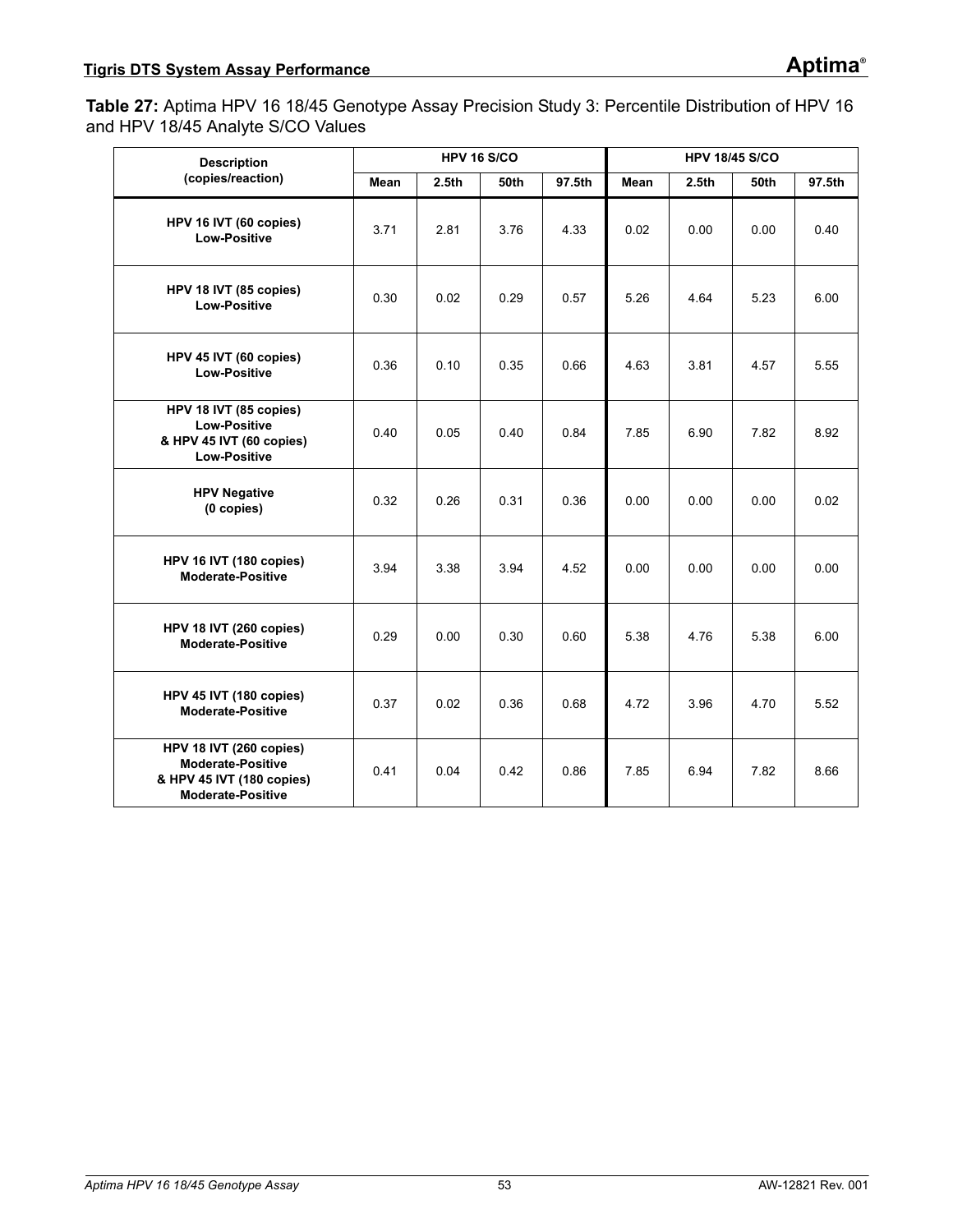**Table 27:** Aptima HPV 16 18/45 Genotype Assay Precision Study 3: Percentile Distribution of HPV 16 and HPV 18/45 Analyte S/CO Values

| Description (copies/reaction) | HPV 16 S/CO | | | | HPV 18/45 S/CO | | | |
|---|---|---|---|---|---|---|---|---|
| | Mean | 2.5th | 50th | 97.5th | Mean | 2.5th | 50th | 97.5th |
| HPV 16 IVT (60 copies) Low-Positive | 3.71 | 2.81 | 3.76 | 4.33 | 0.02 | 0.00 | 0.00 | 0.40 |
| HPV 18 IVT (85 copies) Low-Positive | 0.30 | 0.02 | 0.29 | 0.57 | 5.26 | 4.64 | 5.23 | 6.00 |
| HPV 45 IVT (60 copies) Low-Positive | 0.36 | 0.10 | 0.35 | 0.66 | 4.63 | 3.81 | 4.57 | 5.55 |
| HPV 18 IVT (85 copies) Low-Positive & HPV 45 IVT (60 copies) Low-Positive | 0.40 | 0.05 | 0.40 | 0.84 | 7.85 | 6.90 | 7.82 | 8.92 |
| HPV Negative (0 copies) | 0.32 | 0.26 | 0.31 | 0.36 | 0.00 | 0.00 | 0.00 | 0.02 |
| HPV 16 IVT (180 copies) Moderate-Positive | 3.94 | 3.38 | 3.94 | 4.52 | 0.00 | 0.00 | 0.00 | 0.00 |
| HPV 18 IVT (260 copies) Moderate-Positive | 0.29 | 0.00 | 0.30 | 0.60 | 5.38 | 4.76 | 5.38 | 6.00 |
| HPV 45 IVT (180 copies) Moderate-Positive | 0.37 | 0.02 | 0.36 | 0.68 | 4.72 | 3.96 | 4.70 | 5.52 |
| HPV 18 IVT (260 copies) Moderate-Positive & HPV 45 IVT (180 copies) Moderate-Positive | 0.41 | 0.04 | 0.42 | 0.86 | 7.85 | 6.94 | 7.82 | 8.66 |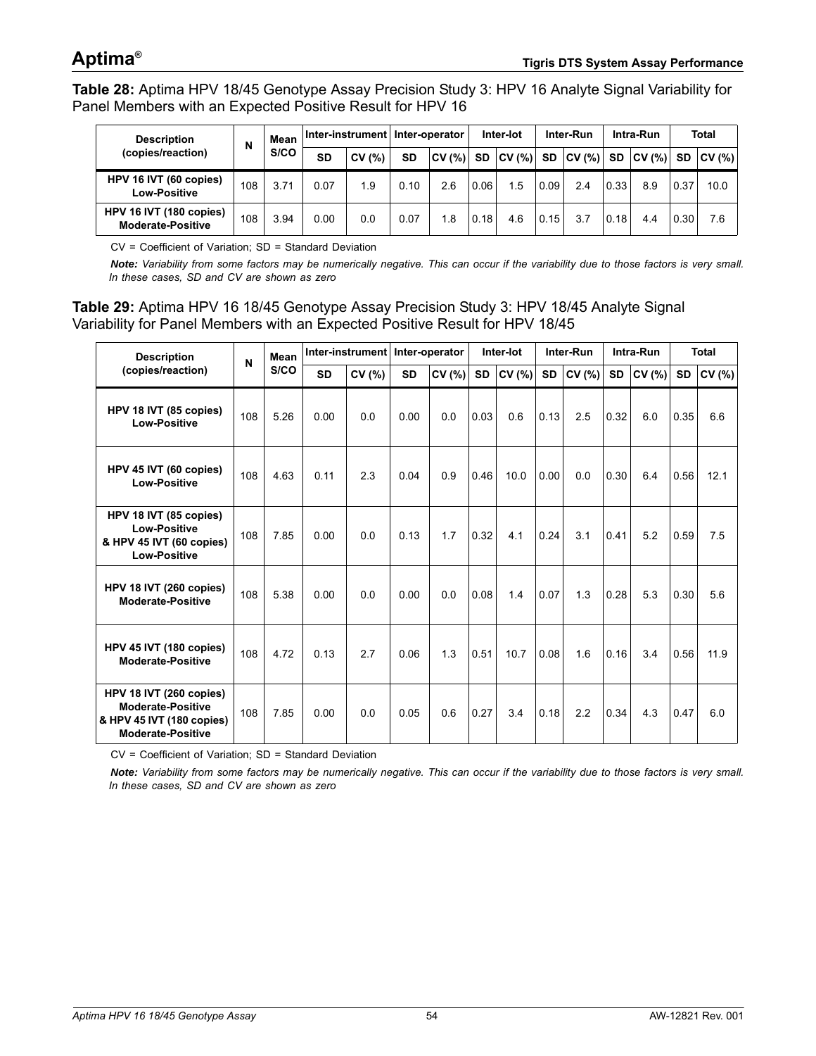**Table 28:** Aptima HPV 18/45 Genotype Assay Precision Study 3: HPV 16 Analyte Signal Variability for Panel Members with an Expected Positive Result for HPV 16

| Description (copies/reaction) | N | Mean S/CO | Inter-instrument | | Inter-operator | | Inter-lot | | Inter-Run | | Intra-Run | | Total | |
|---|---|---|---|---|---|---|---|---|---|---|---|---|---|---|
| | | | SD | CV (%) | SD | CV (%) | SD | CV (%) | SD | CV (%) | SD | CV (%) | SD | CV (%) |
| **HPV 16 IVT (60 copies) Low-Positive** | 108 | 3.71 | 0.07 | 1.9 | 0.10 | 2.6 | 0.06 | 1.5 | 0.09 | 2.4 | 0.33 | 8.9 | 0.37 | 10.0 |
| **HPV 16 IVT (180 copies) Moderate-Positive** | 108 | 3.94 | 0.00 | 0.0 | 0.07 | 1.8 | 0.18 | 4.6 | 0.15 | 3.7 | 0.18 | 4.4 | 0.30 | 7.6 |

CV = Coefficient of Variation; SD = Standard Deviation

***Note:*** *Variability from some factors may be numerically negative. This can occur if the variability due to those factors is very small. In these cases, SD and CV are shown as zero*

**Table 29:** Aptima HPV 16 18/45 Genotype Assay Precision Study 3: HPV 18/45 Analyte Signal Variability for Panel Members with an Expected Positive Result for HPV 18/45

| Description (copies/reaction) | N | Mean S/CO | Inter-instrument | | Inter-operator | | Inter-lot | | Inter-Run | | Intra-Run | | Total | |
|---|---|---|---|---|---|---|---|---|---|---|---|---|---|---|
| | | | SD | CV (%) | SD | CV (%) | SD | CV (%) | SD | CV (%) | SD | CV (%) | SD | CV (%) |
| **HPV 18 IVT (85 copies) Low-Positive** | 108 | 5.26 | 0.00 | 0.0 | 0.00 | 0.0 | 0.03 | 0.6 | 0.13 | 2.5 | 0.32 | 6.0 | 0.35 | 6.6 |
| **HPV 45 IVT (60 copies) Low-Positive** | 108 | 4.63 | 0.11 | 2.3 | 0.04 | 0.9 | 0.46 | 10.0 | 0.00 | 0.0 | 0.30 | 6.4 | 0.56 | 12.1 |
| **HPV 18 IVT (85 copies) Low-Positive & HPV 45 IVT (60 copies) Low-Positive** | 108 | 7.85 | 0.00 | 0.0 | 0.13 | 1.7 | 0.32 | 4.1 | 0.24 | 3.1 | 0.41 | 5.2 | 0.59 | 7.5 |
| **HPV 18 IVT (260 copies) Moderate-Positive** | 108 | 5.38 | 0.00 | 0.0 | 0.00 | 0.0 | 0.08 | 1.4 | 0.07 | 1.3 | 0.28 | 5.3 | 0.30 | 5.6 |
| **HPV 45 IVT (180 copies) Moderate-Positive** | 108 | 4.72 | 0.13 | 2.7 | 0.06 | 1.3 | 0.51 | 10.7 | 0.08 | 1.6 | 0.16 | 3.4 | 0.56 | 11.9 |
| **HPV 18 IVT (260 copies) Moderate-Positive & HPV 45 IVT (180 copies) Moderate-Positive** | 108 | 7.85 | 0.00 | 0.0 | 0.05 | 0.6 | 0.27 | 3.4 | 0.18 | 2.2 | 0.34 | 4.3 | 0.47 | 6.0 |

CV = Coefficient of Variation; SD = Standard Deviation

***Note:*** *Variability from some factors may be numerically negative. This can occur if the variability due to those factors is very small. In these cases, SD and CV are shown as zero*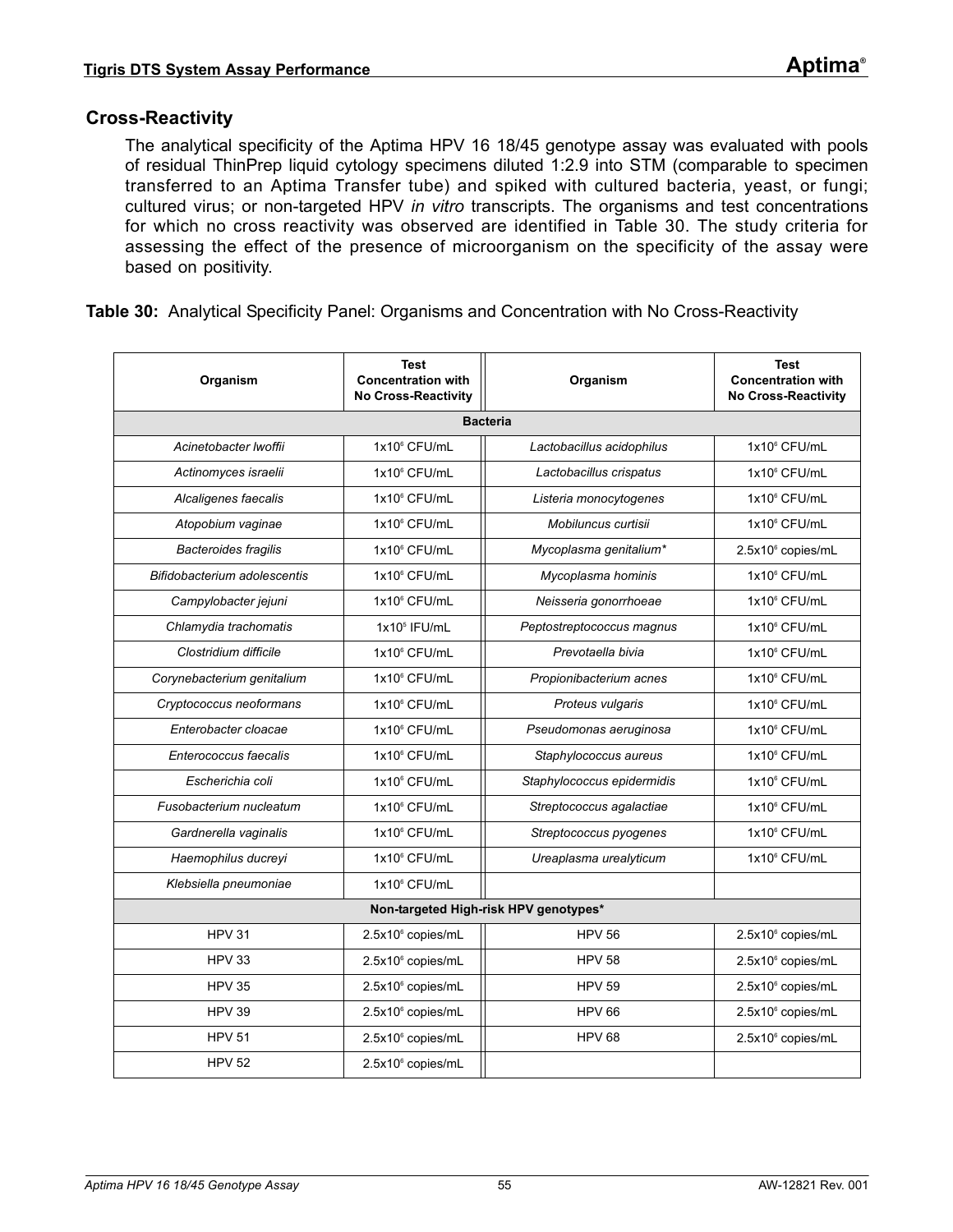## Cross-Reactivity

The analytical specificity of the Aptima HPV 16 18/45 genotype assay was evaluated with pools of residual ThinPrep liquid cytology specimens diluted 1:2.9 into STM (comparable to specimen transferred to an Aptima Transfer tube) and spiked with cultured bacteria, yeast, or fungi; cultured virus; or non-targeted HPV *in vitro* transcripts. The organisms and test concentrations for which no cross reactivity was observed are identified in Table 30. The study criteria for assessing the effect of the presence of microorganism on the specificity of the assay were based on positivity.

**Table 30:** Analytical Specificity Panel: Organisms and Concentration with No Cross-Reactivity

| Organism | Test Concentration with No Cross-Reactivity | Organism | Test Concentration with No Cross-Reactivity |
|---|---|---|---|
| **Bacteria** | | | |
| *Acinetobacter lwoffii* | $1x10^6$ CFU/mL | *Lactobacillus acidophilus* | $1x10^6$ CFU/mL |
| *Actinomyces israelii* | $1x10^6$ CFU/mL | *Lactobacillus crispatus* | $1x10^6$ CFU/mL |
| *Alcaligenes faecalis* | $1x10^6$ CFU/mL | *Listeria monocytogenes* | $1x10^6$ CFU/mL |
| *Atopobium vaginae* | $1x10^6$ CFU/mL | *Mobiluncus curtisii* | $1x10^6$ CFU/mL |
| *Bacteroides fragilis* | $1x10^6$ CFU/mL | *Mycoplasma genitalium** | $2.5x10^6$ copies/mL |
| *Bifidobacterium adolescentis* | $1x10^6$ CFU/mL | *Mycoplasma hominis* | $1x10^6$ CFU/mL |
| *Campylobacter jejuni* | $1x10^6$ CFU/mL | *Neisseria gonorrhoeae* | $1x10^6$ CFU/mL |
| *Chlamydia trachomatis* | $1x10^5$ IFU/mL | *Peptostreptococcus magnus* | $1x10^6$ CFU/mL |
| *Clostridium difficile* | $1x10^6$ CFU/mL | *Prevotaella bivia* | $1x10^6$ CFU/mL |
| *Corynebacterium genitalium* | $1x10^6$ CFU/mL | *Propionibacterium acnes* | $1x10^6$ CFU/mL |
| *Cryptococcus neoformans* | $1x10^6$ CFU/mL | *Proteus vulgaris* | $1x10^6$ CFU/mL |
| *Enterobacter cloacae* | $1x10^6$ CFU/mL | *Pseudomonas aeruginosa* | $1x10^6$ CFU/mL |
| *Enterococcus faecalis* | $1x10^6$ CFU/mL | *Staphylococcus aureus* | $1x10^6$ CFU/mL |
| *Escherichia coli* | $1x10^6$ CFU/mL | *Staphylococcus epidermidis* | $1x10^6$ CFU/mL |
| *Fusobacterium nucleatum* | $1x10^6$ CFU/mL | *Streptococcus agalactiae* | $1x10^6$ CFU/mL |
| *Gardnerella vaginalis* | $1x10^6$ CFU/mL | *Streptococcus pyogenes* | $1x10^6$ CFU/mL |
| *Haemophilus ducreyi* | $1x10^6$ CFU/mL | *Ureaplasma urealyticum* | $1x10^6$ CFU/mL |
| *Klebsiella pneumoniae* | $1x10^6$ CFU/mL | | |
| **Non-targeted High-risk HPV genotypes*** | | | |
| HPV 31 | $2.5x10^6$ copies/mL | HPV 56 | $2.5x10^6$ copies/mL |
| HPV 33 | $2.5x10^6$ copies/mL | HPV 58 | $2.5x10^6$ copies/mL |
| HPV 35 | $2.5x10^6$ copies/mL | HPV 59 | $2.5x10^6$ copies/mL |
| HPV 39 | $2.5x10^6$ copies/mL | HPV 66 | $2.5x10^6$ copies/mL |
| HPV 51 | $2.5x10^6$ copies/mL | HPV 68 | $2.5x10^6$ copies/mL |
| HPV 52 | $2.5x10^6$ copies/mL | | |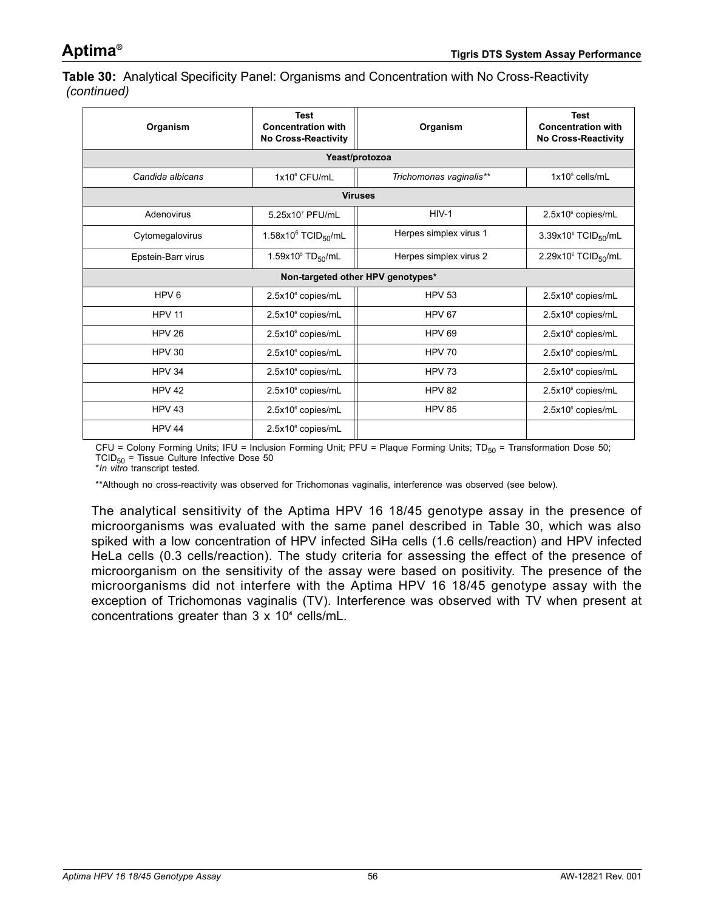**Table 30:** Analytical Specificity Panel: Organisms and Concentration with No Cross-Reactivity *(continued)*

| Organism | Test Concentration with No Cross-Reactivity | Organism | Test Concentration with No Cross-Reactivity |
|---|---|---|---|
| **Yeast/protozoa** | | | |
| *Candida albicans* | $1x10^6$ CFU/mL | *Trichomonas vaginalis*** | $1x10^5$ cells/mL |
| **Viruses** | | | |
| Adenovirus | $5.25x10^7$ PFU/mL | HIV-1 | $2.5x10^6$ copies/mL |
| Cytomegalovirus | $1.58x10^6$ $TCID_{50}$/mL | Herpes simplex virus 1 | $3.39x10^6$ $TCID_{50}$/mL |
| Epstein-Barr virus | $1.59x10^5$ $TD_{50}$/mL | Herpes simplex virus 2 | $2.29x10^6$ $TCID_{50}$/mL |
| **Non-targeted other HPV genotypes*** | | | |
| HPV 6 | $2.5x10^6$ copies/mL | HPV 53 | $2.5x10^6$ copies/mL |
| HPV 11 | $2.5x10^6$ copies/mL | HPV 67 | $2.5x10^6$ copies/mL |
| HPV 26 | $2.5x10^6$ copies/mL | HPV 69 | $2.5x10^6$ copies/mL |
| HPV 30 | $2.5x10^6$ copies/mL | HPV 70 | $2.5x10^6$ copies/mL |
| HPV 34 | $2.5x10^6$ copies/mL | HPV 73 | $2.5x10^6$ copies/mL |
| HPV 42 | $2.5x10^6$ copies/mL | HPV 82 | $2.5x10^6$ copies/mL |
| HPV 43 | $2.5x10^6$ copies/mL | HPV 85 | $2.5x10^6$ copies/mL |
| HPV 44 | $2.5x10^6$ copies/mL | | |

CFU = Colony Forming Units; IFU = Inclusion Forming Unit; PFU = Plaque Forming Units; $TD_{50}$ = Transformation Dose 50; $TCID_{50}$ = Tissue Culture Infective Dose 50

**In vitro* transcript tested.

**Although no cross-reactivity was observed for Trichomonas vaginalis, interference was observed (see below).

The analytical sensitivity of the Aptima HPV 16 18/45 genotype assay in the presence of microorganisms was evaluated with the same panel described in Table 30, which was also spiked with a low concentration of HPV infected SiHa cells (1.6 cells/reaction) and HPV infected HeLa cells (0.3 cells/reaction). The study criteria for assessing the effect of the presence of microorganism on the sensitivity of the assay were based on positivity. The presence of the microorganisms did not interfere with the Aptima HPV 16 18/45 genotype assay with the exception of Trichomonas vaginalis (TV). Interference was observed with TV when present at concentrations greater than $3 \times 10^4$ cells/mL.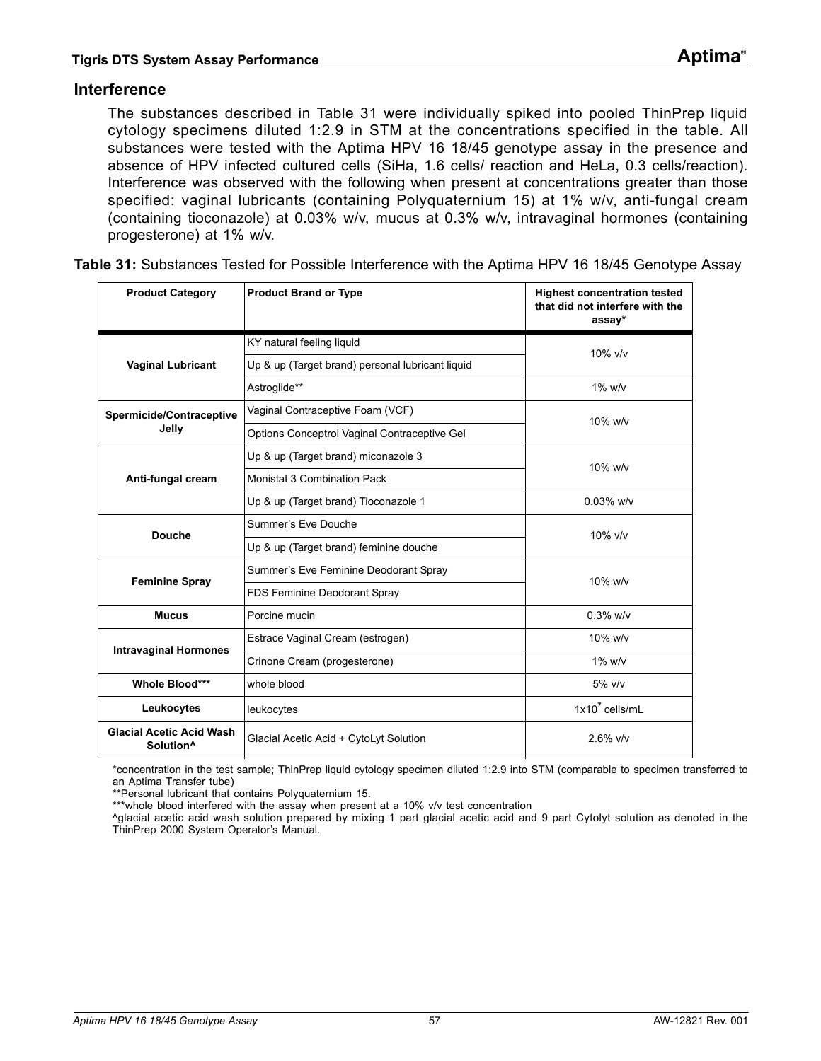## Interference

The substances described in Table 31 were individually spiked into pooled ThinPrep liquid cytology specimens diluted 1:2.9 in STM at the concentrations specified in the table. All substances were tested with the Aptima HPV 16 18/45 genotype assay in the presence and absence of HPV infected cultured cells (SiHa, 1.6 cells/ reaction and HeLa, 0.3 cells/reaction). Interference was observed with the following when present at concentrations greater than those specified: vaginal lubricants (containing Polyquaternium 15) at 1% w/v, anti-fungal cream (containing tioconazole) at 0.03% w/v, mucus at 0.3% w/v, intravaginal hormones (containing progesterone) at 1% w/v.

**Table 31:** Substances Tested for Possible Interference with the Aptima HPV 16 18/45 Genotype Assay

| Product Category | Product Brand or Type | Highest concentration tested that did not interfere with the assay* |
|---|---|---|
| **Vaginal Lubricant** | KY natural feeling liquid | 10% v/v |
| | Up & up (Target brand) personal lubricant liquid | |
| | Astroglide** | 1% w/v |
| **Spermicide/Contraceptive Jelly** | Vaginal Contraceptive Foam (VCF) | 10% w/v |
| | Options Conceptrol Vaginal Contraceptive Gel | |
| **Anti-fungal cream** | Up & up (Target brand) miconazole 3 | 10% w/v |
| | Monistat 3 Combination Pack | |
| | Up & up (Target brand) Tioconazole 1 | 0.03% w/v |
| **Douche** | Summer's Eve Douche | 10% v/v |
| | Up & up (Target brand) feminine douche | |
| **Feminine Spray** | Summer's Eve Feminine Deodorant Spray | 10% w/v |
| | FDS Feminine Deodorant Spray | |
| **Mucus** | Porcine mucin | 0.3% w/v |
| **Intravaginal Hormones** | Estrace Vaginal Cream (estrogen) | 10% w/v |
| | Crinone Cream (progesterone) | 1% w/v |
| **Whole Blood***** | whole blood | 5% v/v |
| **Leukocytes** | leukocytes | $1x10^7$ cells/mL |
| **Glacial Acetic Acid Wash Solution^** | Glacial Acetic Acid + CytoLyt Solution | 2.6% v/v |

*concentration in the test sample; ThinPrep liquid cytology specimen diluted 1:2.9 into STM (comparable to specimen transferred to an Aptima Transfer tube)

**Personal lubricant that contains Polyquaternium 15.

***whole blood interfered with the assay when present at a 10% v/v test concentration

^glacial acetic acid wash solution prepared by mixing 1 part glacial acetic acid and 9 part Cytolyt solution as denoted in the ThinPrep 2000 System Operator's Manual.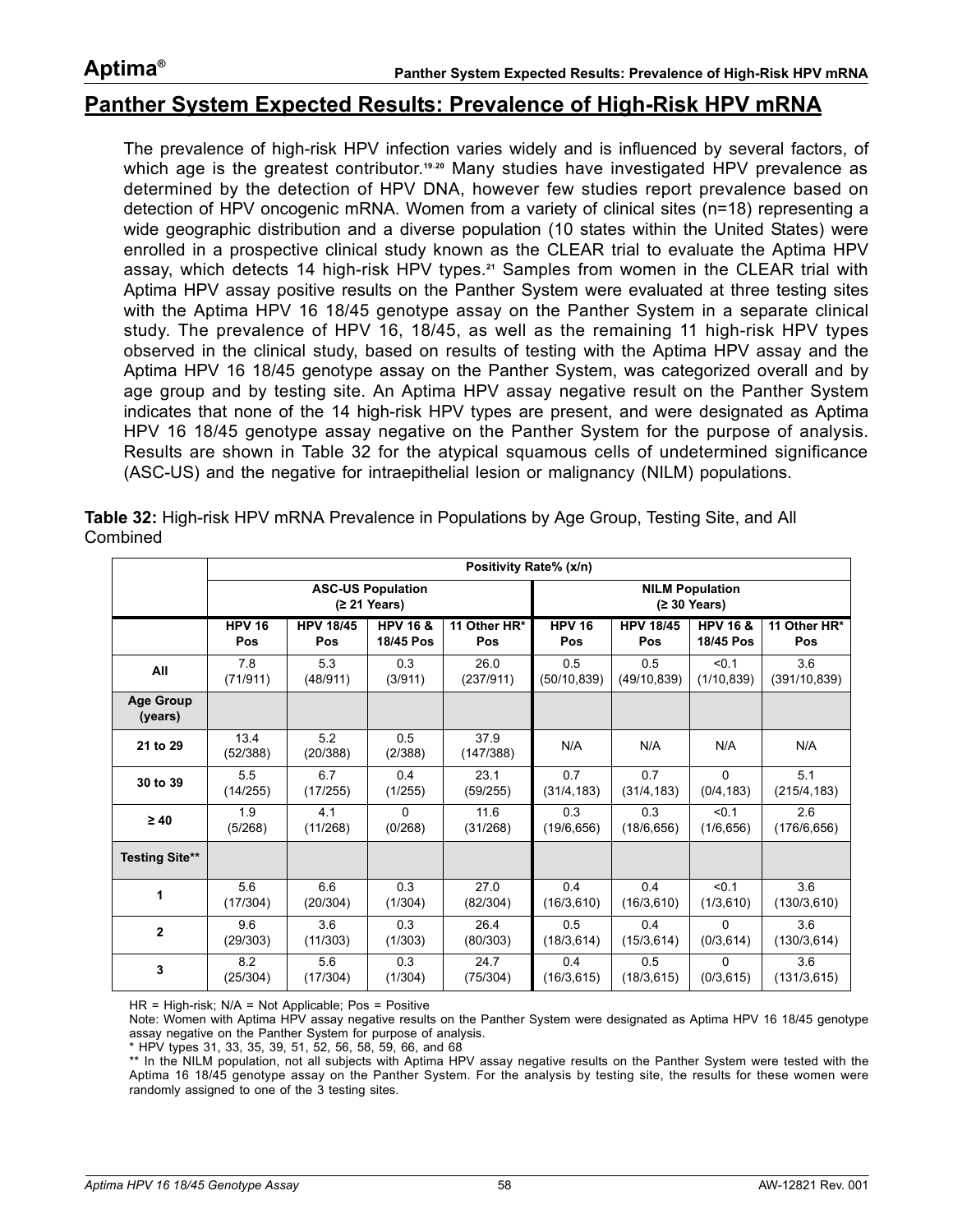## Panther System Expected Results: Prevalence of High-Risk HPV mRNA

The prevalence of high-risk HPV infection varies widely and is influenced by several factors, of which age is the greatest contributor.[19,20] Many studies have investigated HPV prevalence as determined by the detection of HPV DNA, however few studies report prevalence based on detection of HPV oncogenic mRNA. Women from a variety of clinical sites (n=18) representing a wide geographic distribution and a diverse population (10 states within the United States) were enrolled in a prospective clinical study known as the CLEAR trial to evaluate the Aptima HPV assay, which detects 14 high-risk HPV types.[21] Samples from women in the CLEAR trial with Aptima HPV assay positive results on the Panther System were evaluated at three testing sites with the Aptima HPV 16 18/45 genotype assay on the Panther System in a separate clinical study. The prevalence of HPV 16, 18/45, as well as the remaining 11 high-risk HPV types observed in the clinical study, based on results of testing with the Aptima HPV assay and the Aptima HPV 16 18/45 genotype assay on the Panther System, was categorized overall and by age group and by testing site. An Aptima HPV assay negative result on the Panther System indicates that none of the 14 high-risk HPV types are present, and were designated as Aptima HPV 16 18/45 genotype assay negative on the Panther System for the purpose of analysis. Results are shown in Table 32 for the atypical squamous cells of undetermined significance (ASC-US) and the negative for intraepithelial lesion or malignancy (NILM) populations.

**Table 32:** High-risk HPV mRNA Prevalence in Populations by Age Group, Testing Site, and All Combined

| | Positivity Rate% (x/n) | | | | | | | |
|---|---|---|---|---|---|---|---|---|
| | ASC-US Population (≥ 21 Years) | | | | NILM Population (≥ 30 Years) | | | |
| | HPV 16 Pos | HPV 18/45 Pos | HPV 16 & 18/45 Pos | 11 Other HR* Pos | HPV 16 Pos | HPV 18/45 Pos | HPV 16 & 18/45 Pos | 11 Other HR* Pos |
| All | 7.8 (71/911) | 5.3 (48/911) | 0.3 (3/911) | 26.0 (237/911) | 0.5 (50/10,839) | 0.5 (49/10,839) | <0.1 (1/10,839) | 3.6 (391/10,839) |
| Age Group (years) | | | | | | | | |
| 21 to 29 | 13.4 (52/388) | 5.2 (20/388) | 0.5 (2/388) | 37.9 (147/388) | N/A | N/A | N/A | N/A |
| 30 to 39 | 5.5 (14/255) | 6.7 (17/255) | 0.4 (1/255) | 23.1 (59/255) | 0.7 (31/4,183) | 0.7 (31/4,183) | 0 (0/4,183) | 5.1 (215/4,183) |
| ≥ 40 | 1.9 (5/268) | 4.1 (11/268) | 0 (0/268) | 11.6 (31/268) | 0.3 (19/6,656) | 0.3 (18/6,656) | <0.1 (1/6,656) | 2.6 (176/6,656) |
| Testing Site** | | | | | | | | |
| 1 | 5.6 (17/304) | 6.6 (20/304) | 0.3 (1/304) | 27.0 (82/304) | 0.4 (16/3,610) | 0.4 (16/3,610) | <0.1 (1/3,610) | 3.6 (130/3,610) |
| 2 | 9.6 (29/303) | 3.6 (11/303) | 0.3 (1/303) | 26.4 (80/303) | 0.5 (18/3,614) | 0.4 (15/3,614) | 0 (0/3,614) | 3.6 (130/3,614) |
| 3 | 8.2 (25/304) | 5.6 (17/304) | 0.3 (1/304) | 24.7 (75/304) | 0.4 (16/3,615) | 0.5 (18/3,615) | 0 (0/3,615) | 3.6 (131/3,615) |

HR = High-risk; N/A = Not Applicable; Pos = Positive

Note: Women with Aptima HPV assay negative results on the Panther System were designated as Aptima HPV 16 18/45 genotype assay negative on the Panther System for purpose of analysis.

\* HPV types 31, 33, 35, 39, 51, 52, 56, 58, 59, 66, and 68

\*\* In the NILM population, not all subjects with Aptima HPV assay negative results on the Panther System were tested with the Aptima 16 18/45 genotype assay on the Panther System. For the analysis by testing site, the results for these women were randomly assigned to one of the 3 testing sites.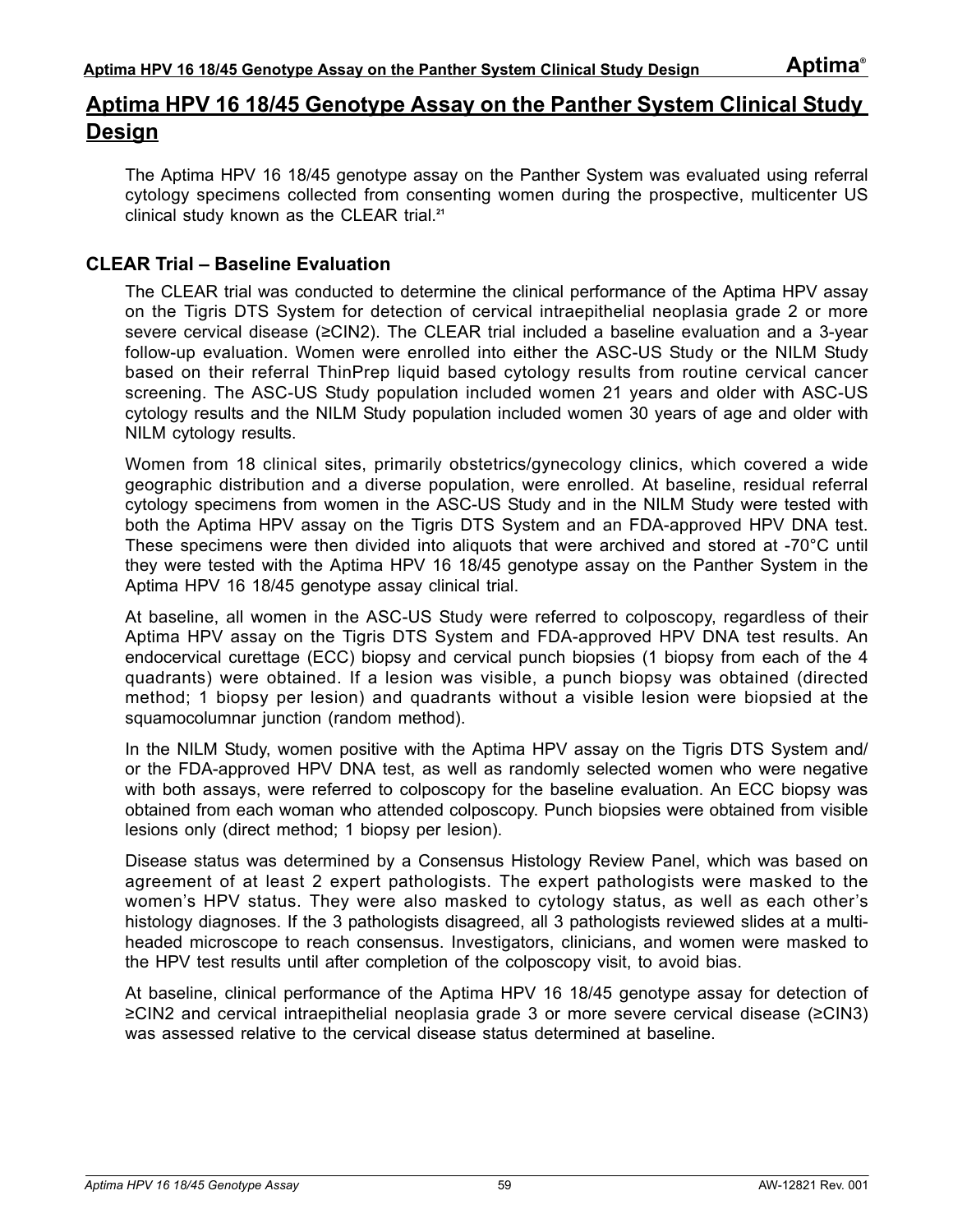# Aptima HPV 16 18/45 Genotype Assay on the Panther System Clinical Study Design

The Aptima HPV 16 18/45 genotype assay on the Panther System was evaluated using referral cytology specimens collected from consenting women during the prospective, multicenter US clinical study known as the CLEAR trial.[21]

## CLEAR Trial – Baseline Evaluation

The CLEAR trial was conducted to determine the clinical performance of the Aptima HPV assay on the Tigris DTS System for detection of cervical intraepithelial neoplasia grade 2 or more severe cervical disease (≥CIN2). The CLEAR trial included a baseline evaluation and a 3-year follow-up evaluation. Women were enrolled into either the ASC-US Study or the NILM Study based on their referral ThinPrep liquid based cytology results from routine cervical cancer screening. The ASC-US Study population included women 21 years and older with ASC-US cytology results and the NILM Study population included women 30 years of age and older with NILM cytology results.

Women from 18 clinical sites, primarily obstetrics/gynecology clinics, which covered a wide geographic distribution and a diverse population, were enrolled. At baseline, residual referral cytology specimens from women in the ASC-US Study and in the NILM Study were tested with both the Aptima HPV assay on the Tigris DTS System and an FDA-approved HPV DNA test. These specimens were then divided into aliquots that were archived and stored at -70°C until they were tested with the Aptima HPV 16 18/45 genotype assay on the Panther System in the Aptima HPV 16 18/45 genotype assay clinical trial.

At baseline, all women in the ASC-US Study were referred to colposcopy, regardless of their Aptima HPV assay on the Tigris DTS System and FDA-approved HPV DNA test results. An endocervical curettage (ECC) biopsy and cervical punch biopsies (1 biopsy from each of the 4 quadrants) were obtained. If a lesion was visible, a punch biopsy was obtained (directed method; 1 biopsy per lesion) and quadrants without a visible lesion were biopsied at the squamocolumnar junction (random method).

In the NILM Study, women positive with the Aptima HPV assay on the Tigris DTS System and/or the FDA-approved HPV DNA test, as well as randomly selected women who were negative with both assays, were referred to colposcopy for the baseline evaluation. An ECC biopsy was obtained from each woman who attended colposcopy. Punch biopsies were obtained from visible lesions only (direct method; 1 biopsy per lesion).

Disease status was determined by a Consensus Histology Review Panel, which was based on agreement of at least 2 expert pathologists. The expert pathologists were masked to the women's HPV status. They were also masked to cytology status, as well as each other's histology diagnoses. If the 3 pathologists disagreed, all 3 pathologists reviewed slides at a multi-headed microscope to reach consensus. Investigators, clinicians, and women were masked to the HPV test results until after completion of the colposcopy visit, to avoid bias.

At baseline, clinical performance of the Aptima HPV 16 18/45 genotype assay for detection of ≥CIN2 and cervical intraepithelial neoplasia grade 3 or more severe cervical disease (≥CIN3) was assessed relative to the cervical disease status determined at baseline.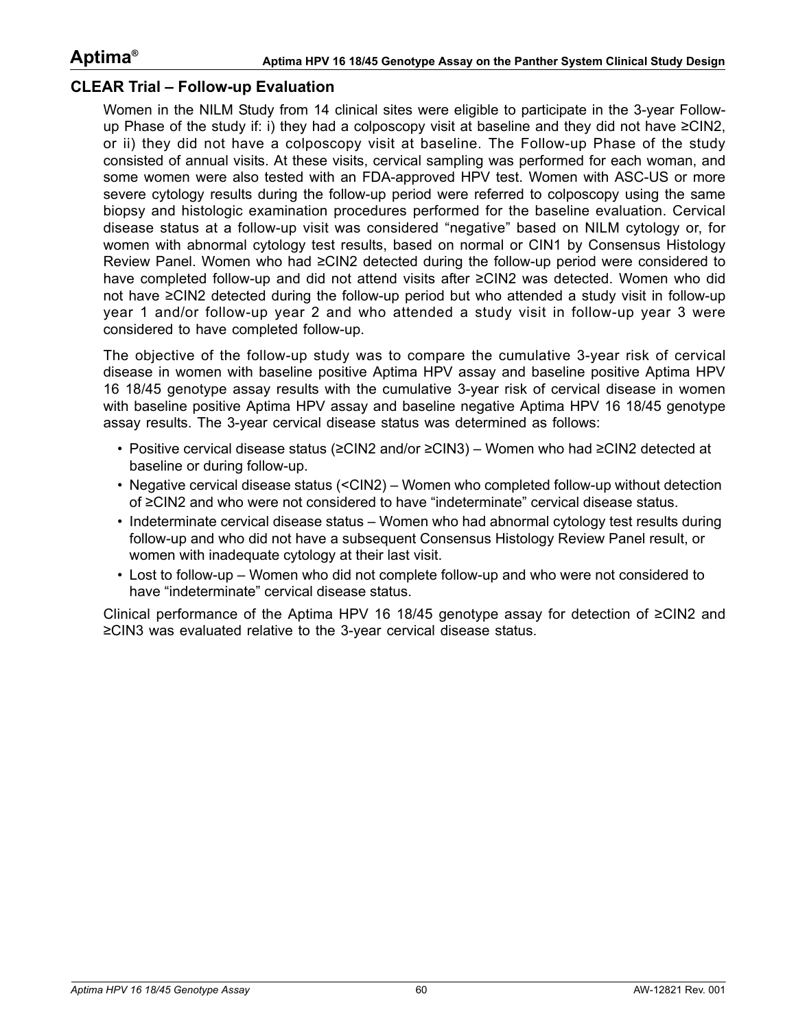## CLEAR Trial – Follow-up Evaluation

Women in the NILM Study from 14 clinical sites were eligible to participate in the 3-year Follow-up Phase of the study if: i) they had a colposcopy visit at baseline and they did not have ≥CIN2, or ii) they did not have a colposcopy visit at baseline. The Follow-up Phase of the study consisted of annual visits. At these visits, cervical sampling was performed for each woman, and some women were also tested with an FDA-approved HPV test. Women with ASC-US or more severe cytology results during the follow-up period were referred to colposcopy using the same biopsy and histologic examination procedures performed for the baseline evaluation. Cervical disease status at a follow-up visit was considered "negative" based on NILM cytology or, for women with abnormal cytology test results, based on normal or CIN1 by Consensus Histology Review Panel. Women who had ≥CIN2 detected during the follow-up period were considered to have completed follow-up and did not attend visits after ≥CIN2 was detected. Women who did not have ≥CIN2 detected during the follow-up period but who attended a study visit in follow-up year 1 and/or follow-up year 2 and who attended a study visit in follow-up year 3 were considered to have completed follow-up.

The objective of the follow-up study was to compare the cumulative 3-year risk of cervical disease in women with baseline positive Aptima HPV assay and baseline positive Aptima HPV 16 18/45 genotype assay results with the cumulative 3-year risk of cervical disease in women with baseline positive Aptima HPV assay and baseline negative Aptima HPV 16 18/45 genotype assay results. The 3-year cervical disease status was determined as follows:

- Positive cervical disease status (≥CIN2 and/or ≥CIN3) – Women who had ≥CIN2 detected at baseline or during follow-up.
- Negative cervical disease status (<CIN2) – Women who completed follow-up without detection of ≥CIN2 and who were not considered to have "indeterminate" cervical disease status.
- Indeterminate cervical disease status – Women who had abnormal cytology test results during follow-up and who did not have a subsequent Consensus Histology Review Panel result, or women with inadequate cytology at their last visit.
- Lost to follow-up – Women who did not complete follow-up and who were not considered to have "indeterminate" cervical disease status.

Clinical performance of the Aptima HPV 16 18/45 genotype assay for detection of ≥CIN2 and ≥CIN3 was evaluated relative to the 3-year cervical disease status.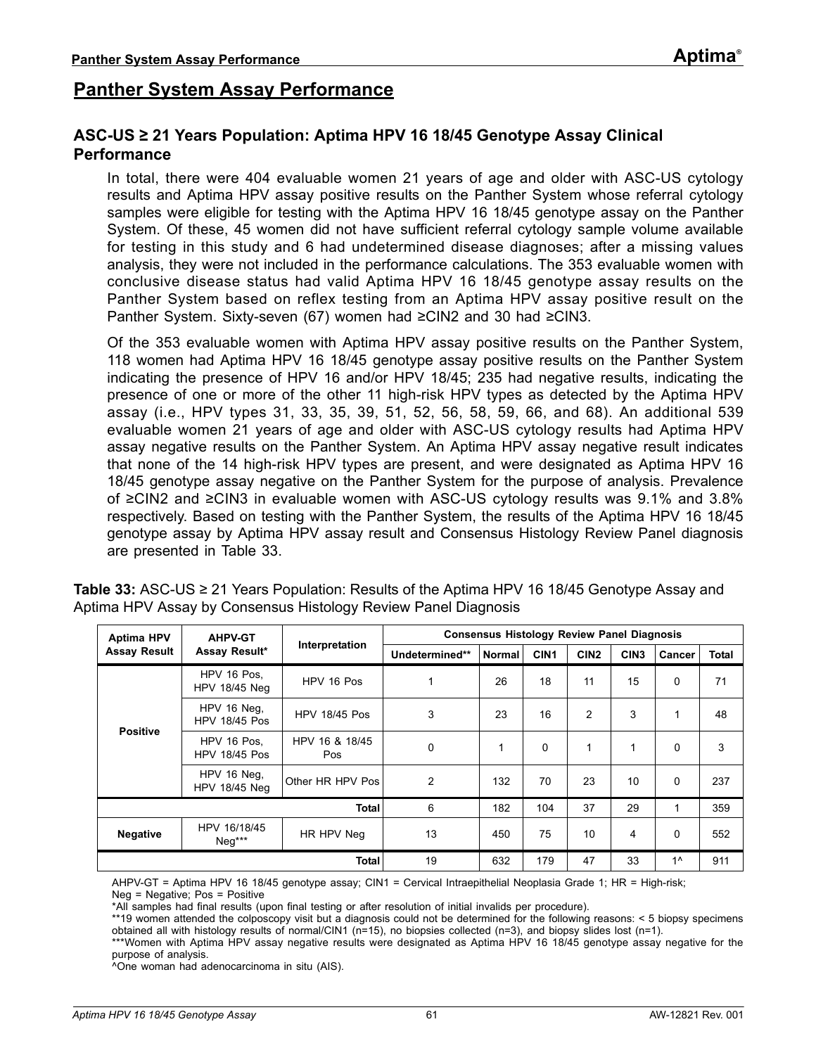## Panther System Assay Performance

### ASC-US ≥ 21 Years Population: Aptima HPV 16 18/45 Genotype Assay Clinical Performance

In total, there were 404 evaluable women 21 years of age and older with ASC-US cytology results and Aptima HPV assay positive results on the Panther System whose referral cytology samples were eligible for testing with the Aptima HPV 16 18/45 genotype assay on the Panther System. Of these, 45 women did not have sufficient referral cytology sample volume available for testing in this study and 6 had undetermined disease diagnoses; after a missing values analysis, they were not included in the performance calculations. The 353 evaluable women with conclusive disease status had valid Aptima HPV 16 18/45 genotype assay results on the Panther System based on reflex testing from an Aptima HPV assay positive result on the Panther System. Sixty-seven (67) women had ≥CIN2 and 30 had ≥CIN3.

Of the 353 evaluable women with Aptima HPV assay positive results on the Panther System, 118 women had Aptima HPV 16 18/45 genotype assay positive results on the Panther System indicating the presence of HPV 16 and/or HPV 18/45; 235 had negative results, indicating the presence of one or more of the other 11 high-risk HPV types as detected by the Aptima HPV assay (i.e., HPV types 31, 33, 35, 39, 51, 52, 56, 58, 59, 66, and 68). An additional 539 evaluable women 21 years of age and older with ASC-US cytology results had Aptima HPV assay negative results on the Panther System. An Aptima HPV assay negative result indicates that none of the 14 high-risk HPV types are present, and were designated as Aptima HPV 16 18/45 genotype assay negative on the Panther System for the purpose of analysis. Prevalence of ≥CIN2 and ≥CIN3 in evaluable women with ASC-US cytology results was 9.1% and 3.8% respectively. Based on testing with the Panther System, the results of the Aptima HPV 16 18/45 genotype assay by Aptima HPV assay result and Consensus Histology Review Panel diagnosis are presented in Table 33.

**Table 33:** ASC-US ≥ 21 Years Population: Results of the Aptima HPV 16 18/45 Genotype Assay and Aptima HPV Assay by Consensus Histology Review Panel Diagnosis

| Aptima HPV Assay Result | AHPV-GT Assay Result* | Interpretation | Consensus Histology Review Panel Diagnosis | | | | | | |
|---|---|---|---|---|---|---|---|---|---|
| | | | Undetermined** | Normal | CIN1 | CIN2 | CIN3 | Cancer | Total |
| Positive | HPV 16 Pos, HPV 18/45 Neg | HPV 16 Pos | 1 | 26 | 18 | 11 | 15 | 0 | 71 |
| | HPV 16 Neg, HPV 18/45 Pos | HPV 18/45 Pos | 3 | 23 | 16 | 2 | 3 | 1 | 48 |
| | HPV 16 Pos, HPV 18/45 Pos | HPV 16 & 18/45 Pos | 0 | 1 | 0 | 1 | 1 | 0 | 3 |
| | HPV 16 Neg, HPV 18/45 Neg | Other HR HPV Pos | 2 | 132 | 70 | 23 | 10 | 0 | 237 |
| | | Total | 6 | 182 | 104 | 37 | 29 | 1 | 359 |
| Negative | HPV 16/18/45 Neg*** | HR HPV Neg | 13 | 450 | 75 | 10 | 4 | 0 | 552 |
| | | Total | 19 | 632 | 179 | 47 | 33 | 1^ | 911 |

AHPV-GT = Aptima HPV 16 18/45 genotype assay; CIN1 = Cervical Intraepithelial Neoplasia Grade 1; HR = High-risk; Neg = Negative; Pos = Positive

*All samples had final results (upon final testing or after resolution of initial invalids per procedure).

**19 women attended the colposcopy visit but a diagnosis could not be determined for the following reasons: < 5 biopsy specimens obtained all with histology results of normal/CIN1 (n=15), no biopsies collected (n=3), and biopsy slides lost (n=1).

***Women with Aptima HPV assay negative results were designated as Aptima HPV 16 18/45 genotype assay negative for the purpose of analysis.

^One woman had adenocarcinoma in situ (AIS).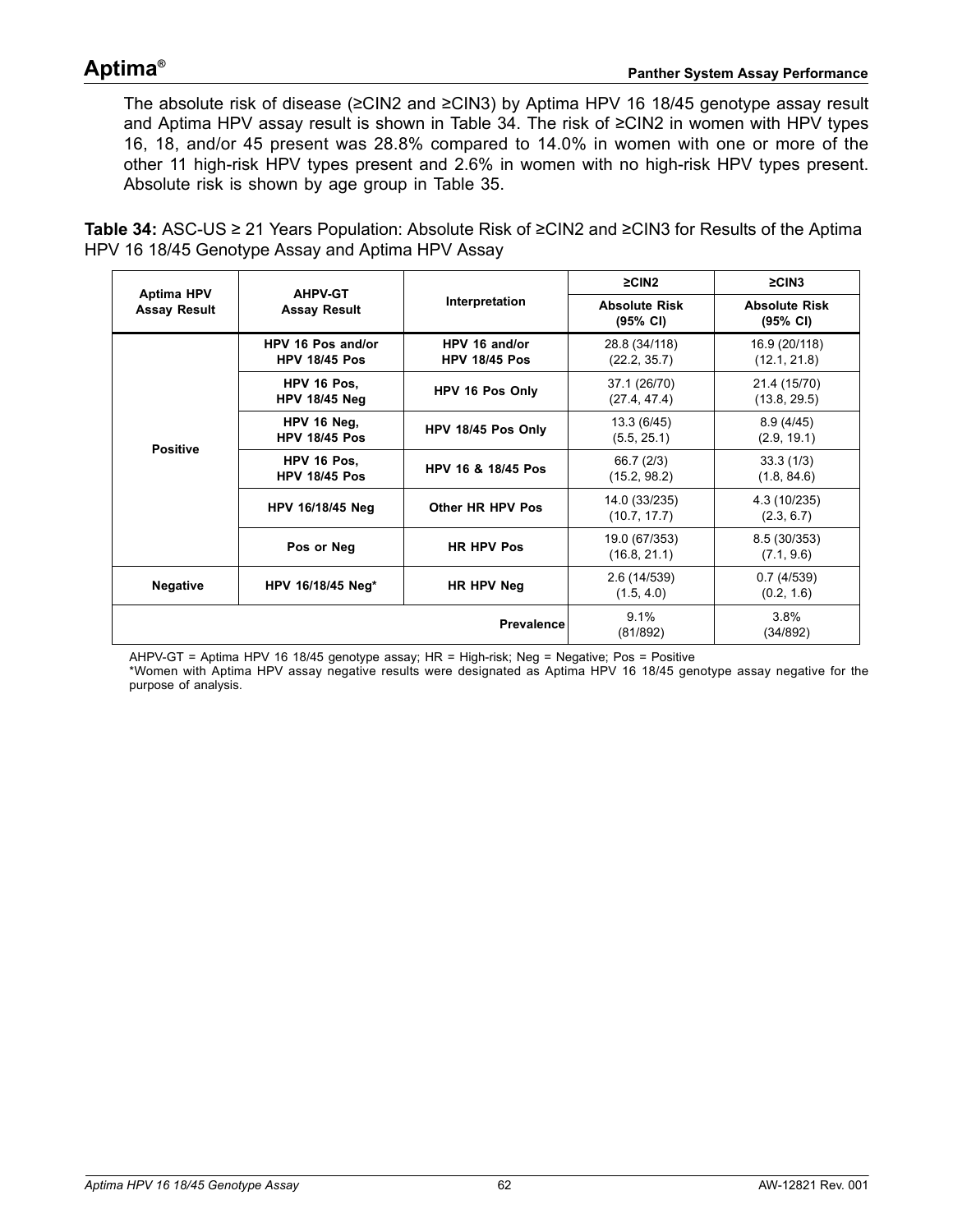The absolute risk of disease (≥CIN2 and ≥CIN3) by Aptima HPV 16 18/45 genotype assay result and Aptima HPV assay result is shown in Table 34. The risk of ≥CIN2 in women with HPV types 16, 18, and/or 45 present was 28.8% compared to 14.0% in women with one or more of the other 11 high-risk HPV types present and 2.6% in women with no high-risk HPV types present. Absolute risk is shown by age group in Table 35.

**Table 34:** ASC-US ≥ 21 Years Population: Absolute Risk of ≥CIN2 and ≥CIN3 for Results of the Aptima HPV 16 18/45 Genotype Assay and Aptima HPV Assay

| Aptima HPV Assay Result | AHPV-GT Assay Result | Interpretation | ≥CIN2 | ≥CIN3 |
|---|---|---|---|---|
| | | | Absolute Risk (95% CI) | Absolute Risk (95% CI) |
| Positive | HPV 16 Pos and/or HPV 18/45 Pos | HPV 16 and/or HPV 18/45 Pos | 28.8 (34/118) (22.2, 35.7) | 16.9 (20/118) (12.1, 21.8) |
| | HPV 16 Pos, HPV 18/45 Neg | HPV 16 Pos Only | 37.1 (26/70) (27.4, 47.4) | 21.4 (15/70) (13.8, 29.5) |
| | HPV 16 Neg, HPV 18/45 Pos | HPV 18/45 Pos Only | 13.3 (6/45) (5.5, 25.1) | 8.9 (4/45) (2.9, 19.1) |
| | HPV 16 Pos, HPV 18/45 Pos | HPV 16 & 18/45 Pos | 66.7 (2/3) (15.2, 98.2) | 33.3 (1/3) (1.8, 84.6) |
| | HPV 16/18/45 Neg | Other HR HPV Pos | 14.0 (33/235) (10.7, 17.7) | 4.3 (10/235) (2.3, 6.7) |
| | Pos or Neg | HR HPV Pos | 19.0 (67/353) (16.8, 21.1) | 8.5 (30/353) (7.1, 9.6) |
| Negative | HPV 16/18/45 Neg* | HR HPV Neg | 2.6 (14/539) (1.5, 4.0) | 0.7 (4/539) (0.2, 1.6) |
| | | Prevalence | 9.1% (81/892) | 3.8% (34/892) |

AHPV-GT = Aptima HPV 16 18/45 genotype assay; HR = High-risk; Neg = Negative; Pos = Positive

*Women with Aptima HPV assay negative results were designated as Aptima HPV 16 18/45 genotype assay negative for the purpose of analysis.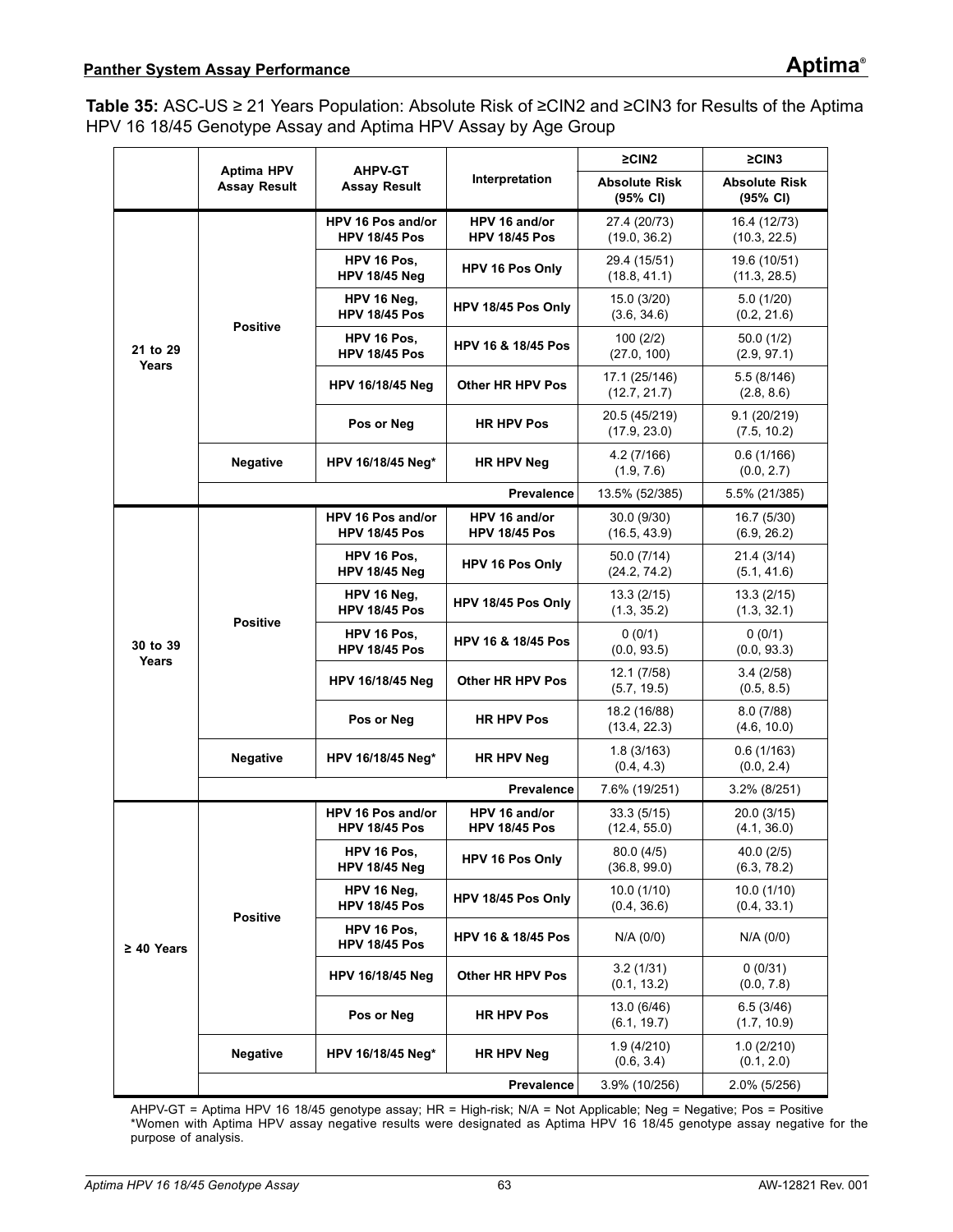**Table 35:** ASC-US ≥ 21 Years Population: Absolute Risk of ≥CIN2 and ≥CIN3 for Results of the Aptima HPV 16 18/45 Genotype Assay and Aptima HPV Assay by Age Group

| | Aptima HPV Assay Result | AHPV-GT Assay Result | Interpretation | ≥CIN2 | ≥CIN3 |
|---|---|---|---|---|---|
| | | | | Absolute Risk (95% CI) | Absolute Risk (95% CI) |
| 21 to 29 Years | Positive | HPV 16 Pos and/or HPV 18/45 Pos | HPV 16 and/or HPV 18/45 Pos | 27.4 (20/73) (19.0, 36.2) | 16.4 (12/73) (10.3, 22.5) |
| | | HPV 16 Pos, HPV 18/45 Neg | HPV 16 Pos Only | 29.4 (15/51) (18.8, 41.1) | 19.6 (10/51) (11.3, 28.5) |
| | | HPV 16 Neg, HPV 18/45 Pos | HPV 18/45 Pos Only | 15.0 (3/20) (3.6, 34.6) | 5.0 (1/20) (0.2, 21.6) |
| | | HPV 16 Pos, HPV 18/45 Pos | HPV 16 & 18/45 Pos | 100 (2/2) (27.0, 100) | 50.0 (1/2) (2.9, 97.1) |
| | | HPV 16/18/45 Neg | Other HR HPV Pos | 17.1 (25/146) (12.7, 21.7) | 5.5 (8/146) (2.8, 8.6) |
| | | Pos or Neg | HR HPV Pos | 20.5 (45/219) (17.9, 23.0) | 9.1 (20/219) (7.5, 10.2) |
| | Negative | HPV 16/18/45 Neg* | HR HPV Neg | 4.2 (7/166) (1.9, 7.6) | 0.6 (1/166) (0.0, 2.7) |
| | | | Prevalence | 13.5% (52/385) | 5.5% (21/385) |
| 30 to 39 Years | Positive | HPV 16 Pos and/or HPV 18/45 Pos | HPV 16 and/or HPV 18/45 Pos | 30.0 (9/30) (16.5, 43.9) | 16.7 (5/30) (6.9, 26.2) |
| | | HPV 16 Pos, HPV 18/45 Neg | HPV 16 Pos Only | 50.0 (7/14) (24.2, 74.2) | 21.4 (3/14) (5.1, 41.6) |
| | | HPV 16 Neg, HPV 18/45 Pos | HPV 18/45 Pos Only | 13.3 (2/15) (1.3, 35.2) | 13.3 (2/15) (1.3, 32.1) |
| | | HPV 16 Pos, HPV 18/45 Pos | HPV 16 & 18/45 Pos | 0 (0/1) (0.0, 93.5) | 0 (0/1) (0.0, 93.3) |
| | | HPV 16/18/45 Neg | Other HR HPV Pos | 12.1 (7/58) (5.7, 19.5) | 3.4 (2/58) (0.5, 8.5) |
| | | Pos or Neg | HR HPV Pos | 18.2 (16/88) (13.4, 22.3) | 8.0 (7/88) (4.6, 10.0) |
| | Negative | HPV 16/18/45 Neg* | HR HPV Neg | 1.8 (3/163) (0.4, 4.3) | 0.6 (1/163) (0.0, 2.4) |
| | | | Prevalence | 7.6% (19/251) | 3.2% (8/251) |
| ≥ 40 Years | Positive | HPV 16 Pos and/or HPV 18/45 Pos | HPV 16 and/or HPV 18/45 Pos | 33.3 (5/15) (12.4, 55.0) | 20.0 (3/15) (4.1, 36.0) |
| | | HPV 16 Pos, HPV 18/45 Neg | HPV 16 Pos Only | 80.0 (4/5) (36.8, 99.0) | 40.0 (2/5) (6.3, 78.2) |
| | | HPV 16 Neg, HPV 18/45 Pos | HPV 18/45 Pos Only | 10.0 (1/10) (0.4, 36.6) | 10.0 (1/10) (0.4, 33.1) |
| | | HPV 16 Pos, HPV 18/45 Pos | HPV 16 & 18/45 Pos | N/A (0/0) | N/A (0/0) |
| | | HPV 16/18/45 Neg | Other HR HPV Pos | 3.2 (1/31) (0.1, 13.2) | 0 (0/31) (0.0, 7.8) |
| | | Pos or Neg | HR HPV Pos | 13.0 (6/46) (6.1, 19.7) | 6.5 (3/46) (1.7, 10.9) |
| | Negative | HPV 16/18/45 Neg* | HR HPV Neg | 1.9 (4/210) (0.6, 3.4) | 1.0 (2/210) (0.1, 2.0) |
| | | | Prevalence | 3.9% (10/256) | 2.0% (5/256) |

AHPV-GT = Aptima HPV 16 18/45 genotype assay; HR = High-risk; N/A = Not Applicable; Neg = Negative; Pos = Positive
*Women with Aptima HPV assay negative results were designated as Aptima HPV 16 18/45 genotype assay negative for the purpose of analysis.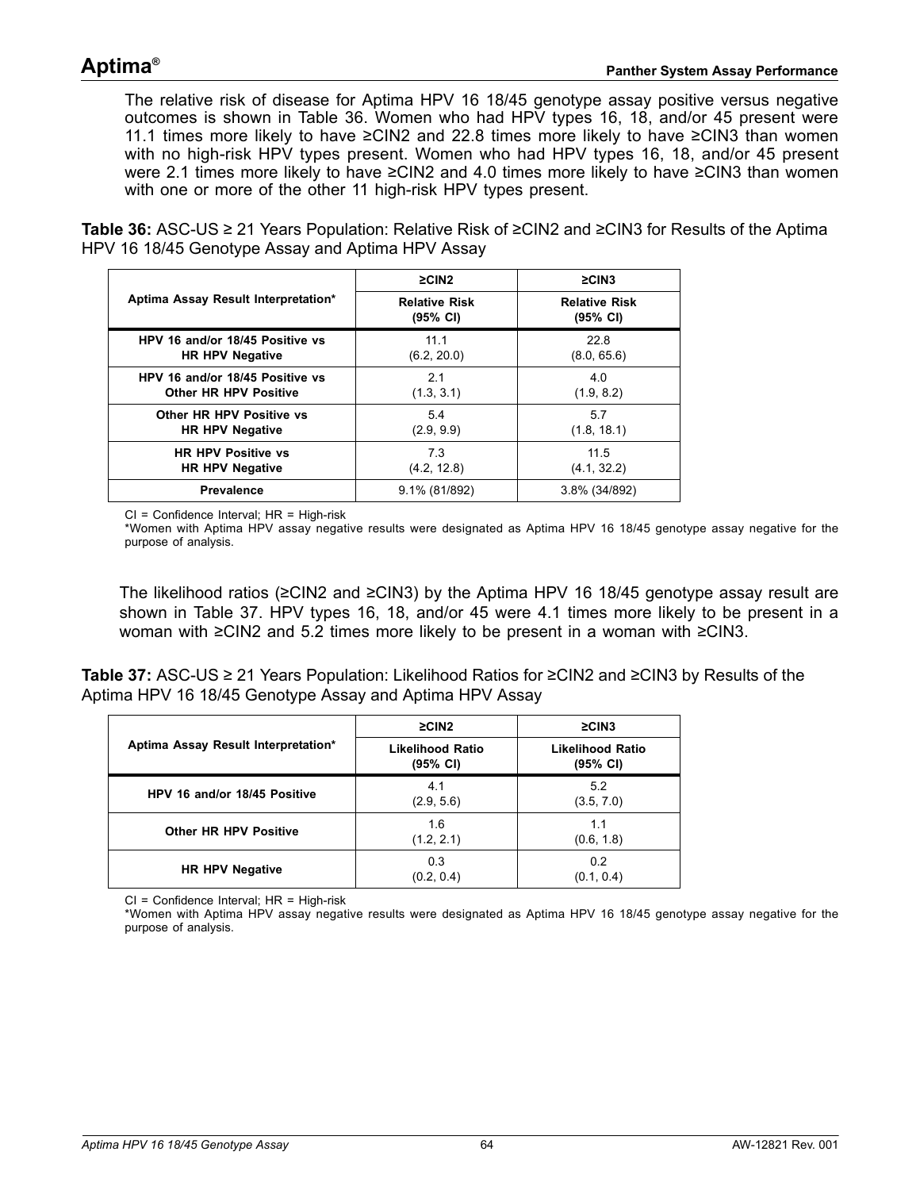The relative risk of disease for Aptima HPV 16 18/45 genotype assay positive versus negative outcomes is shown in Table 36. Women who had HPV types 16, 18, and/or 45 present were 11.1 times more likely to have ≥CIN2 and 22.8 times more likely to have ≥CIN3 than women with no high-risk HPV types present. Women who had HPV types 16, 18, and/or 45 present were 2.1 times more likely to have ≥CIN2 and 4.0 times more likely to have ≥CIN3 than women with one or more of the other 11 high-risk HPV types present.

**Table 36:** ASC-US ≥ 21 Years Population: Relative Risk of ≥CIN2 and ≥CIN3 for Results of the Aptima HPV 16 18/45 Genotype Assay and Aptima HPV Assay

| Aptima Assay Result Interpretation* | ≥CIN2 | ≥CIN3 |
|---|---|---|
| | Relative Risk (95% CI) | Relative Risk (95% CI) |
| HPV 16 and/or 18/45 Positive vs HR HPV Negative | 11.1 (6.2, 20.0) | 22.8 (8.0, 65.6) |
| HPV 16 and/or 18/45 Positive vs Other HR HPV Positive | 2.1 (1.3, 3.1) | 4.0 (1.9, 8.2) |
| Other HR HPV Positive vs HR HPV Negative | 5.4 (2.9, 9.9) | 5.7 (1.8, 18.1) |
| HR HPV Positive vs HR HPV Negative | 7.3 (4.2, 12.8) | 11.5 (4.1, 32.2) |
| Prevalence | 9.1% (81/892) | 3.8% (34/892) |

CI = Confidence Interval; HR = High-risk
*Women with Aptima HPV assay negative results were designated as Aptima HPV 16 18/45 genotype assay negative for the purpose of analysis.

The likelihood ratios (≥CIN2 and ≥CIN3) by the Aptima HPV 16 18/45 genotype assay result are shown in Table 37. HPV types 16, 18, and/or 45 were 4.1 times more likely to be present in a woman with ≥CIN2 and 5.2 times more likely to be present in a woman with ≥CIN3.

**Table 37:** ASC-US ≥ 21 Years Population: Likelihood Ratios for ≥CIN2 and ≥CIN3 by Results of the Aptima HPV 16 18/45 Genotype Assay and Aptima HPV Assay

| Aptima Assay Result Interpretation* | ≥CIN2 | ≥CIN3 |
|---|---|---|
| | Likelihood Ratio (95% CI) | Likelihood Ratio (95% CI) |
| HPV 16 and/or 18/45 Positive | 4.1 (2.9, 5.6) | 5.2 (3.5, 7.0) |
| Other HR HPV Positive | 1.6 (1.2, 2.1) | 1.1 (0.6, 1.8) |
| HR HPV Negative | 0.3 (0.2, 0.4) | 0.2 (0.1, 0.4) |

CI = Confidence Interval; HR = High-risk
*Women with Aptima HPV assay negative results were designated as Aptima HPV 16 18/45 genotype assay negative for the purpose of analysis.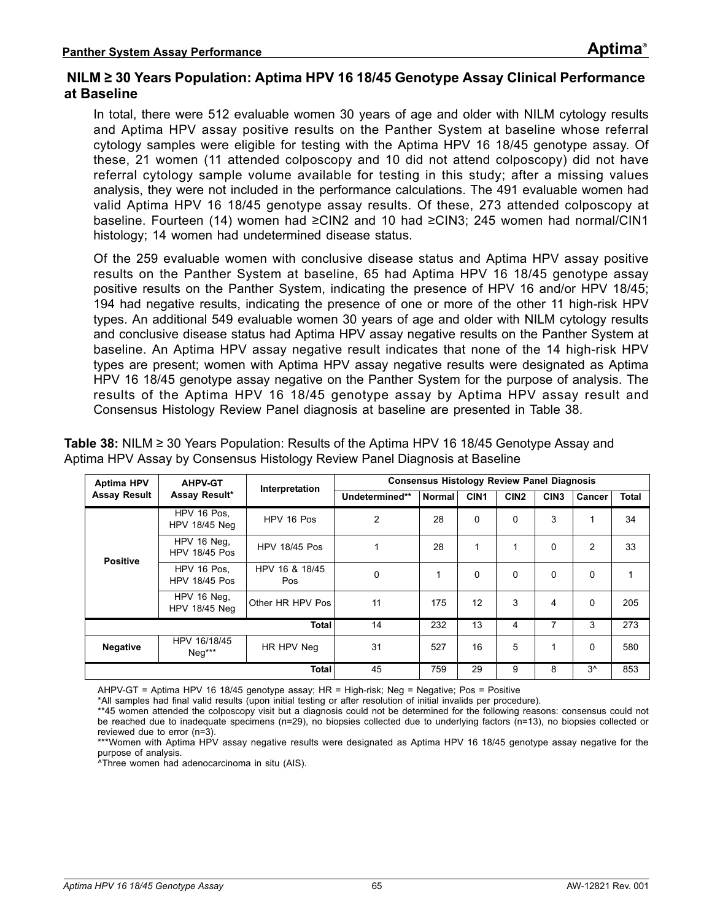## NILM ≥ 30 Years Population: Aptima HPV 16 18/45 Genotype Assay Clinical Performance at Baseline

In total, there were 512 evaluable women 30 years of age and older with NILM cytology results and Aptima HPV assay positive results on the Panther System at baseline whose referral cytology samples were eligible for testing with the Aptima HPV 16 18/45 genotype assay. Of these, 21 women (11 attended colposcopy and 10 did not attend colposcopy) did not have referral cytology sample volume available for testing in this study; after a missing values analysis, they were not included in the performance calculations. The 491 evaluable women had valid Aptima HPV 16 18/45 genotype assay results. Of these, 273 attended colposcopy at baseline. Fourteen (14) women had ≥CIN2 and 10 had ≥CIN3; 245 women had normal/CIN1 histology; 14 women had undetermined disease status.

Of the 259 evaluable women with conclusive disease status and Aptima HPV assay positive results on the Panther System at baseline, 65 had Aptima HPV 16 18/45 genotype assay positive results on the Panther System, indicating the presence of HPV 16 and/or HPV 18/45; 194 had negative results, indicating the presence of one or more of the other 11 high-risk HPV types. An additional 549 evaluable women 30 years of age and older with NILM cytology results and conclusive disease status had Aptima HPV assay negative results on the Panther System at baseline. An Aptima HPV assay negative result indicates that none of the 14 high-risk HPV types are present; women with Aptima HPV assay negative results were designated as Aptima HPV 16 18/45 genotype assay negative on the Panther System for the purpose of analysis. The results of the Aptima HPV 16 18/45 genotype assay by Aptima HPV assay result and Consensus Histology Review Panel diagnosis at baseline are presented in Table 38.

**Table 38:** NILM ≥ 30 Years Population: Results of the Aptima HPV 16 18/45 Genotype Assay and Aptima HPV Assay by Consensus Histology Review Panel Diagnosis at Baseline

| Aptima HPV Assay Result | AHPV-GT Assay Result* | Interpretation | Consensus Histology Review Panel Diagnosis | | | | | | |
|---|---|---|---|---|---|---|---|---|---|
| | | | Undetermined** | Normal | CIN1 | CIN2 | CIN3 | Cancer | Total |
| Positive | HPV 16 Pos, HPV 18/45 Neg | HPV 16 Pos | 2 | 28 | 0 | 0 | 3 | 1 | 34 |
| | HPV 16 Neg, HPV 18/45 Pos | HPV 18/45 Pos | 1 | 28 | 1 | 1 | 0 | 2 | 33 |
| | HPV 16 Pos, HPV 18/45 Pos | HPV 16 & 18/45 Pos | 0 | 1 | 0 | 0 | 0 | 0 | 1 |
| | HPV 16 Neg, HPV 18/45 Neg | Other HR HPV Pos | 11 | 175 | 12 | 3 | 4 | 0 | 205 |
| | | Total | 14 | 232 | 13 | 4 | 7 | 3 | 273 |
| Negative | HPV 16/18/45 Neg*** | HR HPV Neg | 31 | 527 | 16 | 5 | 1 | 0 | 580 |
| | | Total | 45 | 759 | 29 | 9 | 8 | 3^ | 853 |

AHPV-GT = Aptima HPV 16 18/45 genotype assay; HR = High-risk; Neg = Negative; Pos = Positive

*All samples had final valid results (upon initial testing or after resolution of initial invalids per procedure).

**45 women attended the colposcopy visit but a diagnosis could not be determined for the following reasons: consensus could not be reached due to inadequate specimens (n=29), no biopsies collected due to underlying factors (n=13), no biopsies collected or reviewed due to error (n=3).

***Women with Aptima HPV assay negative results were designated as Aptima HPV 16 18/45 genotype assay negative for the purpose of analysis.

^Three women had adenocarcinoma in situ (AIS).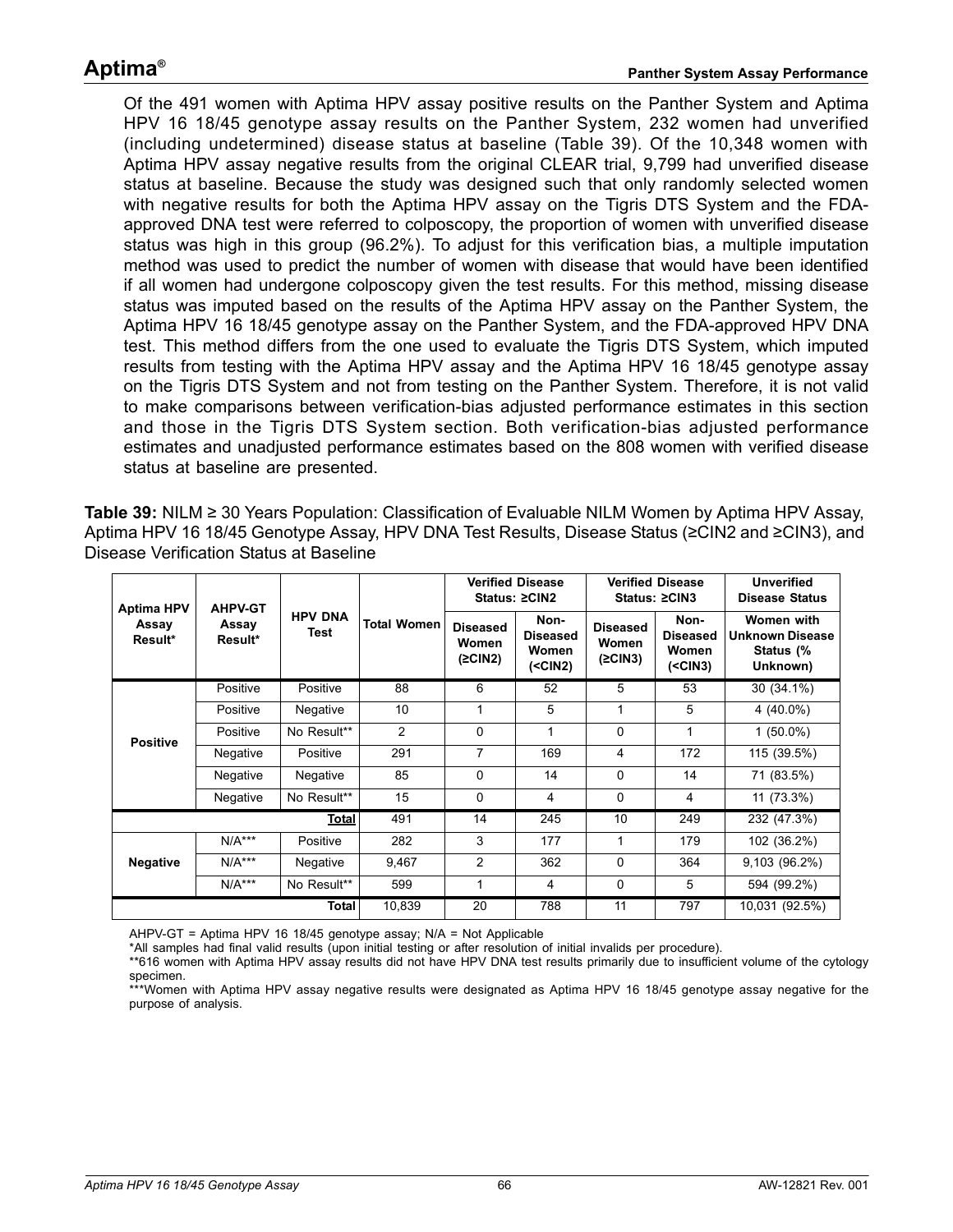Of the 491 women with Aptima HPV assay positive results on the Panther System and Aptima HPV 16 18/45 genotype assay results on the Panther System, 232 women had unverified (including undetermined) disease status at baseline (Table 39). Of the 10,348 women with Aptima HPV assay negative results from the original CLEAR trial, 9,799 had unverified disease status at baseline. Because the study was designed such that only randomly selected women with negative results for both the Aptima HPV assay on the Tigris DTS System and the FDA-approved DNA test were referred to colposcopy, the proportion of women with unverified disease status was high in this group (96.2%). To adjust for this verification bias, a multiple imputation method was used to predict the number of women with disease that would have been identified if all women had undergone colposcopy given the test results. For this method, missing disease status was imputed based on the results of the Aptima HPV assay on the Panther System, the Aptima HPV 16 18/45 genotype assay on the Panther System, and the FDA-approved HPV DNA test. This method differs from the one used to evaluate the Tigris DTS System, which imputed results from testing with the Aptima HPV assay and the Aptima HPV 16 18/45 genotype assay on the Tigris DTS System and not from testing on the Panther System. Therefore, it is not valid to make comparisons between verification-bias adjusted performance estimates in this section and those in the Tigris DTS System section. Both verification-bias adjusted performance estimates and unadjusted performance estimates based on the 808 women with verified disease status at baseline are presented.

**Table 39:** NILM ≥ 30 Years Population: Classification of Evaluable NILM Women by Aptima HPV Assay, Aptima HPV 16 18/45 Genotype Assay, HPV DNA Test Results, Disease Status (≥CIN2 and ≥CIN3), and Disease Verification Status at Baseline

| Aptima HPV Assay Result* | AHPV-GT Assay Result* | HPV DNA Test | Total Women | Verified Disease Status: ≥CIN2 | | Verified Disease Status: ≥CIN3 | | Unverified Disease Status |
|---|---|---|---|---|---|---|---|---|
| | | | | Diseased Women (≥CIN2) | Non-Diseased Women (<CIN2) | Diseased Women (≥CIN3) | Non-Diseased Women (<CIN3) | Women with Unknown Disease Status (% Unknown) |
| Positive | Positive | Positive | 88 | 6 | 52 | 5 | 53 | 30 (34.1%) |
| | Positive | Negative | 10 | 1 | 5 | 1 | 5 | 4 (40.0%) |
| | Positive | No Result** | 2 | 0 | 1 | 0 | 1 | 1 (50.0%) |
| | Negative | Positive | 291 | 7 | 169 | 4 | 172 | 115 (39.5%) |
| | Negative | Negative | 85 | 0 | 14 | 0 | 14 | 71 (83.5%) |
| | Negative | No Result** | 15 | 0 | 4 | 0 | 4 | 11 (73.3%) |
| | | **Total** | 491 | 14 | 245 | 10 | 249 | 232 (47.3%) |
| Negative | N/A*** | Positive | 282 | 3 | 177 | 1 | 179 | 102 (36.2%) |
| | N/A*** | Negative | 9,467 | 2 | 362 | 0 | 364 | 9,103 (96.2%) |
| | N/A*** | No Result** | 599 | 1 | 4 | 0 | 5 | 594 (99.2%) |
| | | **Total** | 10,839 | 20 | 788 | 11 | 797 | 10,031 (92.5%) |

AHPV-GT = Aptima HPV 16 18/45 genotype assay; N/A = Not Applicable
*All samples had final valid results (upon initial testing or after resolution of initial invalids per procedure).
**616 women with Aptima HPV assay results did not have HPV DNA test results primarily due to insufficient volume of the cytology specimen.
***Women with Aptima HPV assay negative results were designated as Aptima HPV 16 18/45 genotype assay negative for the purpose of analysis.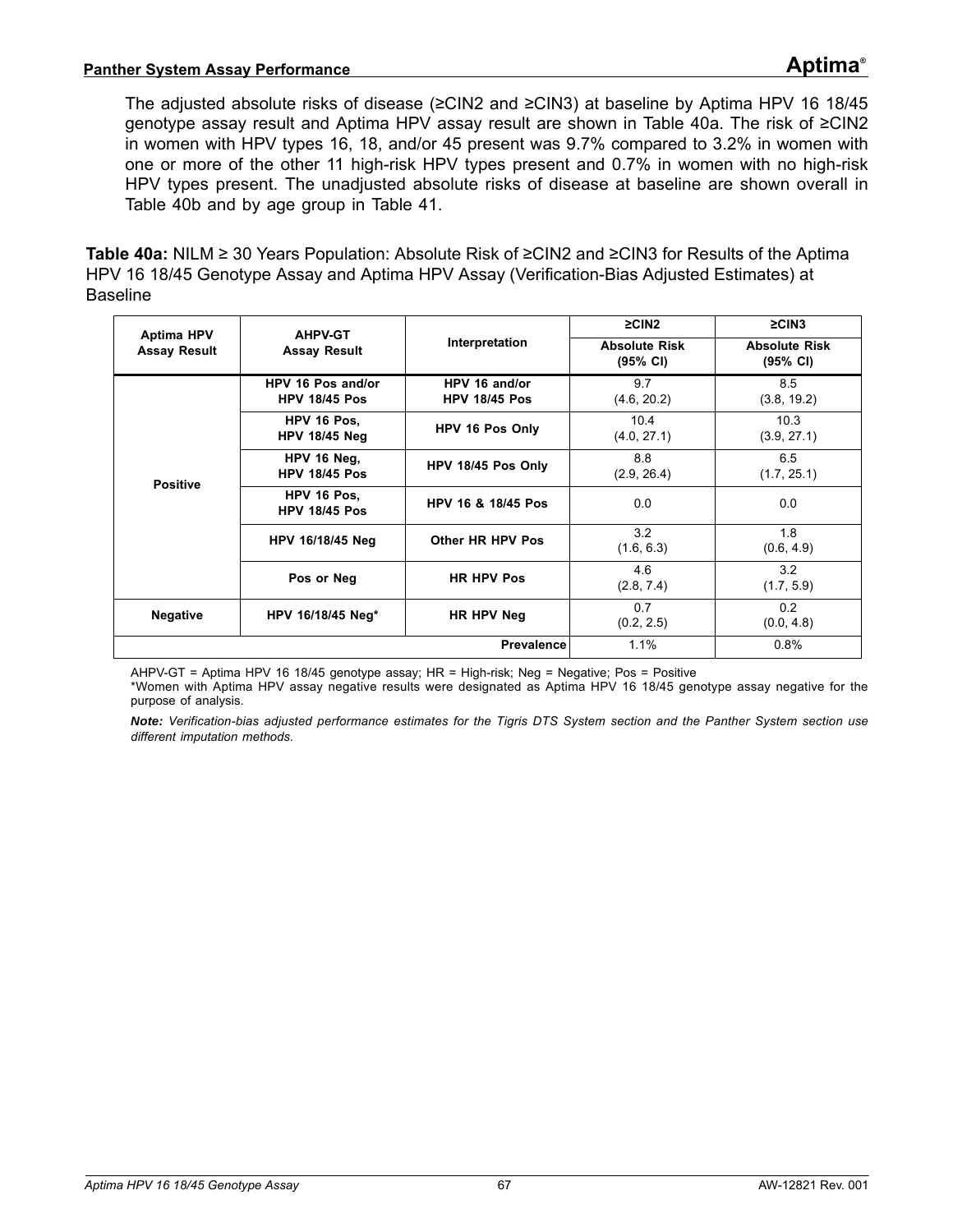The adjusted absolute risks of disease (≥CIN2 and ≥CIN3) at baseline by Aptima HPV 16 18/45 genotype assay result and Aptima HPV assay result are shown in Table 40a. The risk of ≥CIN2 in women with HPV types 16, 18, and/or 45 present was 9.7% compared to 3.2% in women with one or more of the other 11 high-risk HPV types present and 0.7% in women with no high-risk HPV types present. The unadjusted absolute risks of disease at baseline are shown overall in Table 40b and by age group in Table 41.

**Table 40a:** NILM ≥ 30 Years Population: Absolute Risk of ≥CIN2 and ≥CIN3 for Results of the Aptima HPV 16 18/45 Genotype Assay and Aptima HPV Assay (Verification-Bias Adjusted Estimates) at Baseline

| Aptima HPV Assay Result | AHPV-GT Assay Result | Interpretation | ≥CIN2 | ≥CIN3 |
|---|---|---|---|---|
| | | | Absolute Risk (95% CI) | Absolute Risk (95% CI) |
| Positive | HPV 16 Pos and/or HPV 18/45 Pos | HPV 16 and/or HPV 18/45 Pos | 9.7 (4.6, 20.2) | 8.5 (3.8, 19.2) |
| | HPV 16 Pos, HPV 18/45 Neg | HPV 16 Pos Only | 10.4 (4.0, 27.1) | 10.3 (3.9, 27.1) |
| | HPV 16 Neg, HPV 18/45 Pos | HPV 18/45 Pos Only | 8.8 (2.9, 26.4) | 6.5 (1.7, 25.1) |
| | HPV 16 Pos, HPV 18/45 Pos | HPV 16 & 18/45 Pos | 0.0 | 0.0 |
| | HPV 16/18/45 Neg | Other HR HPV Pos | 3.2 (1.6, 6.3) | 1.8 (0.6, 4.9) |
| | Pos or Neg | HR HPV Pos | 4.6 (2.8, 7.4) | 3.2 (1.7, 5.9) |
| Negative | HPV 16/18/45 Neg* | HR HPV Neg | 0.7 (0.2, 2.5) | 0.2 (0.0, 4.8) |
| | | Prevalence | 1.1% | 0.8% |

AHPV-GT = Aptima HPV 16 18/45 genotype assay; HR = High-risk; Neg = Negative; Pos = Positive

*Women with Aptima HPV assay negative results were designated as Aptima HPV 16 18/45 genotype assay negative for the purpose of analysis.

***Note:*** *Verification-bias adjusted performance estimates for the Tigris DTS System section and the Panther System section use different imputation methods.*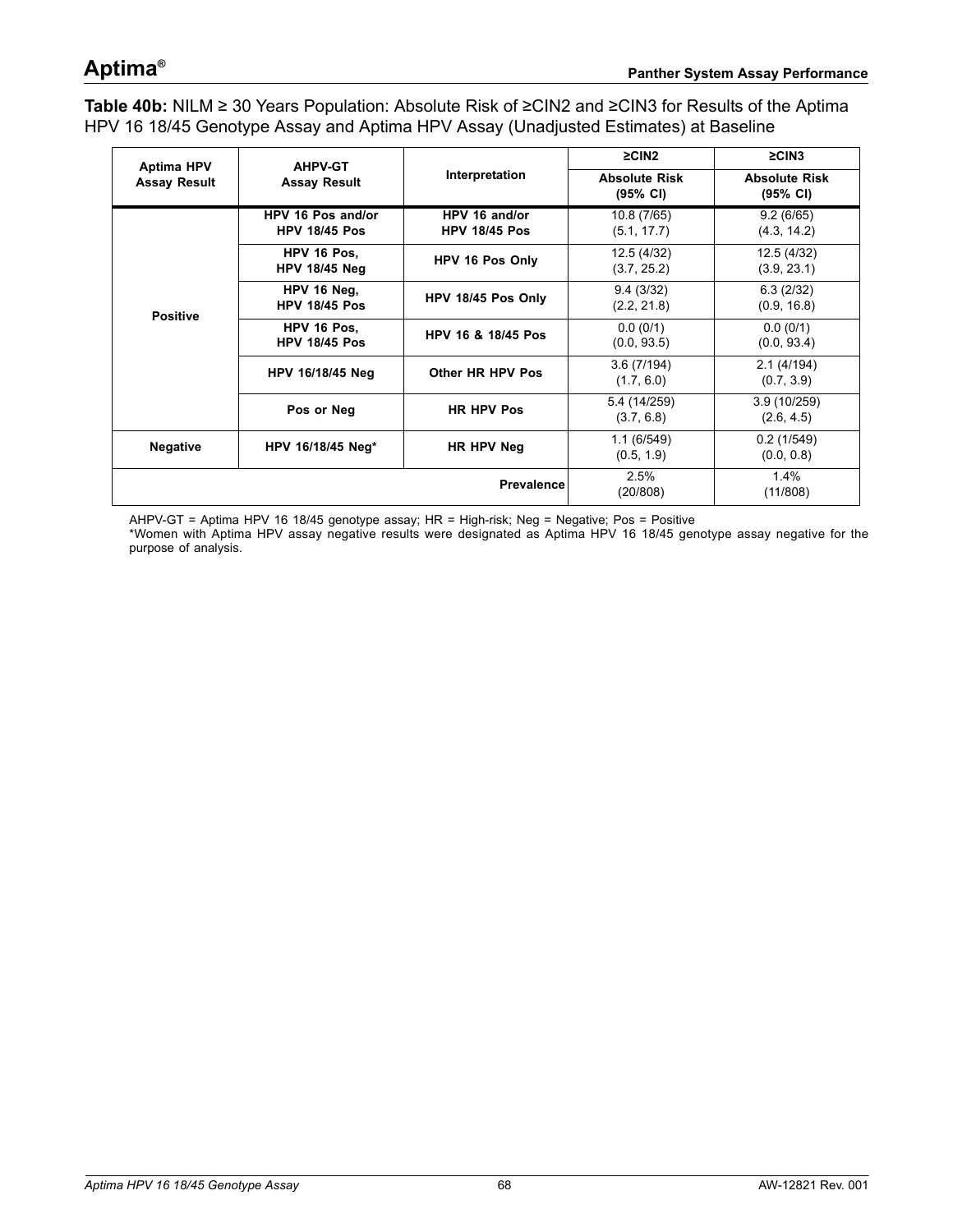**Table 40b:** NILM ≥ 30 Years Population: Absolute Risk of ≥CIN2 and ≥CIN3 for Results of the Aptima HPV 16 18/45 Genotype Assay and Aptima HPV Assay (Unadjusted Estimates) at Baseline

| Aptima HPV Assay Result | AHPV-GT Assay Result | Interpretation | ≥CIN2 | ≥CIN3 |
|---|---|---|---|---|
| | | | Absolute Risk (95% CI) | Absolute Risk (95% CI) |
| Positive | HPV 16 Pos and/or HPV 18/45 Pos | HPV 16 and/or HPV 18/45 Pos | 10.8 (7/65) (5.1, 17.7) | 9.2 (6/65) (4.3, 14.2) |
| | HPV 16 Pos, HPV 18/45 Neg | HPV 16 Pos Only | 12.5 (4/32) (3.7, 25.2) | 12.5 (4/32) (3.9, 23.1) |
| | HPV 16 Neg, HPV 18/45 Pos | HPV 18/45 Pos Only | 9.4 (3/32) (2.2, 21.8) | 6.3 (2/32) (0.9, 16.8) |
| | HPV 16 Pos, HPV 18/45 Pos | HPV 16 & 18/45 Pos | 0.0 (0/1) (0.0, 93.5) | 0.0 (0/1) (0.0, 93.4) |
| | HPV 16/18/45 Neg | Other HR HPV Pos | 3.6 (7/194) (1.7, 6.0) | 2.1 (4/194) (0.7, 3.9) |
| | Pos or Neg | HR HPV Pos | 5.4 (14/259) (3.7, 6.8) | 3.9 (10/259) (2.6, 4.5) |
| Negative | HPV 16/18/45 Neg* | HR HPV Neg | 1.1 (6/549) (0.5, 1.9) | 0.2 (1/549) (0.0, 0.8) |
| | | Prevalence | 2.5% (20/808) | 1.4% (11/808) |

AHPV-GT = Aptima HPV 16 18/45 genotype assay; HR = High-risk; Neg = Negative; Pos = Positive

*Women with Aptima HPV assay negative results were designated as Aptima HPV 16 18/45 genotype assay negative for the purpose of analysis.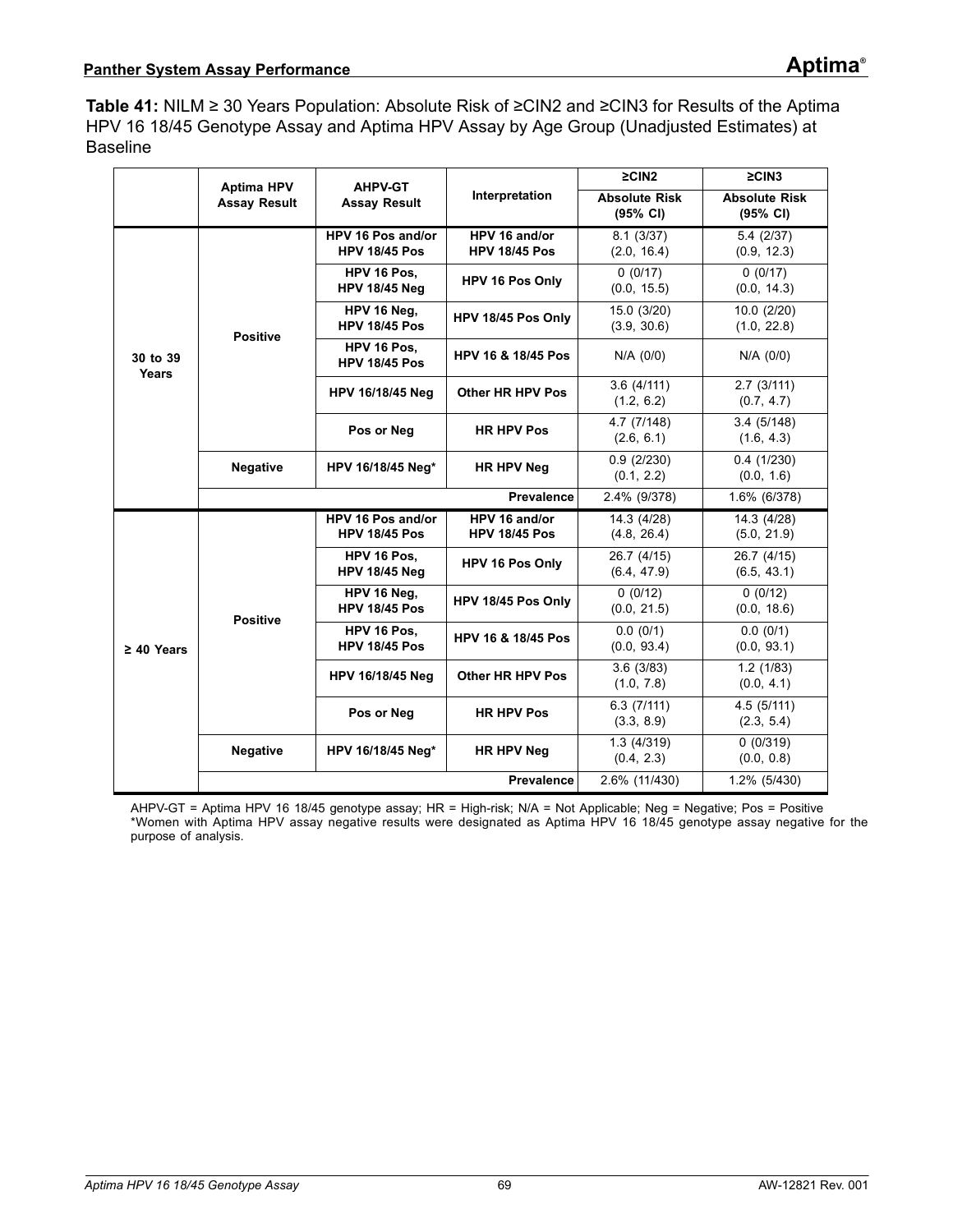**Table 41:** NILM ≥ 30 Years Population: Absolute Risk of ≥CIN2 and ≥CIN3 for Results of the Aptima HPV 16 18/45 Genotype Assay and Aptima HPV Assay by Age Group (Unadjusted Estimates) at Baseline

| | Aptima HPV Assay Result | AHPV-GT Assay Result | Interpretation | ≥CIN2 | ≥CIN3 |
|---|---|---|---|---|---|
| | | | | Absolute Risk (95% CI) | Absolute Risk (95% CI) |
| 30 to 39 Years | Positive | HPV 16 Pos and/or HPV 18/45 Pos | HPV 16 and/or HPV 18/45 Pos | 8.1 (3/37) (2.0, 16.4) | 5.4 (2/37) (0.9, 12.3) |
| | | HPV 16 Pos, HPV 18/45 Neg | HPV 16 Pos Only | 0 (0/17) (0.0, 15.5) | 0 (0/17) (0.0, 14.3) |
| | | HPV 16 Neg, HPV 18/45 Pos | HPV 18/45 Pos Only | 15.0 (3/20) (3.9, 30.6) | 10.0 (2/20) (1.0, 22.8) |
| | | HPV 16 Pos, HPV 18/45 Pos | HPV 16 & 18/45 Pos | N/A (0/0) | N/A (0/0) |
| | | HPV 16/18/45 Neg | Other HR HPV Pos | 3.6 (4/111) (1.2, 6.2) | 2.7 (3/111) (0.7, 4.7) |
| | | Pos or Neg | HR HPV Pos | 4.7 (7/148) (2.6, 6.1) | 3.4 (5/148) (1.6, 4.3) |
| | Negative | HPV 16/18/45 Neg* | HR HPV Neg | 0.9 (2/230) (0.1, 2.2) | 0.4 (1/230) (0.0, 1.6) |
| | | | Prevalence | 2.4% (9/378) | 1.6% (6/378) |
| ≥ 40 Years | Positive | HPV 16 Pos and/or HPV 18/45 Pos | HPV 16 and/or HPV 18/45 Pos | 14.3 (4/28) (4.8, 26.4) | 14.3 (4/28) (5.0, 21.9) |
| | | HPV 16 Pos, HPV 18/45 Neg | HPV 16 Pos Only | 26.7 (4/15) (6.4, 47.9) | 26.7 (4/15) (6.5, 43.1) |
| | | HPV 16 Neg, HPV 18/45 Pos | HPV 18/45 Pos Only | 0 (0/12) (0.0, 21.5) | 0 (0/12) (0.0, 18.6) |
| | | HPV 16 Pos, HPV 18/45 Pos | HPV 16 & 18/45 Pos | 0.0 (0/1) (0.0, 93.4) | 0.0 (0/1) (0.0, 93.1) |
| | | HPV 16/18/45 Neg | Other HR HPV Pos | 3.6 (3/83) (1.0, 7.8) | 1.2 (1/83) (0.0, 4.1) |
| | | Pos or Neg | HR HPV Pos | 6.3 (7/111) (3.3, 8.9) | 4.5 (5/111) (2.3, 5.4) |
| | Negative | HPV 16/18/45 Neg* | HR HPV Neg | 1.3 (4/319) (0.4, 2.3) | 0 (0/319) (0.0, 0.8) |
| | | | Prevalence | 2.6% (11/430) | 1.2% (5/430) |

AHPV-GT = Aptima HPV 16 18/45 genotype assay; HR = High-risk; N/A = Not Applicable; Neg = Negative; Pos = Positive
*Women with Aptima HPV assay negative results were designated as Aptima HPV 16 18/45 genotype assay negative for the purpose of analysis.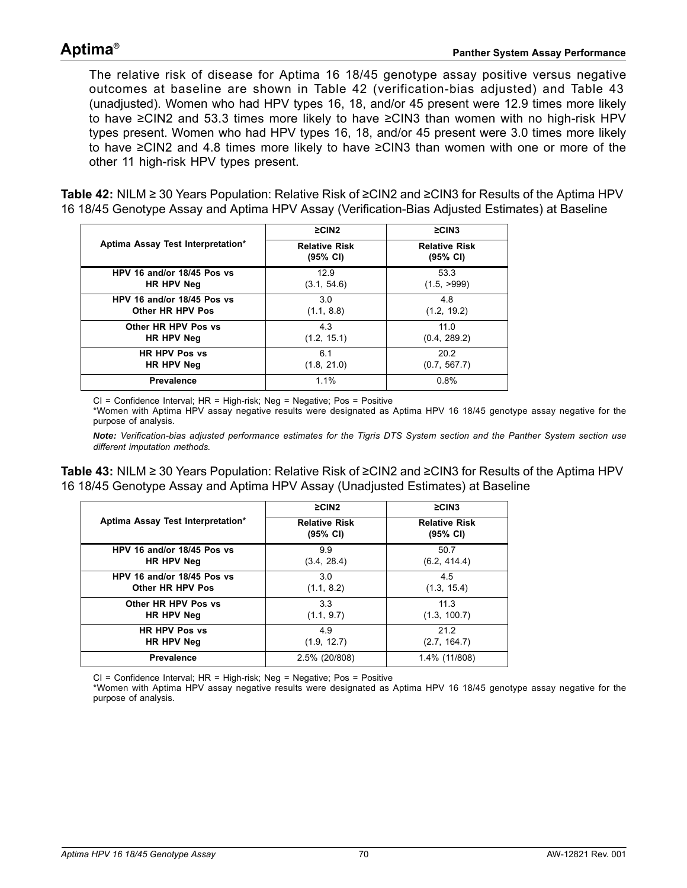The relative risk of disease for Aptima 16 18/45 genotype assay positive versus negative outcomes at baseline are shown in Table 42 (verification-bias adjusted) and Table 43 (unadjusted). Women who had HPV types 16, 18, and/or 45 present were 12.9 times more likely to have ≥CIN2 and 53.3 times more likely to have ≥CIN3 than women with no high-risk HPV types present. Women who had HPV types 16, 18, and/or 45 present were 3.0 times more likely to have ≥CIN2 and 4.8 times more likely to have ≥CIN3 than women with one or more of the other 11 high-risk HPV types present.

**Table 42:** NILM ≥ 30 Years Population: Relative Risk of ≥CIN2 and ≥CIN3 for Results of the Aptima HPV 16 18/45 Genotype Assay and Aptima HPV Assay (Verification-Bias Adjusted Estimates) at Baseline

| Aptima Assay Test Interpretation* | ≥CIN2 Relative Risk (95% CI) | ≥CIN3 Relative Risk (95% CI) |
|---|---|---|
| HPV 16 and/or 18/45 Pos vs HR HPV Neg | 12.9 (3.1, 54.6) | 53.3 (1.5, >999) |
| HPV 16 and/or 18/45 Pos vs Other HR HPV Pos | 3.0 (1.1, 8.8) | 4.8 (1.2, 19.2) |
| Other HR HPV Pos vs HR HPV Neg | 4.3 (1.2, 15.1) | 11.0 (0.4, 289.2) |
| HR HPV Pos vs HR HPV Neg | 6.1 (1.8, 21.0) | 20.2 (0.7, 567.7) |
| Prevalence | 1.1% | 0.8% |

CI = Confidence Interval; HR = High-risk; Neg = Negative; Pos = Positive

*Women with Aptima HPV assay negative results were designated as Aptima HPV 16 18/45 genotype assay negative for the purpose of analysis.

***Note:*** *Verification-bias adjusted performance estimates for the Tigris DTS System section and the Panther System section use different imputation methods.*

**Table 43:** NILM ≥ 30 Years Population: Relative Risk of ≥CIN2 and ≥CIN3 for Results of the Aptima HPV 16 18/45 Genotype Assay and Aptima HPV Assay (Unadjusted Estimates) at Baseline

| Aptima Assay Test Interpretation* | ≥CIN2 Relative Risk (95% CI) | ≥CIN3 Relative Risk (95% CI) |
|---|---|---|
| HPV 16 and/or 18/45 Pos vs HR HPV Neg | 9.9 (3.4, 28.4) | 50.7 (6.2, 414.4) |
| HPV 16 and/or 18/45 Pos vs Other HR HPV Pos | 3.0 (1.1, 8.2) | 4.5 (1.3, 15.4) |
| Other HR HPV Pos vs HR HPV Neg | 3.3 (1.1, 9.7) | 11.3 (1.3, 100.7) |
| HR HPV Pos vs HR HPV Neg | 4.9 (1.9, 12.7) | 21.2 (2.7, 164.7) |
| Prevalence | 2.5% (20/808) | 1.4% (11/808) |

CI = Confidence Interval; HR = High-risk; Neg = Negative; Pos = Positive

*Women with Aptima HPV assay negative results were designated as Aptima HPV 16 18/45 genotype assay negative for the purpose of analysis.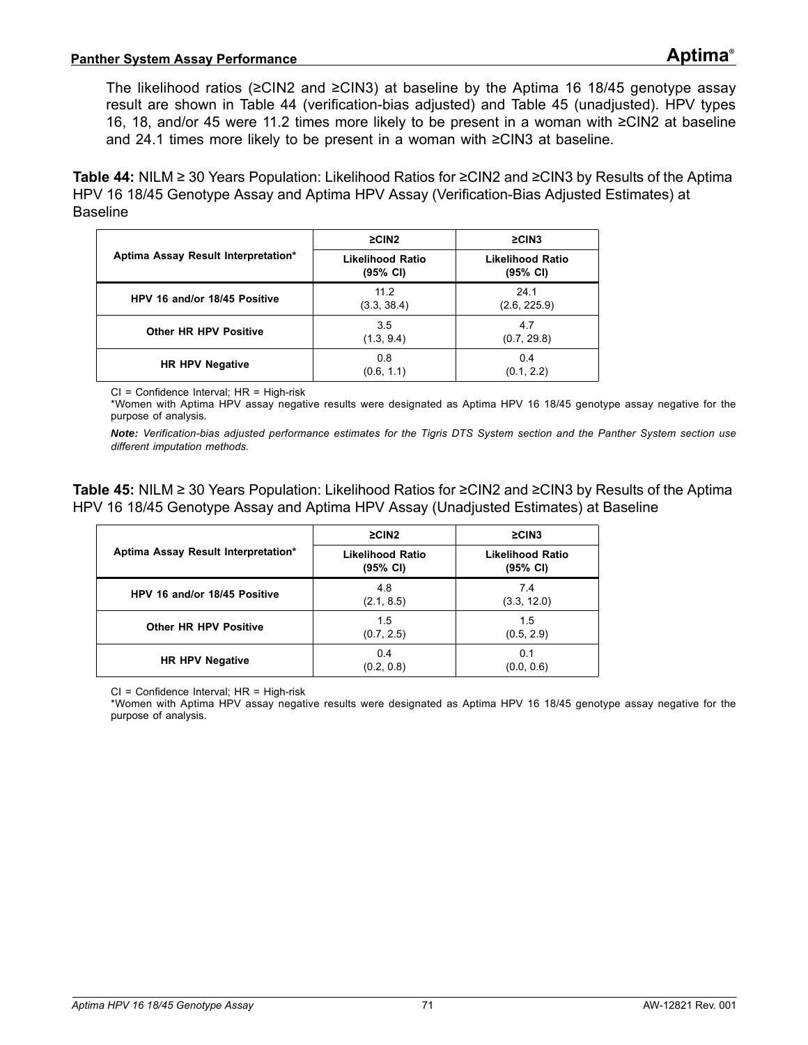The likelihood ratios (≥CIN2 and ≥CIN3) at baseline by the Aptima 16 18/45 genotype assay result are shown in Table 44 (verification-bias adjusted) and Table 45 (unadjusted). HPV types 16, 18, and/or 45 were 11.2 times more likely to be present in a woman with ≥CIN2 at baseline and 24.1 times more likely to be present in a woman with ≥CIN3 at baseline.

**Table 44:** NILM ≥ 30 Years Population: Likelihood Ratios for ≥CIN2 and ≥CIN3 by Results of the Aptima HPV 16 18/45 Genotype Assay and Aptima HPV Assay (Verification-Bias Adjusted Estimates) at Baseline

| Aptima Assay Result Interpretation* | ≥CIN2 | ≥CIN3 |
|---|---|---|
| | Likelihood Ratio (95% CI) | Likelihood Ratio (95% CI) |
| HPV 16 and/or 18/45 Positive | 11.2 (3.3, 38.4) | 24.1 (2.6, 225.9) |
| Other HR HPV Positive | 3.5 (1.3, 9.4) | 4.7 (0.7, 29.8) |
| HR HPV Negative | 0.8 (0.6, 1.1) | 0.4 (0.1, 2.2) |

CI = Confidence Interval; HR = High-risk

*Women with Aptima HPV assay negative results were designated as Aptima HPV 16 18/45 genotype assay negative for the purpose of analysis.

***Note:*** *Verification-bias adjusted performance estimates for the Tigris DTS System section and the Panther System section use different imputation methods.*

**Table 45:** NILM ≥ 30 Years Population: Likelihood Ratios for ≥CIN2 and ≥CIN3 by Results of the Aptima HPV 16 18/45 Genotype Assay and Aptima HPV Assay (Unadjusted Estimates) at Baseline

| Aptima Assay Result Interpretation* | ≥CIN2 | ≥CIN3 |
|---|---|---|
| | Likelihood Ratio (95% CI) | Likelihood Ratio (95% CI) |
| HPV 16 and/or 18/45 Positive | 4.8 (2.1, 8.5) | 7.4 (3.3, 12.0) |
| Other HR HPV Positive | 1.5 (0.7, 2.5) | 1.5 (0.5, 2.9) |
| HR HPV Negative | 0.4 (0.2, 0.8) | 0.1 (0.0, 0.6) |

CI = Confidence Interval; HR = High-risk

*Women with Aptima HPV assay negative results were designated as Aptima HPV 16 18/45 genotype assay negative for the purpose of analysis.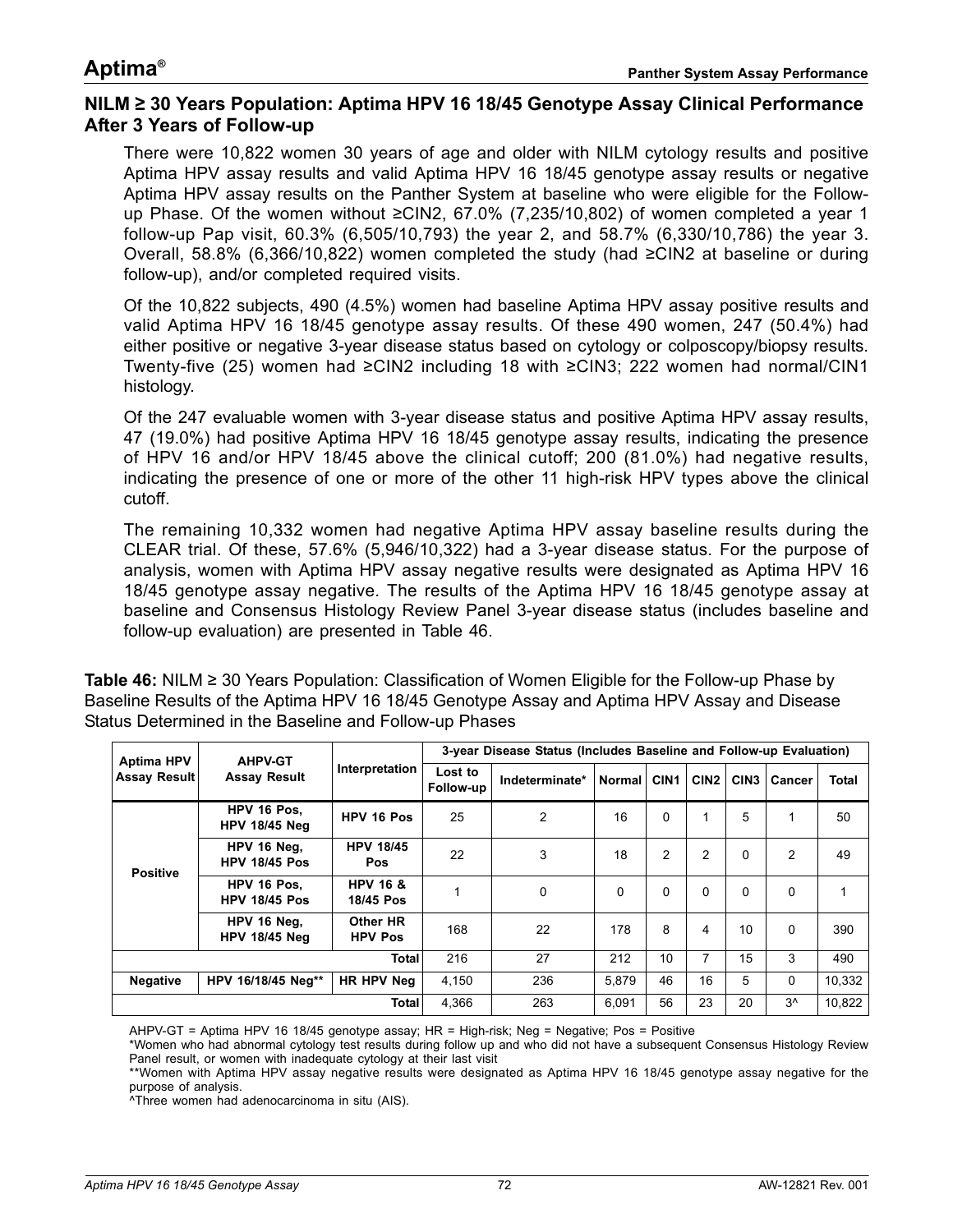## NILM ≥ 30 Years Population: Aptima HPV 16 18/45 Genotype Assay Clinical Performance After 3 Years of Follow-up

There were 10,822 women 30 years of age and older with NILM cytology results and positive Aptima HPV assay results and valid Aptima HPV 16 18/45 genotype assay results or negative Aptima HPV assay results on the Panther System at baseline who were eligible for the Follow-up Phase. Of the women without ≥CIN2, 67.0% (7,235/10,802) of women completed a year 1 follow-up Pap visit, 60.3% (6,505/10,793) the year 2, and 58.7% (6,330/10,786) the year 3. Overall, 58.8% (6,366/10,822) women completed the study (had ≥CIN2 at baseline or during follow-up), and/or completed required visits.

Of the 10,822 subjects, 490 (4.5%) women had baseline Aptima HPV assay positive results and valid Aptima HPV 16 18/45 genotype assay results. Of these 490 women, 247 (50.4%) had either positive or negative 3-year disease status based on cytology or colposcopy/biopsy results. Twenty-five (25) women had ≥CIN2 including 18 with ≥CIN3; 222 women had normal/CIN1 histology.

Of the 247 evaluable women with 3-year disease status and positive Aptima HPV assay results, 47 (19.0%) had positive Aptima HPV 16 18/45 genotype assay results, indicating the presence of HPV 16 and/or HPV 18/45 above the clinical cutoff; 200 (81.0%) had negative results, indicating the presence of one or more of the other 11 high-risk HPV types above the clinical cutoff.

The remaining 10,332 women had negative Aptima HPV assay baseline results during the CLEAR trial. Of these, 57.6% (5,946/10,322) had a 3-year disease status. For the purpose of analysis, women with Aptima HPV assay negative results were designated as Aptima HPV 16 18/45 genotype assay negative. The results of the Aptima HPV 16 18/45 genotype assay at baseline and Consensus Histology Review Panel 3-year disease status (includes baseline and follow-up evaluation) are presented in Table 46.

**Table 46:** NILM ≥ 30 Years Population: Classification of Women Eligible for the Follow-up Phase by Baseline Results of the Aptima HPV 16 18/45 Genotype Assay and Aptima HPV Assay and Disease Status Determined in the Baseline and Follow-up Phases

| Aptima HPV Assay Result | AHPV-GT Assay Result | Interpretation | 3-year Disease Status (Includes Baseline and Follow-up Evaluation) | | | | | | | |
|---|---|---|---|---|---|---|---|---|---|---|
| | | | Lost to Follow-up | Indeterminate* | Normal | CIN1 | CIN2 | CIN3 | Cancer | Total |
| Positive | HPV 16 Pos, HPV 18/45 Neg | HPV 16 Pos | 25 | 2 | 16 | 0 | 1 | 5 | 1 | 50 |
| | HPV 16 Neg, HPV 18/45 Pos | HPV 18/45 Pos | 22 | 3 | 18 | 2 | 2 | 0 | 2 | 49 |
| | HPV 16 Pos, HPV 18/45 Pos | HPV 16 & 18/45 Pos | 1 | 0 | 0 | 0 | 0 | 0 | 0 | 1 |
| | HPV 16 Neg, HPV 18/45 Neg | Other HR HPV Pos | 168 | 22 | 178 | 8 | 4 | 10 | 0 | 390 |
| | | Total | 216 | 27 | 212 | 10 | 7 | 15 | 3 | 490 |
| Negative | HPV 16/18/45 Neg** | HR HPV Neg | 4,150 | 236 | 5,879 | 46 | 16 | 5 | 0 | 10,332 |
| | | Total | 4,366 | 263 | 6,091 | 56 | 23 | 20 | 3^ | 10,822 |

AHPV-GT = Aptima HPV 16 18/45 genotype assay; HR = High-risk; Neg = Negative; Pos = Positive

*Women who had abnormal cytology test results during follow up and who did not have a subsequent Consensus Histology Review Panel result, or women with inadequate cytology at their last visit

**Women with Aptima HPV assay negative results were designated as Aptima HPV 16 18/45 genotype assay negative for the purpose of analysis.

^Three women had adenocarcinoma in situ (AIS).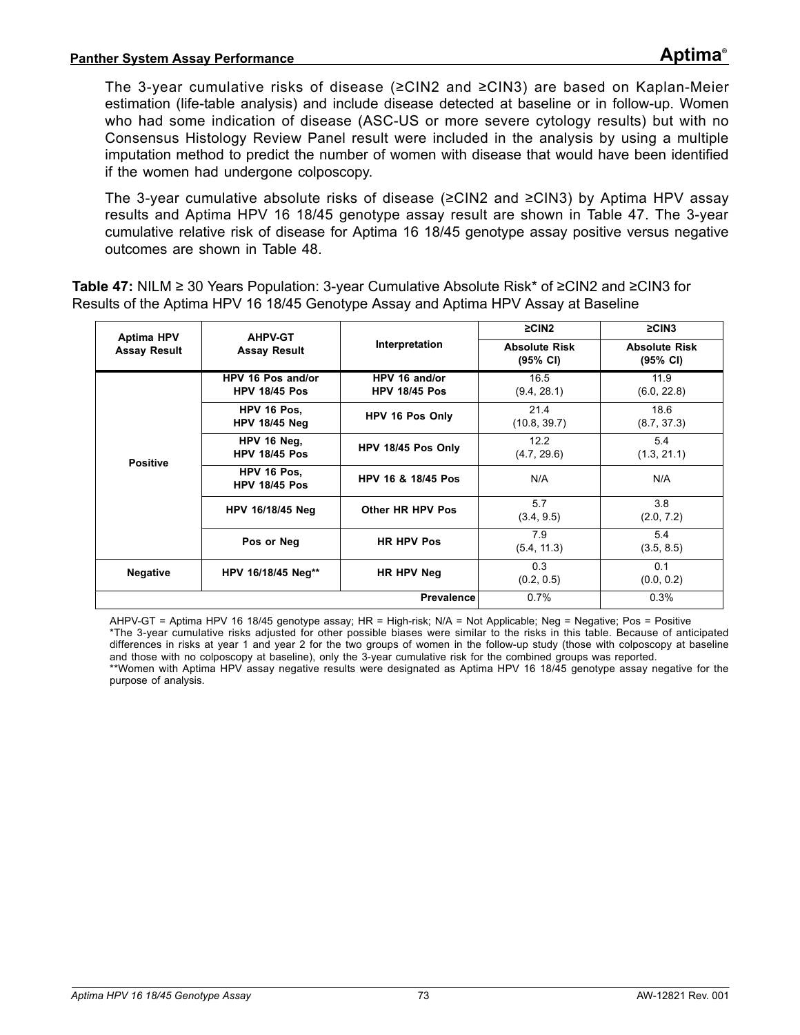The 3-year cumulative risks of disease (≥CIN2 and ≥CIN3) are based on Kaplan-Meier estimation (life-table analysis) and include disease detected at baseline or in follow-up. Women who had some indication of disease (ASC-US or more severe cytology results) but with no Consensus Histology Review Panel result were included in the analysis by using a multiple imputation method to predict the number of women with disease that would have been identified if the women had undergone colposcopy.

The 3-year cumulative absolute risks of disease (≥CIN2 and ≥CIN3) by Aptima HPV assay results and Aptima HPV 16 18/45 genotype assay result are shown in Table 47. The 3-year cumulative relative risk of disease for Aptima 16 18/45 genotype assay positive versus negative outcomes are shown in Table 48.

**Table 47:** NILM ≥ 30 Years Population: 3-year Cumulative Absolute Risk* of ≥CIN2 and ≥CIN3 for Results of the Aptima HPV 16 18/45 Genotype Assay and Aptima HPV Assay at Baseline

| Aptima HPV Assay Result | AHPV-GT Assay Result | Interpretation | ≥CIN2 | ≥CIN3 |
|---|---|---|---|---|
| | | | Absolute Risk (95% CI) | Absolute Risk (95% CI) |
| Positive | HPV 16 Pos and/or HPV 18/45 Pos | HPV 16 and/or HPV 18/45 Pos | 16.5 (9.4, 28.1) | 11.9 (6.0, 22.8) |
| | HPV 16 Pos, HPV 18/45 Neg | HPV 16 Pos Only | 21.4 (10.8, 39.7) | 18.6 (8.7, 37.3) |
| | HPV 16 Neg, HPV 18/45 Pos | HPV 18/45 Pos Only | 12.2 (4.7, 29.6) | 5.4 (1.3, 21.1) |
| | HPV 16 Pos, HPV 18/45 Pos | HPV 16 & 18/45 Pos | N/A | N/A |
| | HPV 16/18/45 Neg | Other HR HPV Pos | 5.7 (3.4, 9.5) | 3.8 (2.0, 7.2) |
| | Pos or Neg | HR HPV Pos | 7.9 (5.4, 11.3) | 5.4 (3.5, 8.5) |
| Negative | HPV 16/18/45 Neg** | HR HPV Neg | 0.3 (0.2, 0.5) | 0.1 (0.0, 0.2) |
| | | Prevalence | 0.7% | 0.3% |

AHPV-GT = Aptima HPV 16 18/45 genotype assay; HR = High-risk; N/A = Not Applicable; Neg = Negative; Pos = Positive

*The 3-year cumulative risks adjusted for other possible biases were similar to the risks in this table. Because of anticipated differences in risks at year 1 and year 2 for the two groups of women in the follow-up study (those with colposcopy at baseline and those with no colposcopy at baseline), only the 3-year cumulative risk for the combined groups was reported.

**Women with Aptima HPV assay negative results were designated as Aptima HPV 16 18/45 genotype assay negative for the purpose of analysis.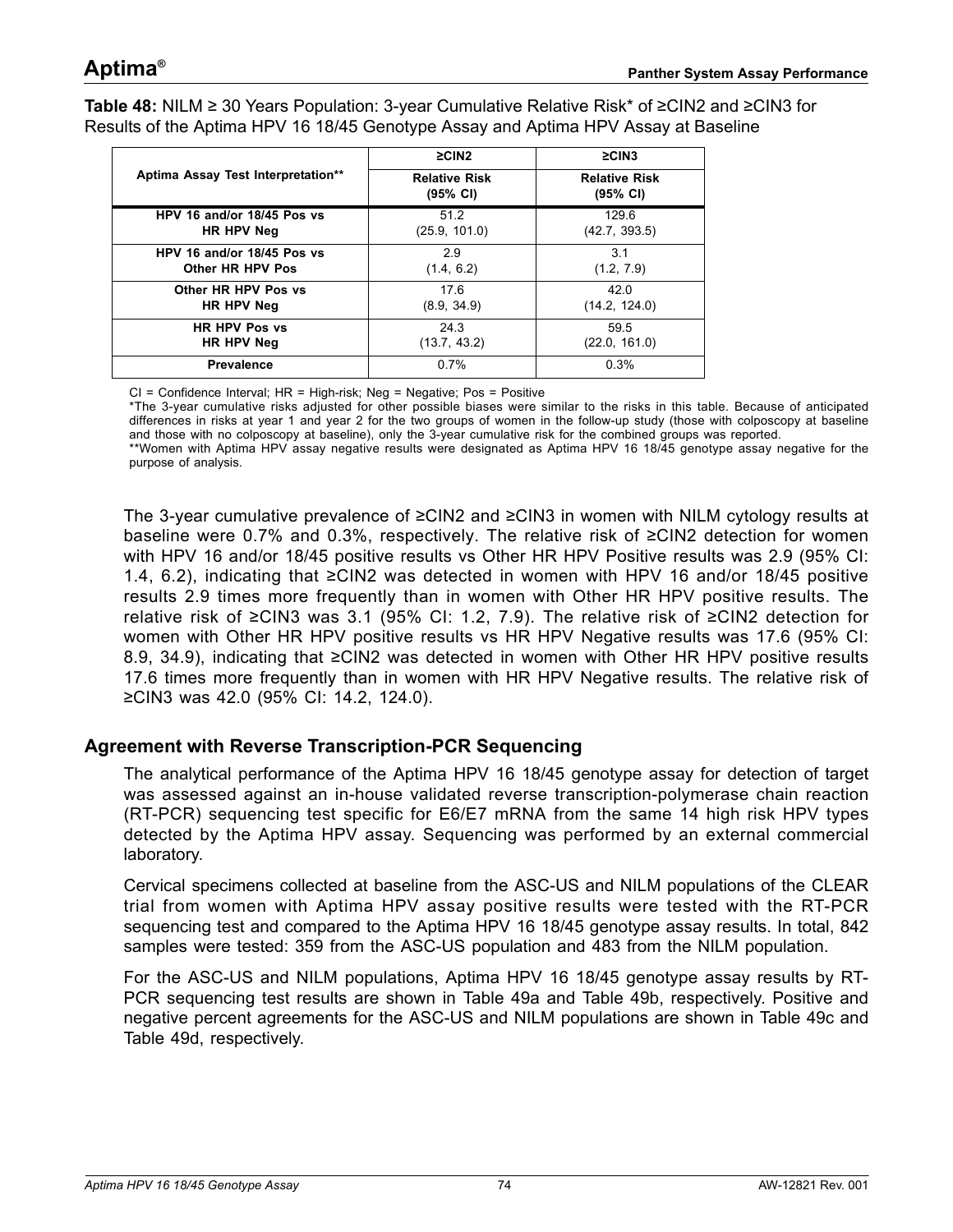**Table 48:** NILM ≥ 30 Years Population: 3-year Cumulative Relative Risk* of ≥CIN2 and ≥CIN3 for Results of the Aptima HPV 16 18/45 Genotype Assay and Aptima HPV Assay at Baseline

| Aptima Assay Test Interpretation** | ≥CIN2 | ≥CIN3 |
|---|---|---|
| | **Relative Risk (95% CI)** | **Relative Risk (95% CI)** |
| **HPV 16 and/or 18/45 Pos vs HR HPV Neg** | 51.2 (25.9, 101.0) | 129.6 (42.7, 393.5) |
| **HPV 16 and/or 18/45 Pos vs Other HR HPV Pos** | 2.9 (1.4, 6.2) | 3.1 (1.2, 7.9) |
| **Other HR HPV Pos vs HR HPV Neg** | 17.6 (8.9, 34.9) | 42.0 (14.2, 124.0) |
| **HR HPV Pos vs HR HPV Neg** | 24.3 (13.7, 43.2) | 59.5 (22.0, 161.0) |
| **Prevalence** | 0.7% | 0.3% |

CI = Confidence Interval; HR = High-risk; Neg = Negative; Pos = Positive

*The 3-year cumulative risks adjusted for other possible biases were similar to the risks in this table. Because of anticipated differences in risks at year 1 and year 2 for the two groups of women in the follow-up study (those with colposcopy at baseline and those with no colposcopy at baseline), only the 3-year cumulative risk for the combined groups was reported.

**Women with Aptima HPV assay negative results were designated as Aptima HPV 16 18/45 genotype assay negative for the purpose of analysis.

The 3-year cumulative prevalence of ≥CIN2 and ≥CIN3 in women with NILM cytology results at baseline were 0.7% and 0.3%, respectively. The relative risk of ≥CIN2 detection for women with HPV 16 and/or 18/45 positive results vs Other HR HPV Positive results was 2.9 (95% CI: 1.4, 6.2), indicating that ≥CIN2 was detected in women with HPV 16 and/or 18/45 positive results 2.9 times more frequently than in women with Other HR HPV positive results. The relative risk of ≥CIN3 was 3.1 (95% CI: 1.2, 7.9). The relative risk of ≥CIN2 detection for women with Other HR HPV positive results vs HR HPV Negative results was 17.6 (95% CI: 8.9, 34.9), indicating that ≥CIN2 was detected in women with Other HR HPV positive results 17.6 times more frequently than in women with HR HPV Negative results. The relative risk of ≥CIN3 was 42.0 (95% CI: 14.2, 124.0).

## Agreement with Reverse Transcription-PCR Sequencing

The analytical performance of the Aptima HPV 16 18/45 genotype assay for detection of target was assessed against an in-house validated reverse transcription-polymerase chain reaction (RT-PCR) sequencing test specific for E6/E7 mRNA from the same 14 high risk HPV types detected by the Aptima HPV assay. Sequencing was performed by an external commercial laboratory.

Cervical specimens collected at baseline from the ASC-US and NILM populations of the CLEAR trial from women with Aptima HPV assay positive results were tested with the RT-PCR sequencing test and compared to the Aptima HPV 16 18/45 genotype assay results. In total, 842 samples were tested: 359 from the ASC-US population and 483 from the NILM population.

For the ASC-US and NILM populations, Aptima HPV 16 18/45 genotype assay results by RT-PCR sequencing test results are shown in Table 49a and Table 49b, respectively. Positive and negative percent agreements for the ASC-US and NILM populations are shown in Table 49c and Table 49d, respectively.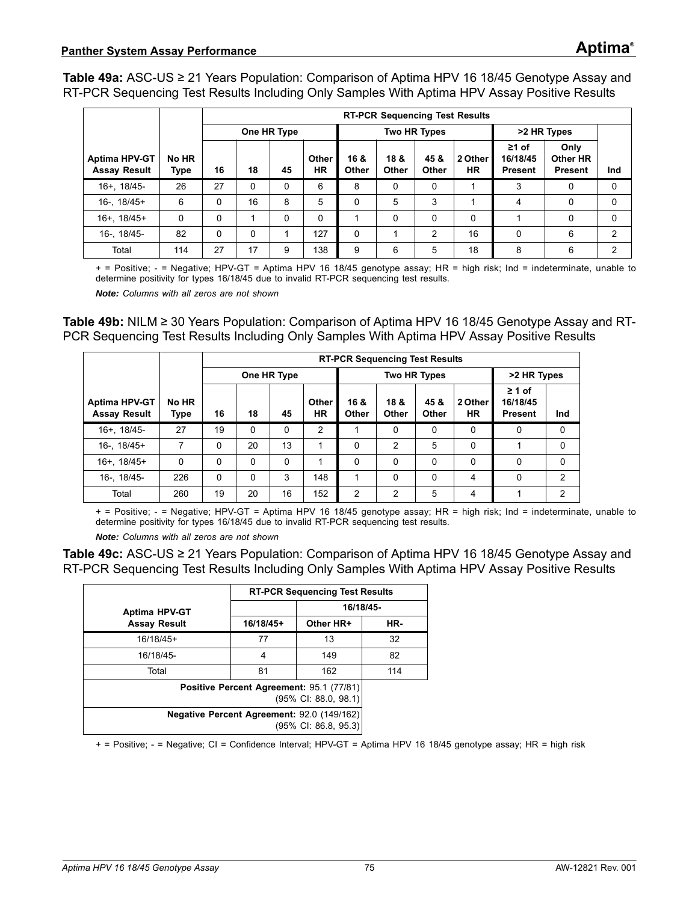**Table 49a:** ASC-US ≥ 21 Years Population: Comparison of Aptima HPV 16 18/45 Genotype Assay and RT-PCR Sequencing Test Results Including Only Samples With Aptima HPV Assay Positive Results

| | | RT-PCR Sequencing Test Results | | | | | | | | | | |
|---|---|---|---|---|---|---|---|---|---|---|---|---|
| | | One HR Type | | | | Two HR Types | | | | >2 HR Types | | |
| Aptima HPV-GT Assay Result | No HR Type | 16 | 18 | 45 | Other HR | 16 & Other | 18 & Other | 45 & Other | 2 Other HR | ≥1 of 16/18/45 Present | Only Other HR Present | Ind |
| 16+, 18/45- | 26 | 27 | 0 | 0 | 6 | 8 | 0 | 0 | 1 | 3 | 0 | 0 |
| 16-, 18/45+ | 6 | 0 | 16 | 8 | 5 | 0 | 5 | 3 | 1 | 4 | 0 | 0 |
| 16+, 18/45+ | 0 | 0 | 1 | 0 | 0 | 1 | 0 | 0 | 0 | 1 | 0 | 0 |
| 16-, 18/45- | 82 | 0 | 0 | 1 | 127 | 0 | 1 | 2 | 16 | 0 | 6 | 2 |
| Total | 114 | 27 | 17 | 9 | 138 | 9 | 6 | 5 | 18 | 8 | 6 | 2 |

+ = Positive; - = Negative; HPV-GT = Aptima HPV 16 18/45 genotype assay; HR = high risk; Ind = indeterminate, unable to determine positivity for types 16/18/45 due to invalid RT-PCR sequencing test results.

***Note:*** *Columns with all zeros are not shown*

**Table 49b:** NILM ≥ 30 Years Population: Comparison of Aptima HPV 16 18/45 Genotype Assay and RT-PCR Sequencing Test Results Including Only Samples With Aptima HPV Assay Positive Results

| | | RT-PCR Sequencing Test Results | | | | | | | | | |
|---|---|---|---|---|---|---|---|---|---|---|---|
| | | One HR Type | | | | Two HR Types | | | | >2 HR Types | |
| Aptima HPV-GT Assay Result | No HR Type | 16 | 18 | 45 | Other HR | 16 & Other | 18 & Other | 45 & Other | 2 Other HR | ≥ 1 of 16/18/45 Present | Ind |
| 16+, 18/45- | 27 | 19 | 0 | 0 | 2 | 1 | 0 | 0 | 0 | 0 | 0 |
| 16-, 18/45+ | 7 | 0 | 20 | 13 | 1 | 0 | 2 | 5 | 0 | 1 | 0 |
| 16+, 18/45+ | 0 | 0 | 0 | 0 | 1 | 0 | 0 | 0 | 0 | 0 | 0 |
| 16-, 18/45- | 226 | 0 | 0 | 3 | 148 | 1 | 0 | 0 | 4 | 0 | 2 |
| Total | 260 | 19 | 20 | 16 | 152 | 2 | 2 | 5 | 4 | 1 | 2 |

+ = Positive; - = Negative; HPV-GT = Aptima HPV 16 18/45 genotype assay; HR = high risk; Ind = indeterminate, unable to determine positivity for types 16/18/45 due to invalid RT-PCR sequencing test results.

***Note:*** *Columns with all zeros are not shown*

**Table 49c:** ASC-US ≥ 21 Years Population: Comparison of Aptima HPV 16 18/45 Genotype Assay and RT-PCR Sequencing Test Results Including Only Samples With Aptima HPV Assay Positive Results

| Aptima HPV-GT Assay Result | RT-PCR Sequencing Test Results | | |
|---|---|---|---|
| | | 16/18/45- | |
| | 16/18/45+ | Other HR+ | HR- |
| 16/18/45+ | 77 | 13 | 32 |
| 16/18/45- | 4 | 149 | 82 |
| Total | 81 | 162 | 114 |
| **Positive Percent Agreement:** 95.1 (77/81) (95% CI: 88.0, 98.1) | | | |
| **Negative Percent Agreement:** 92.0 (149/162) (95% CI: 86.8, 95.3) | | | |

+ = Positive; - = Negative; CI = Confidence Interval; HPV-GT = Aptima HPV 16 18/45 genotype assay; HR = high risk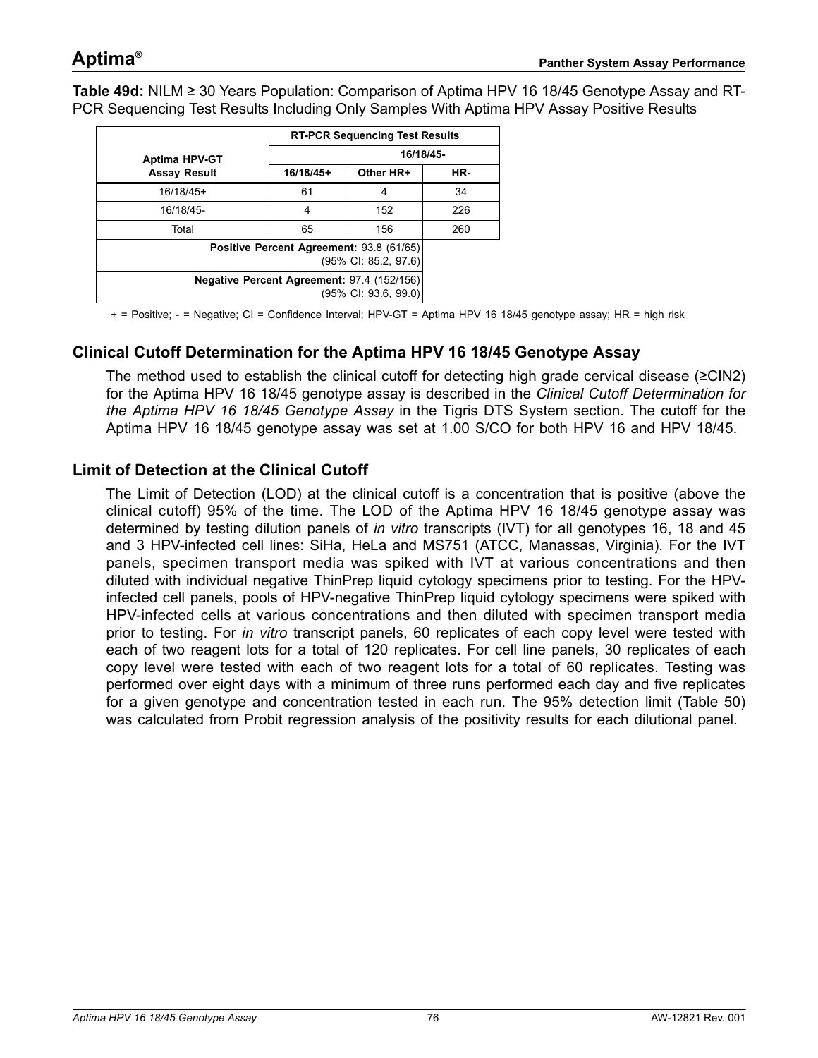**Table 49d:** NILM ≥ 30 Years Population: Comparison of Aptima HPV 16 18/45 Genotype Assay and RT-PCR Sequencing Test Results Including Only Samples With Aptima HPV Assay Positive Results

| Aptima HPV-GT Assay Result | RT-PCR Sequencing Test Results | | |
|---|---|---|---|
| | | 16/18/45- | |
| | 16/18/45+ | Other HR+ | HR- |
| 16/18/45+ | 61 | 4 | 34 |
| 16/18/45- | 4 | 152 | 226 |
| Total | 65 | 156 | 260 |
| **Positive Percent Agreement:** 93.8 (61/65) (95% CI: 85.2, 97.6) | | | |
| **Negative Percent Agreement:** 97.4 (152/156) (95% CI: 93.6, 99.0) | | | |

+ = Positive; - = Negative; CI = Confidence Interval; HPV-GT = Aptima HPV 16 18/45 genotype assay; HR = high risk

## Clinical Cutoff Determination for the Aptima HPV 16 18/45 Genotype Assay

The method used to establish the clinical cutoff for detecting high grade cervical disease (≥CIN2) for the Aptima HPV 16 18/45 genotype assay is described in the *Clinical Cutoff Determination for the Aptima HPV 16 18/45 Genotype Assay* in the Tigris DTS System section. The cutoff for the Aptima HPV 16 18/45 genotype assay was set at 1.00 S/CO for both HPV 16 and HPV 18/45.

## Limit of Detection at the Clinical Cutoff

The Limit of Detection (LOD) at the clinical cutoff is a concentration that is positive (above the clinical cutoff) 95% of the time. The LOD of the Aptima HPV 16 18/45 genotype assay was determined by testing dilution panels of *in vitro* transcripts (IVT) for all genotypes 16, 18 and 45 and 3 HPV-infected cell lines: SiHa, HeLa and MS751 (ATCC, Manassas, Virginia). For the IVT panels, specimen transport media was spiked with IVT at various concentrations and then diluted with individual negative ThinPrep liquid cytology specimens prior to testing. For the HPV-infected cell panels, pools of HPV-negative ThinPrep liquid cytology specimens were spiked with HPV-infected cells at various concentrations and then diluted with specimen transport media prior to testing. For *in vitro* transcript panels, 60 replicates of each copy level were tested with each of two reagent lots for a total of 120 replicates. For cell line panels, 30 replicates of each copy level were tested with each of two reagent lots for a total of 60 replicates. Testing was performed over eight days with a minimum of three runs performed each day and five replicates for a given genotype and concentration tested in each run. The 95% detection limit (Table 50) was calculated from Probit regression analysis of the positivity results for each dilutional panel.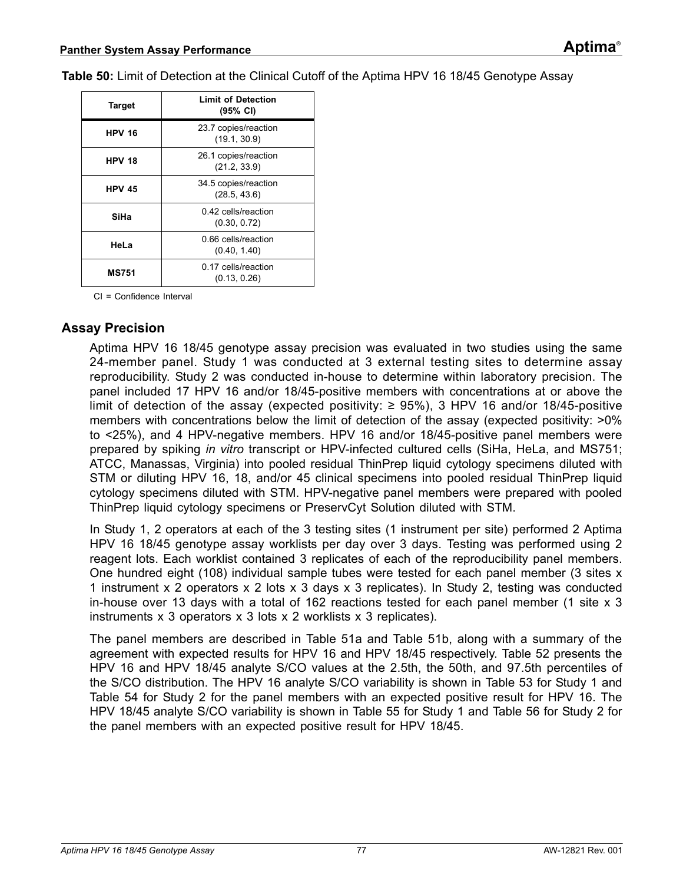**Table 50:** Limit of Detection at the Clinical Cutoff of the Aptima HPV 16 18/45 Genotype Assay

| Target | Limit of Detection (95% CI) |
|---|---|
| **HPV 16** | 23.7 copies/reaction (19.1, 30.9) |
| **HPV 18** | 26.1 copies/reaction (21.2, 33.9) |
| **HPV 45** | 34.5 copies/reaction (28.5, 43.6) |
| **SiHa** | 0.42 cells/reaction (0.30, 0.72) |
| **HeLa** | 0.66 cells/reaction (0.40, 1.40) |
| **MS751** | 0.17 cells/reaction (0.13, 0.26) |

CI = Confidence Interval

## Assay Precision

Aptima HPV 16 18/45 genotype assay precision was evaluated in two studies using the same 24-member panel. Study 1 was conducted at 3 external testing sites to determine assay reproducibility. Study 2 was conducted in-house to determine within laboratory precision. The panel included 17 HPV 16 and/or 18/45-positive members with concentrations at or above the limit of detection of the assay (expected positivity: ≥ 95%), 3 HPV 16 and/or 18/45-positive members with concentrations below the limit of detection of the assay (expected positivity: >0% to <25%), and 4 HPV-negative members. HPV 16 and/or 18/45-positive panel members were prepared by spiking *in vitro* transcript or HPV-infected cultured cells (SiHa, HeLa, and MS751; ATCC, Manassas, Virginia) into pooled residual ThinPrep liquid cytology specimens diluted with STM or diluting HPV 16, 18, and/or 45 clinical specimens into pooled residual ThinPrep liquid cytology specimens diluted with STM. HPV-negative panel members were prepared with pooled ThinPrep liquid cytology specimens or PreservCyt Solution diluted with STM.

In Study 1, 2 operators at each of the 3 testing sites (1 instrument per site) performed 2 Aptima HPV 16 18/45 genotype assay worklists per day over 3 days. Testing was performed using 2 reagent lots. Each worklist contained 3 replicates of each of the reproducibility panel members. One hundred eight (108) individual sample tubes were tested for each panel member (3 sites x 1 instrument x 2 operators x 2 lots x 3 days x 3 replicates). In Study 2, testing was conducted in-house over 13 days with a total of 162 reactions tested for each panel member (1 site x 3 instruments x 3 operators x 3 lots x 2 worklists x 3 replicates).

The panel members are described in Table 51a and Table 51b, along with a summary of the agreement with expected results for HPV 16 and HPV 18/45 respectively. Table 52 presents the HPV 16 and HPV 18/45 analyte S/CO values at the 2.5th, the 50th, and 97.5th percentiles of the S/CO distribution. The HPV 16 analyte S/CO variability is shown in Table 53 for Study 1 and Table 54 for Study 2 for the panel members with an expected positive result for HPV 16. The HPV 18/45 analyte S/CO variability is shown in Table 55 for Study 1 and Table 56 for Study 2 for the panel members with an expected positive result for HPV 18/45.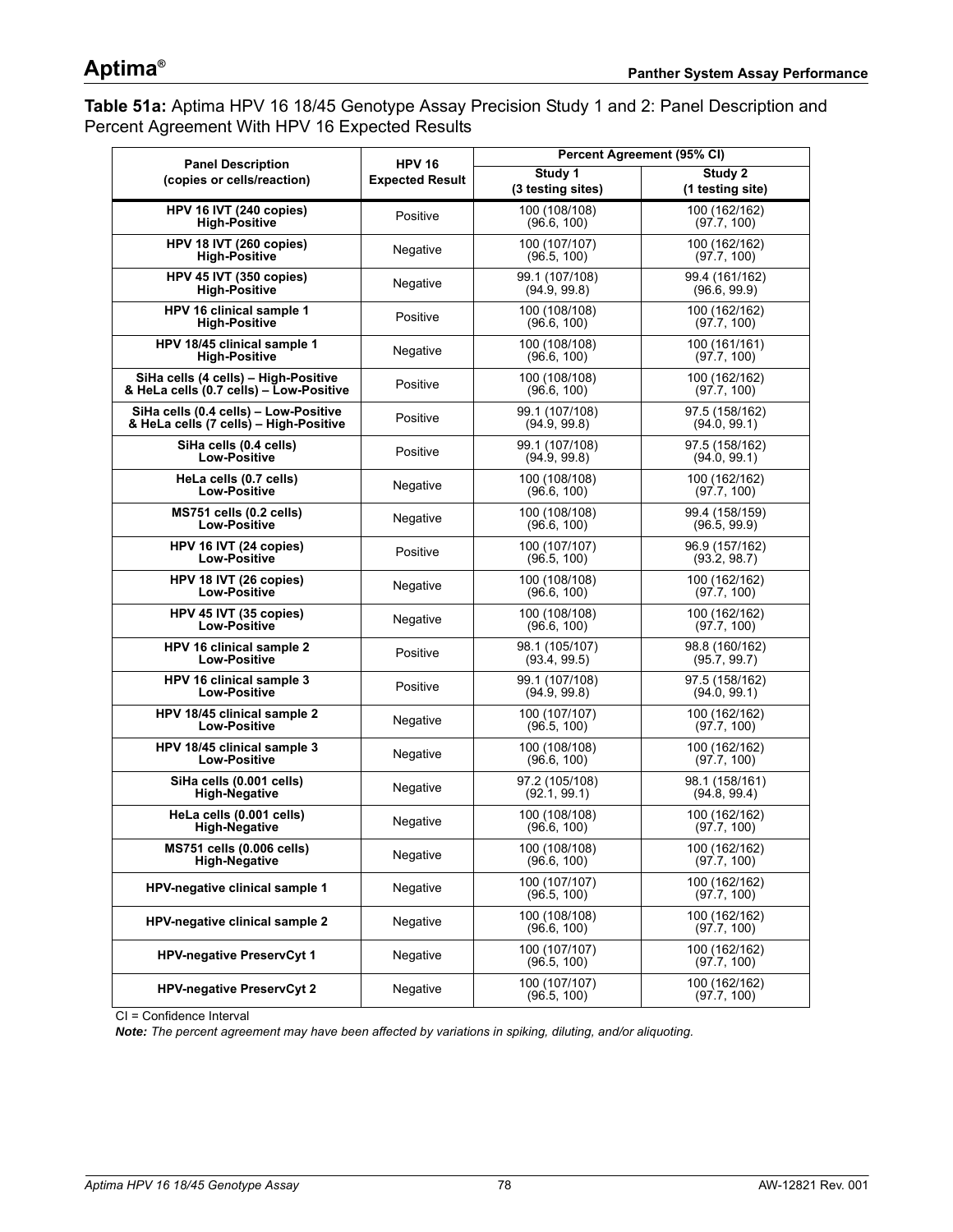**Table 51a:** Aptima HPV 16 18/45 Genotype Assay Precision Study 1 and 2: Panel Description and Percent Agreement With HPV 16 Expected Results

| Panel Description (copies or cells/reaction) | HPV 16 Expected Result | Percent Agreement (95% CI) | |
|---|---|---|---|
| | | Study 1 (3 testing sites) | Study 2 (1 testing site) |
| HPV 16 IVT (240 copies) High-Positive | Positive | 100 (108/108) (96.6, 100) | 100 (162/162) (97.7, 100) |
| HPV 18 IVT (260 copies) High-Positive | Negative | 100 (107/107) (96.5, 100) | 100 (162/162) (97.7, 100) |
| HPV 45 IVT (350 copies) High-Positive | Negative | 99.1 (107/108) (94.9, 99.8) | 99.4 (161/162) (96.6, 99.9) |
| HPV 16 clinical sample 1 High-Positive | Positive | 100 (108/108) (96.6, 100) | 100 (162/162) (97.7, 100) |
| HPV 18/45 clinical sample 1 High-Positive | Negative | 100 (108/108) (96.6, 100) | 100 (161/161) (97.7, 100) |
| SiHa cells (4 cells) – High-Positive & HeLa cells (0.7 cells) – Low-Positive | Positive | 100 (108/108) (96.6, 100) | 100 (162/162) (97.7, 100) |
| SiHa cells (0.4 cells) – Low-Positive & HeLa cells (7 cells) – High-Positive | Positive | 99.1 (107/108) (94.9, 99.8) | 97.5 (158/162) (94.0, 99.1) |
| SiHa cells (0.4 cells) Low-Positive | Positive | 99.1 (107/108) (94.9, 99.8) | 97.5 (158/162) (94.0, 99.1) |
| HeLa cells (0.7 cells) Low-Positive | Negative | 100 (108/108) (96.6, 100) | 100 (162/162) (97.7, 100) |
| MS751 cells (0.2 cells) Low-Positive | Negative | 100 (108/108) (96.6, 100) | 99.4 (158/159) (96.5, 99.9) |
| HPV 16 IVT (24 copies) Low-Positive | Positive | 100 (107/107) (96.5, 100) | 96.9 (157/162) (93.2, 98.7) |
| HPV 18 IVT (26 copies) Low-Positive | Negative | 100 (108/108) (96.6, 100) | 100 (162/162) (97.7, 100) |
| HPV 45 IVT (35 copies) Low-Positive | Negative | 100 (108/108) (96.6, 100) | 100 (162/162) (97.7, 100) |
| HPV 16 clinical sample 2 Low-Positive | Positive | 98.1 (105/107) (93.4, 99.5) | 98.8 (160/162) (95.7, 99.7) |
| HPV 16 clinical sample 3 Low-Positive | Positive | 99.1 (107/108) (94.9, 99.8) | 97.5 (158/162) (94.0, 99.1) |
| HPV 18/45 clinical sample 2 Low-Positive | Negative | 100 (107/107) (96.5, 100) | 100 (162/162) (97.7, 100) |
| HPV 18/45 clinical sample 3 Low-Positive | Negative | 100 (108/108) (96.6, 100) | 100 (162/162) (97.7, 100) |
| SiHa cells (0.001 cells) High-Negative | Negative | 97.2 (105/108) (92.1, 99.1) | 98.1 (158/161) (94.8, 99.4) |
| HeLa cells (0.001 cells) High-Negative | Negative | 100 (108/108) (96.6, 100) | 100 (162/162) (97.7, 100) |
| MS751 cells (0.006 cells) High-Negative | Negative | 100 (108/108) (96.6, 100) | 100 (162/162) (97.7, 100) |
| HPV-negative clinical sample 1 | Negative | 100 (107/107) (96.5, 100) | 100 (162/162) (97.7, 100) |
| HPV-negative clinical sample 2 | Negative | 100 (108/108) (96.6, 100) | 100 (162/162) (97.7, 100) |
| HPV-negative PreservCyt 1 | Negative | 100 (107/107) (96.5, 100) | 100 (162/162) (97.7, 100) |
| HPV-negative PreservCyt 2 | Negative | 100 (107/107) (96.5, 100) | 100 (162/162) (97.7, 100) |

CI = Confidence Interval

***Note:*** *The percent agreement may have been affected by variations in spiking, diluting, and/or aliquoting.*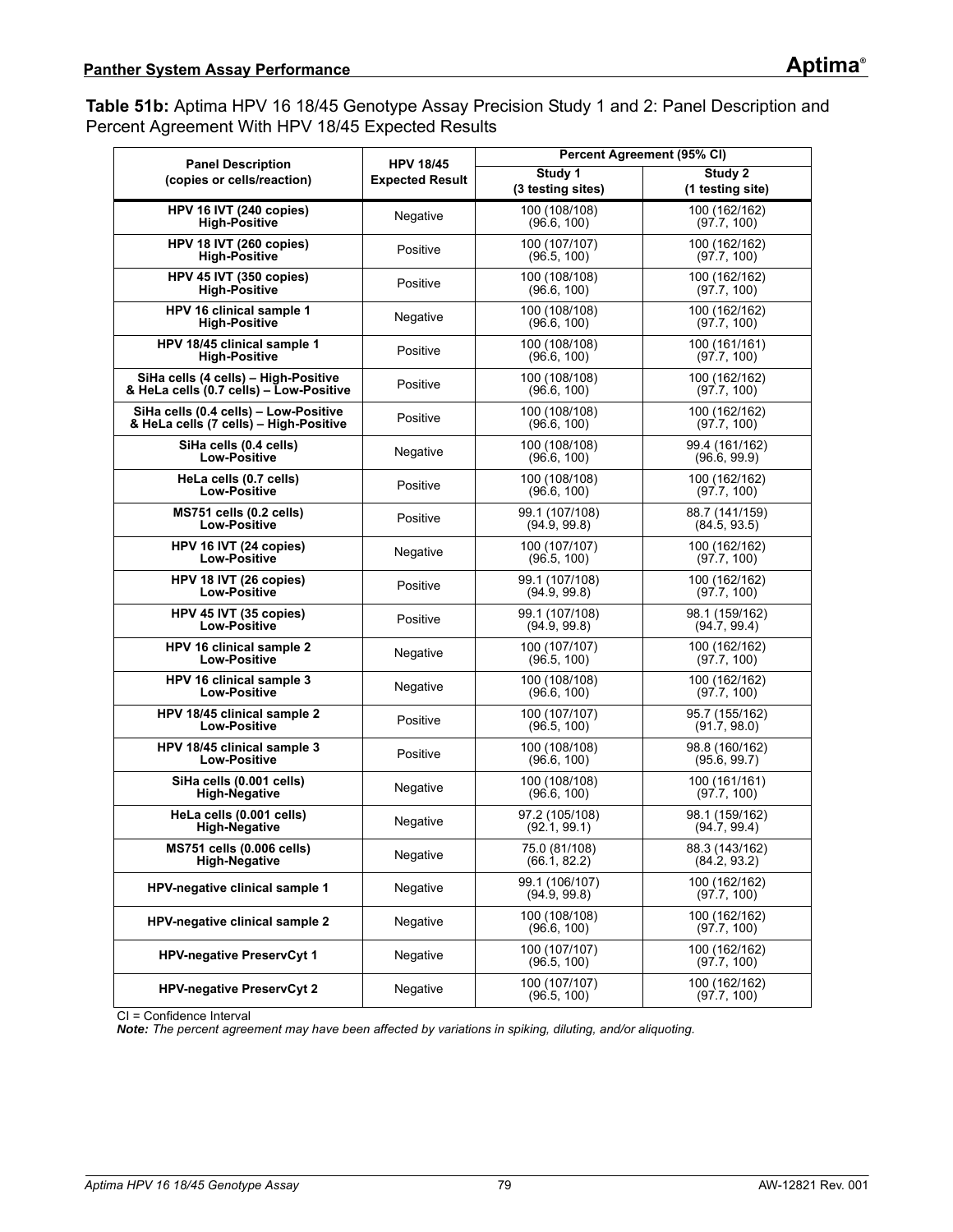**Table 51b:** Aptima HPV 16 18/45 Genotype Assay Precision Study 1 and 2: Panel Description and Percent Agreement With HPV 18/45 Expected Results

| Panel Description (copies or cells/reaction) | HPV 18/45 Expected Result | Percent Agreement (95% CI) | |
|---|---|---|---|
| | | Study 1 (3 testing sites) | Study 2 (1 testing site) |
| **HPV 16 IVT (240 copies) High-Positive** | Negative | 100 (108/108) (96.6, 100) | 100 (162/162) (97.7, 100) |
| **HPV 18 IVT (260 copies) High-Positive** | Positive | 100 (107/107) (96.5, 100) | 100 (162/162) (97.7, 100) |
| **HPV 45 IVT (350 copies) High-Positive** | Positive | 100 (108/108) (96.6, 100) | 100 (162/162) (97.7, 100) |
| **HPV 16 clinical sample 1 High-Positive** | Negative | 100 (108/108) (96.6, 100) | 100 (162/162) (97.7, 100) |
| **HPV 18/45 clinical sample 1 High-Positive** | Positive | 100 (108/108) (96.6, 100) | 100 (161/161) (97.7, 100) |
| **SiHa cells (4 cells) – High-Positive & HeLa cells (0.7 cells) – Low-Positive** | Positive | 100 (108/108) (96.6, 100) | 100 (162/162) (97.7, 100) |
| **SiHa cells (0.4 cells) – Low-Positive & HeLa cells (7 cells) – High-Positive** | Positive | 100 (108/108) (96.6, 100) | 100 (162/162) (97.7, 100) |
| **SiHa cells (0.4 cells) Low-Positive** | Negative | 100 (108/108) (96.6, 100) | 99.4 (161/162) (96.6, 99.9) |
| **HeLa cells (0.7 cells) Low-Positive** | Positive | 100 (108/108) (96.6, 100) | 100 (162/162) (97.7, 100) |
| **MS751 cells (0.2 cells) Low-Positive** | Positive | 99.1 (107/108) (94.9, 99.8) | 88.7 (141/159) (84.5, 93.5) |
| **HPV 16 IVT (24 copies) Low-Positive** | Negative | 100 (107/107) (96.5, 100) | 100 (162/162) (97.7, 100) |
| **HPV 18 IVT (26 copies) Low-Positive** | Positive | 99.1 (107/108) (94.9, 99.8) | 100 (162/162) (97.7, 100) |
| **HPV 45 IVT (35 copies) Low-Positive** | Positive | 99.1 (107/108) (94.9, 99.8) | 98.1 (159/162) (94.7, 99.4) |
| **HPV 16 clinical sample 2 Low-Positive** | Negative | 100 (107/107) (96.5, 100) | 100 (162/162) (97.7, 100) |
| **HPV 16 clinical sample 3 Low-Positive** | Negative | 100 (108/108) (96.6, 100) | 100 (162/162) (97.7, 100) |
| **HPV 18/45 clinical sample 2 Low-Positive** | Positive | 100 (107/107) (96.5, 100) | 95.7 (155/162) (91.7, 98.0) |
| **HPV 18/45 clinical sample 3 Low-Positive** | Positive | 100 (108/108) (96.6, 100) | 98.8 (160/162) (95.6, 99.7) |
| **SiHa cells (0.001 cells) High-Negative** | Negative | 100 (108/108) (96.6, 100) | 100 (161/161) (97.7, 100) |
| **HeLa cells (0.001 cells) High-Negative** | Negative | 97.2 (105/108) (92.1, 99.1) | 98.1 (159/162) (94.7, 99.4) |
| **MS751 cells (0.006 cells) High-Negative** | Negative | 75.0 (81/108) (66.1, 82.2) | 88.3 (143/162) (84.2, 93.2) |
| **HPV-negative clinical sample 1** | Negative | 99.1 (106/107) (94.9, 99.8) | 100 (162/162) (97.7, 100) |
| **HPV-negative clinical sample 2** | Negative | 100 (108/108) (96.6, 100) | 100 (162/162) (97.7, 100) |
| **HPV-negative PreservCyt 1** | Negative | 100 (107/107) (96.5, 100) | 100 (162/162) (97.7, 100) |
| **HPV-negative PreservCyt 2** | Negative | 100 (107/107) (96.5, 100) | 100 (162/162) (97.7, 100) |

CI = Confidence Interval

***Note:*** *The percent agreement may have been affected by variations in spiking, diluting, and/or aliquoting.*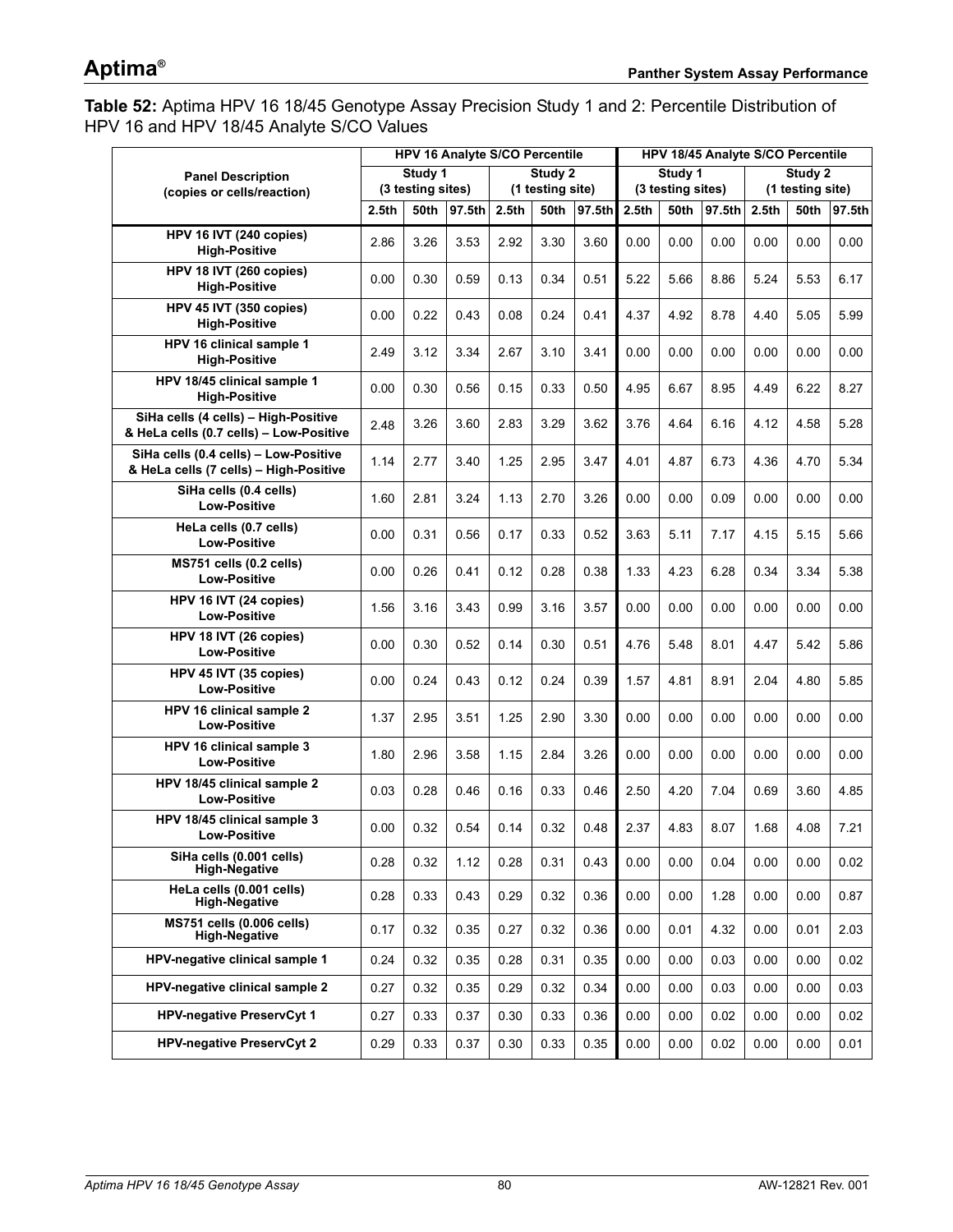**Table 52:** Aptima HPV 16 18/45 Genotype Assay Precision Study 1 and 2: Percentile Distribution of HPV 16 and HPV 18/45 Analyte S/CO Values

| Panel Description (copies or cells/reaction) | HPV 16 Analyte S/CO Percentile | | | | | | HPV 18/45 Analyte S/CO Percentile | | | | | |
|---|---|---|---|---|---|---|---|---|---|---|---|---|
| | Study 1 (3 testing sites) | | | Study 2 (1 testing site) | | | Study 1 (3 testing sites) | | | Study 2 (1 testing site) | | |
| | 2.5th | 50th | 97.5th | 2.5th | 50th | 97.5th | 2.5th | 50th | 97.5th | 2.5th | 50th | 97.5th |
| **HPV 16 IVT (240 copies) High-Positive** | 2.86 | 3.26 | 3.53 | 2.92 | 3.30 | 3.60 | 0.00 | 0.00 | 0.00 | 0.00 | 0.00 | 0.00 |
| **HPV 18 IVT (260 copies) High-Positive** | 0.00 | 0.30 | 0.59 | 0.13 | 0.34 | 0.51 | 5.22 | 5.66 | 8.86 | 5.24 | 5.53 | 6.17 |
| **HPV 45 IVT (350 copies) High-Positive** | 0.00 | 0.22 | 0.43 | 0.08 | 0.24 | 0.41 | 4.37 | 4.92 | 8.78 | 4.40 | 5.05 | 5.99 |
| **HPV 16 clinical sample 1 High-Positive** | 2.49 | 3.12 | 3.34 | 2.67 | 3.10 | 3.41 | 0.00 | 0.00 | 0.00 | 0.00 | 0.00 | 0.00 |
| **HPV 18/45 clinical sample 1 High-Positive** | 0.00 | 0.30 | 0.56 | 0.15 | 0.33 | 0.50 | 4.95 | 6.67 | 8.95 | 4.49 | 6.22 | 8.27 |
| **SiHa cells (4 cells) – High-Positive & HeLa cells (0.7 cells) – Low-Positive** | 2.48 | 3.26 | 3.60 | 2.83 | 3.29 | 3.62 | 3.76 | 4.64 | 6.16 | 4.12 | 4.58 | 5.28 |
| **SiHa cells (0.4 cells) – Low-Positive & HeLa cells (7 cells) – High-Positive** | 1.14 | 2.77 | 3.40 | 1.25 | 2.95 | 3.47 | 4.01 | 4.87 | 6.73 | 4.36 | 4.70 | 5.34 |
| **SiHa cells (0.4 cells) Low-Positive** | 1.60 | 2.81 | 3.24 | 1.13 | 2.70 | 3.26 | 0.00 | 0.00 | 0.09 | 0.00 | 0.00 | 0.00 |
| **HeLa cells (0.7 cells) Low-Positive** | 0.00 | 0.31 | 0.56 | 0.17 | 0.33 | 0.52 | 3.63 | 5.11 | 7.17 | 4.15 | 5.15 | 5.66 |
| **MS751 cells (0.2 cells) Low-Positive** | 0.00 | 0.26 | 0.41 | 0.12 | 0.28 | 0.38 | 1.33 | 4.23 | 6.28 | 0.34 | 3.34 | 5.38 |
| **HPV 16 IVT (24 copies) Low-Positive** | 1.56 | 3.16 | 3.43 | 0.99 | 3.16 | 3.57 | 0.00 | 0.00 | 0.00 | 0.00 | 0.00 | 0.00 |
| **HPV 18 IVT (26 copies) Low-Positive** | 0.00 | 0.30 | 0.52 | 0.14 | 0.30 | 0.51 | 4.76 | 5.48 | 8.01 | 4.47 | 5.42 | 5.86 |
| **HPV 45 IVT (35 copies) Low-Positive** | 0.00 | 0.24 | 0.43 | 0.12 | 0.24 | 0.39 | 1.57 | 4.81 | 8.91 | 2.04 | 4.80 | 5.85 |
| **HPV 16 clinical sample 2 Low-Positive** | 1.37 | 2.95 | 3.51 | 1.25 | 2.90 | 3.30 | 0.00 | 0.00 | 0.00 | 0.00 | 0.00 | 0.00 |
| **HPV 16 clinical sample 3 Low-Positive** | 1.80 | 2.96 | 3.58 | 1.15 | 2.84 | 3.26 | 0.00 | 0.00 | 0.00 | 0.00 | 0.00 | 0.00 |
| **HPV 18/45 clinical sample 2 Low-Positive** | 0.03 | 0.28 | 0.46 | 0.16 | 0.33 | 0.46 | 2.50 | 4.20 | 7.04 | 0.69 | 3.60 | 4.85 |
| **HPV 18/45 clinical sample 3 Low-Positive** | 0.00 | 0.32 | 0.54 | 0.14 | 0.32 | 0.48 | 2.37 | 4.83 | 8.07 | 1.68 | 4.08 | 7.21 |
| **SiHa cells (0.001 cells) High-Negative** | 0.28 | 0.32 | 1.12 | 0.28 | 0.31 | 0.43 | 0.00 | 0.00 | 0.04 | 0.00 | 0.00 | 0.02 |
| **HeLa cells (0.001 cells) High-Negative** | 0.28 | 0.33 | 0.43 | 0.29 | 0.32 | 0.36 | 0.00 | 0.00 | 1.28 | 0.00 | 0.00 | 0.87 |
| **MS751 cells (0.006 cells) High-Negative** | 0.17 | 0.32 | 0.35 | 0.27 | 0.32 | 0.36 | 0.00 | 0.01 | 4.32 | 0.00 | 0.01 | 2.03 |
| **HPV-negative clinical sample 1** | 0.24 | 0.32 | 0.35 | 0.28 | 0.31 | 0.35 | 0.00 | 0.00 | 0.03 | 0.00 | 0.00 | 0.02 |
| **HPV-negative clinical sample 2** | 0.27 | 0.32 | 0.35 | 0.29 | 0.32 | 0.34 | 0.00 | 0.00 | 0.03 | 0.00 | 0.00 | 0.03 |
| **HPV-negative PreservCyt 1** | 0.27 | 0.33 | 0.37 | 0.30 | 0.33 | 0.36 | 0.00 | 0.00 | 0.02 | 0.00 | 0.00 | 0.02 |
| **HPV-negative PreservCyt 2** | 0.29 | 0.33 | 0.37 | 0.30 | 0.33 | 0.35 | 0.00 | 0.00 | 0.02 | 0.00 | 0.00 | 0.01 |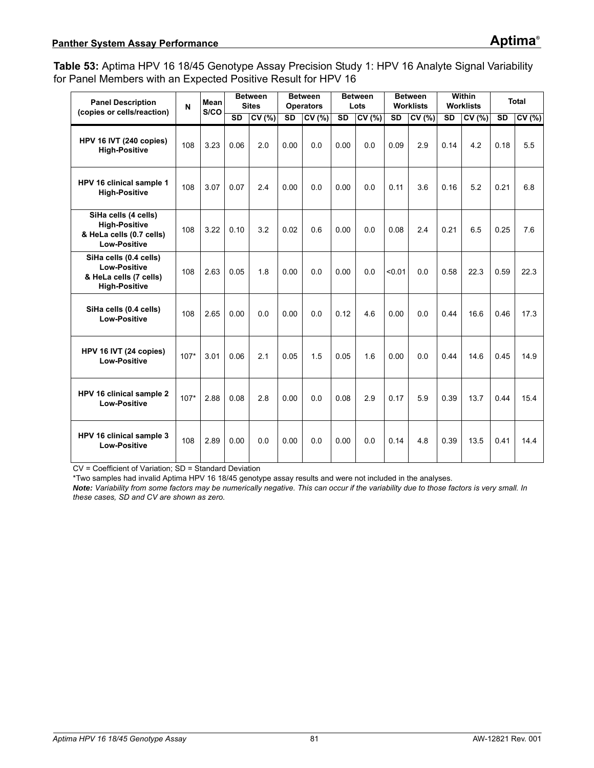**Table 53:** Aptima HPV 16 18/45 Genotype Assay Precision Study 1: HPV 16 Analyte Signal Variability for Panel Members with an Expected Positive Result for HPV 16

| Panel Description (copies or cells/reaction) | N | Mean S/CO | Between Sites | | Between Operators | | Between Lots | | Between Worklists | | Within Worklists | | Total | |
|---|---|---|---|---|---|---|---|---|---|---|---|---|---|---|
| | | | SD | CV (%) | SD | CV (%) | SD | CV (%) | SD | CV (%) | SD | CV (%) | SD | CV (%) |
| **HPV 16 IVT (240 copies) High-Positive** | 108 | 3.23 | 0.06 | 2.0 | 0.00 | 0.0 | 0.00 | 0.0 | 0.09 | 2.9 | 0.14 | 4.2 | 0.18 | 5.5 |
| **HPV 16 clinical sample 1 High-Positive** | 108 | 3.07 | 0.07 | 2.4 | 0.00 | 0.0 | 0.00 | 0.0 | 0.11 | 3.6 | 0.16 | 5.2 | 0.21 | 6.8 |
| **SiHa cells (4 cells) High-Positive & HeLa cells (0.7 cells) Low-Positive** | 108 | 3.22 | 0.10 | 3.2 | 0.02 | 0.6 | 0.00 | 0.0 | 0.08 | 2.4 | 0.21 | 6.5 | 0.25 | 7.6 |
| **SiHa cells (0.4 cells) Low-Positive & HeLa cells (7 cells) High-Positive** | 108 | 2.63 | 0.05 | 1.8 | 0.00 | 0.0 | 0.00 | 0.0 | <0.01 | 0.0 | 0.58 | 22.3 | 0.59 | 22.3 |
| **SiHa cells (0.4 cells) Low-Positive** | 108 | 2.65 | 0.00 | 0.0 | 0.00 | 0.0 | 0.12 | 4.6 | 0.00 | 0.0 | 0.44 | 16.6 | 0.46 | 17.3 |
| **HPV 16 IVT (24 copies) Low-Positive** | 107* | 3.01 | 0.06 | 2.1 | 0.05 | 1.5 | 0.05 | 1.6 | 0.00 | 0.0 | 0.44 | 14.6 | 0.45 | 14.9 |
| **HPV 16 clinical sample 2 Low-Positive** | 107* | 2.88 | 0.08 | 2.8 | 0.00 | 0.0 | 0.08 | 2.9 | 0.17 | 5.9 | 0.39 | 13.7 | 0.44 | 15.4 |
| **HPV 16 clinical sample 3 Low-Positive** | 108 | 2.89 | 0.00 | 0.0 | 0.00 | 0.0 | 0.00 | 0.0 | 0.14 | 4.8 | 0.39 | 13.5 | 0.41 | 14.4 |

CV = Coefficient of Variation; SD = Standard Deviation

*Two samples had invalid Aptima HPV 16 18/45 genotype assay results and were not included in the analyses.

***Note:*** *Variability from some factors may be numerically negative. This can occur if the variability due to those factors is very small. In these cases, SD and CV are shown as zero.*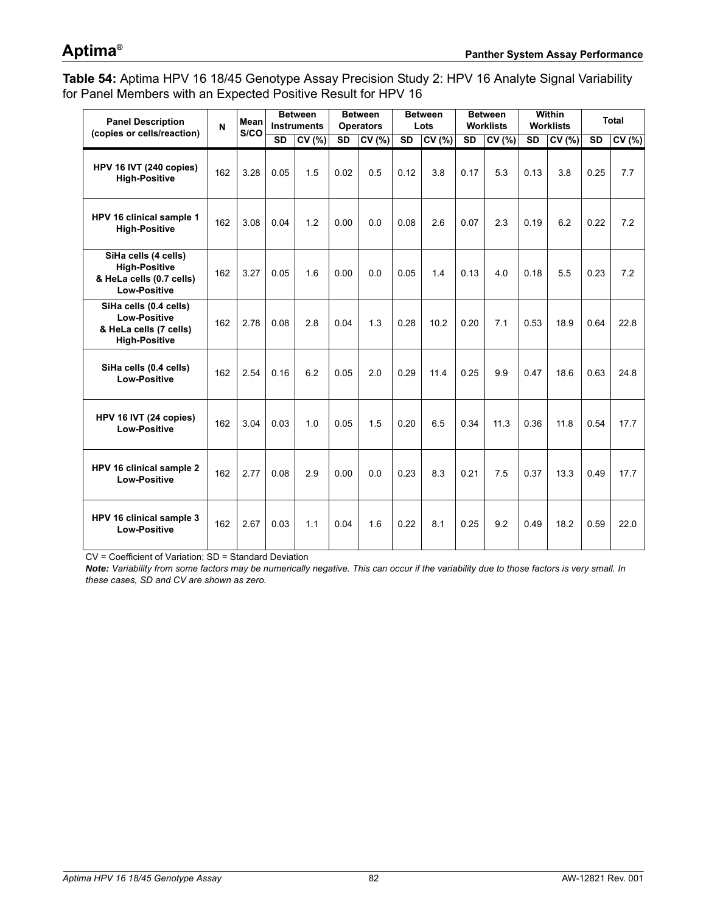**Table 54:** Aptima HPV 16 18/45 Genotype Assay Precision Study 2: HPV 16 Analyte Signal Variability for Panel Members with an Expected Positive Result for HPV 16

| Panel Description (copies or cells/reaction) | N | Mean S/CO | Between Instruments | | Between Operators | | Between Lots | | Between Worklists | | Within Worklists | | Total | |
|---|---|---|---|---|---|---|---|---|---|---|---|---|---|---|
| | | | SD | CV (%) | SD | CV (%) | SD | CV (%) | SD | CV (%) | SD | CV (%) | SD | CV (%) |
| **HPV 16 IVT (240 copies) High-Positive** | 162 | 3.28 | 0.05 | 1.5 | 0.02 | 0.5 | 0.12 | 3.8 | 0.17 | 5.3 | 0.13 | 3.8 | 0.25 | 7.7 |
| **HPV 16 clinical sample 1 High-Positive** | 162 | 3.08 | 0.04 | 1.2 | 0.00 | 0.0 | 0.08 | 2.6 | 0.07 | 2.3 | 0.19 | 6.2 | 0.22 | 7.2 |
| **SiHa cells (4 cells) High-Positive & HeLa cells (0.7 cells) Low-Positive** | 162 | 3.27 | 0.05 | 1.6 | 0.00 | 0.0 | 0.05 | 1.4 | 0.13 | 4.0 | 0.18 | 5.5 | 0.23 | 7.2 |
| **SiHa cells (0.4 cells) Low-Positive & HeLa cells (7 cells) High-Positive** | 162 | 2.78 | 0.08 | 2.8 | 0.04 | 1.3 | 0.28 | 10.2 | 0.20 | 7.1 | 0.53 | 18.9 | 0.64 | 22.8 |
| **SiHa cells (0.4 cells) Low-Positive** | 162 | 2.54 | 0.16 | 6.2 | 0.05 | 2.0 | 0.29 | 11.4 | 0.25 | 9.9 | 0.47 | 18.6 | 0.63 | 24.8 |
| **HPV 16 IVT (24 copies) Low-Positive** | 162 | 3.04 | 0.03 | 1.0 | 0.05 | 1.5 | 0.20 | 6.5 | 0.34 | 11.3 | 0.36 | 11.8 | 0.54 | 17.7 |
| **HPV 16 clinical sample 2 Low-Positive** | 162 | 2.77 | 0.08 | 2.9 | 0.00 | 0.0 | 0.23 | 8.3 | 0.21 | 7.5 | 0.37 | 13.3 | 0.49 | 17.7 |
| **HPV 16 clinical sample 3 Low-Positive** | 162 | 2.67 | 0.03 | 1.1 | 0.04 | 1.6 | 0.22 | 8.1 | 0.25 | 9.2 | 0.49 | 18.2 | 0.59 | 22.0 |

CV = Coefficient of Variation; SD = Standard Deviation

***Note:*** *Variability from some factors may be numerically negative. This can occur if the variability due to those factors is very small. In these cases, SD and CV are shown as zero.*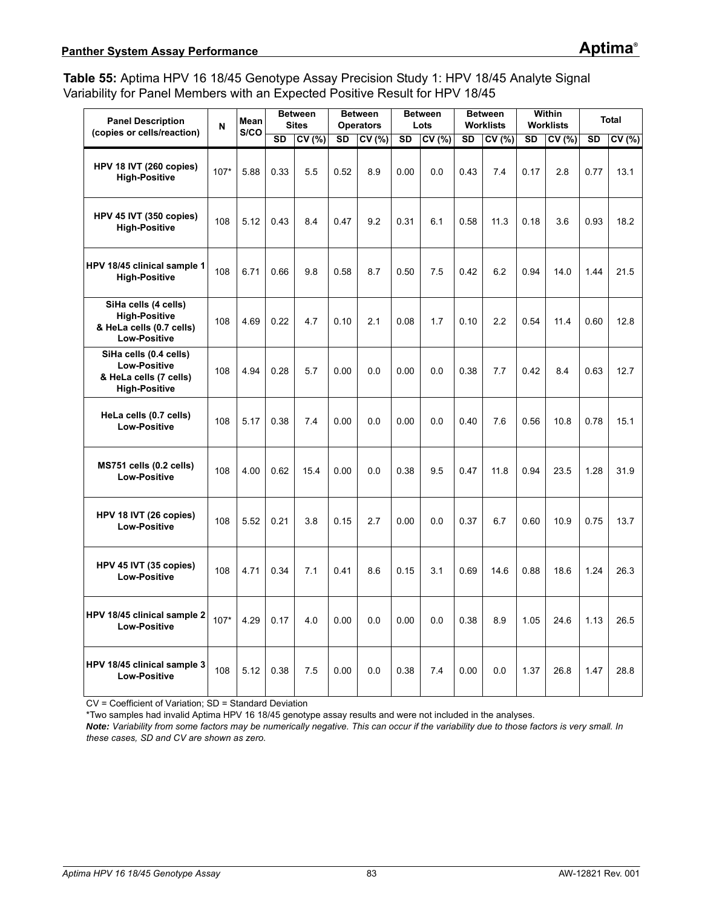**Table 55:** Aptima HPV 16 18/45 Genotype Assay Precision Study 1: HPV 18/45 Analyte Signal Variability for Panel Members with an Expected Positive Result for HPV 18/45

| Panel Description (copies or cells/reaction) | N | Mean S/CO | Between Sites | | Between Operators | | Between Lots | | Between Worklists | | Within Worklists | | Total | |
|---|---|---|---|---|---|---|---|---|---|---|---|---|---|---|
| | | | SD | CV (%) | SD | CV (%) | SD | CV (%) | SD | CV (%) | SD | CV (%) | SD | CV (%) |
| HPV 18 IVT (260 copies) High-Positive | 107* | 5.88 | 0.33 | 5.5 | 0.52 | 8.9 | 0.00 | 0.0 | 0.43 | 7.4 | 0.17 | 2.8 | 0.77 | 13.1 |
| HPV 45 IVT (350 copies) High-Positive | 108 | 5.12 | 0.43 | 8.4 | 0.47 | 9.2 | 0.31 | 6.1 | 0.58 | 11.3 | 0.18 | 3.6 | 0.93 | 18.2 |
| HPV 18/45 clinical sample 1 High-Positive | 108 | 6.71 | 0.66 | 9.8 | 0.58 | 8.7 | 0.50 | 7.5 | 0.42 | 6.2 | 0.94 | 14.0 | 1.44 | 21.5 |
| SiHa cells (4 cells) High-Positive & HeLa cells (0.7 cells) Low-Positive | 108 | 4.69 | 0.22 | 4.7 | 0.10 | 2.1 | 0.08 | 1.7 | 0.10 | 2.2 | 0.54 | 11.4 | 0.60 | 12.8 |
| SiHa cells (0.4 cells) Low-Positive & HeLa cells (7 cells) High-Positive | 108 | 4.94 | 0.28 | 5.7 | 0.00 | 0.0 | 0.00 | 0.0 | 0.38 | 7.7 | 0.42 | 8.4 | 0.63 | 12.7 |
| HeLa cells (0.7 cells) Low-Positive | 108 | 5.17 | 0.38 | 7.4 | 0.00 | 0.0 | 0.00 | 0.0 | 0.40 | 7.6 | 0.56 | 10.8 | 0.78 | 15.1 |
| MS751 cells (0.2 cells) Low-Positive | 108 | 4.00 | 0.62 | 15.4 | 0.00 | 0.0 | 0.38 | 9.5 | 0.47 | 11.8 | 0.94 | 23.5 | 1.28 | 31.9 |
| HPV 18 IVT (26 copies) Low-Positive | 108 | 5.52 | 0.21 | 3.8 | 0.15 | 2.7 | 0.00 | 0.0 | 0.37 | 6.7 | 0.60 | 10.9 | 0.75 | 13.7 |
| HPV 45 IVT (35 copies) Low-Positive | 108 | 4.71 | 0.34 | 7.1 | 0.41 | 8.6 | 0.15 | 3.1 | 0.69 | 14.6 | 0.88 | 18.6 | 1.24 | 26.3 |
| HPV 18/45 clinical sample 2 Low-Positive | 107* | 4.29 | 0.17 | 4.0 | 0.00 | 0.0 | 0.00 | 0.0 | 0.38 | 8.9 | 1.05 | 24.6 | 1.13 | 26.5 |
| HPV 18/45 clinical sample 3 Low-Positive | 108 | 5.12 | 0.38 | 7.5 | 0.00 | 0.0 | 0.38 | 7.4 | 0.00 | 0.0 | 1.37 | 26.8 | 1.47 | 28.8 |

CV = Coefficient of Variation; SD = Standard Deviation

*Two samples had invalid Aptima HPV 16 18/45 genotype assay results and were not included in the analyses.

***Note:*** *Variability from some factors may be numerically negative. This can occur if the variability due to those factors is very small. In these cases, SD and CV are shown as zero.*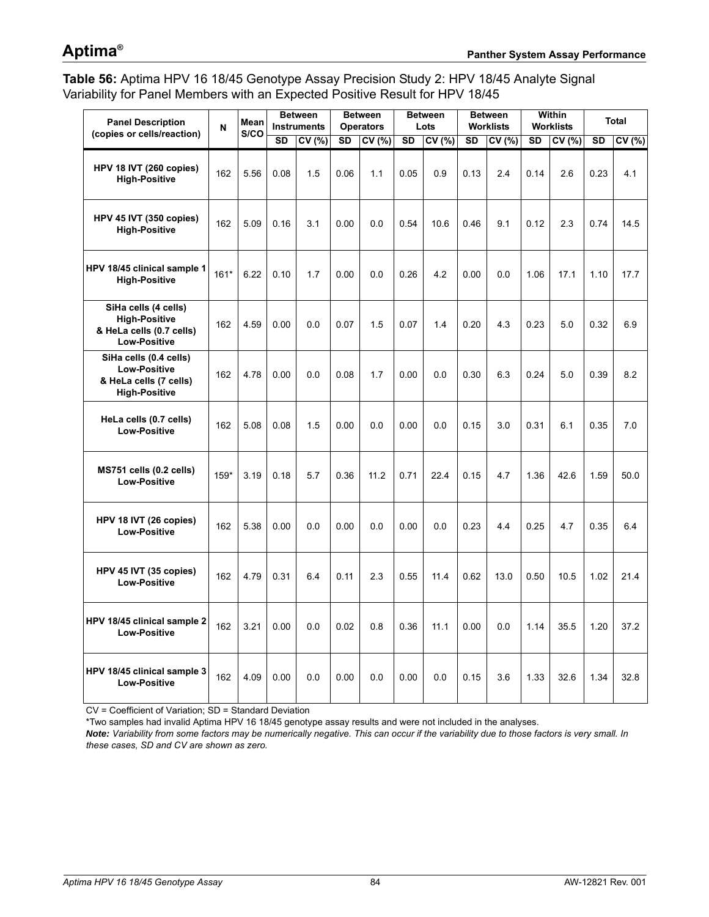**Table 56:** Aptima HPV 16 18/45 Genotype Assay Precision Study 2: HPV 18/45 Analyte Signal Variability for Panel Members with an Expected Positive Result for HPV 18/45

| Panel Description (copies or cells/reaction) | N | Mean S/CO | Between Instruments | | Between Operators | | Between Lots | | Between Worklists | | Within Worklists | | Total | |
|---|---|---|---|---|---|---|---|---|---|---|---|---|---|---|
| | | | SD | CV (%) | SD | CV (%) | SD | CV (%) | SD | CV (%) | SD | CV (%) | SD | CV (%) |
| **HPV 18 IVT (260 copies) High-Positive** | 162 | 5.56 | 0.08 | 1.5 | 0.06 | 1.1 | 0.05 | 0.9 | 0.13 | 2.4 | 0.14 | 2.6 | 0.23 | 4.1 |
| **HPV 45 IVT (350 copies) High-Positive** | 162 | 5.09 | 0.16 | 3.1 | 0.00 | 0.0 | 0.54 | 10.6 | 0.46 | 9.1 | 0.12 | 2.3 | 0.74 | 14.5 |
| **HPV 18/45 clinical sample 1 High-Positive** | 161* | 6.22 | 0.10 | 1.7 | 0.00 | 0.0 | 0.26 | 4.2 | 0.00 | 0.0 | 1.06 | 17.1 | 1.10 | 17.7 |
| **SiHa cells (4 cells) High-Positive & HeLa cells (0.7 cells) Low-Positive** | 162 | 4.59 | 0.00 | 0.0 | 0.07 | 1.5 | 0.07 | 1.4 | 0.20 | 4.3 | 0.23 | 5.0 | 0.32 | 6.9 |
| **SiHa cells (0.4 cells) Low-Positive & HeLa cells (7 cells) High-Positive** | 162 | 4.78 | 0.00 | 0.0 | 0.08 | 1.7 | 0.00 | 0.0 | 0.30 | 6.3 | 0.24 | 5.0 | 0.39 | 8.2 |
| **HeLa cells (0.7 cells) Low-Positive** | 162 | 5.08 | 0.08 | 1.5 | 0.00 | 0.0 | 0.00 | 0.0 | 0.15 | 3.0 | 0.31 | 6.1 | 0.35 | 7.0 |
| **MS751 cells (0.2 cells) Low-Positive** | 159* | 3.19 | 0.18 | 5.7 | 0.36 | 11.2 | 0.71 | 22.4 | 0.15 | 4.7 | 1.36 | 42.6 | 1.59 | 50.0 |
| **HPV 18 IVT (26 copies) Low-Positive** | 162 | 5.38 | 0.00 | 0.0 | 0.00 | 0.0 | 0.00 | 0.0 | 0.23 | 4.4 | 0.25 | 4.7 | 0.35 | 6.4 |
| **HPV 45 IVT (35 copies) Low-Positive** | 162 | 4.79 | 0.31 | 6.4 | 0.11 | 2.3 | 0.55 | 11.4 | 0.62 | 13.0 | 0.50 | 10.5 | 1.02 | 21.4 |
| **HPV 18/45 clinical sample 2 Low-Positive** | 162 | 3.21 | 0.00 | 0.0 | 0.02 | 0.8 | 0.36 | 11.1 | 0.00 | 0.0 | 1.14 | 35.5 | 1.20 | 37.2 |
| **HPV 18/45 clinical sample 3 Low-Positive** | 162 | 4.09 | 0.00 | 0.0 | 0.00 | 0.0 | 0.00 | 0.0 | 0.15 | 3.6 | 1.33 | 32.6 | 1.34 | 32.8 |

CV = Coefficient of Variation; SD = Standard Deviation

*Two samples had invalid Aptima HPV 16 18/45 genotype assay results and were not included in the analyses.

***Note:*** *Variability from some factors may be numerically negative. This can occur if the variability due to those factors is very small. In these cases, SD and CV are shown as zero.*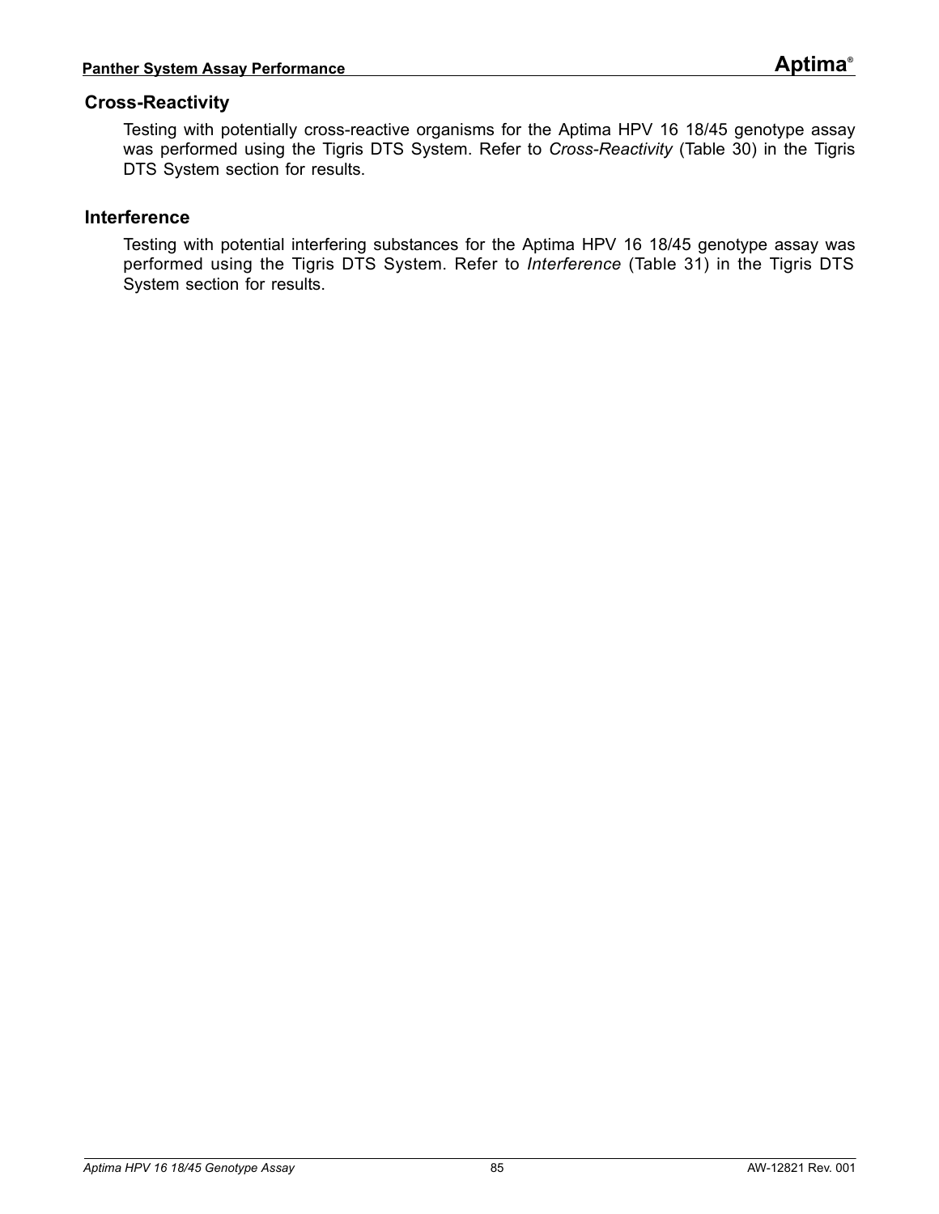## Cross-Reactivity

Testing with potentially cross-reactive organisms for the Aptima HPV 16 18/45 genotype assay was performed using the Tigris DTS System. Refer to *Cross-Reactivity* (Table 30) in the Tigris DTS System section for results.

## Interference

Testing with potential interfering substances for the Aptima HPV 16 18/45 genotype assay was performed using the Tigris DTS System. Refer to *Interference* (Table 31) in the Tigris DTS System section for results.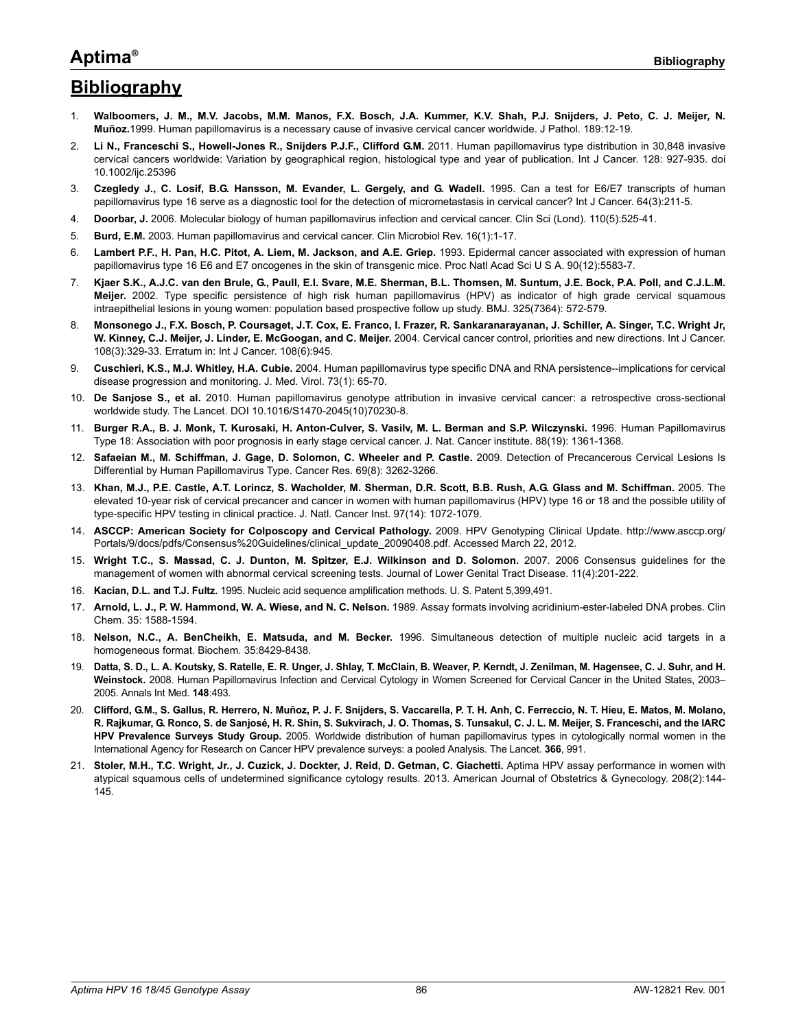# Bibliography

1. **Walboomers, J. M., M.V. Jacobs, M.M. Manos, F.X. Bosch, J.A. Kummer, K.V. Shah, P.J. Snijders, J. Peto, C. J. Meijer, N. Muñoz.**1999. Human papillomavirus is a necessary cause of invasive cervical cancer worldwide. J Pathol. 189:12-19.
2. **Li N., Franceschi S., Howell-Jones R., Snijders P.J.F., Clifford G.M.** 2011. Human papillomavirus type distribution in 30,848 invasive cervical cancers worldwide: Variation by geographical region, histological type and year of publication. Int J Cancer. 128: 927-935. doi 10.1002/ijc.25396
3. **Czegledy J., C. Losif, B.G. Hansson, M. Evander, L. Gergely, and G. Wadell.** 1995. Can a test for E6/E7 transcripts of human papillomavirus type 16 serve as a diagnostic tool for the detection of micrometastasis in cervical cancer? Int J Cancer. 64(3):211-5.
4. **Doorbar, J.** 2006. Molecular biology of human papillomavirus infection and cervical cancer. Clin Sci (Lond). 110(5):525-41.
5. **Burd, E.M.** 2003. Human papillomavirus and cervical cancer. Clin Microbiol Rev. 16(1):1-17.
6. **Lambert P.F., H. Pan, H.C. Pitot, A. Liem, M. Jackson, and A.E. Griep.** 1993. Epidermal cancer associated with expression of human papillomavirus type 16 E6 and E7 oncogenes in the skin of transgenic mice. Proc Natl Acad Sci U S A. 90(12):5583-7.
7. **Kjaer S.K., A.J.C. van den Brule, G., Paull, E.I. Svare, M.E. Sherman, B.L. Thomsen, M. Suntum, J.E. Bock, P.A. Poll, and C.J.L.M. Meijer.** 2002. Type specific persistence of high risk human papillomavirus (HPV) as indicator of high grade cervical squamous intraepithelial lesions in young women: population based prospective follow up study. BMJ. 325(7364): 572-579.
8. **Monsonego J., F.X. Bosch, P. Coursaget, J.T. Cox, E. Franco, I. Frazer, R. Sankaranarayanan, J. Schiller, A. Singer, T.C. Wright Jr, W. Kinney, C.J. Meijer, J. Linder, E. McGoogan, and C. Meijer.** 2004. Cervical cancer control, priorities and new directions. Int J Cancer. 108(3):329-33. Erratum in: Int J Cancer. 108(6):945.
9. **Cuschieri, K.S., M.J. Whitley, H.A. Cubie.** 2004. Human papillomavirus type specific DNA and RNA persistence--implications for cervical disease progression and monitoring. J. Med. Virol. 73(1): 65-70.
10. **De Sanjose S., et al.** 2010. Human papillomavirus genotype attribution in invasive cervical cancer: a retrospective cross-sectional worldwide study. The Lancet. DOI 10.1016/S1470-2045(10)70230-8.
11. **Burger R.A., B. J. Monk, T. Kurosaki, H. Anton-Culver, S. Vasilv, M. L. Berman and S.P. Wilczynski.** 1996. Human Papillomavirus Type 18: Association with poor prognosis in early stage cervical cancer. J. Nat. Cancer institute. 88(19): 1361-1368.
12. **Safaeian M., M. Schiffman, J. Gage, D. Solomon, C. Wheeler and P. Castle.** 2009. Detection of Precancerous Cervical Lesions Is Differential by Human Papillomavirus Type. Cancer Res. 69(8): 3262-3266.
13. **Khan, M.J., P.E. Castle, A.T. Lorincz, S. Wacholder, M. Sherman, D.R. Scott, B.B. Rush, A.G. Glass and M. Schiffman.** 2005. The elevated 10-year risk of cervical precancer and cancer in women with human papillomavirus (HPV) type 16 or 18 and the possible utility of type-specific HPV testing in clinical practice. J. Natl. Cancer Inst. 97(14): 1072-1079.
14. **ASCCP: American Society for Colposcopy and Cervical Pathology.** 2009. HPV Genotyping Clinical Update. http://www.asccp.org/Portals/9/docs/pdfs/Consensus%20Guidelines/clinical_update_20090408.pdf. Accessed March 22, 2012.
15. **Wright T.C., S. Massad, C. J. Dunton, M. Spitzer, E.J. Wilkinson and D. Solomon.** 2007. 2006 Consensus guidelines for the management of women with abnormal cervical screening tests. Journal of Lower Genital Tract Disease. 11(4):201-222.
16. **Kacian, D.L. and T.J. Fultz.** 1995. Nucleic acid sequence amplification methods. U. S. Patent 5,399,491.
17. **Arnold, L. J., P. W. Hammond, W. A. Wiese, and N. C. Nelson.** 1989. Assay formats involving acridinium-ester-labeled DNA probes. Clin Chem. 35: 1588-1594.
18. **Nelson, N.C., A. BenCheikh, E. Matsuda, and M. Becker.** 1996. Simultaneous detection of multiple nucleic acid targets in a homogeneous format. Biochem. 35:8429-8438.
19. **Datta, S. D., L. A. Koutsky, S. Ratelle, E. R. Unger, J. Shlay, T. McClain, B. Weaver, P. Kerndt, J. Zenilman, M. Hagensee, C. J. Suhr, and H. Weinstock.** 2008. Human Papillomavirus Infection and Cervical Cytology in Women Screened for Cervical Cancer in the United States, 2003–2005. Annals Int Med. **148**:493.
20. **Clifford, G.M., S. Gallus, R. Herrero, N. Muñoz, P. J. F. Snijders, S. Vaccarella, P. T. H. Anh, C. Ferreccio, N. T. Hieu, E. Matos, M. Molano, R. Rajkumar, G. Ronco, S. de Sanjosé, H. R. Shin, S. Sukvirach, J. O. Thomas, S. Tunsakul, C. J. L. M. Meijer, S. Franceschi, and the IARC HPV Prevalence Surveys Study Group.** 2005. Worldwide distribution of human papillomavirus types in cytologically normal women in the International Agency for Research on Cancer HPV prevalence surveys: a pooled Analysis. The Lancet. **366**, 991.
21. **Stoler, M.H., T.C. Wright, Jr., J. Cuzick, J. Dockter, J. Reid, D. Getman, C. Giachetti.** Aptima HPV assay performance in women with atypical squamous cells of undetermined significance cytology results. 2013. American Journal of Obstetrics & Gynecology. 208(2):144-145.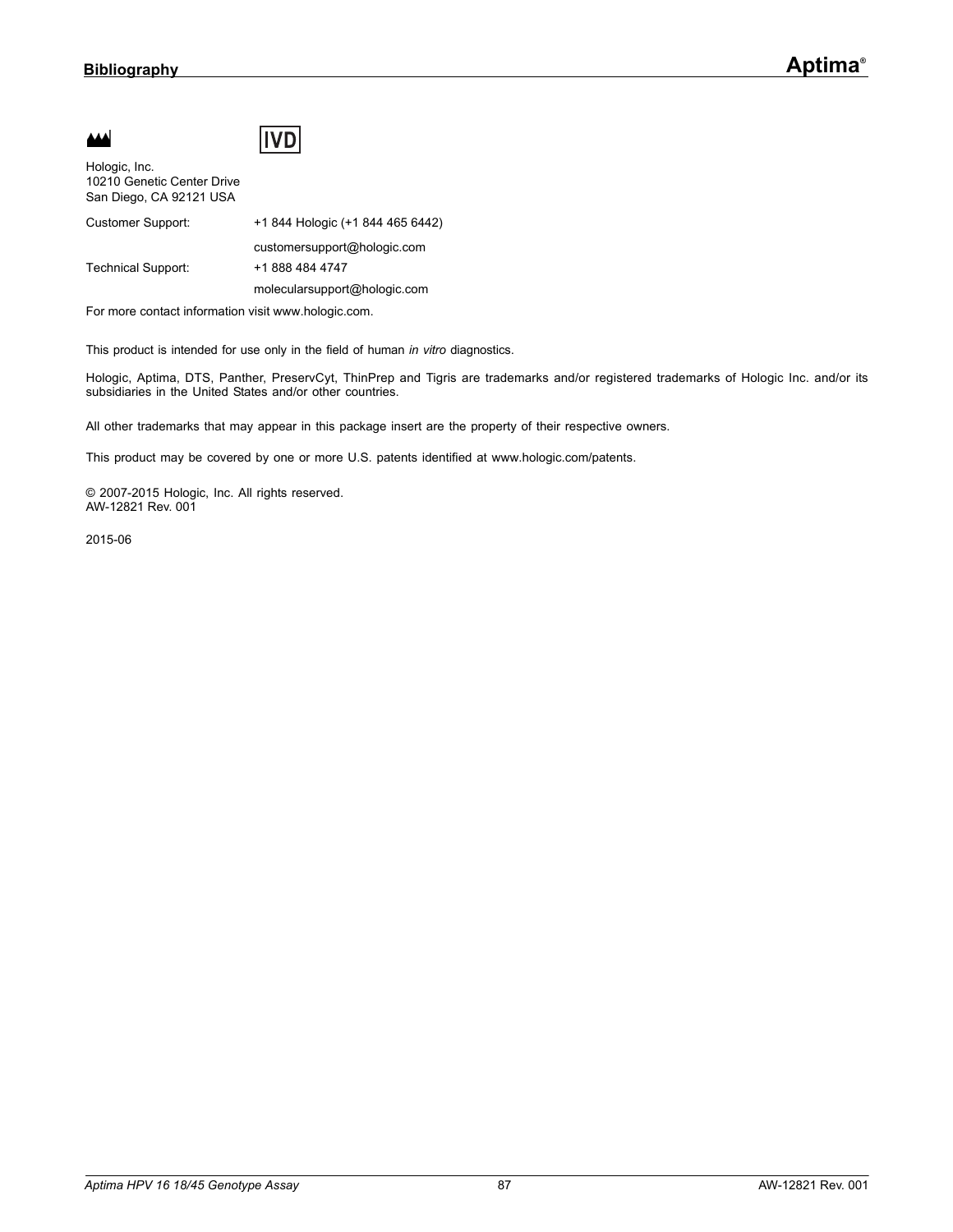IVD

Hologic, Inc.
10210 Genetic Center Drive
San Diego, CA 92121 USA

| | |
|---|---|
| Customer Support: | +1 844 Hologic (+1 844 465 6442) |
| | customersupport@hologic.com |
| Technical Support: | +1 888 484 4747 |
| | molecularsupport@hologic.com |

For more contact information visit www.hologic.com.

This product is intended for use only in the field of human *in vitro* diagnostics.

Hologic, Aptima, DTS, Panther, PreservCyt, ThinPrep and Tigris are trademarks and/or registered trademarks of Hologic Inc. and/or its subsidiaries in the United States and/or other countries.

All other trademarks that may appear in this package insert are the property of their respective owners.

This product may be covered by one or more U.S. patents identified at www.hologic.com/patents.

© 2007-2015 Hologic, Inc. All rights reserved.
AW-12821 Rev. 001

2015-06